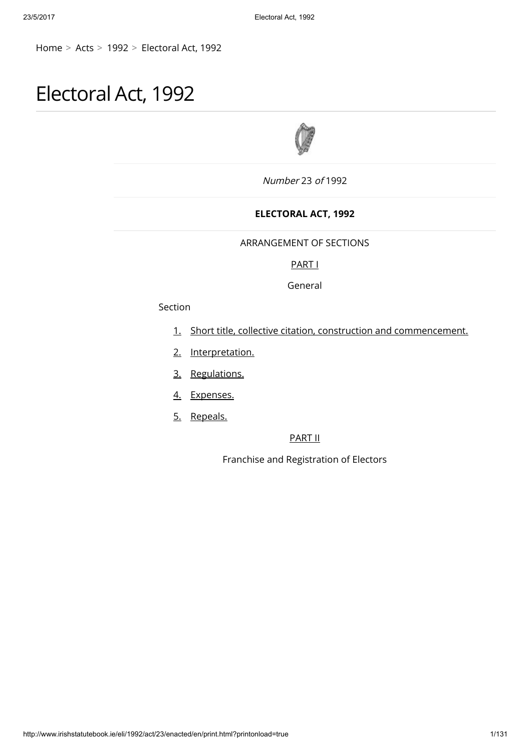Home > Acts > 1992 > Electoral Act, 1992

# Electoral Act, 1992

*Number* 23 *of* 1992

**ELECTORAL ACT, 1992**

ARRANGEMENT OF SECTIONS

PART I

General

Section

1. Short title, collective citation, construction and commencement.
2. Interpretation.
3. Regulations.
4. Expenses.
5. Repeals.

PART II

Franchise and Registration of Electors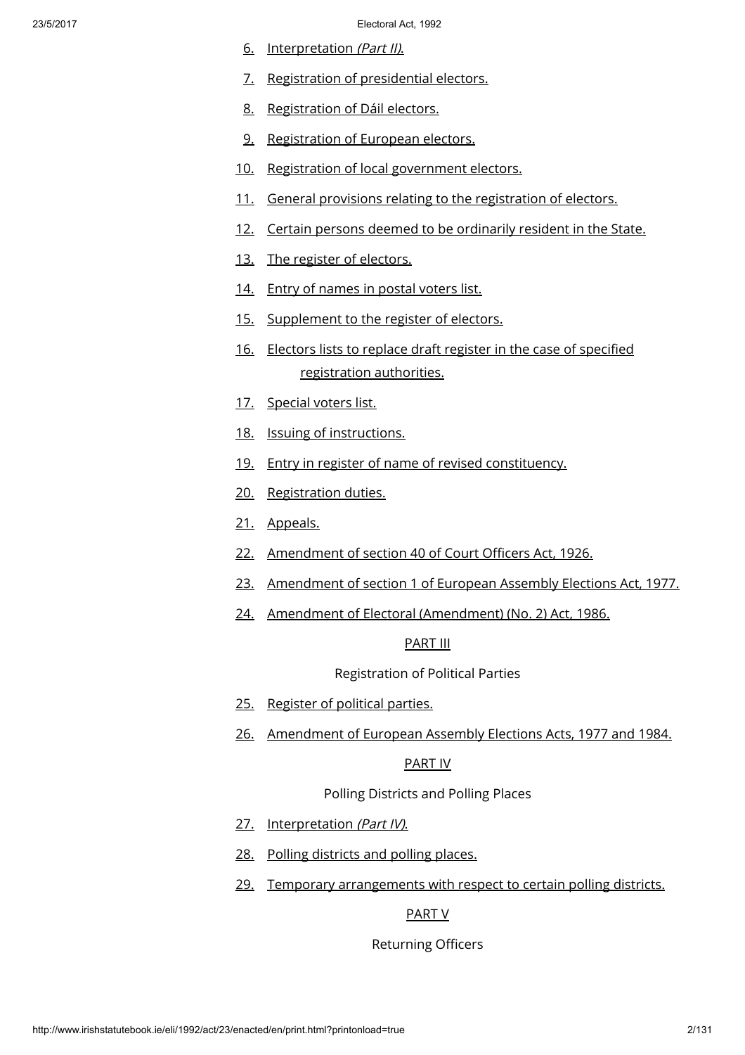6. Interpretation *(Part II)*.

7. Registration of presidential electors.

8. Registration of Dáil electors.

9. Registration of European electors.

10. Registration of local government electors.

11. General provisions relating to the registration of electors.

12. Certain persons deemed to be ordinarily resident in the State.

13. The register of electors.

14. Entry of names in postal voters list.

15. Supplement to the register of electors.

16. Electors lists to replace draft register in the case of specified registration authorities.

17. Special voters list.

18. Issuing of instructions.

19. Entry in register of name of revised constituency.

20. Registration duties.

21. Appeals.

22. Amendment of section 40 of Court Officers Act, 1926.

23. Amendment of section 1 of European Assembly Elections Act, 1977.

24. Amendment of Electoral (Amendment) (No. 2) Act, 1986.

PART III

Registration of Political Parties

25. Register of political parties.

26. Amendment of European Assembly Elections Acts, 1977 and 1984.

PART IV

Polling Districts and Polling Places

27. Interpretation *(Part IV)*.

28. Polling districts and polling places.

29. Temporary arrangements with respect to certain polling districts.

PART V

Returning Officers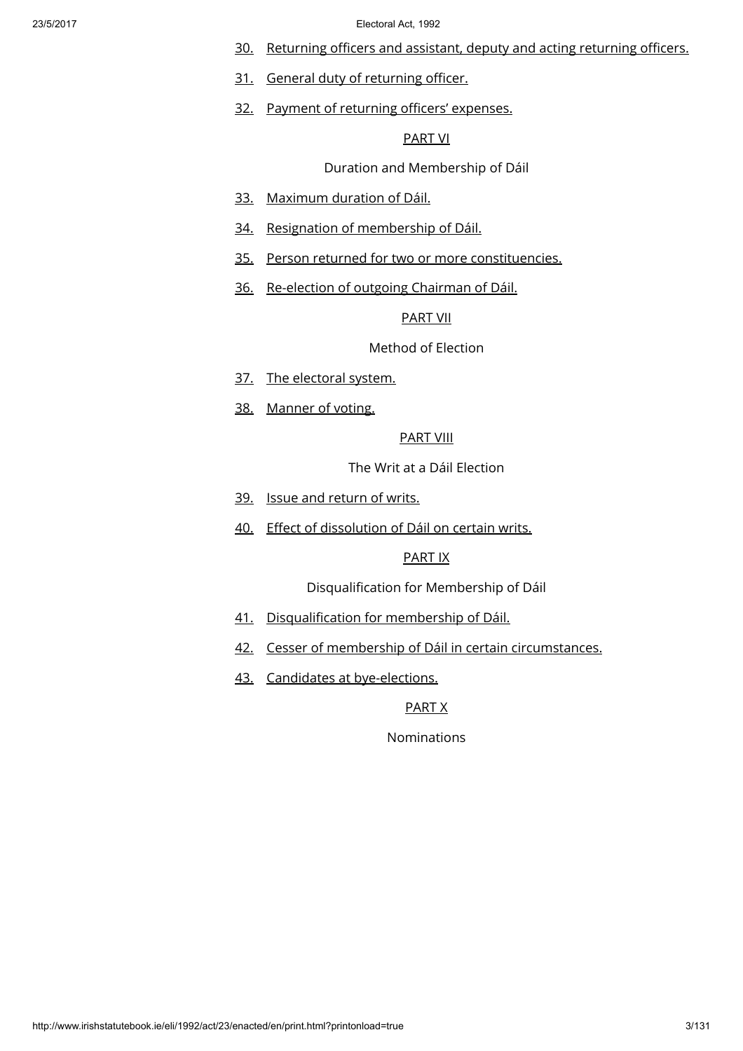30. Returning officers and assistant, deputy and acting returning officers.

31. General duty of returning officer.

32. Payment of returning officers' expenses.

PART VI

Duration and Membership of Dáil

33. Maximum duration of Dáil.

34. Resignation of membership of Dáil.

35. Person returned for two or more constituencies.

36. Re-election of outgoing Chairman of Dáil.

PART VII

Method of Election

37. The electoral system.

38. Manner of voting.

PART VIII

The Writ at a Dáil Election

39. Issue and return of writs.

40. Effect of dissolution of Dáil on certain writs.

PART IX

Disqualification for Membership of Dáil

41. Disqualification for membership of Dáil.

42. Cesser of membership of Dáil in certain circumstances.

43. Candidates at bye-elections.

PART X

Nominations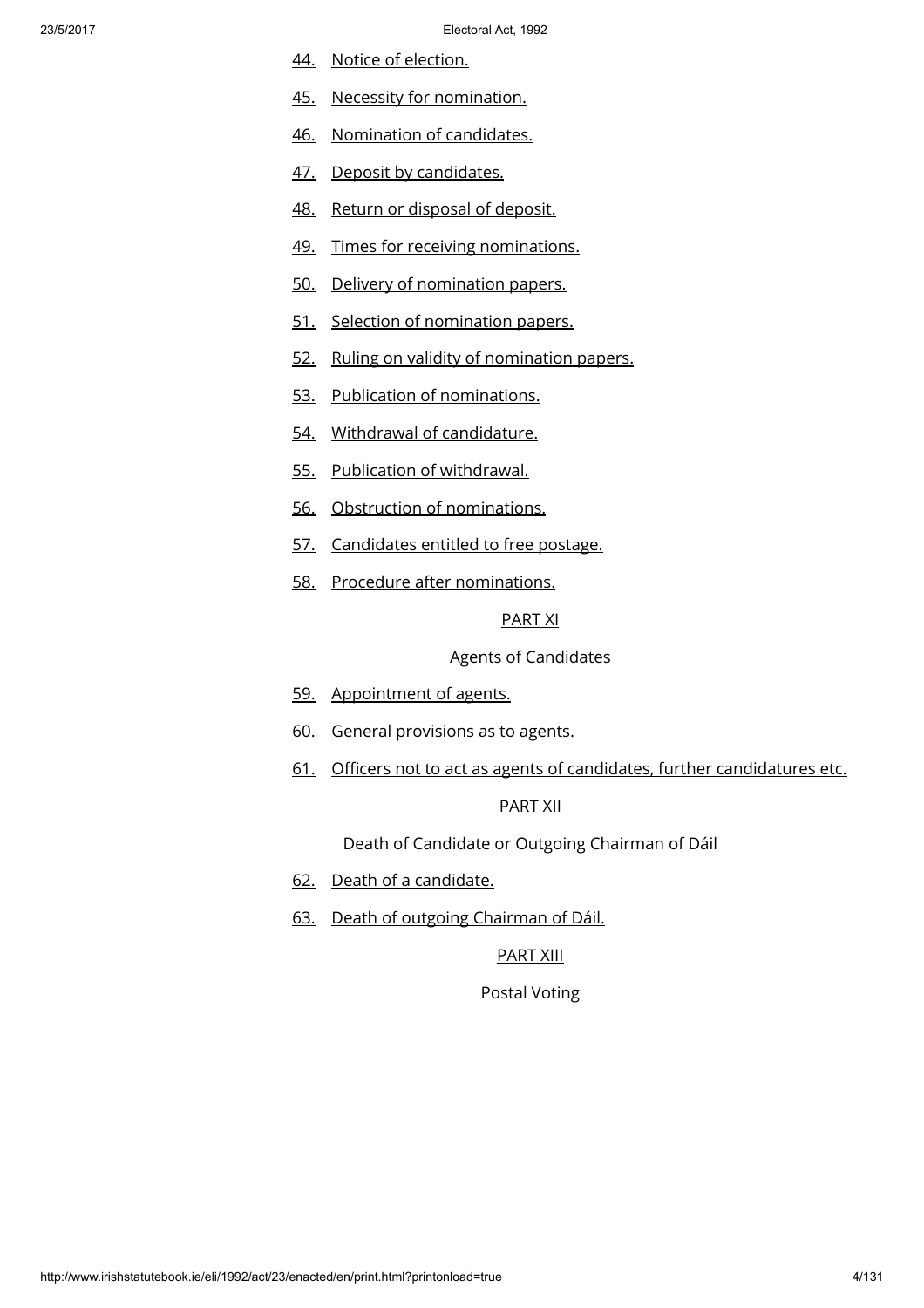44. Notice of election.

45. Necessity for nomination.

46. Nomination of candidates.

47. Deposit by candidates.

48. Return or disposal of deposit.

49. Times for receiving nominations.

50. Delivery of nomination papers.

51. Selection of nomination papers.

52. Ruling on validity of nomination papers.

53. Publication of nominations.

54. Withdrawal of candidature.

55. Publication of withdrawal.

56. Obstruction of nominations.

57. Candidates entitled to free postage.

58. Procedure after nominations.

PART XI

Agents of Candidates

59. Appointment of agents.

60. General provisions as to agents.

61. Officers not to act as agents of candidates, further candidatures etc.

PART XII

Death of Candidate or Outgoing Chairman of Dáil

62. Death of a candidate.

63. Death of outgoing Chairman of Dáil.

PART XIII

Postal Voting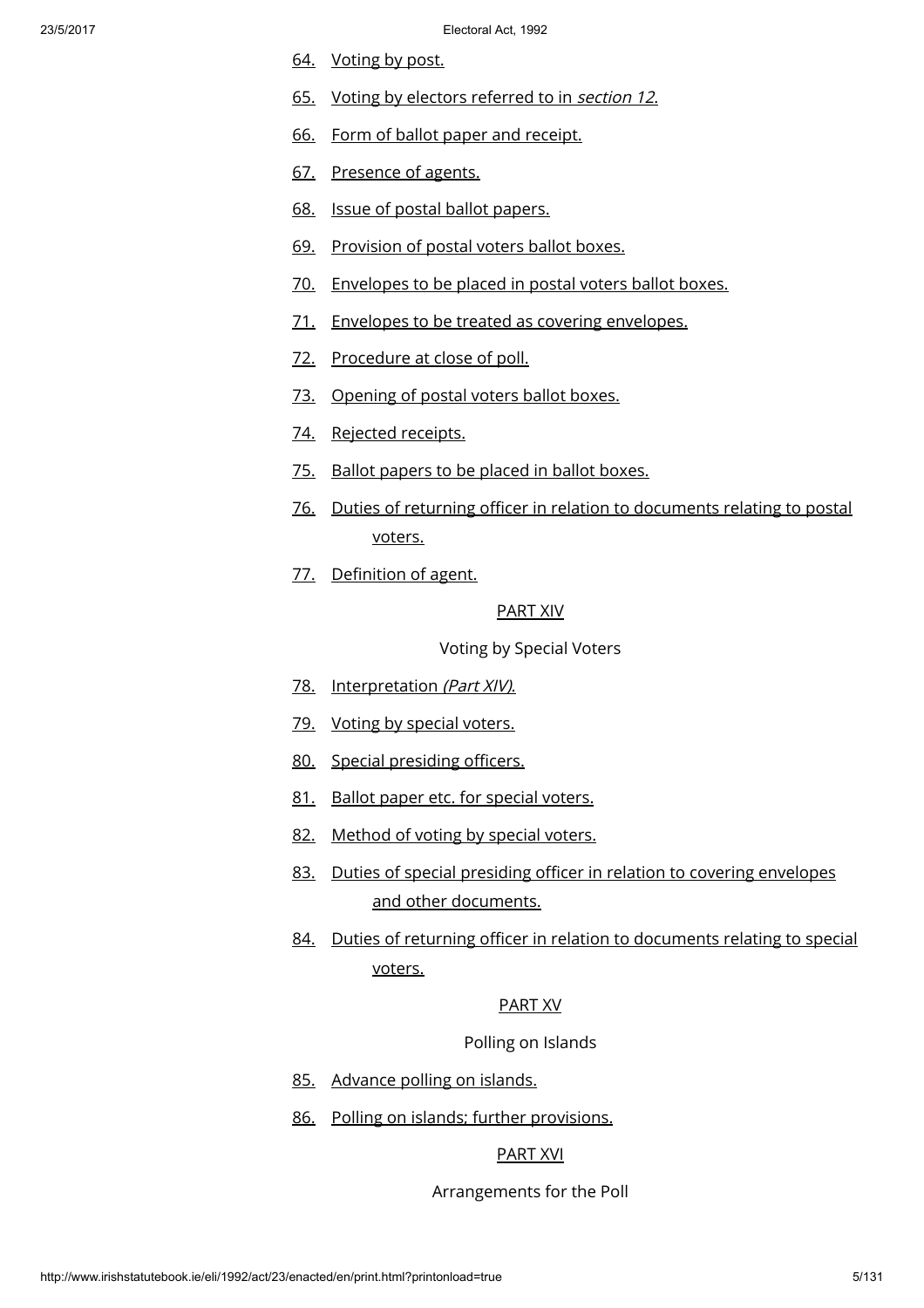64. Voting by post.

65. Voting by electors referred to in *section 12*.

66. Form of ballot paper and receipt.

67. Presence of agents.

68. Issue of postal ballot papers.

69. Provision of postal voters ballot boxes.

70. Envelopes to be placed in postal voters ballot boxes.

71. Envelopes to be treated as covering envelopes.

72. Procedure at close of poll.

73. Opening of postal voters ballot boxes.

74. Rejected receipts.

75. Ballot papers to be placed in ballot boxes.

76. Duties of returning officer in relation to documents relating to postal voters.

77. Definition of agent.

PART XIV

Voting by Special Voters

78. Interpretation *(Part XIV)*.

79. Voting by special voters.

80. Special presiding officers.

81. Ballot paper etc. for special voters.

82. Method of voting by special voters.

83. Duties of special presiding officer in relation to covering envelopes and other documents.

84. Duties of returning officer in relation to documents relating to special voters.

PART XV

Polling on Islands

85. Advance polling on islands.

86. Polling on islands; further provisions.

PART XVI

Arrangements for the Poll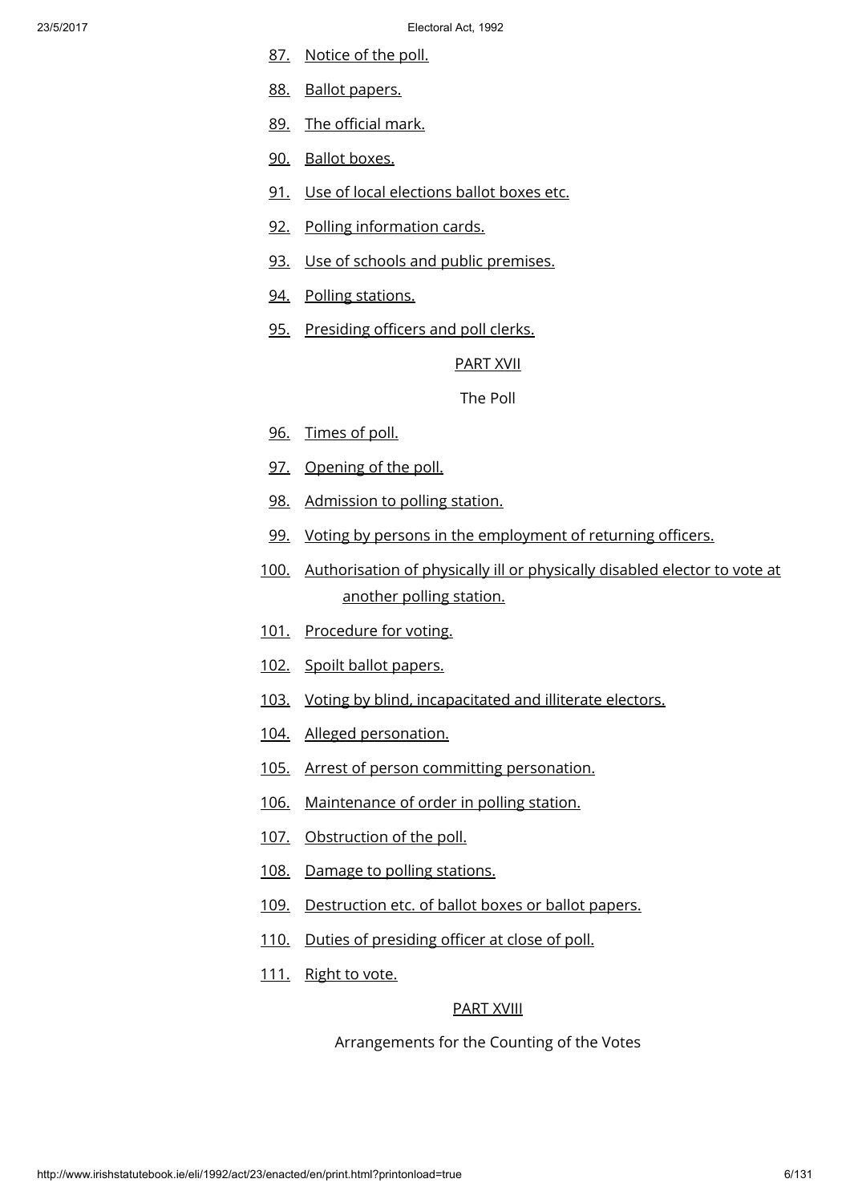87. Notice of the poll.

88. Ballot papers.

89. The official mark.

90. Ballot boxes.

91. Use of local elections ballot boxes etc.

92. Polling information cards.

93. Use of schools and public premises.

94. Polling stations.

95. Presiding officers and poll clerks.

PART XVII

The Poll

96. Times of poll.

97. Opening of the poll.

98. Admission to polling station.

99. Voting by persons in the employment of returning officers.

100. Authorisation of physically ill or physically disabled elector to vote at another polling station.

101. Procedure for voting.

102. Spoilt ballot papers.

103. Voting by blind, incapacitated and illiterate electors.

104. Alleged personation.

105. Arrest of person committing personation.

106. Maintenance of order in polling station.

107. Obstruction of the poll.

108. Damage to polling stations.

109. Destruction etc. of ballot boxes or ballot papers.

110. Duties of presiding officer at close of poll.

111. Right to vote.

PART XVIII

Arrangements for the Counting of the Votes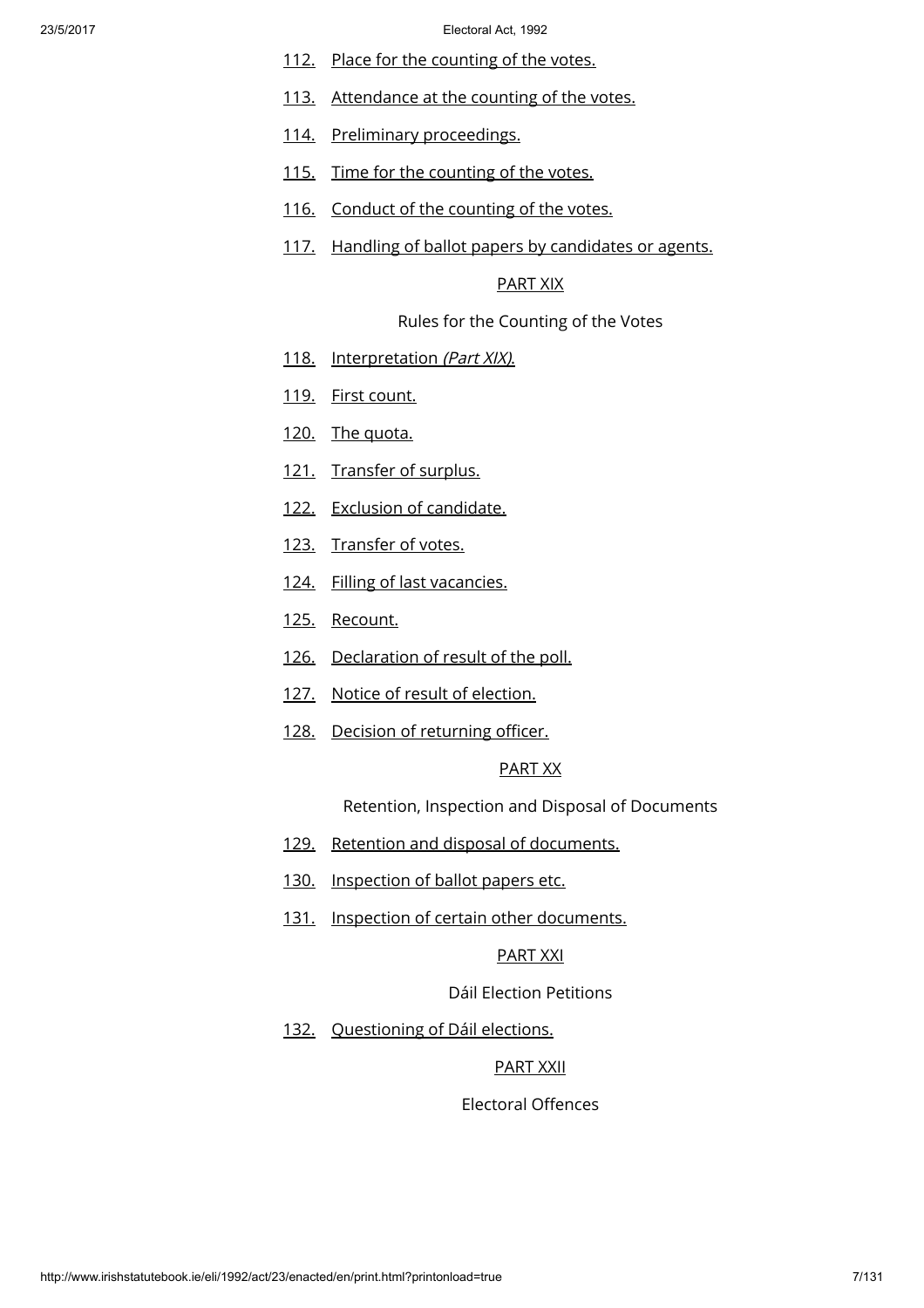112. Place for the counting of the votes.

113. Attendance at the counting of the votes.

114. Preliminary proceedings.

115. Time for the counting of the votes.

116. Conduct of the counting of the votes.

117. Handling of ballot papers by candidates or agents.

PART XIX

Rules for the Counting of the Votes

118. Interpretation *(Part XIX).*

119. First count.

120. The quota.

121. Transfer of surplus.

122. Exclusion of candidate.

123. Transfer of votes.

124. Filling of last vacancies.

125. Recount.

126. Declaration of result of the poll.

127. Notice of result of election.

128. Decision of returning officer.

PART XX

Retention, Inspection and Disposal of Documents

129. Retention and disposal of documents.

130. Inspection of ballot papers etc.

131. Inspection of certain other documents.

PART XXI

Dáil Election Petitions

132. Questioning of Dáil elections.

PART XXII

Electoral Offences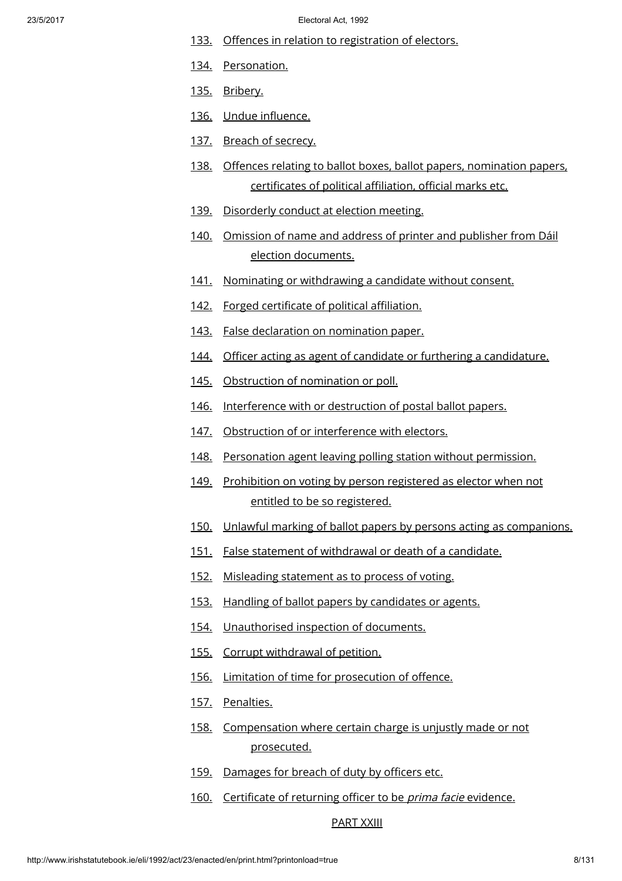133. Offences in relation to registration of electors.

134. Personation.

135. Bribery.

136. Undue influence.

137. Breach of secrecy.

138. Offences relating to ballot boxes, ballot papers, nomination papers, certificates of political affiliation, official marks etc.

139. Disorderly conduct at election meeting.

140. Omission of name and address of printer and publisher from Dáil election documents.

141. Nominating or withdrawing a candidate without consent.

142. Forged certificate of political affiliation.

143. False declaration on nomination paper.

144. Officer acting as agent of candidate or furthering a candidature.

145. Obstruction of nomination or poll.

146. Interference with or destruction of postal ballot papers.

147. Obstruction of or interference with electors.

148. Personation agent leaving polling station without permission.

149. Prohibition on voting by person registered as elector when not entitled to be so registered.

150. Unlawful marking of ballot papers by persons acting as companions.

151. False statement of withdrawal or death of a candidate.

152. Misleading statement as to process of voting.

153. Handling of ballot papers by candidates or agents.

154. Unauthorised inspection of documents.

155. Corrupt withdrawal of petition.

156. Limitation of time for prosecution of offence.

157. Penalties.

158. Compensation where certain charge is unjustly made or not prosecuted.

159. Damages for breach of duty by officers etc.

160. Certificate of returning officer to be *prima facie* evidence.

PART XXIII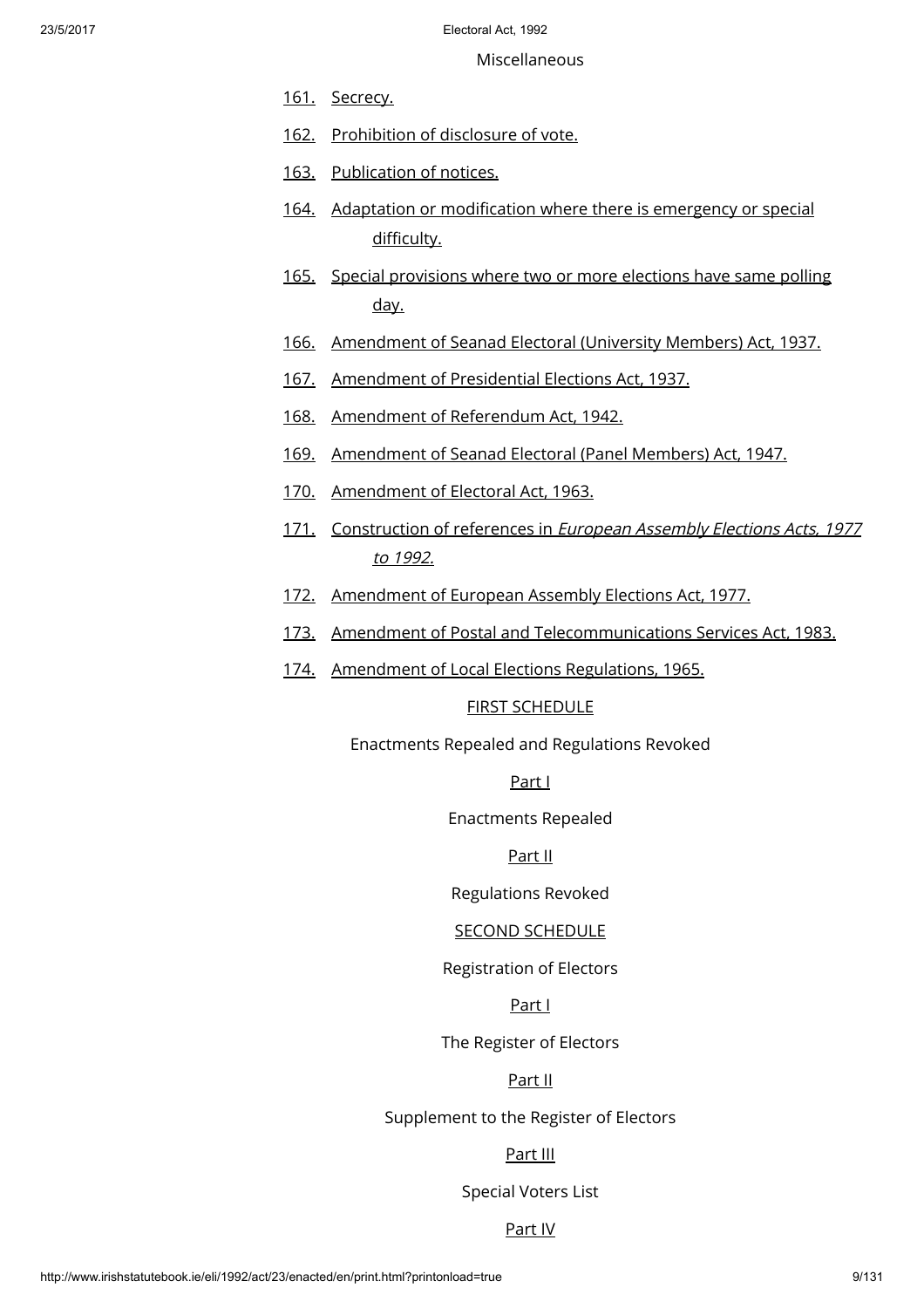Miscellaneous

161. Secrecy.

162. Prohibition of disclosure of vote.

163. Publication of notices.

164. Adaptation or modification where there is emergency or special difficulty.

165. Special provisions where two or more elections have same polling day.

166. Amendment of Seanad Electoral (University Members) Act, 1937.

167. Amendment of Presidential Elections Act, 1937.

168. Amendment of Referendum Act, 1942.

169. Amendment of Seanad Electoral (Panel Members) Act, 1947.

170. Amendment of Electoral Act, 1963.

171. Construction of references in *European Assembly Elections Acts, 1977 to 1992.*

172. Amendment of European Assembly Elections Act, 1977.

173. Amendment of Postal and Telecommunications Services Act, 1983.

174. Amendment of Local Elections Regulations, 1965.

FIRST SCHEDULE

Enactments Repealed and Regulations Revoked

Part I

Enactments Repealed

Part II

Regulations Revoked

SECOND SCHEDULE

Registration of Electors

Part I

The Register of Electors

Part II

Supplement to the Register of Electors

Part III

Special Voters List

Part IV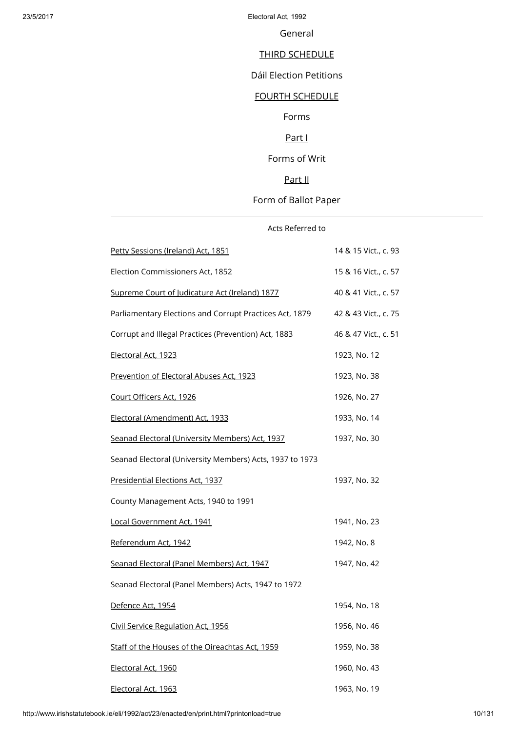General

THIRD SCHEDULE

Dáil Election Petitions

FOURTH SCHEDULE

Forms

Part I

Forms of Writ

Part II

Form of Ballot Paper

---

Acts Referred to

| | |
|---|---|
| Petty Sessions (Ireland) Act, 1851 | 14 & 15 Vict., c. 93 |
| Election Commissioners Act, 1852 | 15 & 16 Vict., c. 57 |
| Supreme Court of Judicature Act (Ireland) 1877 | 40 & 41 Vict., c. 57 |
| Parliamentary Elections and Corrupt Practices Act, 1879 | 42 & 43 Vict., c. 75 |
| Corrupt and Illegal Practices (Prevention) Act, 1883 | 46 & 47 Vict., c. 51 |
| Electoral Act, 1923 | 1923, No. 12 |
| Prevention of Electoral Abuses Act, 1923 | 1923, No. 38 |
| Court Officers Act, 1926 | 1926, No. 27 |
| Electoral (Amendment) Act, 1933 | 1933, No. 14 |
| Seanad Electoral (University Members) Act, 1937 | 1937, No. 30 |
| Seanad Electoral (University Members) Acts, 1937 to 1973 | |
| Presidential Elections Act, 1937 | 1937, No. 32 |
| County Management Acts, 1940 to 1991 | |
| Local Government Act, 1941 | 1941, No. 23 |
| Referendum Act, 1942 | 1942, No. 8 |
| Seanad Electoral (Panel Members) Act, 1947 | 1947, No. 42 |
| Seanad Electoral (Panel Members) Acts, 1947 to 1972 | |
| Defence Act, 1954 | 1954, No. 18 |
| Civil Service Regulation Act, 1956 | 1956, No. 46 |
| Staff of the Houses of the Oireachtas Act, 1959 | 1959, No. 38 |
| Electoral Act, 1960 | 1960, No. 43 |
| Electoral Act, 1963 | 1963, No. 19 |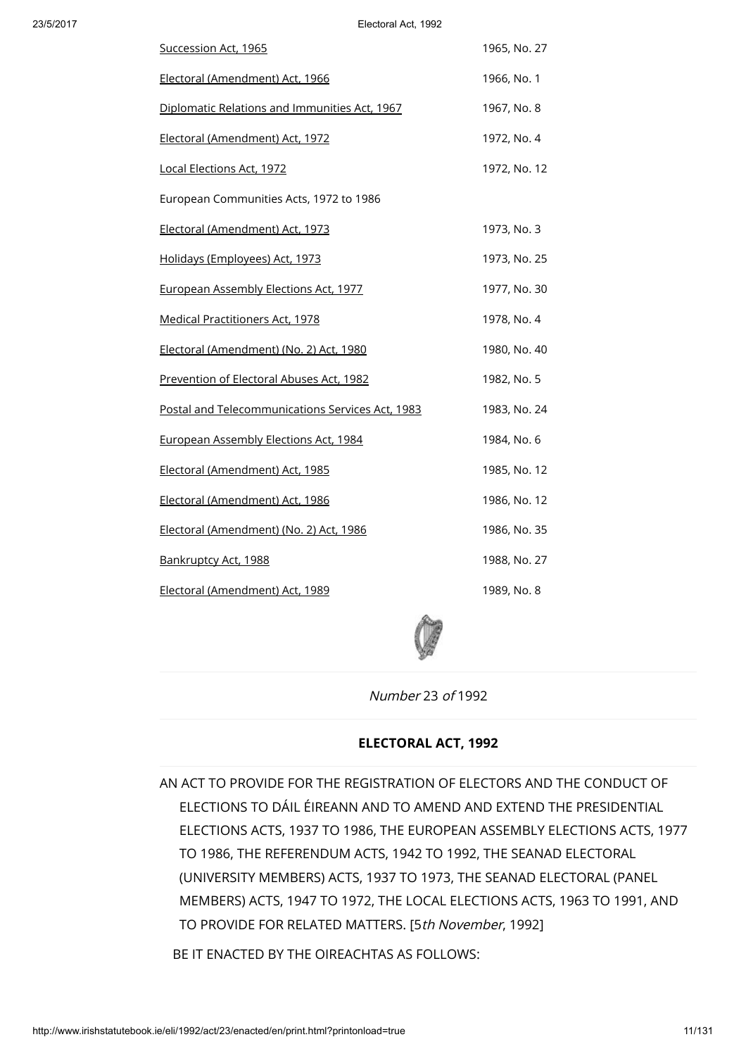| | |
|---|---|
| Succession Act, 1965 | 1965, No. 27 |
| Electoral (Amendment) Act, 1966 | 1966, No. 1 |
| Diplomatic Relations and Immunities Act, 1967 | 1967, No. 8 |
| Electoral (Amendment) Act, 1972 | 1972, No. 4 |
| Local Elections Act, 1972 | 1972, No. 12 |
| European Communities Acts, 1972 to 1986 | |
| Electoral (Amendment) Act, 1973 | 1973, No. 3 |
| Holidays (Employees) Act, 1973 | 1973, No. 25 |
| European Assembly Elections Act, 1977 | 1977, No. 30 |
| Medical Practitioners Act, 1978 | 1978, No. 4 |
| Electoral (Amendment) (No. 2) Act, 1980 | 1980, No. 40 |
| Prevention of Electoral Abuses Act, 1982 | 1982, No. 5 |
| Postal and Telecommunications Services Act, 1983 | 1983, No. 24 |
| European Assembly Elections Act, 1984 | 1984, No. 6 |
| Electoral (Amendment) Act, 1985 | 1985, No. 12 |
| Electoral (Amendment) Act, 1986 | 1986, No. 12 |
| Electoral (Amendment) (No. 2) Act, 1986 | 1986, No. 35 |
| Bankruptcy Act, 1988 | 1988, No. 27 |
| Electoral (Amendment) Act, 1989 | 1989, No. 8 |

*Number* 23 *of* 1992

**ELECTORAL ACT, 1992**

AN ACT TO PROVIDE FOR THE REGISTRATION OF ELECTORS AND THE CONDUCT OF ELECTIONS TO DÁIL ÉIREANN AND TO AMEND AND EXTEND THE PRESIDENTIAL ELECTIONS ACTS, 1937 TO 1986, THE EUROPEAN ASSEMBLY ELECTIONS ACTS, 1977 TO 1986, THE REFERENDUM ACTS, 1942 TO 1992, THE SEANAD ELECTORAL (UNIVERSITY MEMBERS) ACTS, 1937 TO 1973, THE SEANAD ELECTORAL (PANEL MEMBERS) ACTS, 1947 TO 1972, THE LOCAL ELECTIONS ACTS, 1963 TO 1991, AND TO PROVIDE FOR RELATED MATTERS. [5*th November*, 1992]

BE IT ENACTED BY THE OIREACHTAS AS FOLLOWS: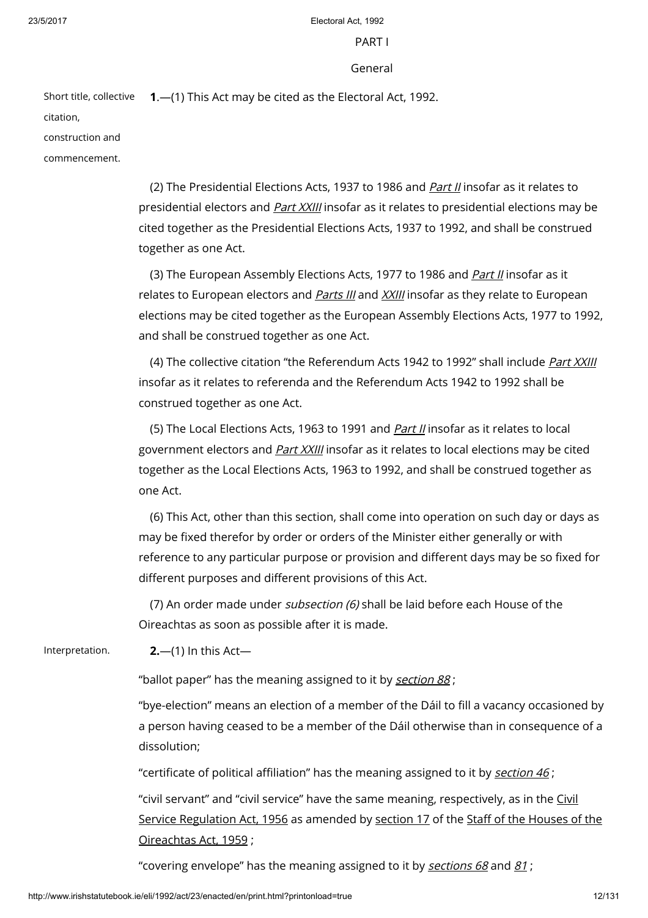PART I

General

Short title, collective citation, construction and commencement.

**1**.—(1) This Act may be cited as the Electoral Act, 1992.

(2) The Presidential Elections Acts, 1937 to 1986 and *Part II* insofar as it relates to presidential electors and *Part XXIII* insofar as it relates to presidential elections may be cited together as the Presidential Elections Acts, 1937 to 1992, and shall be construed together as one Act.

(3) The European Assembly Elections Acts, 1977 to 1986 and *Part II* insofar as it relates to European electors and *Parts III* and *XXIII* insofar as they relate to European elections may be cited together as the European Assembly Elections Acts, 1977 to 1992, and shall be construed together as one Act.

(4) The collective citation "the Referendum Acts 1942 to 1992" shall include *Part XXIII* insofar as it relates to referenda and the Referendum Acts 1942 to 1992 shall be construed together as one Act.

(5) The Local Elections Acts, 1963 to 1991 and *Part II* insofar as it relates to local government electors and *Part XXIII* insofar as it relates to local elections may be cited together as the Local Elections Acts, 1963 to 1992, and shall be construed together as one Act.

(6) This Act, other than this section, shall come into operation on such day or days as may be fixed therefor by order or orders of the Minister either generally or with reference to any particular purpose or provision and different days may be so fixed for different purposes and different provisions of this Act.

(7) An order made under *subsection (6)* shall be laid before each House of the Oireachtas as soon as possible after it is made.

Interpretation.

**2.**—(1) In this Act—

"ballot paper" has the meaning assigned to it by *section 88* ;

"bye-election" means an election of a member of the Dáil to fill a vacancy occasioned by a person having ceased to be a member of the Dáil otherwise than in consequence of a dissolution;

"certificate of political affiliation" has the meaning assigned to it by *section 46* ;

"civil servant" and "civil service" have the same meaning, respectively, as in the Civil Service Regulation Act, 1956 as amended by section 17 of the Staff of the Houses of the Oireachtas Act, 1959 ;

"covering envelope" has the meaning assigned to it by *sections 68* and *81* ;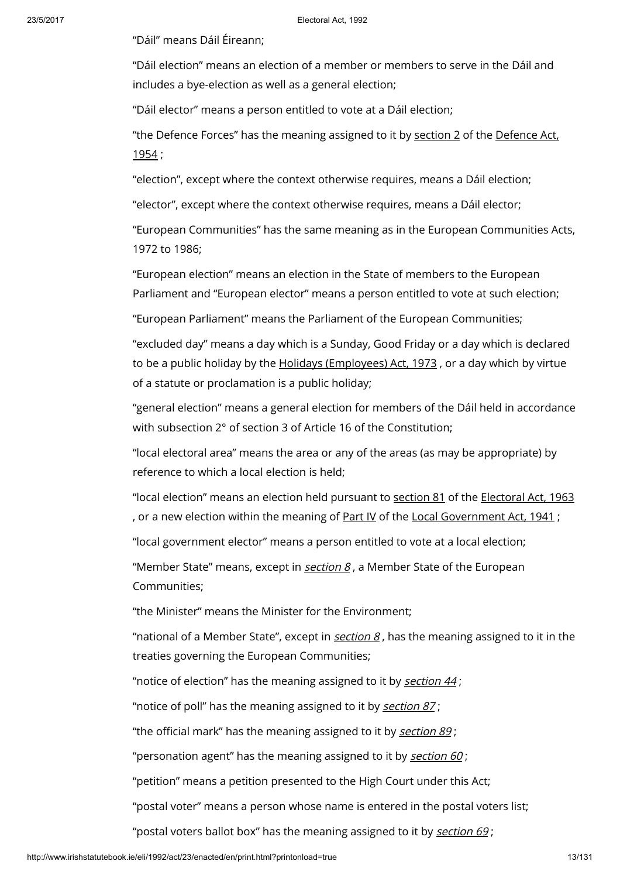"Dáil" means Dáil Éireann;

"Dáil election" means an election of a member or members to serve in the Dáil and includes a bye-election as well as a general election;

"Dáil elector" means a person entitled to vote at a Dáil election;

"the Defence Forces" has the meaning assigned to it by section 2 of the Defence Act, 1954 ;

"election", except where the context otherwise requires, means a Dáil election;

"elector", except where the context otherwise requires, means a Dáil elector;

"European Communities" has the same meaning as in the European Communities Acts, 1972 to 1986;

"European election" means an election in the State of members to the European Parliament and "European elector" means a person entitled to vote at such election;

"European Parliament" means the Parliament of the European Communities;

"excluded day" means a day which is a Sunday, Good Friday or a day which is declared to be a public holiday by the Holidays (Employees) Act, 1973 , or a day which by virtue of a statute or proclamation is a public holiday;

"general election" means a general election for members of the Dáil held in accordance with subsection 2° of section 3 of Article 16 of the Constitution;

"local electoral area" means the area or any of the areas (as may be appropriate) by reference to which a local election is held;

"local election" means an election held pursuant to section 81 of the Electoral Act, 1963 , or a new election within the meaning of Part IV of the Local Government Act, 1941 ;

"local government elector" means a person entitled to vote at a local election;

"Member State" means, except in *section 8* , a Member State of the European Communities;

"the Minister" means the Minister for the Environment;

"national of a Member State", except in *section 8* , has the meaning assigned to it in the treaties governing the European Communities;

"notice of election" has the meaning assigned to it by *section 44* ;

"notice of poll" has the meaning assigned to it by *section 87* ;

"the official mark" has the meaning assigned to it by *section 89* ;

"personation agent" has the meaning assigned to it by *section 60* ;

"petition" means a petition presented to the High Court under this Act;

"postal voter" means a person whose name is entered in the postal voters list;

"postal voters ballot box" has the meaning assigned to it by *section 69* ;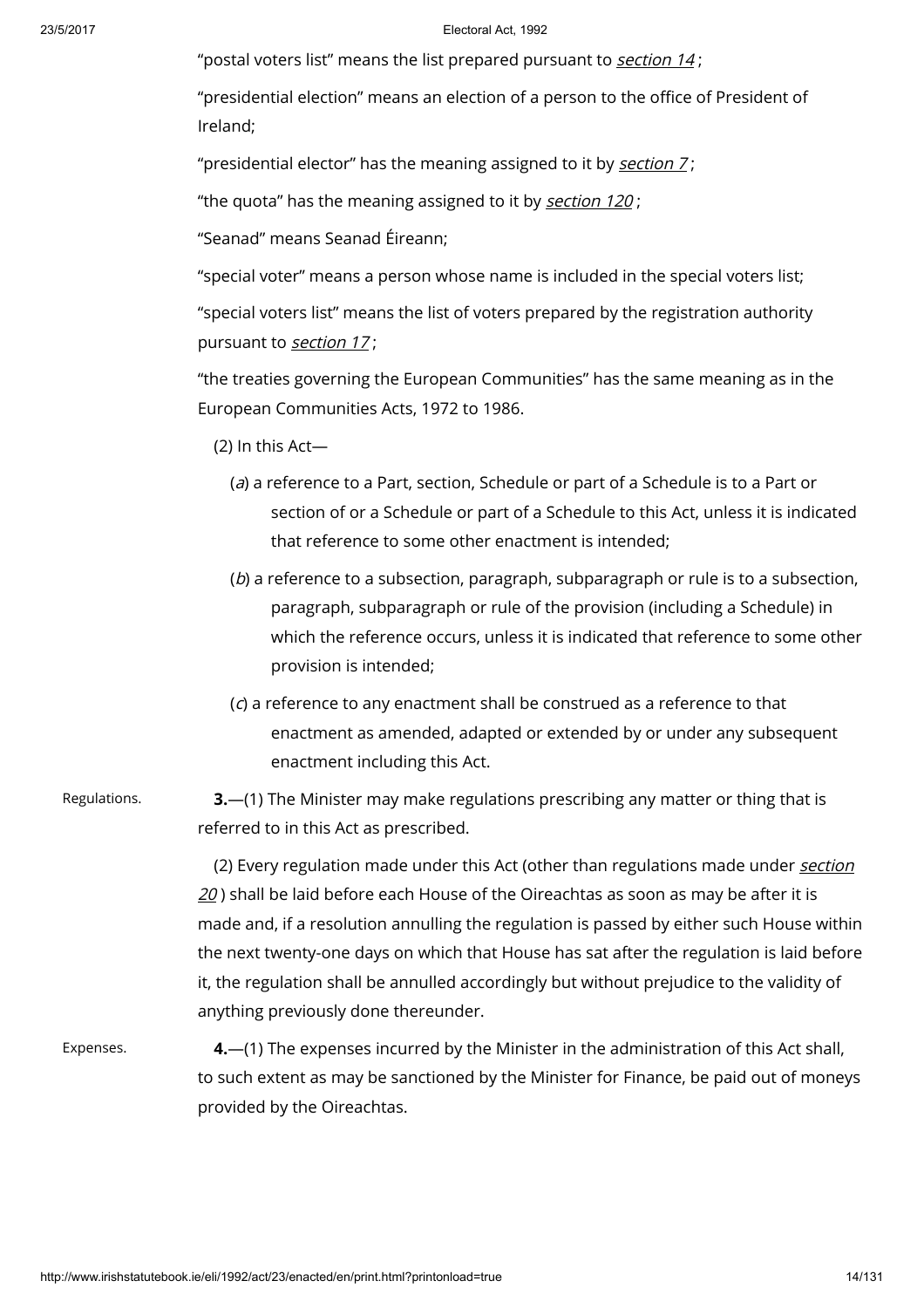"postal voters list" means the list prepared pursuant to *section 14* ;

"presidential election" means an election of a person to the office of President of Ireland;

"presidential elector" has the meaning assigned to it by *section 7* ;

"the quota" has the meaning assigned to it by *section 120* ;

"Seanad" means Seanad Éireann;

"special voter" means a person whose name is included in the special voters list;

"special voters list" means the list of voters prepared by the registration authority pursuant to *section 17* ;

"the treaties governing the European Communities" has the same meaning as in the European Communities Acts, 1972 to 1986.

(2) In this Act—

(*a*) a reference to a Part, section, Schedule or part of a Schedule is to a Part or section of or a Schedule or part of a Schedule to this Act, unless it is indicated that reference to some other enactment is intended;

(*b*) a reference to a subsection, paragraph, subparagraph or rule is to a subsection, paragraph, subparagraph or rule of the provision (including a Schedule) in which the reference occurs, unless it is indicated that reference to some other provision is intended;

(*c*) a reference to any enactment shall be construed as a reference to that enactment as amended, adapted or extended by or under any subsequent enactment including this Act.

Regulations.

**3.**—(1) The Minister may make regulations prescribing any matter or thing that is referred to in this Act as prescribed.

(2) Every regulation made under this Act (other than regulations made under *section 20* ) shall be laid before each House of the Oireachtas as soon as may be after it is made and, if a resolution annulling the regulation is passed by either such House within the next twenty-one days on which that House has sat after the regulation is laid before it, the regulation shall be annulled accordingly but without prejudice to the validity of anything previously done thereunder.

Expenses.

**4.**—(1) The expenses incurred by the Minister in the administration of this Act shall, to such extent as may be sanctioned by the Minister for Finance, be paid out of moneys provided by the Oireachtas.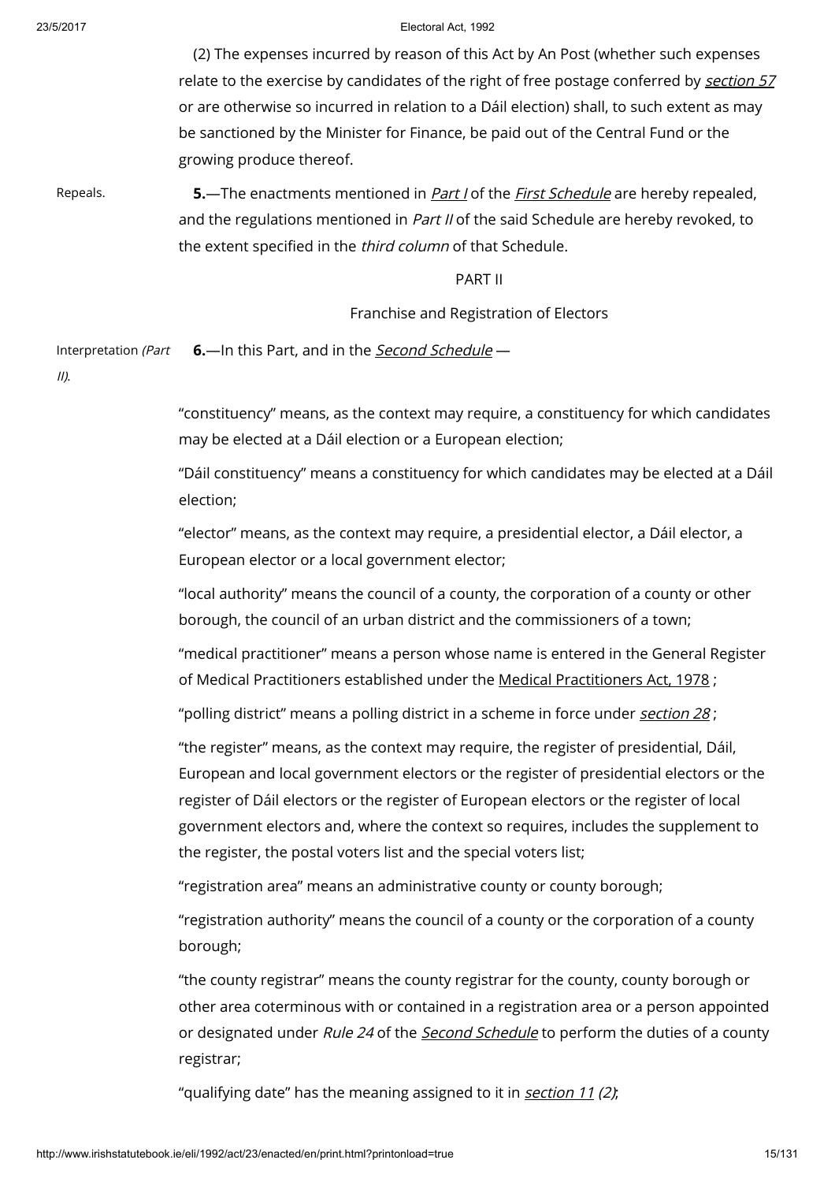(2) The expenses incurred by reason of this Act by An Post (whether such expenses relate to the exercise by candidates of the right of free postage conferred by *section 57* or are otherwise so incurred in relation to a Dáil election) shall, to such extent as may be sanctioned by the Minister for Finance, be paid out of the Central Fund or the growing produce thereof.

Repeals.

**5.**—The enactments mentioned in *Part I* of the *First Schedule* are hereby repealed, and the regulations mentioned in *Part II* of the said Schedule are hereby revoked, to the extent specified in the *third column* of that Schedule.

## PART II

## Franchise and Registration of Electors

Interpretation *(Part II)*.

**6.**—In this Part, and in the *Second Schedule* —

"constituency" means, as the context may require, a constituency for which candidates may be elected at a Dáil election or a European election;

"Dáil constituency" means a constituency for which candidates may be elected at a Dáil election;

"elector" means, as the context may require, a presidential elector, a Dáil elector, a European elector or a local government elector;

"local authority" means the council of a county, the corporation of a county or other borough, the council of an urban district and the commissioners of a town;

"medical practitioner" means a person whose name is entered in the General Register of Medical Practitioners established under the Medical Practitioners Act, 1978 ;

"polling district" means a polling district in a scheme in force under *section 28* ;

"the register" means, as the context may require, the register of presidential, Dáil, European and local government electors or the register of presidential electors or the register of Dáil electors or the register of European electors or the register of local government electors and, where the context so requires, includes the supplement to the register, the postal voters list and the special voters list;

"registration area" means an administrative county or county borough;

"registration authority" means the council of a county or the corporation of a county borough;

"the county registrar" means the county registrar for the county, county borough or other area coterminous with or contained in a registration area or a person appointed or designated under *Rule 24* of the *Second Schedule* to perform the duties of a county registrar;

"qualifying date" has the meaning assigned to it in *section 11 (2)*;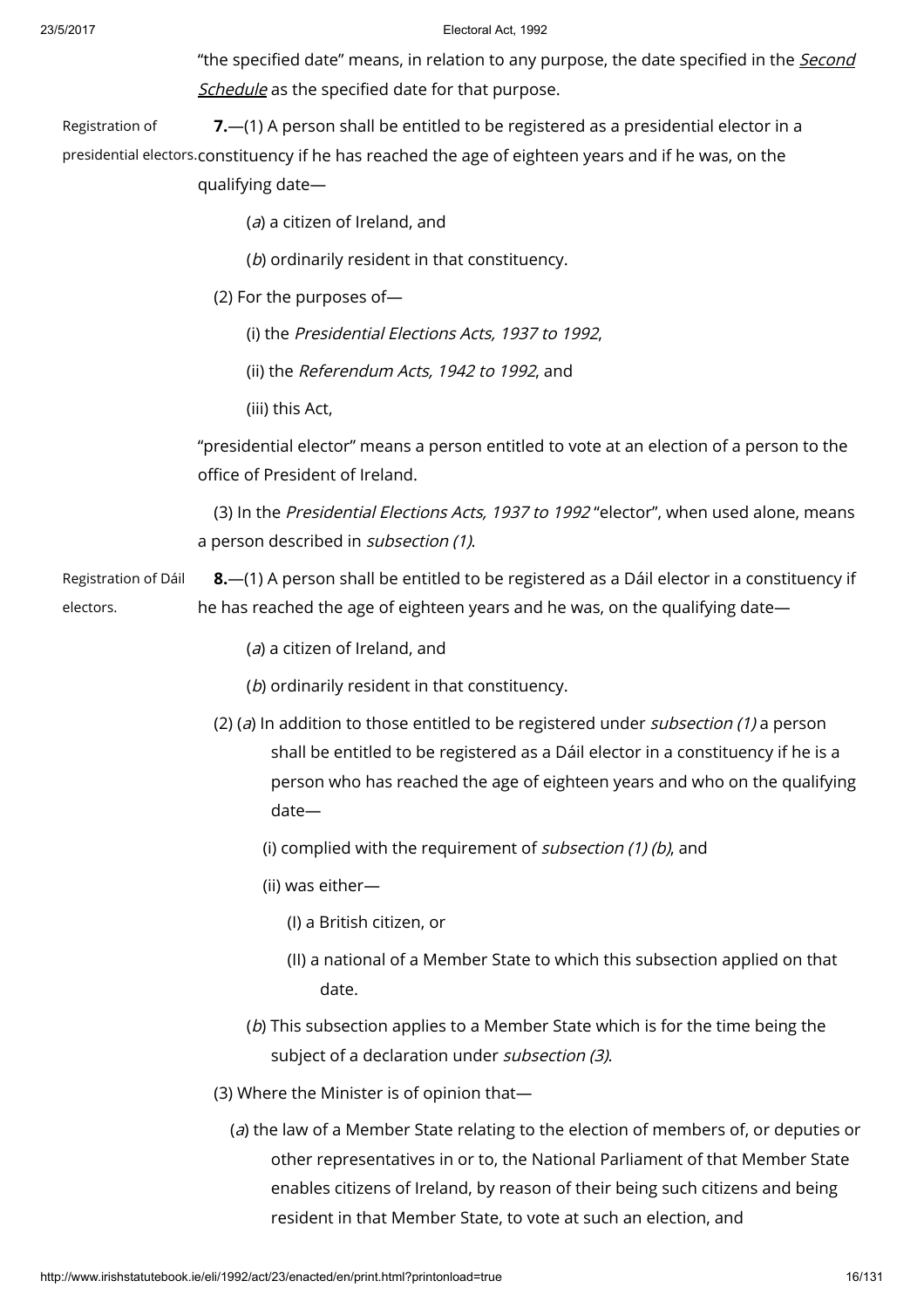"the specified date" means, in relation to any purpose, the date specified in the *Second Schedule* as the specified date for that purpose.

Registration of presidential electors.

**7.**—(1) A person shall be entitled to be registered as a presidential elector in a constituency if he has reached the age of eighteen years and if he was, on the qualifying date—

(*a*) a citizen of Ireland, and

(*b*) ordinarily resident in that constituency.

(2) For the purposes of—

(i) the *Presidential Elections Acts, 1937 to 1992*,

(ii) the *Referendum Acts, 1942 to 1992*, and

(iii) this Act,

"presidential elector" means a person entitled to vote at an election of a person to the office of President of Ireland.

(3) In the *Presidential Elections Acts, 1937 to 1992* "elector", when used alone, means a person described in *subsection (1)*.

Registration of Dáil electors.

**8.**—(1) A person shall be entitled to be registered as a Dáil elector in a constituency if he has reached the age of eighteen years and he was, on the qualifying date—

(*a*) a citizen of Ireland, and

(*b*) ordinarily resident in that constituency.

(2) (*a*) In addition to those entitled to be registered under *subsection (1)* a person shall be entitled to be registered as a Dáil elector in a constituency if he is a person who has reached the age of eighteen years and who on the qualifying date—

(i) complied with the requirement of *subsection (1) (b)*, and

(ii) was either—

(I) a British citizen, or

(II) a national of a Member State to which this subsection applied on that date.

(*b*) This subsection applies to a Member State which is for the time being the subject of a declaration under *subsection (3)*.

(3) Where the Minister is of opinion that—

(*a*) the law of a Member State relating to the election of members of, or deputies or other representatives in or to, the National Parliament of that Member State enables citizens of Ireland, by reason of their being such citizens and being resident in that Member State, to vote at such an election, and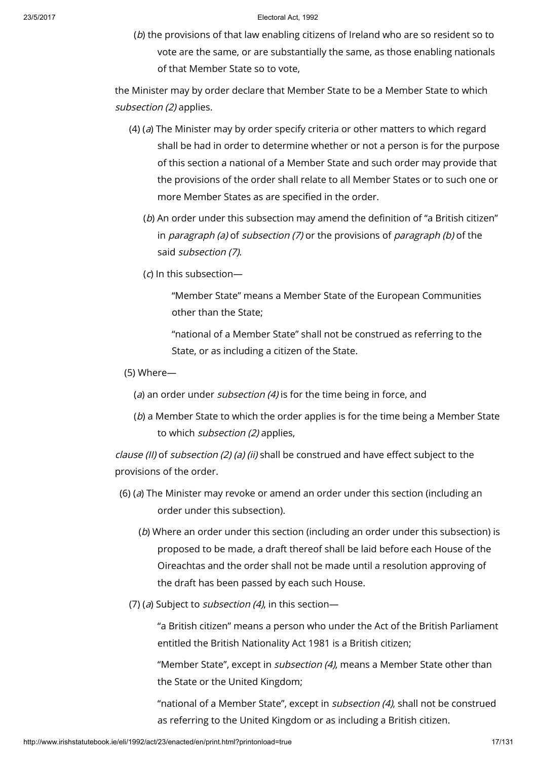(*b*) the provisions of that law enabling citizens of Ireland who are so resident so to vote are the same, or are substantially the same, as those enabling nationals of that Member State so to vote,

the Minister may by order declare that Member State to be a Member State to which *subsection (2)* applies.

(4) (*a*) The Minister may by order specify criteria or other matters to which regard shall be had in order to determine whether or not a person is for the purpose of this section a national of a Member State and such order may provide that the provisions of the order shall relate to all Member States or to such one or more Member States as are specified in the order.

(*b*) An order under this subsection may amend the definition of "a British citizen" in *paragraph (a)* of *subsection (7)* or the provisions of *paragraph (b)* of the said *subsection (7)*.

(*c*) In this subsection—

"Member State" means a Member State of the European Communities other than the State;

"national of a Member State" shall not be construed as referring to the State, or as including a citizen of the State.

(5) Where—

(*a*) an order under *subsection (4)* is for the time being in force, and

(*b*) a Member State to which the order applies is for the time being a Member State to which *subsection (2)* applies,

*clause (II)* of *subsection (2) (a) (ii)* shall be construed and have effect subject to the provisions of the order.

(6) (*a*) The Minister may revoke or amend an order under this section (including an order under this subsection).

(*b*) Where an order under this section (including an order under this subsection) is proposed to be made, a draft thereof shall be laid before each House of the Oireachtas and the order shall not be made until a resolution approving of the draft has been passed by each such House.

(7) (*a*) Subject to *subsection (4)*, in this section—

"a British citizen" means a person who under the Act of the British Parliament entitled the British Nationality Act 1981 is a British citizen;

"Member State", except in *subsection (4)*, means a Member State other than the State or the United Kingdom;

"national of a Member State", except in *subsection (4)*, shall not be construed as referring to the United Kingdom or as including a British citizen.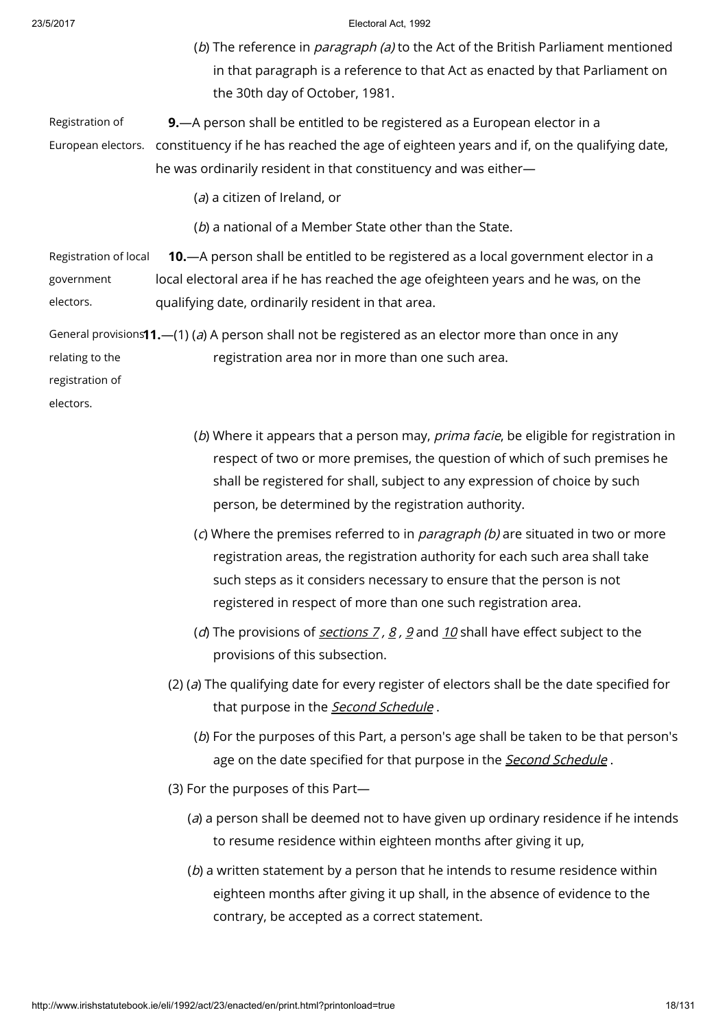(*b*) The reference in *paragraph (a)* to the Act of the British Parliament mentioned in that paragraph is a reference to that Act as enacted by that Parliament on the 30th day of October, 1981.

Registration of European electors.

**9.**—A person shall be entitled to be registered as a European elector in a constituency if he has reached the age of eighteen years and if, on the qualifying date, he was ordinarily resident in that constituency and was either—

(*a*) a citizen of Ireland, or

(*b*) a national of a Member State other than the State.

Registration of local government electors.

**10.**—A person shall be entitled to be registered as a local government elector in a local electoral area if he has reached the age ofeighteen years and he was, on the qualifying date, ordinarily resident in that area.

General provisions relating to the registration of electors.

**11.**—(1) (*a*) A person shall not be registered as an elector more than once in any registration area nor in more than one such area.

(*b*) Where it appears that a person may, *prima facie*, be eligible for registration in respect of two or more premises, the question of which of such premises he shall be registered for shall, subject to any expression of choice by such person, be determined by the registration authority.

(*c*) Where the premises referred to in *paragraph (b)* are situated in two or more registration areas, the registration authority for each such area shall take such steps as it considers necessary to ensure that the person is not registered in respect of more than one such registration area.

(*d*) The provisions of *sections 7*, *8*, *9* and *10* shall have effect subject to the provisions of this subsection.

(2) (*a*) The qualifying date for every register of electors shall be the date specified for that purpose in the *Second Schedule*.

(*b*) For the purposes of this Part, a person's age shall be taken to be that person's age on the date specified for that purpose in the *Second Schedule*.

(3) For the purposes of this Part—

(*a*) a person shall be deemed not to have given up ordinary residence if he intends to resume residence within eighteen months after giving it up,

(*b*) a written statement by a person that he intends to resume residence within eighteen months after giving it up shall, in the absence of evidence to the contrary, be accepted as a correct statement.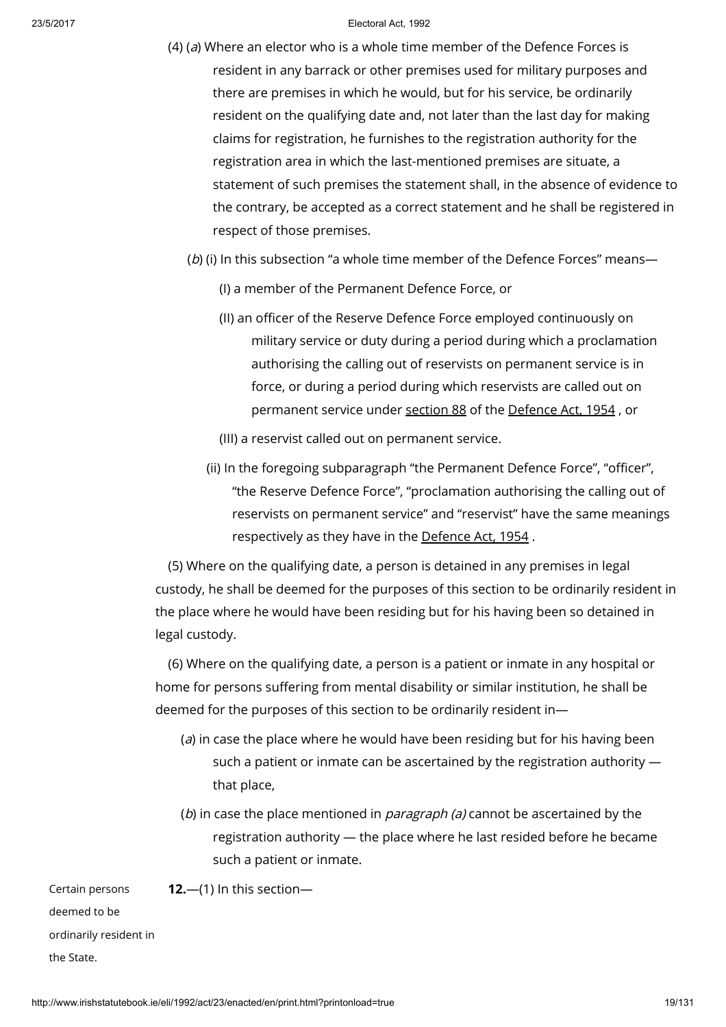(4) (*a*) Where an elector who is a whole time member of the Defence Forces is resident in any barrack or other premises used for military purposes and there are premises in which he would, but for his service, be ordinarily resident on the qualifying date and, not later than the last day for making claims for registration, he furnishes to the registration authority for the registration area in which the last-mentioned premises are situate, a statement of such premises the statement shall, in the absence of evidence to the contrary, be accepted as a correct statement and he shall be registered in respect of those premises.

(*b*) (i) In this subsection "a whole time member of the Defence Forces" means—

(I) a member of the Permanent Defence Force, or

(II) an officer of the Reserve Defence Force employed continuously on military service or duty during a period during which a proclamation authorising the calling out of reservists on permanent service is in force, or during a period during which reservists are called out on permanent service under section 88 of the Defence Act, 1954 , or

(III) a reservist called out on permanent service.

(ii) In the foregoing subparagraph "the Permanent Defence Force", "officer", "the Reserve Defence Force", "proclamation authorising the calling out of reservists on permanent service" and "reservist" have the same meanings respectively as they have in the Defence Act, 1954 .

(5) Where on the qualifying date, a person is detained in any premises in legal custody, he shall be deemed for the purposes of this section to be ordinarily resident in the place where he would have been residing but for his having been so detained in legal custody.

(6) Where on the qualifying date, a person is a patient or inmate in any hospital or home for persons suffering from mental disability or similar institution, he shall be deemed for the purposes of this section to be ordinarily resident in—

(*a*) in case the place where he would have been residing but for his having been such a patient or inmate can be ascertained by the registration authority — that place,

(*b*) in case the place mentioned in *paragraph (a)* cannot be ascertained by the registration authority — the place where he last resided before he became such a patient or inmate.

Certain persons deemed to be ordinarily resident in the State.

**12.**—(1) In this section—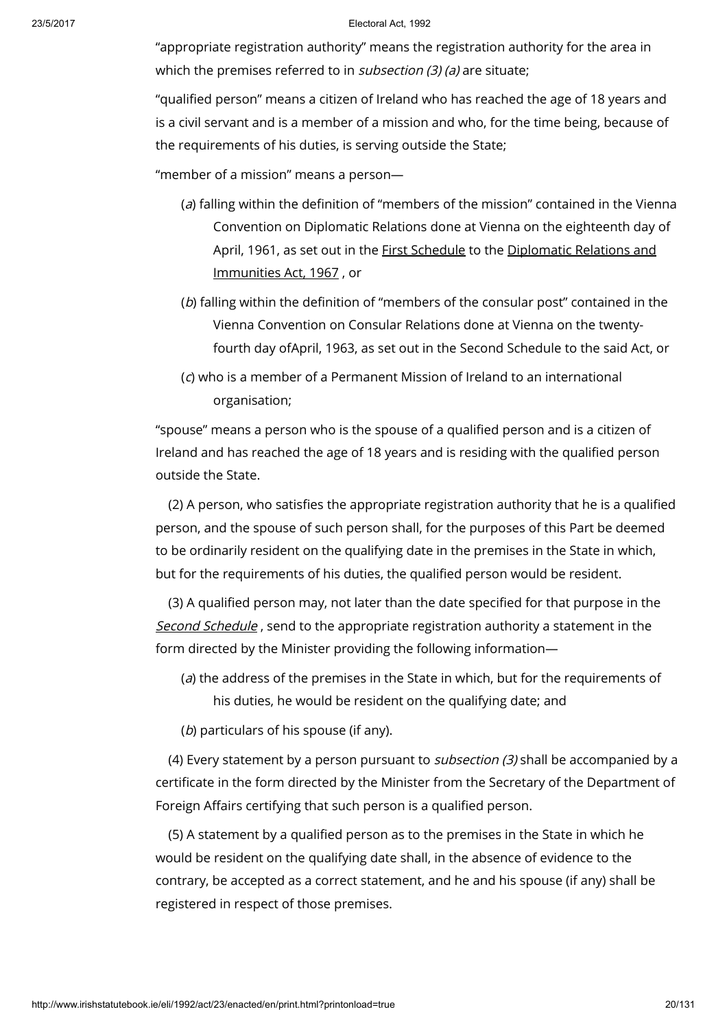"appropriate registration authority" means the registration authority for the area in which the premises referred to in *subsection (3) (a)* are situate;

"qualified person" means a citizen of Ireland who has reached the age of 18 years and is a civil servant and is a member of a mission and who, for the time being, because of the requirements of his duties, is serving outside the State;

"member of a mission" means a person—

(*a*) falling within the definition of "members of the mission" contained in the Vienna Convention on Diplomatic Relations done at Vienna on the eighteenth day of April, 1961, as set out in the First Schedule to the Diplomatic Relations and Immunities Act, 1967 , or

(*b*) falling within the definition of "members of the consular post" contained in the Vienna Convention on Consular Relations done at Vienna on the twenty-fourth day ofApril, 1963, as set out in the Second Schedule to the said Act, or

(*c*) who is a member of a Permanent Mission of Ireland to an international organisation;

"spouse" means a person who is the spouse of a qualified person and is a citizen of Ireland and has reached the age of 18 years and is residing with the qualified person outside the State.

(2) A person, who satisfies the appropriate registration authority that he is a qualified person, and the spouse of such person shall, for the purposes of this Part be deemed to be ordinarily resident on the qualifying date in the premises in the State in which, but for the requirements of his duties, the qualified person would be resident.

(3) A qualified person may, not later than the date specified for that purpose in the *Second Schedule* , send to the appropriate registration authority a statement in the form directed by the Minister providing the following information—

(*a*) the address of the premises in the State in which, but for the requirements of his duties, he would be resident on the qualifying date; and

(*b*) particulars of his spouse (if any).

(4) Every statement by a person pursuant to *subsection (3)* shall be accompanied by a certificate in the form directed by the Minister from the Secretary of the Department of Foreign Affairs certifying that such person is a qualified person.

(5) A statement by a qualified person as to the premises in the State in which he would be resident on the qualifying date shall, in the absence of evidence to the contrary, be accepted as a correct statement, and he and his spouse (if any) shall be registered in respect of those premises.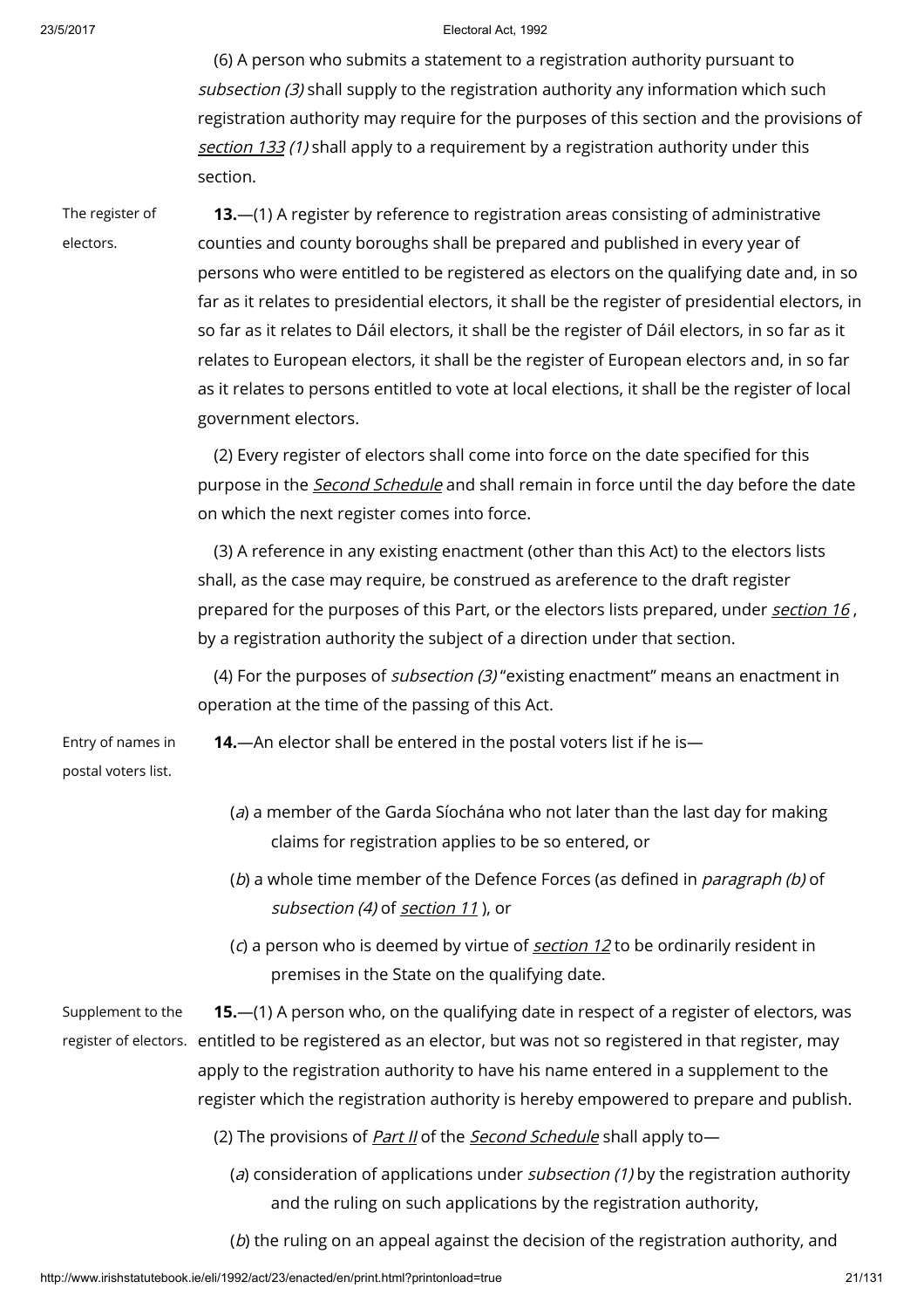(6) A person who submits a statement to a registration authority pursuant to *subsection (3)* shall supply to the registration authority any information which such registration authority may require for the purposes of this section and the provisions of *section 133 (1)* shall apply to a requirement by a registration authority under this section.

The register of electors.

**13.**—(1) A register by reference to registration areas consisting of administrative counties and county boroughs shall be prepared and published in every year of persons who were entitled to be registered as electors on the qualifying date and, in so far as it relates to presidential electors, it shall be the register of presidential electors, in so far as it relates to Dáil electors, it shall be the register of Dáil electors, in so far as it relates to European electors, it shall be the register of European electors and, in so far as it relates to persons entitled to vote at local elections, it shall be the register of local government electors.

(2) Every register of electors shall come into force on the date specified for this purpose in the *Second Schedule* and shall remain in force until the day before the date on which the next register comes into force.

(3) A reference in any existing enactment (other than this Act) to the electors lists shall, as the case may require, be construed as areference to the draft register prepared for the purposes of this Part, or the electors lists prepared, under *section 16* , by a registration authority the subject of a direction under that section.

(4) For the purposes of *subsection (3)* "existing enactment" means an enactment in operation at the time of the passing of this Act.

Entry of names in postal voters list.

**14.**—An elector shall be entered in the postal voters list if he is—

(*a*) a member of the Garda Síochána who not later than the last day for making claims for registration applies to be so entered, or

(*b*) a whole time member of the Defence Forces (as defined in *paragraph (b)* of *subsection (4)* of *section 11* ), or

(*c*) a person who is deemed by virtue of *section 12* to be ordinarily resident in premises in the State on the qualifying date.

Supplement to the register of electors.

**15.**—(1) A person who, on the qualifying date in respect of a register of electors, was entitled to be registered as an elector, but was not so registered in that register, may apply to the registration authority to have his name entered in a supplement to the register which the registration authority is hereby empowered to prepare and publish.

(2) The provisions of *Part II* of the *Second Schedule* shall apply to—

(*a*) consideration of applications under *subsection (1)* by the registration authority and the ruling on such applications by the registration authority,

(*b*) the ruling on an appeal against the decision of the registration authority, and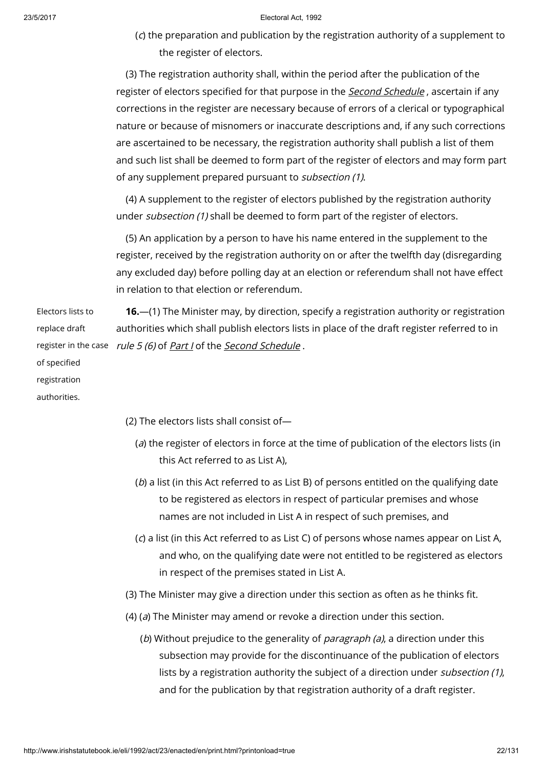(*c*) the preparation and publication by the registration authority of a supplement to the register of electors.

(3) The registration authority shall, within the period after the publication of the register of electors specified for that purpose in the *Second Schedule*, ascertain if any corrections in the register are necessary because of errors of a clerical or typographical nature or because of misnomers or inaccurate descriptions and, if any such corrections are ascertained to be necessary, the registration authority shall publish a list of them and such list shall be deemed to form part of the register of electors and may form part of any supplement prepared pursuant to *subsection (1)*.

(4) A supplement to the register of electors published by the registration authority under *subsection (1)* shall be deemed to form part of the register of electors.

(5) An application by a person to have his name entered in the supplement to the register, received by the registration authority on or after the twelfth day (disregarding any excluded day) before polling day at an election or referendum shall not have effect in relation to that election or referendum.

Electors lists to replace draft register in the case of specified registration authorities.

**16.**—(1) The Minister may, by direction, specify a registration authority or registration authorities which shall publish electors lists in place of the draft register referred to in *rule 5 (6)* of *Part I* of the *Second Schedule*.

(2) The electors lists shall consist of—

(*a*) the register of electors in force at the time of publication of the electors lists (in this Act referred to as List A),

(*b*) a list (in this Act referred to as List B) of persons entitled on the qualifying date to be registered as electors in respect of particular premises and whose names are not included in List A in respect of such premises, and

(*c*) a list (in this Act referred to as List C) of persons whose names appear on List A, and who, on the qualifying date were not entitled to be registered as electors in respect of the premises stated in List A.

(3) The Minister may give a direction under this section as often as he thinks fit.

(4) (*a*) The Minister may amend or revoke a direction under this section.

(*b*) Without prejudice to the generality of *paragraph (a)*, a direction under this subsection may provide for the discontinuance of the publication of electors lists by a registration authority the subject of a direction under *subsection (1)*, and for the publication by that registration authority of a draft register.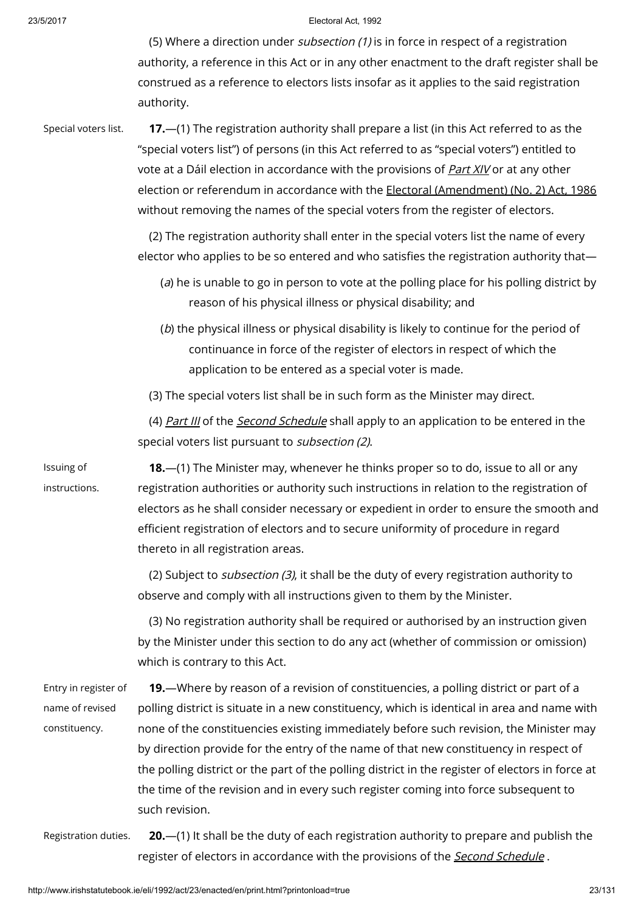(5) Where a direction under *subsection (1)* is in force in respect of a registration authority, a reference in this Act or in any other enactment to the draft register shall be construed as a reference to electors lists insofar as it applies to the said registration authority.

Special voters list.

**17.**—(1) The registration authority shall prepare a list (in this Act referred to as the "special voters list") of persons (in this Act referred to as "special voters") entitled to vote at a Dáil election in accordance with the provisions of *Part XIV* or at any other election or referendum in accordance with the Electoral (Amendment) (No. 2) Act, 1986 without removing the names of the special voters from the register of electors.

(2) The registration authority shall enter in the special voters list the name of every elector who applies to be so entered and who satisfies the registration authority that—

(*a*) he is unable to go in person to vote at the polling place for his polling district by reason of his physical illness or physical disability; and

(*b*) the physical illness or physical disability is likely to continue for the period of continuance in force of the register of electors in respect of which the application to be entered as a special voter is made.

(3) The special voters list shall be in such form as the Minister may direct.

(4) *Part III* of the *Second Schedule* shall apply to an application to be entered in the special voters list pursuant to *subsection (2)*.

Issuing of instructions.

**18.**—(1) The Minister may, whenever he thinks proper so to do, issue to all or any registration authorities or authority such instructions in relation to the registration of electors as he shall consider necessary or expedient in order to ensure the smooth and efficient registration of electors and to secure uniformity of procedure in regard thereto in all registration areas.

(2) Subject to *subsection (3)*, it shall be the duty of every registration authority to observe and comply with all instructions given to them by the Minister.

(3) No registration authority shall be required or authorised by an instruction given by the Minister under this section to do any act (whether of commission or omission) which is contrary to this Act.

Entry in register of name of revised constituency.

**19.**—Where by reason of a revision of constituencies, a polling district or part of a polling district is situate in a new constituency, which is identical in area and name with none of the constituencies existing immediately before such revision, the Minister may by direction provide for the entry of the name of that new constituency in respect of the polling district or the part of the polling district in the register of electors in force at the time of the revision and in every such register coming into force subsequent to such revision.

Registration duties.

**20.**—(1) It shall be the duty of each registration authority to prepare and publish the register of electors in accordance with the provisions of the *Second Schedule* .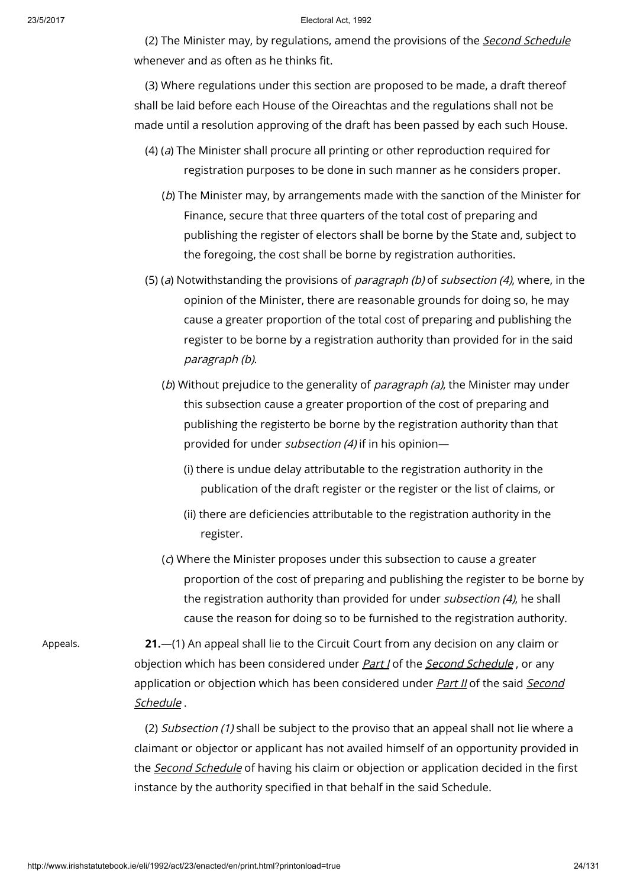(2) The Minister may, by regulations, amend the provisions of the *Second Schedule* whenever and as often as he thinks fit.

(3) Where regulations under this section are proposed to be made, a draft thereof shall be laid before each House of the Oireachtas and the regulations shall not be made until a resolution approving of the draft has been passed by each such House.

(4) (*a*) The Minister shall procure all printing or other reproduction required for registration purposes to be done in such manner as he considers proper.

(*b*) The Minister may, by arrangements made with the sanction of the Minister for Finance, secure that three quarters of the total cost of preparing and publishing the register of electors shall be borne by the State and, subject to the foregoing, the cost shall be borne by registration authorities.

(5) (*a*) Notwithstanding the provisions of *paragraph (b)* of *subsection (4)*, where, in the opinion of the Minister, there are reasonable grounds for doing so, he may cause a greater proportion of the total cost of preparing and publishing the register to be borne by a registration authority than provided for in the said *paragraph (b)*.

(*b*) Without prejudice to the generality of *paragraph (a)*, the Minister may under this subsection cause a greater proportion of the cost of preparing and publishing the registerto be borne by the registration authority than that provided for under *subsection (4)* if in his opinion—

(i) there is undue delay attributable to the registration authority in the publication of the draft register or the register or the list of claims, or

(ii) there are deficiencies attributable to the registration authority in the register.

(*c*) Where the Minister proposes under this subsection to cause a greater proportion of the cost of preparing and publishing the register to be borne by the registration authority than provided for under *subsection (4)*, he shall cause the reason for doing so to be furnished to the registration authority.

Appeals.

**21.**—(1) An appeal shall lie to the Circuit Court from any decision on any claim or objection which has been considered under *Part I* of the *Second Schedule* , or any application or objection which has been considered under *Part II* of the said *Second Schedule* .

(2) *Subsection (1)* shall be subject to the proviso that an appeal shall not lie where a claimant or objector or applicant has not availed himself of an opportunity provided in the *Second Schedule* of having his claim or objection or application decided in the first instance by the authority specified in that behalf in the said Schedule.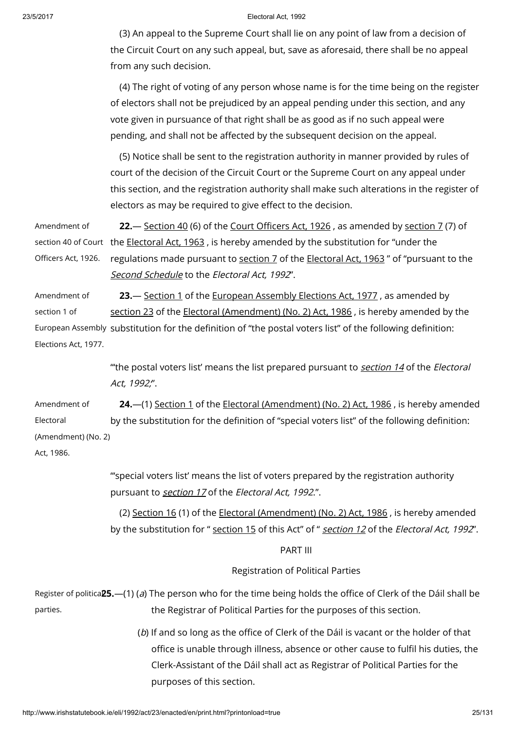(3) An appeal to the Supreme Court shall lie on any point of law from a decision of the Circuit Court on any such appeal, but, save as aforesaid, there shall be no appeal from any such decision.

(4) The right of voting of any person whose name is for the time being on the register of electors shall not be prejudiced by an appeal pending under this section, and any vote given in pursuance of that right shall be as good as if no such appeal were pending, and shall not be affected by the subsequent decision on the appeal.

(5) Notice shall be sent to the registration authority in manner provided by rules of court of the decision of the Circuit Court or the Supreme Court on any appeal under this section, and the registration authority shall make such alterations in the register of electors as may be required to give effect to the decision.

Amendment of section 40 of Court Officers Act, 1926.

**22.**— Section 40 (6) of the Court Officers Act, 1926 , as amended by section 7 (7) of the Electoral Act, 1963 , is hereby amended by the substitution for "under the regulations made pursuant to section 7 of the Electoral Act, 1963 " of "pursuant to the *Second Schedule* to the *Electoral Act, 1992*".

Amendment of section 1 of European Assembly Elections Act, 1977.

**23.**— Section 1 of the European Assembly Elections Act, 1977 , as amended by section 23 of the Electoral (Amendment) (No. 2) Act, 1986 , is hereby amended by the substitution for the definition of "the postal voters list" of the following definition:

"'the postal voters list' means the list prepared pursuant to *section 14* of the *Electoral Act, 1992*;".

Amendment of Electoral (Amendment) (No. 2) Act, 1986.

**24.**—(1) Section 1 of the Electoral (Amendment) (No. 2) Act, 1986 , is hereby amended by the substitution for the definition of "special voters list" of the following definition:

"'special voters list' means the list of voters prepared by the registration authority pursuant to *section 17* of the *Electoral Act, 1992*.".

(2) Section 16 (1) of the Electoral (Amendment) (No. 2) Act, 1986 , is hereby amended by the substitution for " section 15 of this Act" of " *section 12* of the *Electoral Act, 1992*".

## PART III

### Registration of Political Parties

Register of political parties.

**25.**—(1) (*a*) The person who for the time being holds the office of Clerk of the Dáil shall be the Registrar of Political Parties for the purposes of this section.

(*b*) If and so long as the office of Clerk of the Dáil is vacant or the holder of that office is unable through illness, absence or other cause to fulfil his duties, the Clerk-Assistant of the Dáil shall act as Registrar of Political Parties for the purposes of this section.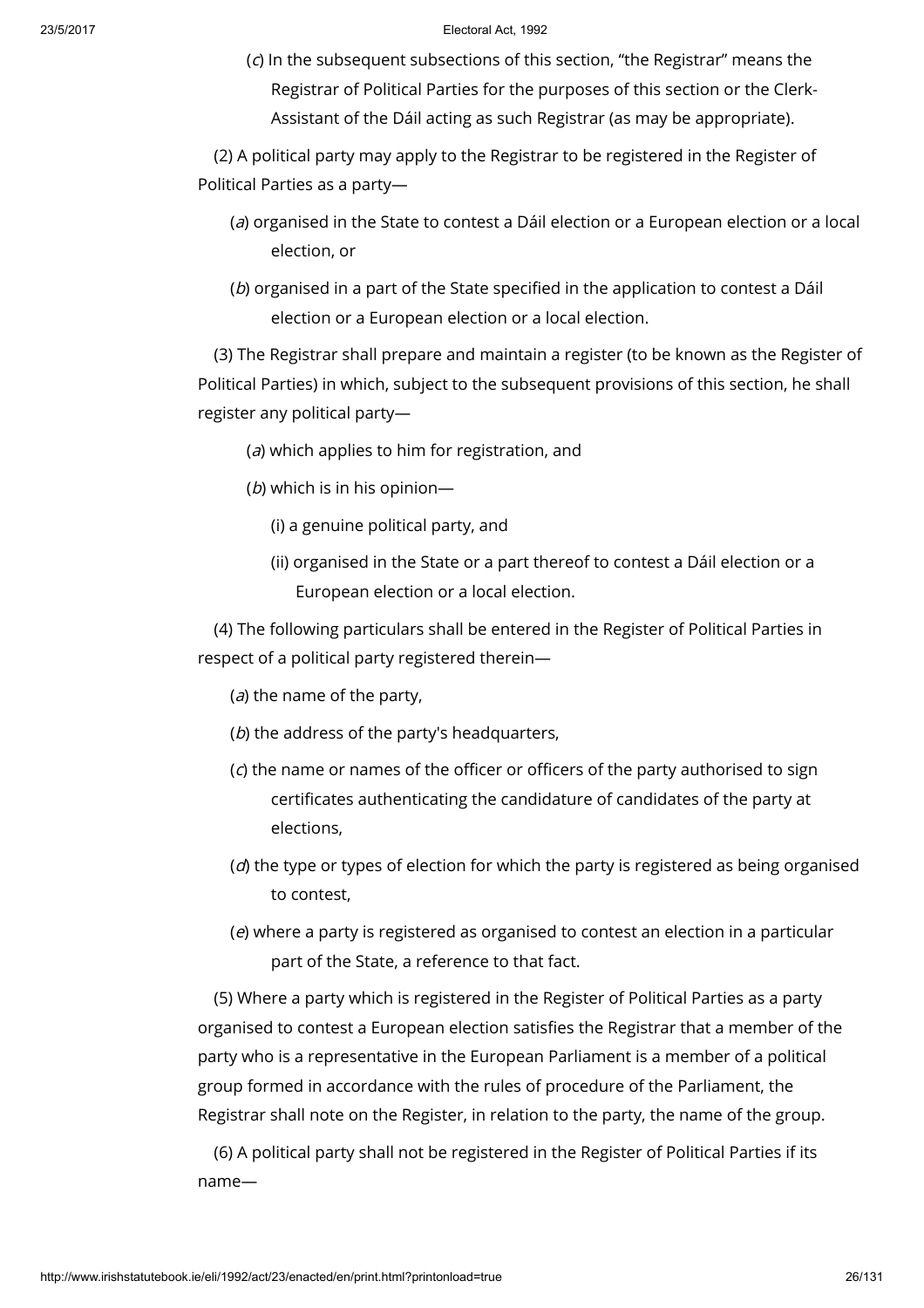(*c*) In the subsequent subsections of this section, "the Registrar" means the Registrar of Political Parties for the purposes of this section or the Clerk-Assistant of the Dáil acting as such Registrar (as may be appropriate).

(2) A political party may apply to the Registrar to be registered in the Register of Political Parties as a party—

(*a*) organised in the State to contest a Dáil election or a European election or a local election, or

(*b*) organised in a part of the State specified in the application to contest a Dáil election or a European election or a local election.

(3) The Registrar shall prepare and maintain a register (to be known as the Register of Political Parties) in which, subject to the subsequent provisions of this section, he shall register any political party—

(*a*) which applies to him for registration, and

(*b*) which is in his opinion—

(i) a genuine political party, and

(ii) organised in the State or a part thereof to contest a Dáil election or a European election or a local election.

(4) The following particulars shall be entered in the Register of Political Parties in respect of a political party registered therein—

(*a*) the name of the party,

(*b*) the address of the party's headquarters,

(*c*) the name or names of the officer or officers of the party authorised to sign certificates authenticating the candidature of candidates of the party at elections,

(*d*) the type or types of election for which the party is registered as being organised to contest,

(*e*) where a party is registered as organised to contest an election in a particular part of the State, a reference to that fact.

(5) Where a party which is registered in the Register of Political Parties as a party organised to contest a European election satisfies the Registrar that a member of the party who is a representative in the European Parliament is a member of a political group formed in accordance with the rules of procedure of the Parliament, the Registrar shall note on the Register, in relation to the party, the name of the group.

(6) A political party shall not be registered in the Register of Political Parties if its name—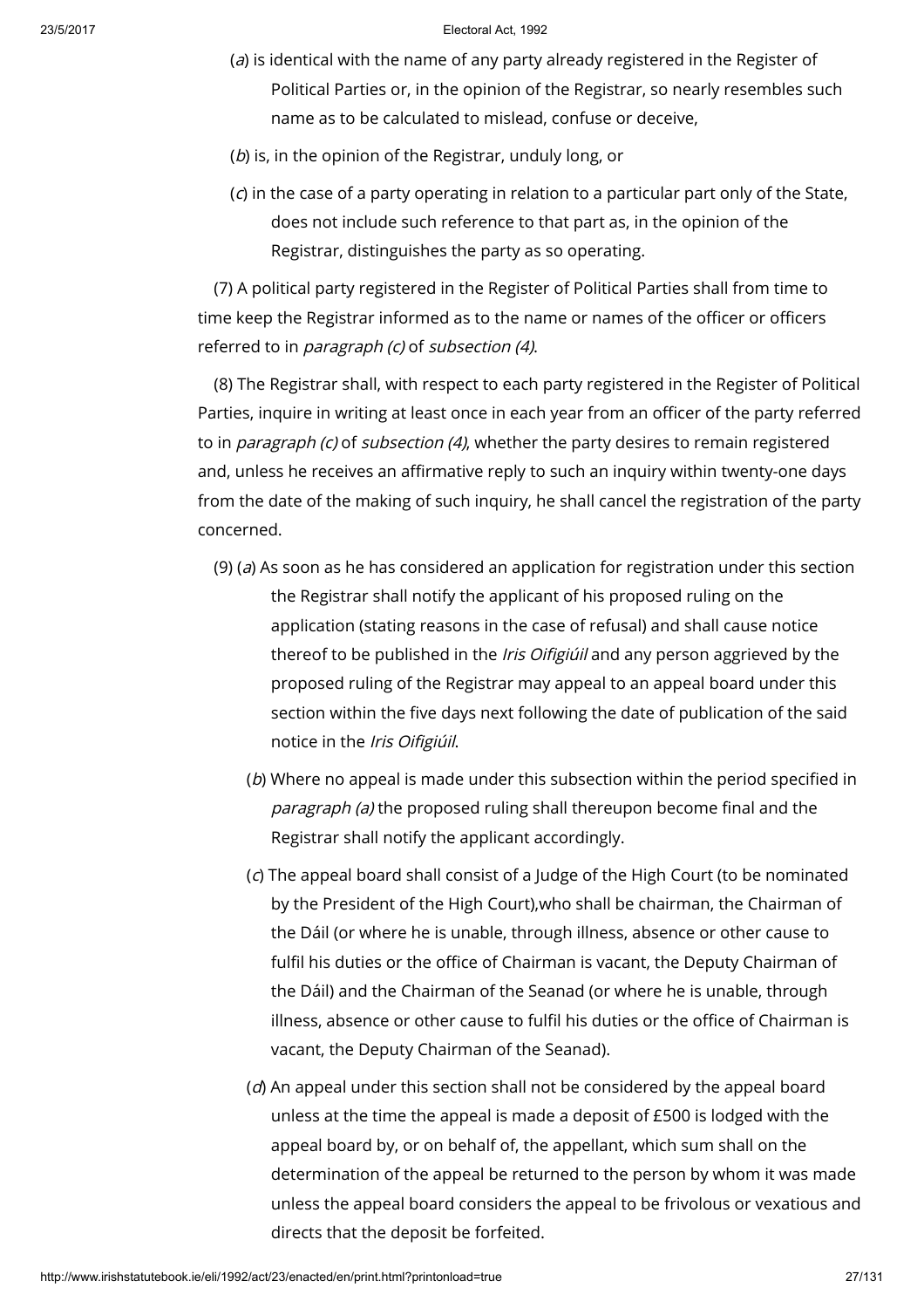(*a*) is identical with the name of any party already registered in the Register of Political Parties or, in the opinion of the Registrar, so nearly resembles such name as to be calculated to mislead, confuse or deceive,

(*b*) is, in the opinion of the Registrar, unduly long, or

(*c*) in the case of a party operating in relation to a particular part only of the State, does not include such reference to that part as, in the opinion of the Registrar, distinguishes the party as so operating.

(7) A political party registered in the Register of Political Parties shall from time to time keep the Registrar informed as to the name or names of the officer or officers referred to in *paragraph (c)* of *subsection (4)*.

(8) The Registrar shall, with respect to each party registered in the Register of Political Parties, inquire in writing at least once in each year from an officer of the party referred to in *paragraph (c)* of *subsection (4)*, whether the party desires to remain registered and, unless he receives an affirmative reply to such an inquiry within twenty-one days from the date of the making of such inquiry, he shall cancel the registration of the party concerned.

(9) (*a*) As soon as he has considered an application for registration under this section the Registrar shall notify the applicant of his proposed ruling on the application (stating reasons in the case of refusal) and shall cause notice thereof to be published in the *Iris Oifigiúil* and any person aggrieved by the proposed ruling of the Registrar may appeal to an appeal board under this section within the five days next following the date of publication of the said notice in the *Iris Oifigiúil*.

(*b*) Where no appeal is made under this subsection within the period specified in *paragraph (a)* the proposed ruling shall thereupon become final and the Registrar shall notify the applicant accordingly.

(*c*) The appeal board shall consist of a Judge of the High Court (to be nominated by the President of the High Court),who shall be chairman, the Chairman of the Dáil (or where he is unable, through illness, absence or other cause to fulfil his duties or the office of Chairman is vacant, the Deputy Chairman of the Dáil) and the Chairman of the Seanad (or where he is unable, through illness, absence or other cause to fulfil his duties or the office of Chairman is vacant, the Deputy Chairman of the Seanad).

(*d*) An appeal under this section shall not be considered by the appeal board unless at the time the appeal is made a deposit of £500 is lodged with the appeal board by, or on behalf of, the appellant, which sum shall on the determination of the appeal be returned to the person by whom it was made unless the appeal board considers the appeal to be frivolous or vexatious and directs that the deposit be forfeited.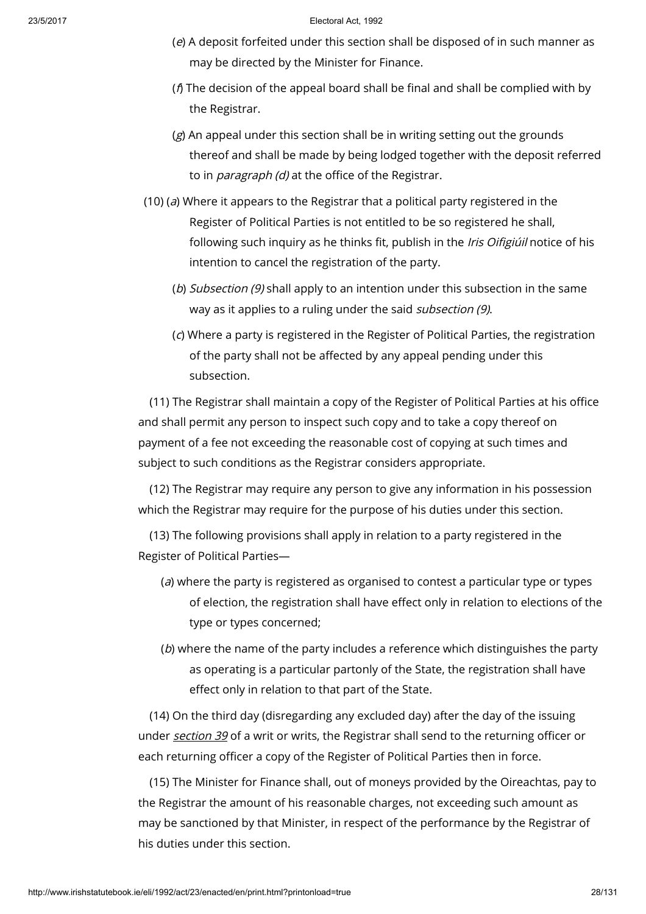(*e*) A deposit forfeited under this section shall be disposed of in such manner as may be directed by the Minister for Finance.

(*f*) The decision of the appeal board shall be final and shall be complied with by the Registrar.

(*g*) An appeal under this section shall be in writing setting out the grounds thereof and shall be made by being lodged together with the deposit referred to in *paragraph (d)* at the office of the Registrar.

(10) (*a*) Where it appears to the Registrar that a political party registered in the Register of Political Parties is not entitled to be so registered he shall, following such inquiry as he thinks fit, publish in the *Iris Oifigiúil* notice of his intention to cancel the registration of the party.

(*b*) *Subsection (9)* shall apply to an intention under this subsection in the same way as it applies to a ruling under the said *subsection (9)*.

(*c*) Where a party is registered in the Register of Political Parties, the registration of the party shall not be affected by any appeal pending under this subsection.

(11) The Registrar shall maintain a copy of the Register of Political Parties at his office and shall permit any person to inspect such copy and to take a copy thereof on payment of a fee not exceeding the reasonable cost of copying at such times and subject to such conditions as the Registrar considers appropriate.

(12) The Registrar may require any person to give any information in his possession which the Registrar may require for the purpose of his duties under this section.

(13) The following provisions shall apply in relation to a party registered in the Register of Political Parties—

(*a*) where the party is registered as organised to contest a particular type or types of election, the registration shall have effect only in relation to elections of the type or types concerned;

(*b*) where the name of the party includes a reference which distinguishes the party as operating is a particular partonly of the State, the registration shall have effect only in relation to that part of the State.

(14) On the third day (disregarding any excluded day) after the day of the issuing under *section 39* of a writ or writs, the Registrar shall send to the returning officer or each returning officer a copy of the Register of Political Parties then in force.

(15) The Minister for Finance shall, out of moneys provided by the Oireachtas, pay to the Registrar the amount of his reasonable charges, not exceeding such amount as may be sanctioned by that Minister, in respect of the performance by the Registrar of his duties under this section.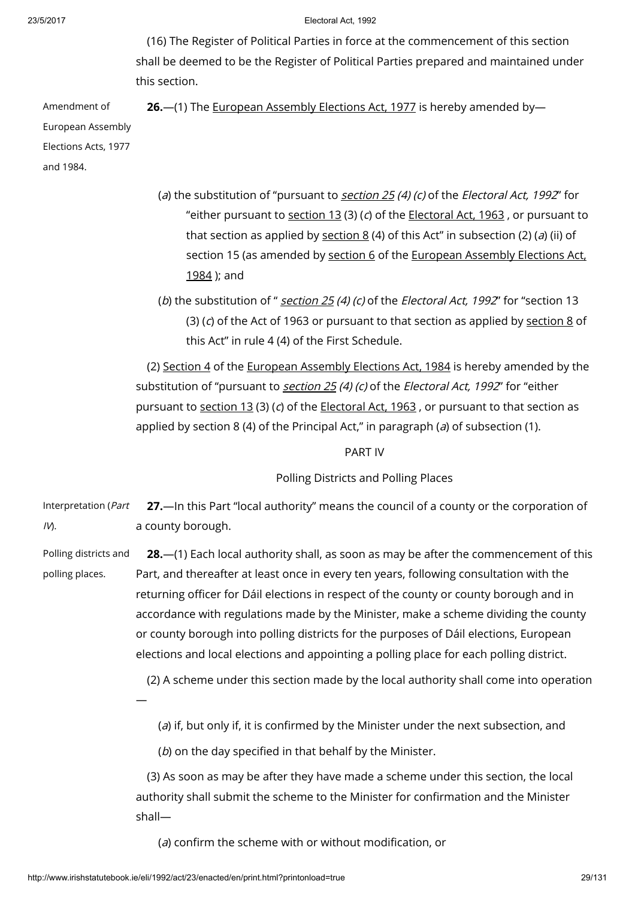(16) The Register of Political Parties in force at the commencement of this section shall be deemed to be the Register of Political Parties prepared and maintained under this section.

Amendment of European Assembly Elections Acts, 1977 and 1984.

**26.**—(1) The European Assembly Elections Act, 1977 is hereby amended by—

(*a*) the substitution of "pursuant to *section 25 (4) (c)* of the *Electoral Act, 1992*" for "either pursuant to section 13 (3) (*c*) of the Electoral Act, 1963 , or pursuant to that section as applied by section 8 (4) of this Act" in subsection (2) (*a*) (ii) of section 15 (as amended by section 6 of the European Assembly Elections Act, 1984 ); and

(*b*) the substitution of " *section 25 (4) (c)* of the *Electoral Act, 1992*" for "section 13 (3) (*c*) of the Act of 1963 or pursuant to that section as applied by section 8 of this Act" in rule 4 (4) of the First Schedule.

(2) Section 4 of the European Assembly Elections Act, 1984 is hereby amended by the substitution of "pursuant to *section 25 (4) (c)* of the *Electoral Act, 1992*" for "either pursuant to section 13 (3) (*c*) of the Electoral Act, 1963 , or pursuant to that section as applied by section 8 (4) of the Principal Act," in paragraph (*a*) of subsection (1).

PART IV

Polling Districts and Polling Places

Interpretation (*Part IV*).

**27.**—In this Part "local authority" means the council of a county or the corporation of a county borough.

Polling districts and polling places.

**28.**—(1) Each local authority shall, as soon as may be after the commencement of this Part, and thereafter at least once in every ten years, following consultation with the returning officer for Dáil elections in respect of the county or county borough and in accordance with regulations made by the Minister, make a scheme dividing the county or county borough into polling districts for the purposes of Dáil elections, European elections and local elections and appointing a polling place for each polling district.

(2) A scheme under this section made by the local authority shall come into operation —

(*a*) if, but only if, it is confirmed by the Minister under the next subsection, and

(*b*) on the day specified in that behalf by the Minister.

(3) As soon as may be after they have made a scheme under this section, the local authority shall submit the scheme to the Minister for confirmation and the Minister shall—

(*a*) confirm the scheme with or without modification, or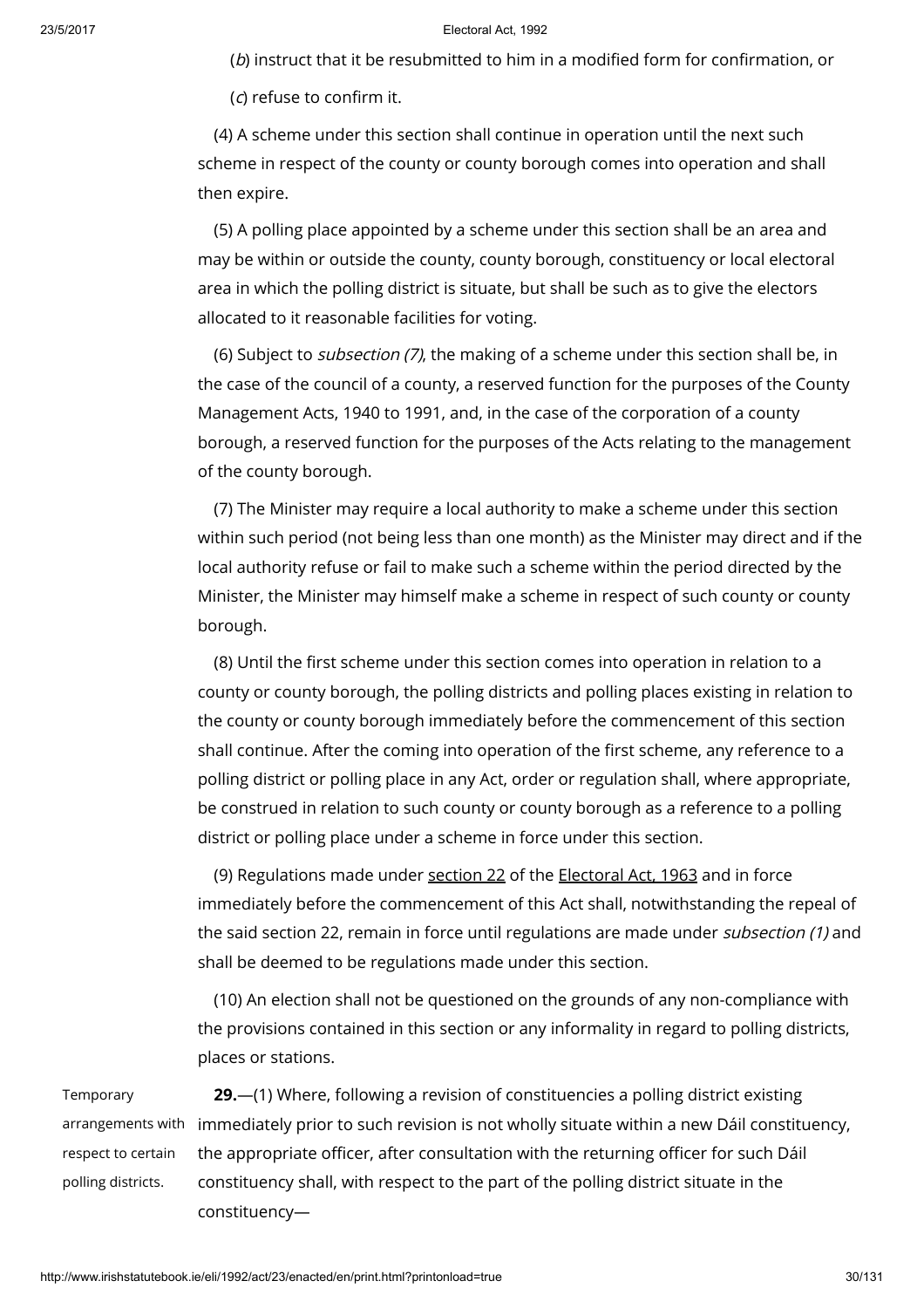(*b*) instruct that it be resubmitted to him in a modified form for confirmation, or

(*c*) refuse to confirm it.

(4) A scheme under this section shall continue in operation until the next such scheme in respect of the county or county borough comes into operation and shall then expire.

(5) A polling place appointed by a scheme under this section shall be an area and may be within or outside the county, county borough, constituency or local electoral area in which the polling district is situate, but shall be such as to give the electors allocated to it reasonable facilities for voting.

(6) Subject to *subsection (7)*, the making of a scheme under this section shall be, in the case of the council of a county, a reserved function for the purposes of the County Management Acts, 1940 to 1991, and, in the case of the corporation of a county borough, a reserved function for the purposes of the Acts relating to the management of the county borough.

(7) The Minister may require a local authority to make a scheme under this section within such period (not being less than one month) as the Minister may direct and if the local authority refuse or fail to make such a scheme within the period directed by the Minister, the Minister may himself make a scheme in respect of such county or county borough.

(8) Until the first scheme under this section comes into operation in relation to a county or county borough, the polling districts and polling places existing in relation to the county or county borough immediately before the commencement of this section shall continue. After the coming into operation of the first scheme, any reference to a polling district or polling place in any Act, order or regulation shall, where appropriate, be construed in relation to such county or county borough as a reference to a polling district or polling place under a scheme in force under this section.

(9) Regulations made under section 22 of the Electoral Act, 1963 and in force immediately before the commencement of this Act shall, notwithstanding the repeal of the said section 22, remain in force until regulations are made under *subsection (1)* and shall be deemed to be regulations made under this section.

(10) An election shall not be questioned on the grounds of any non-compliance with the provisions contained in this section or any informality in regard to polling districts, places or stations.

Temporary arrangements with respect to certain polling districts.

**29.**—(1) Where, following a revision of constituencies a polling district existing immediately prior to such revision is not wholly situate within a new Dáil constituency, the appropriate officer, after consultation with the returning officer for such Dáil constituency shall, with respect to the part of the polling district situate in the constituency—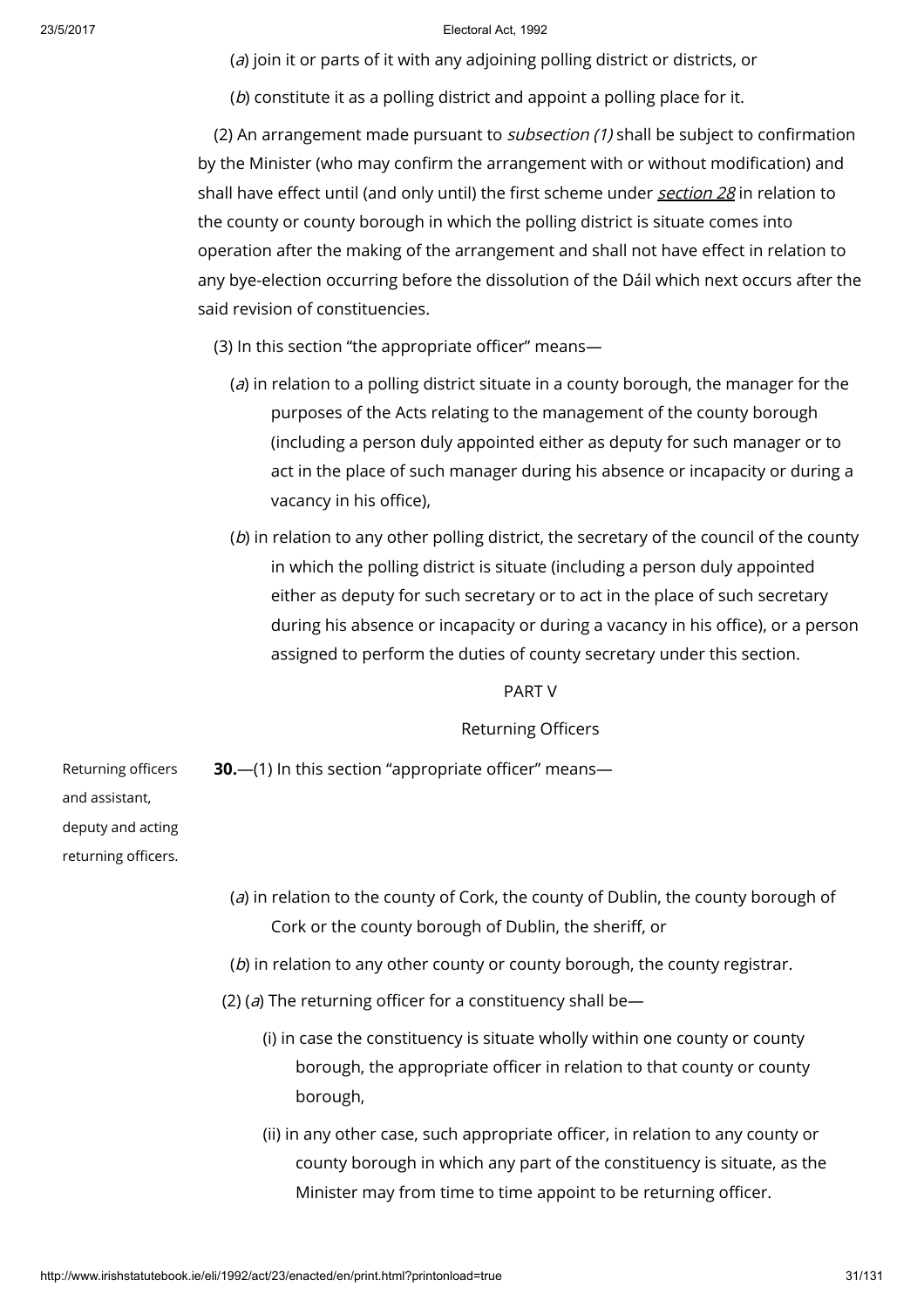(*a*) join it or parts of it with any adjoining polling district or districts, or

(*b*) constitute it as a polling district and appoint a polling place for it.

(2) An arrangement made pursuant to *subsection (1)* shall be subject to confirmation by the Minister (who may confirm the arrangement with or without modification) and shall have effect until (and only until) the first scheme under *section 28* in relation to the county or county borough in which the polling district is situate comes into operation after the making of the arrangement and shall not have effect in relation to any bye-election occurring before the dissolution of the Dáil which next occurs after the said revision of constituencies.

(3) In this section "the appropriate officer" means—

(*a*) in relation to a polling district situate in a county borough, the manager for the purposes of the Acts relating to the management of the county borough (including a person duly appointed either as deputy for such manager or to act in the place of such manager during his absence or incapacity or during a vacancy in his office),

(*b*) in relation to any other polling district, the secretary of the council of the county in which the polling district is situate (including a person duly appointed either as deputy for such secretary or to act in the place of such secretary during his absence or incapacity or during a vacancy in his office), or a person assigned to perform the duties of county secretary under this section.

## PART V

## Returning Officers

Returning officers and assistant, deputy and acting returning officers.

**30.**—(1) In this section "appropriate officer" means—

(*a*) in relation to the county of Cork, the county of Dublin, the county borough of Cork or the county borough of Dublin, the sheriff, or

(*b*) in relation to any other county or county borough, the county registrar.

(2) (*a*) The returning officer for a constituency shall be—

(i) in case the constituency is situate wholly within one county or county borough, the appropriate officer in relation to that county or county borough,

(ii) in any other case, such appropriate officer, in relation to any county or county borough in which any part of the constituency is situate, as the Minister may from time to time appoint to be returning officer.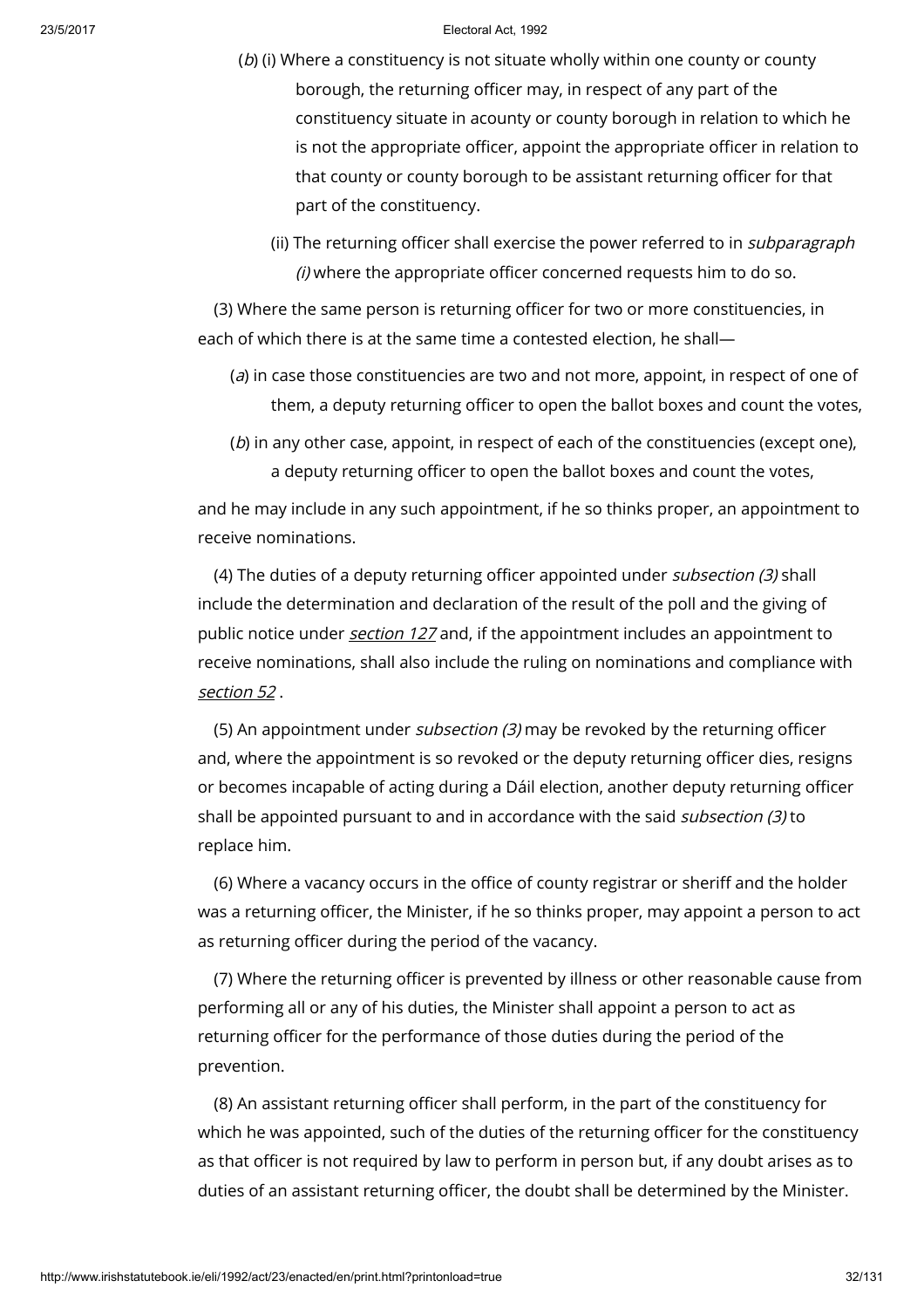(*b*) (i) Where a constituency is not situate wholly within one county or county borough, the returning officer may, in respect of any part of the constituency situate in acounty or county borough in relation to which he is not the appropriate officer, appoint the appropriate officer in relation to that county or county borough to be assistant returning officer for that part of the constituency.

(ii) The returning officer shall exercise the power referred to in *subparagraph (i)* where the appropriate officer concerned requests him to do so.

(3) Where the same person is returning officer for two or more constituencies, in each of which there is at the same time a contested election, he shall—

(*a*) in case those constituencies are two and not more, appoint, in respect of one of them, a deputy returning officer to open the ballot boxes and count the votes,

(*b*) in any other case, appoint, in respect of each of the constituencies (except one), a deputy returning officer to open the ballot boxes and count the votes,

and he may include in any such appointment, if he so thinks proper, an appointment to receive nominations.

(4) The duties of a deputy returning officer appointed under *subsection (3)* shall include the determination and declaration of the result of the poll and the giving of public notice under *section 127* and, if the appointment includes an appointment to receive nominations, shall also include the ruling on nominations and compliance with *section 52* .

(5) An appointment under *subsection (3)* may be revoked by the returning officer and, where the appointment is so revoked or the deputy returning officer dies, resigns or becomes incapable of acting during a Dáil election, another deputy returning officer shall be appointed pursuant to and in accordance with the said *subsection (3)* to replace him.

(6) Where a vacancy occurs in the office of county registrar or sheriff and the holder was a returning officer, the Minister, if he so thinks proper, may appoint a person to act as returning officer during the period of the vacancy.

(7) Where the returning officer is prevented by illness or other reasonable cause from performing all or any of his duties, the Minister shall appoint a person to act as returning officer for the performance of those duties during the period of the prevention.

(8) An assistant returning officer shall perform, in the part of the constituency for which he was appointed, such of the duties of the returning officer for the constituency as that officer is not required by law to perform in person but, if any doubt arises as to duties of an assistant returning officer, the doubt shall be determined by the Minister.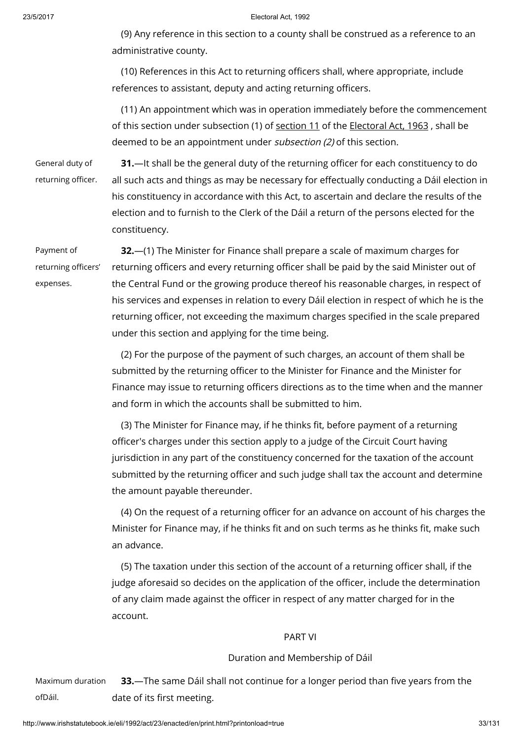(9) Any reference in this section to a county shall be construed as a reference to an administrative county.

(10) References in this Act to returning officers shall, where appropriate, include references to assistant, deputy and acting returning officers.

(11) An appointment which was in operation immediately before the commencement of this section under subsection (1) of section 11 of the Electoral Act, 1963 , shall be deemed to be an appointment under *subsection (2)* of this section.

General duty of returning officer.

**31.**—It shall be the general duty of the returning officer for each constituency to do all such acts and things as may be necessary for effectually conducting a Dáil election in his constituency in accordance with this Act, to ascertain and declare the results of the election and to furnish to the Clerk of the Dáil a return of the persons elected for the constituency.

Payment of returning officers' expenses.

**32.**—(1) The Minister for Finance shall prepare a scale of maximum charges for returning officers and every returning officer shall be paid by the said Minister out of the Central Fund or the growing produce thereof his reasonable charges, in respect of his services and expenses in relation to every Dáil election in respect of which he is the returning officer, not exceeding the maximum charges specified in the scale prepared under this section and applying for the time being.

(2) For the purpose of the payment of such charges, an account of them shall be submitted by the returning officer to the Minister for Finance and the Minister for Finance may issue to returning officers directions as to the time when and the manner and form in which the accounts shall be submitted to him.

(3) The Minister for Finance may, if he thinks fit, before payment of a returning officer's charges under this section apply to a judge of the Circuit Court having jurisdiction in any part of the constituency concerned for the taxation of the account submitted by the returning officer and such judge shall tax the account and determine the amount payable thereunder.

(4) On the request of a returning officer for an advance on account of his charges the Minister for Finance may, if he thinks fit and on such terms as he thinks fit, make such an advance.

(5) The taxation under this section of the account of a returning officer shall, if the judge aforesaid so decides on the application of the officer, include the determination of any claim made against the officer in respect of any matter charged for in the account.

## PART VI

### Duration and Membership of Dáil

Maximum duration ofDáil.

**33.**—The same Dáil shall not continue for a longer period than five years from the date of its first meeting.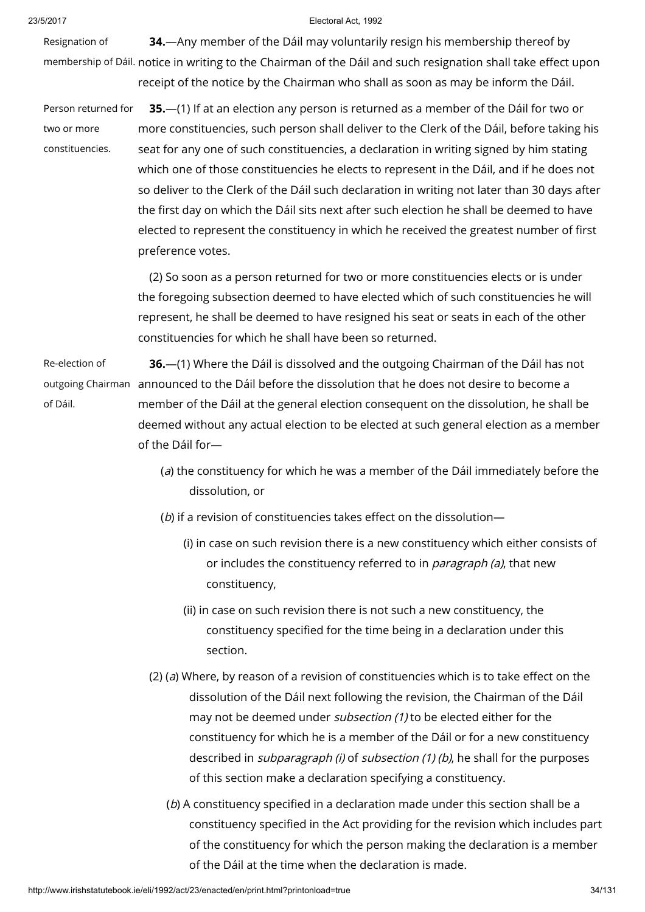Resignation of membership of Dáil.

**34.**—Any member of the Dáil may voluntarily resign his membership thereof by notice in writing to the Chairman of the Dáil and such resignation shall take effect upon receipt of the notice by the Chairman who shall as soon as may be inform the Dáil.

Person returned for two or more constituencies.

**35.**—(1) If at an election any person is returned as a member of the Dáil for two or more constituencies, such person shall deliver to the Clerk of the Dáil, before taking his seat for any one of such constituencies, a declaration in writing signed by him stating which one of those constituencies he elects to represent in the Dáil, and if he does not so deliver to the Clerk of the Dáil such declaration in writing not later than 30 days after the first day on which the Dáil sits next after such election he shall be deemed to have elected to represent the constituency in which he received the greatest number of first preference votes.

(2) So soon as a person returned for two or more constituencies elects or is under the foregoing subsection deemed to have elected which of such constituencies he will represent, he shall be deemed to have resigned his seat or seats in each of the other constituencies for which he shall have been so returned.

Re-election of outgoing Chairman of Dáil.

**36.**—(1) Where the Dáil is dissolved and the outgoing Chairman of the Dáil has not announced to the Dáil before the dissolution that he does not desire to become a member of the Dáil at the general election consequent on the dissolution, he shall be deemed without any actual election to be elected at such general election as a member of the Dáil for—

(*a*) the constituency for which he was a member of the Dáil immediately before the dissolution, or

(*b*) if a revision of constituencies takes effect on the dissolution—

(i) in case on such revision there is a new constituency which either consists of or includes the constituency referred to in *paragraph (a)*, that new constituency,

(ii) in case on such revision there is not such a new constituency, the constituency specified for the time being in a declaration under this section.

(2) (*a*) Where, by reason of a revision of constituencies which is to take effect on the dissolution of the Dáil next following the revision, the Chairman of the Dáil may not be deemed under *subsection (1)* to be elected either for the constituency for which he is a member of the Dáil or for a new constituency described in *subparagraph (i)* of *subsection (1) (b)*, he shall for the purposes of this section make a declaration specifying a constituency.

(*b*) A constituency specified in a declaration made under this section shall be a constituency specified in the Act providing for the revision which includes part of the constituency for which the person making the declaration is a member of the Dáil at the time when the declaration is made.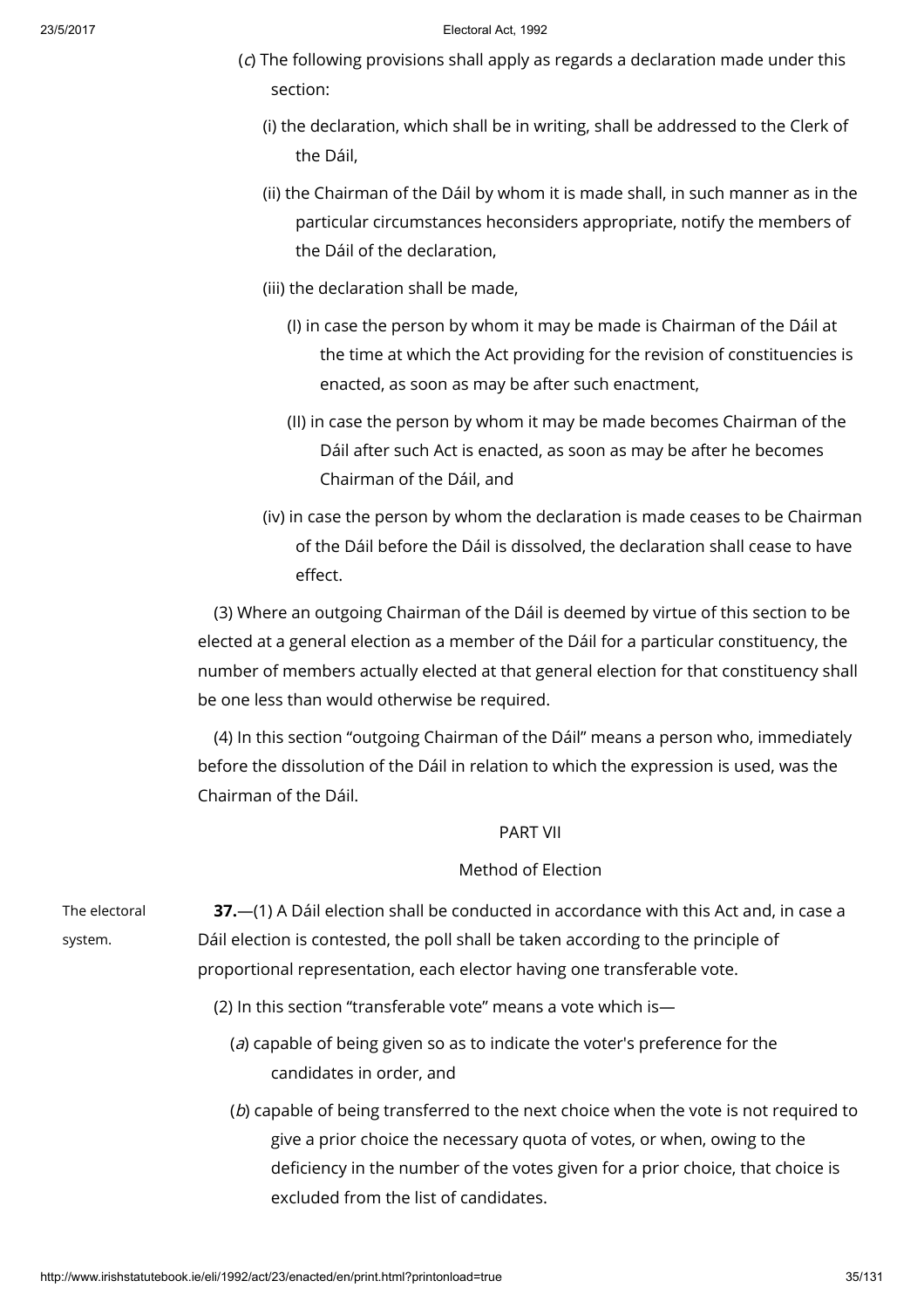(*c*) The following provisions shall apply as regards a declaration made under this section:

(i) the declaration, which shall be in writing, shall be addressed to the Clerk of the Dáil,

(ii) the Chairman of the Dáil by whom it is made shall, in such manner as in the particular circumstances heconsiders appropriate, notify the members of the Dáil of the declaration,

(iii) the declaration shall be made,

(I) in case the person by whom it may be made is Chairman of the Dáil at the time at which the Act providing for the revision of constituencies is enacted, as soon as may be after such enactment,

(II) in case the person by whom it may be made becomes Chairman of the Dáil after such Act is enacted, as soon as may be after he becomes Chairman of the Dáil, and

(iv) in case the person by whom the declaration is made ceases to be Chairman of the Dáil before the Dáil is dissolved, the declaration shall cease to have effect.

(3) Where an outgoing Chairman of the Dáil is deemed by virtue of this section to be elected at a general election as a member of the Dáil for a particular constituency, the number of members actually elected at that general election for that constituency shall be one less than would otherwise be required.

(4) In this section "outgoing Chairman of the Dáil" means a person who, immediately before the dissolution of the Dáil in relation to which the expression is used, was the Chairman of the Dáil.

## PART VII

### Method of Election

The electoral system.

**37.**—(1) A Dáil election shall be conducted in accordance with this Act and, in case a Dáil election is contested, the poll shall be taken according to the principle of proportional representation, each elector having one transferable vote.

(2) In this section "transferable vote" means a vote which is—

(*a*) capable of being given so as to indicate the voter's preference for the candidates in order, and

(*b*) capable of being transferred to the next choice when the vote is not required to give a prior choice the necessary quota of votes, or when, owing to the deficiency in the number of the votes given for a prior choice, that choice is excluded from the list of candidates.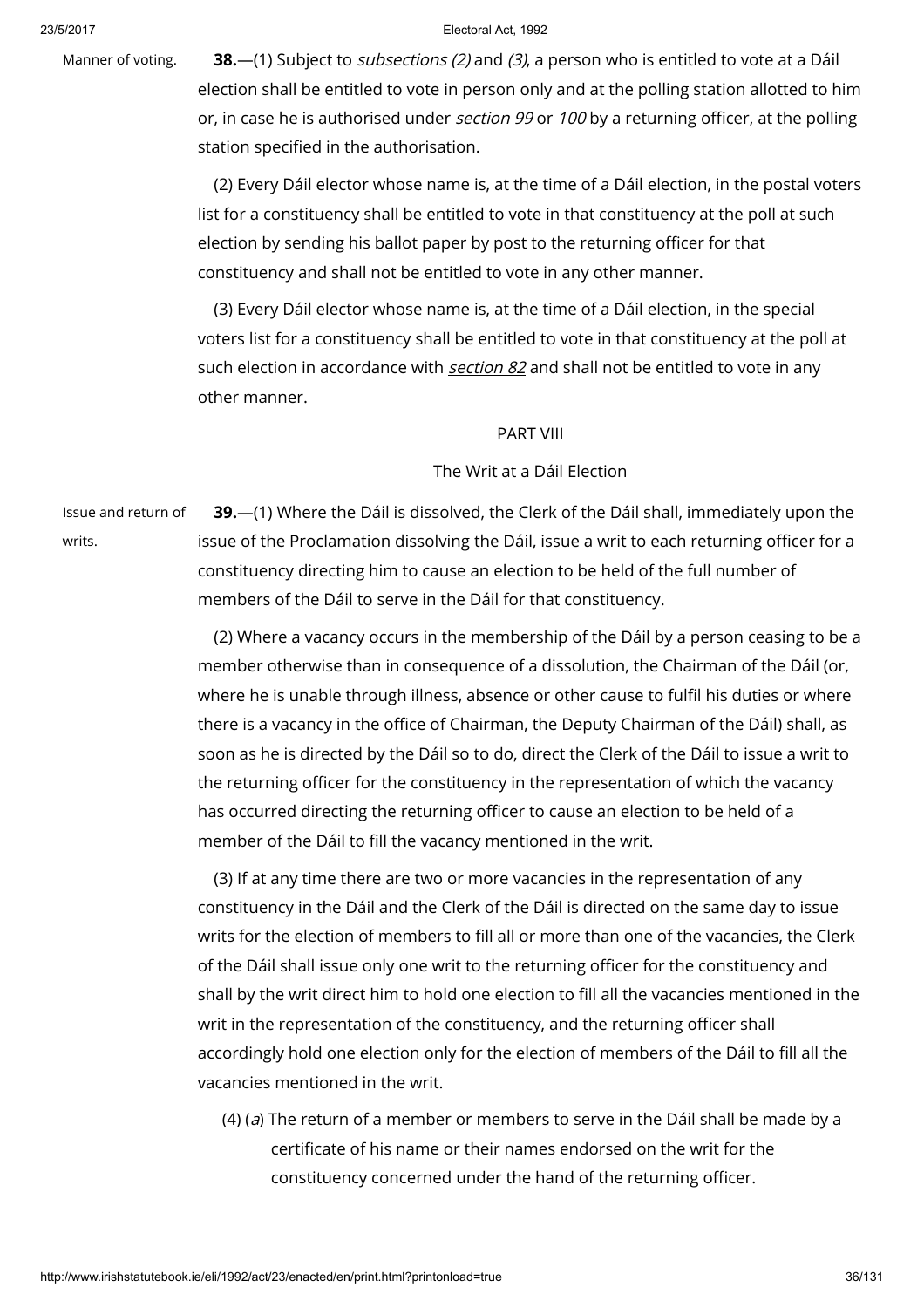Manner of voting.

**38.**—(1) Subject to *subsections (2)* and *(3)*, a person who is entitled to vote at a Dáil election shall be entitled to vote in person only and at the polling station allotted to him or, in case he is authorised under *section 99* or *100* by a returning officer, at the polling station specified in the authorisation.

(2) Every Dáil elector whose name is, at the time of a Dáil election, in the postal voters list for a constituency shall be entitled to vote in that constituency at the poll at such election by sending his ballot paper by post to the returning officer for that constituency and shall not be entitled to vote in any other manner.

(3) Every Dáil elector whose name is, at the time of a Dáil election, in the special voters list for a constituency shall be entitled to vote in that constituency at the poll at such election in accordance with *section 82* and shall not be entitled to vote in any other manner.

## PART VIII

## The Writ at a Dáil Election

Issue and return of writs.

**39.**—(1) Where the Dáil is dissolved, the Clerk of the Dáil shall, immediately upon the issue of the Proclamation dissolving the Dáil, issue a writ to each returning officer for a constituency directing him to cause an election to be held of the full number of members of the Dáil to serve in the Dáil for that constituency.

(2) Where a vacancy occurs in the membership of the Dáil by a person ceasing to be a member otherwise than in consequence of a dissolution, the Chairman of the Dáil (or, where he is unable through illness, absence or other cause to fulfil his duties or where there is a vacancy in the office of Chairman, the Deputy Chairman of the Dáil) shall, as soon as he is directed by the Dáil so to do, direct the Clerk of the Dáil to issue a writ to the returning officer for the constituency in the representation of which the vacancy has occurred directing the returning officer to cause an election to be held of a member of the Dáil to fill the vacancy mentioned in the writ.

(3) If at any time there are two or more vacancies in the representation of any constituency in the Dáil and the Clerk of the Dáil is directed on the same day to issue writs for the election of members to fill all or more than one of the vacancies, the Clerk of the Dáil shall issue only one writ to the returning officer for the constituency and shall by the writ direct him to hold one election to fill all the vacancies mentioned in the writ in the representation of the constituency, and the returning officer shall accordingly hold one election only for the election of members of the Dáil to fill all the vacancies mentioned in the writ.

(4) (*a*) The return of a member or members to serve in the Dáil shall be made by a certificate of his name or their names endorsed on the writ for the constituency concerned under the hand of the returning officer.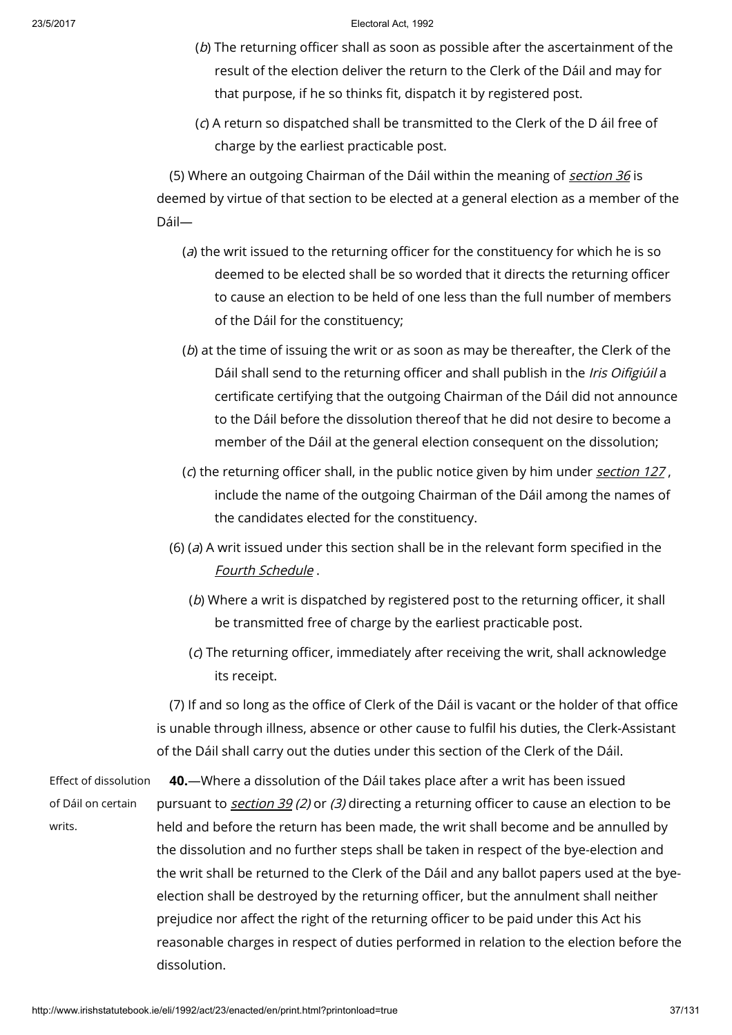(*b*) The returning officer shall as soon as possible after the ascertainment of the result of the election deliver the return to the Clerk of the Dáil and may for that purpose, if he so thinks fit, dispatch it by registered post.

(*c*) A return so dispatched shall be transmitted to the Clerk of the D áil free of charge by the earliest practicable post.

(5) Where an outgoing Chairman of the Dáil within the meaning of *section 36* is deemed by virtue of that section to be elected at a general election as a member of the Dáil—

(*a*) the writ issued to the returning officer for the constituency for which he is so deemed to be elected shall be so worded that it directs the returning officer to cause an election to be held of one less than the full number of members of the Dáil for the constituency;

(*b*) at the time of issuing the writ or as soon as may be thereafter, the Clerk of the Dáil shall send to the returning officer and shall publish in the *Iris Oifigiúil* a certificate certifying that the outgoing Chairman of the Dáil did not announce to the Dáil before the dissolution thereof that he did not desire to become a member of the Dáil at the general election consequent on the dissolution;

(*c*) the returning officer shall, in the public notice given by him under *section 127* , include the name of the outgoing Chairman of the Dáil among the names of the candidates elected for the constituency.

(6) (*a*) A writ issued under this section shall be in the relevant form specified in the *Fourth Schedule* .

(*b*) Where a writ is dispatched by registered post to the returning officer, it shall be transmitted free of charge by the earliest practicable post.

(*c*) The returning officer, immediately after receiving the writ, shall acknowledge its receipt.

(7) If and so long as the office of Clerk of the Dáil is vacant or the holder of that office is unable through illness, absence or other cause to fulfil his duties, the Clerk-Assistant of the Dáil shall carry out the duties under this section of the Clerk of the Dáil.

Effect of dissolution of Dáil on certain writs.

**40.**—Where a dissolution of the Dáil takes place after a writ has been issued pursuant to *section 39* *(2)* or *(3)* directing a returning officer to cause an election to be held and before the return has been made, the writ shall become and be annulled by the dissolution and no further steps shall be taken in respect of the bye-election and the writ shall be returned to the Clerk of the Dáil and any ballot papers used at the bye-election shall be destroyed by the returning officer, but the annulment shall neither prejudice nor affect the right of the returning officer to be paid under this Act his reasonable charges in respect of duties performed in relation to the election before the dissolution.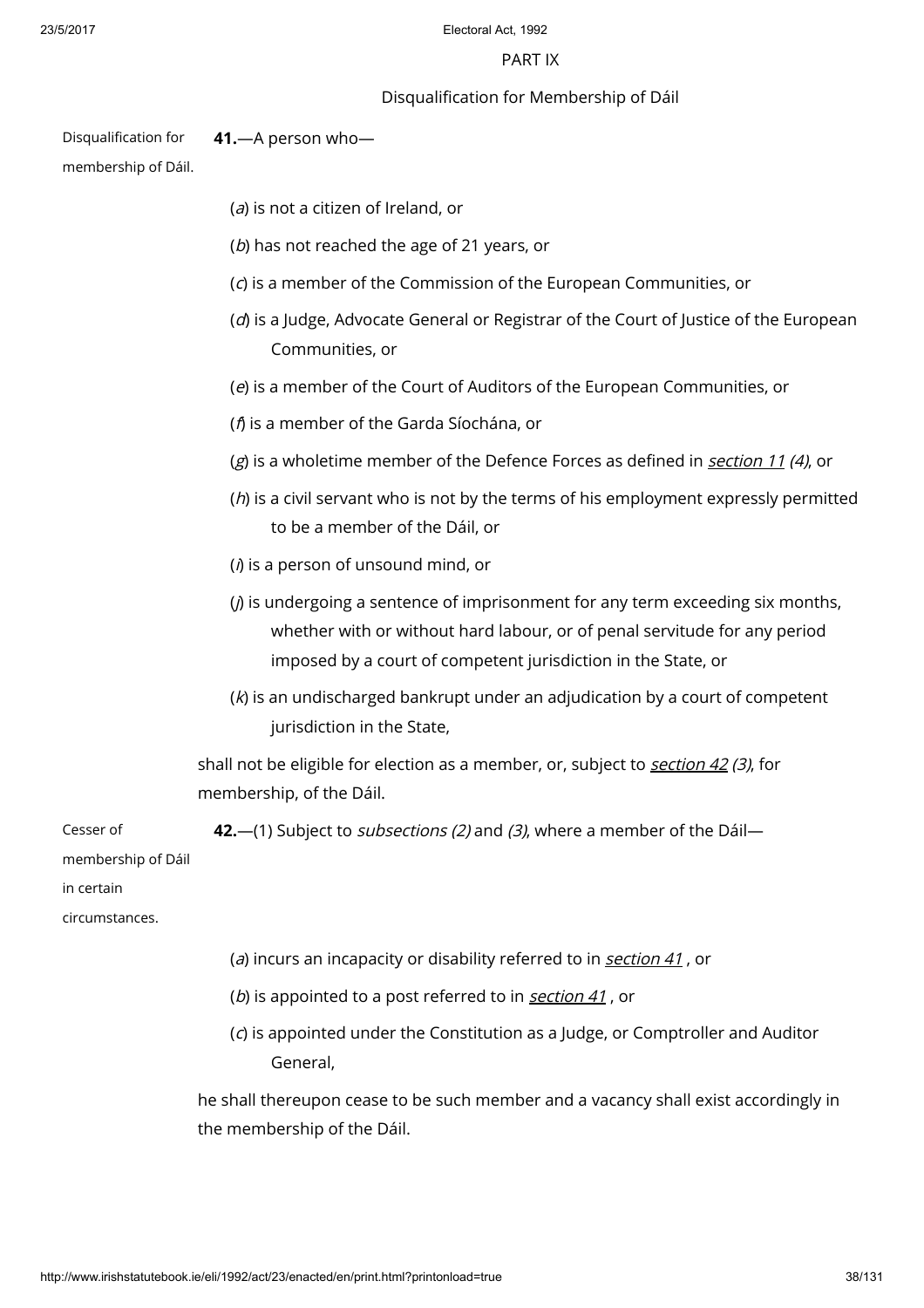PART IX

Disqualification for Membership of Dáil

Disqualification for membership of Dáil.

**41.**—A person who—

(*a*) is not a citizen of Ireland, or

(*b*) has not reached the age of 21 years, or

(*c*) is a member of the Commission of the European Communities, or

(*d*) is a Judge, Advocate General or Registrar of the Court of Justice of the European Communities, or

(*e*) is a member of the Court of Auditors of the European Communities, or

(*f*) is a member of the Garda Síochána, or

(*g*) is a wholetime member of the Defence Forces as defined in *section 11 (4)*, or

(*h*) is a civil servant who is not by the terms of his employment expressly permitted to be a member of the Dáil, or

(*i*) is a person of unsound mind, or

(*j*) is undergoing a sentence of imprisonment for any term exceeding six months, whether with or without hard labour, or of penal servitude for any period imposed by a court of competent jurisdiction in the State, or

(*k*) is an undischarged bankrupt under an adjudication by a court of competent jurisdiction in the State,

shall not be eligible for election as a member, or, subject to *section 42 (3)*, for membership, of the Dáil.

Cesser of membership of Dáil in certain circumstances.

**42.**—(1) Subject to *subsections (2)* and *(3)*, where a member of the Dáil—

(*a*) incurs an incapacity or disability referred to in *section 41* , or

(*b*) is appointed to a post referred to in *section 41* , or

(*c*) is appointed under the Constitution as a Judge, or Comptroller and Auditor General,

he shall thereupon cease to be such member and a vacancy shall exist accordingly in the membership of the Dáil.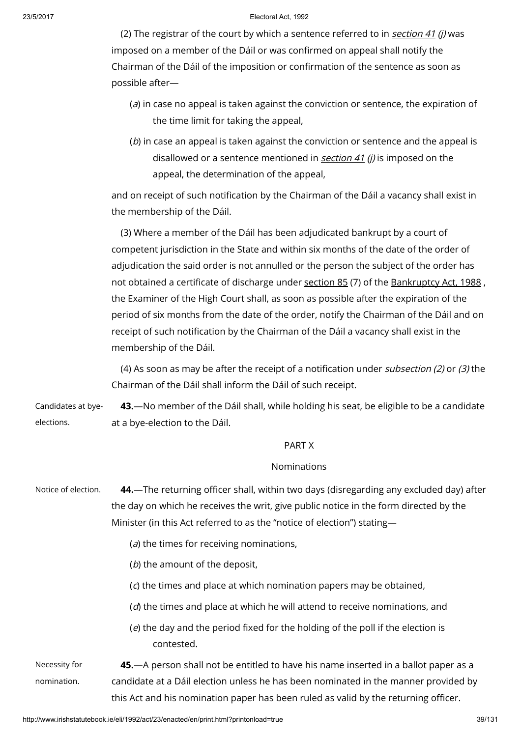(2) The registrar of the court by which a sentence referred to in *section 41 (j)* was imposed on a member of the Dáil or was confirmed on appeal shall notify the Chairman of the Dáil of the imposition or confirmation of the sentence as soon as possible after—

(*a*) in case no appeal is taken against the conviction or sentence, the expiration of the time limit for taking the appeal,

(*b*) in case an appeal is taken against the conviction or sentence and the appeal is disallowed or a sentence mentioned in *section 41 (j)* is imposed on the appeal, the determination of the appeal,

and on receipt of such notification by the Chairman of the Dáil a vacancy shall exist in the membership of the Dáil.

(3) Where a member of the Dáil has been adjudicated bankrupt by a court of competent jurisdiction in the State and within six months of the date of the order of adjudication the said order is not annulled or the person the subject of the order has not obtained a certificate of discharge under section 85 (7) of the Bankruptcy Act, 1988 , the Examiner of the High Court shall, as soon as possible after the expiration of the period of six months from the date of the order, notify the Chairman of the Dáil and on receipt of such notification by the Chairman of the Dáil a vacancy shall exist in the membership of the Dáil.

(4) As soon as may be after the receipt of a notification under *subsection (2)* or *(3)* the Chairman of the Dáil shall inform the Dáil of such receipt.

Candidates at bye-elections.

**43.**—No member of the Dáil shall, while holding his seat, be eligible to be a candidate at a bye-election to the Dáil.

## PART X

## Nominations

Notice of election.

**44.**—The returning officer shall, within two days (disregarding any excluded day) after the day on which he receives the writ, give public notice in the form directed by the Minister (in this Act referred to as the "notice of election") stating—

(*a*) the times for receiving nominations,

(*b*) the amount of the deposit,

(*c*) the times and place at which nomination papers may be obtained,

(*d*) the times and place at which he will attend to receive nominations, and

(*e*) the day and the period fixed for the holding of the poll if the election is contested.

Necessity for nomination.

**45.**—A person shall not be entitled to have his name inserted in a ballot paper as a candidate at a Dáil election unless he has been nominated in the manner provided by this Act and his nomination paper has been ruled as valid by the returning officer.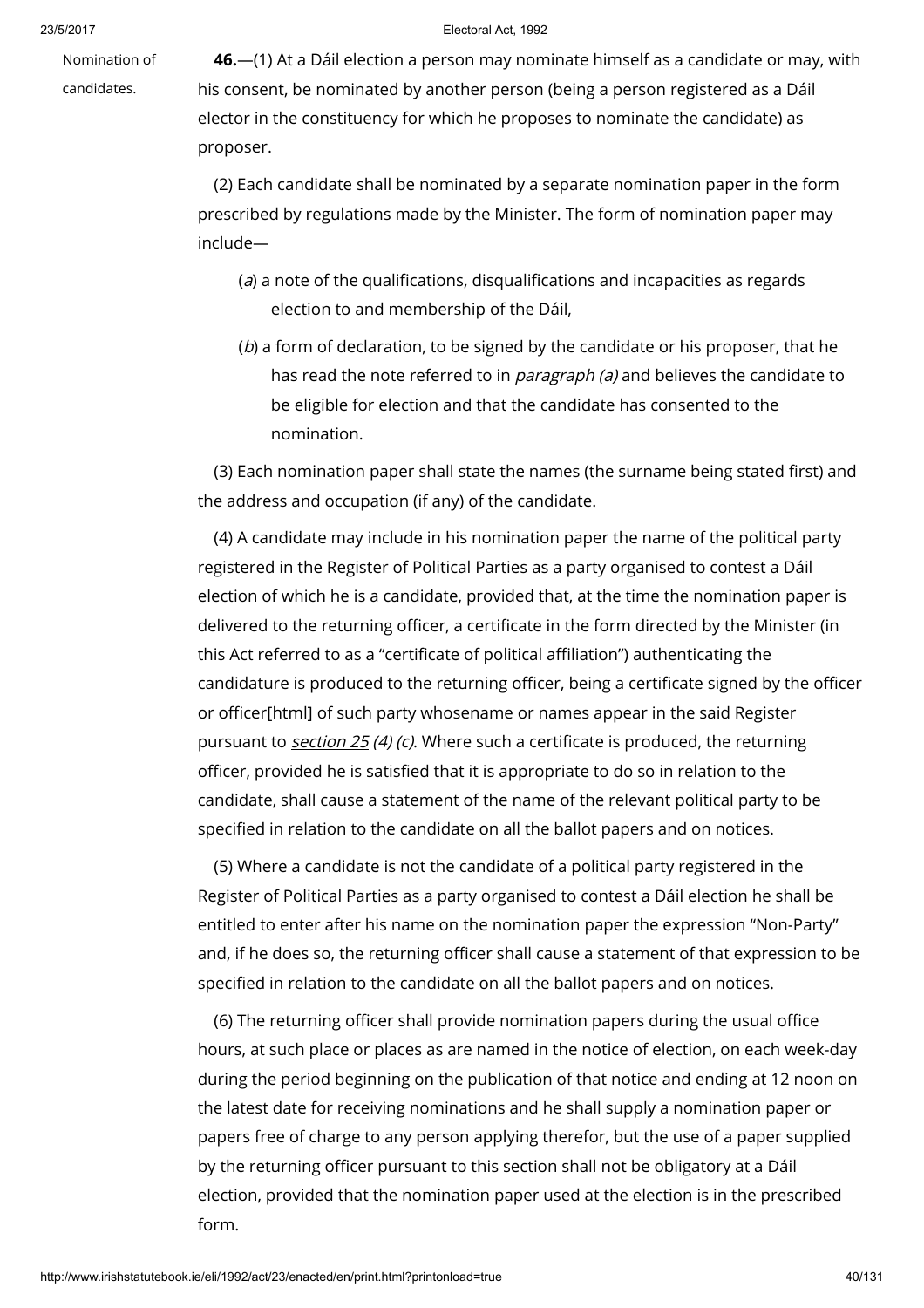Nomination of candidates.

**46.**—(1) At a Dáil election a person may nominate himself as a candidate or may, with his consent, be nominated by another person (being a person registered as a Dáil elector in the constituency for which he proposes to nominate the candidate) as proposer.

(2) Each candidate shall be nominated by a separate nomination paper in the form prescribed by regulations made by the Minister. The form of nomination paper may include—

(*a*) a note of the qualifications, disqualifications and incapacities as regards election to and membership of the Dáil,

(*b*) a form of declaration, to be signed by the candidate or his proposer, that he has read the note referred to in *paragraph (a)* and believes the candidate to be eligible for election and that the candidate has consented to the nomination.

(3) Each nomination paper shall state the names (the surname being stated first) and the address and occupation (if any) of the candidate.

(4) A candidate may include in his nomination paper the name of the political party registered in the Register of Political Parties as a party organised to contest a Dáil election of which he is a candidate, provided that, at the time the nomination paper is delivered to the returning officer, a certificate in the form directed by the Minister (in this Act referred to as a "certificate of political affiliation") authenticating the candidature is produced to the returning officer, being a certificate signed by the officer or officer[html] of such party whosename or names appear in the said Register pursuant to *section 25 (4) (c)*. Where such a certificate is produced, the returning officer, provided he is satisfied that it is appropriate to do so in relation to the candidate, shall cause a statement of the name of the relevant political party to be specified in relation to the candidate on all the ballot papers and on notices.

(5) Where a candidate is not the candidate of a political party registered in the Register of Political Parties as a party organised to contest a Dáil election he shall be entitled to enter after his name on the nomination paper the expression "Non-Party" and, if he does so, the returning officer shall cause a statement of that expression to be specified in relation to the candidate on all the ballot papers and on notices.

(6) The returning officer shall provide nomination papers during the usual office hours, at such place or places as are named in the notice of election, on each week-day during the period beginning on the publication of that notice and ending at 12 noon on the latest date for receiving nominations and he shall supply a nomination paper or papers free of charge to any person applying therefor, but the use of a paper supplied by the returning officer pursuant to this section shall not be obligatory at a Dáil election, provided that the nomination paper used at the election is in the prescribed form.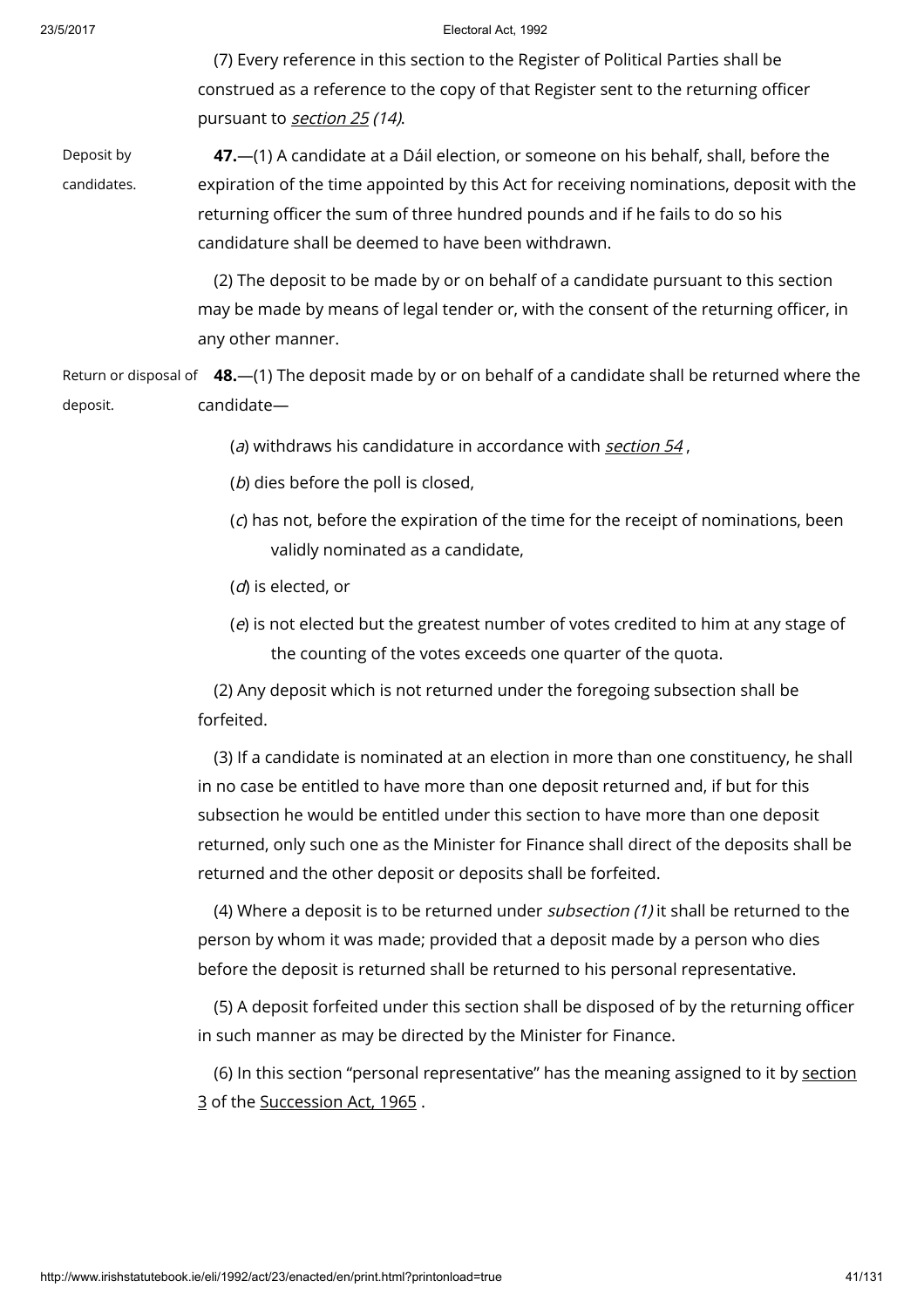(7) Every reference in this section to the Register of Political Parties shall be construed as a reference to the copy of that Register sent to the returning officer pursuant to *section 25 (14)*.

Deposit by candidates.

**47.**—(1) A candidate at a Dáil election, or someone on his behalf, shall, before the expiration of the time appointed by this Act for receiving nominations, deposit with the returning officer the sum of three hundred pounds and if he fails to do so his candidature shall be deemed to have been withdrawn.

(2) The deposit to be made by or on behalf of a candidate pursuant to this section may be made by means of legal tender or, with the consent of the returning officer, in any other manner.

Return or disposal of deposit.

**48.**—(1) The deposit made by or on behalf of a candidate shall be returned where the candidate—

(*a*) withdraws his candidature in accordance with *section 54* ,

(*b*) dies before the poll is closed,

(*c*) has not, before the expiration of the time for the receipt of nominations, been validly nominated as a candidate,

(*d*) is elected, or

(*e*) is not elected but the greatest number of votes credited to him at any stage of the counting of the votes exceeds one quarter of the quota.

(2) Any deposit which is not returned under the foregoing subsection shall be forfeited.

(3) If a candidate is nominated at an election in more than one constituency, he shall in no case be entitled to have more than one deposit returned and, if but for this subsection he would be entitled under this section to have more than one deposit returned, only such one as the Minister for Finance shall direct of the deposits shall be returned and the other deposit or deposits shall be forfeited.

(4) Where a deposit is to be returned under *subsection (1)* it shall be returned to the person by whom it was made; provided that a deposit made by a person who dies before the deposit is returned shall be returned to his personal representative.

(5) A deposit forfeited under this section shall be disposed of by the returning officer in such manner as may be directed by the Minister for Finance.

(6) In this section "personal representative" has the meaning assigned to it by section 3 of the Succession Act, 1965 .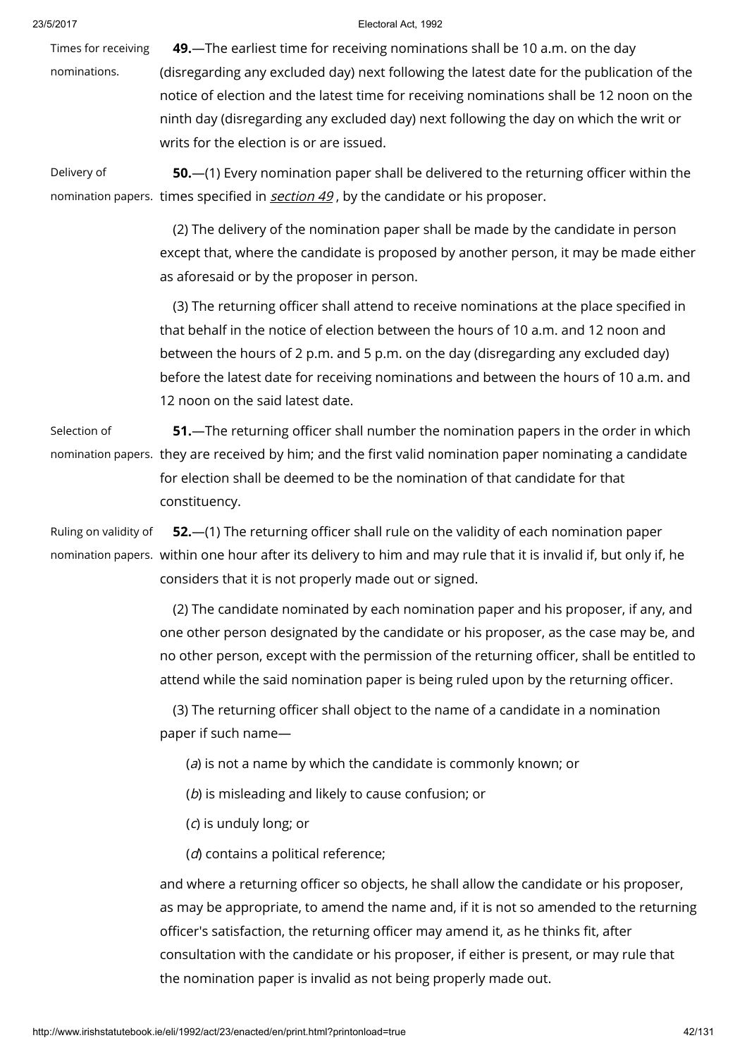Times for receiving nominations.

**49.**—The earliest time for receiving nominations shall be 10 a.m. on the day (disregarding any excluded day) next following the latest date for the publication of the notice of election and the latest time for receiving nominations shall be 12 noon on the ninth day (disregarding any excluded day) next following the day on which the writ or writs for the election is or are issued.

Delivery of nomination papers.

**50.**—(1) Every nomination paper shall be delivered to the returning officer within the times specified in *section 49*, by the candidate or his proposer.

(2) The delivery of the nomination paper shall be made by the candidate in person except that, where the candidate is proposed by another person, it may be made either as aforesaid or by the proposer in person.

(3) The returning officer shall attend to receive nominations at the place specified in that behalf in the notice of election between the hours of 10 a.m. and 12 noon and between the hours of 2 p.m. and 5 p.m. on the day (disregarding any excluded day) before the latest date for receiving nominations and between the hours of 10 a.m. and 12 noon on the said latest date.

Selection of nomination papers.

**51.**—The returning officer shall number the nomination papers in the order in which they are received by him; and the first valid nomination paper nominating a candidate for election shall be deemed to be the nomination of that candidate for that constituency.

Ruling on validity of nomination papers.

**52.**—(1) The returning officer shall rule on the validity of each nomination paper within one hour after its delivery to him and may rule that it is invalid if, but only if, he considers that it is not properly made out or signed.

(2) The candidate nominated by each nomination paper and his proposer, if any, and one other person designated by the candidate or his proposer, as the case may be, and no other person, except with the permission of the returning officer, shall be entitled to attend while the said nomination paper is being ruled upon by the returning officer.

(3) The returning officer shall object to the name of a candidate in a nomination paper if such name—

(*a*) is not a name by which the candidate is commonly known; or

(*b*) is misleading and likely to cause confusion; or

(*c*) is unduly long; or

(*d*) contains a political reference;

and where a returning officer so objects, he shall allow the candidate or his proposer, as may be appropriate, to amend the name and, if it is not so amended to the returning officer's satisfaction, the returning officer may amend it, as he thinks fit, after consultation with the candidate or his proposer, if either is present, or may rule that the nomination paper is invalid as not being properly made out.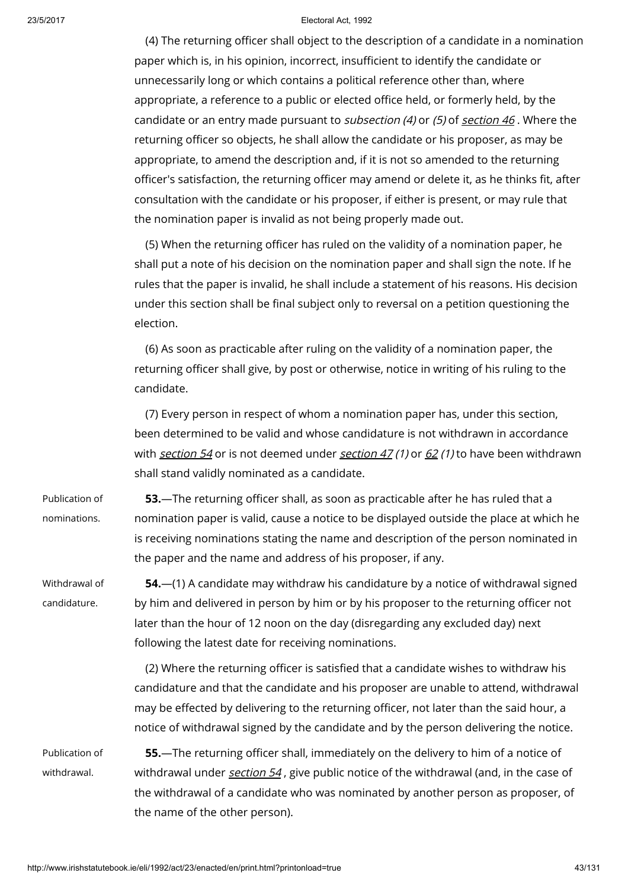(4) The returning officer shall object to the description of a candidate in a nomination paper which is, in his opinion, incorrect, insufficient to identify the candidate or unnecessarily long or which contains a political reference other than, where appropriate, a reference to a public or elected office held, or formerly held, by the candidate or an entry made pursuant to *subsection (4)* or *(5)* of *section 46*. Where the returning officer so objects, he shall allow the candidate or his proposer, as may be appropriate, to amend the description and, if it is not so amended to the returning officer's satisfaction, the returning officer may amend or delete it, as he thinks fit, after consultation with the candidate or his proposer, if either is present, or may rule that the nomination paper is invalid as not being properly made out.

(5) When the returning officer has ruled on the validity of a nomination paper, he shall put a note of his decision on the nomination paper and shall sign the note. If he rules that the paper is invalid, he shall include a statement of his reasons. His decision under this section shall be final subject only to reversal on a petition questioning the election.

(6) As soon as practicable after ruling on the validity of a nomination paper, the returning officer shall give, by post or otherwise, notice in writing of his ruling to the candidate.

(7) Every person in respect of whom a nomination paper has, under this section, been determined to be valid and whose candidature is not withdrawn in accordance with *section 54* or is not deemed under *section 47 (1)* or *62 (1)* to have been withdrawn shall stand validly nominated as a candidate.

Publication of nominations.

**53.**—The returning officer shall, as soon as practicable after he has ruled that a nomination paper is valid, cause a notice to be displayed outside the place at which he is receiving nominations stating the name and description of the person nominated in the paper and the name and address of his proposer, if any.

Withdrawal of candidature.

**54.**—(1) A candidate may withdraw his candidature by a notice of withdrawal signed by him and delivered in person by him or by his proposer to the returning officer not later than the hour of 12 noon on the day (disregarding any excluded day) next following the latest date for receiving nominations.

(2) Where the returning officer is satisfied that a candidate wishes to withdraw his candidature and that the candidate and his proposer are unable to attend, withdrawal may be effected by delivering to the returning officer, not later than the said hour, a notice of withdrawal signed by the candidate and by the person delivering the notice.

Publication of withdrawal.

**55.**—The returning officer shall, immediately on the delivery to him of a notice of withdrawal under *section 54*, give public notice of the withdrawal (and, in the case of the withdrawal of a candidate who was nominated by another person as proposer, of the name of the other person).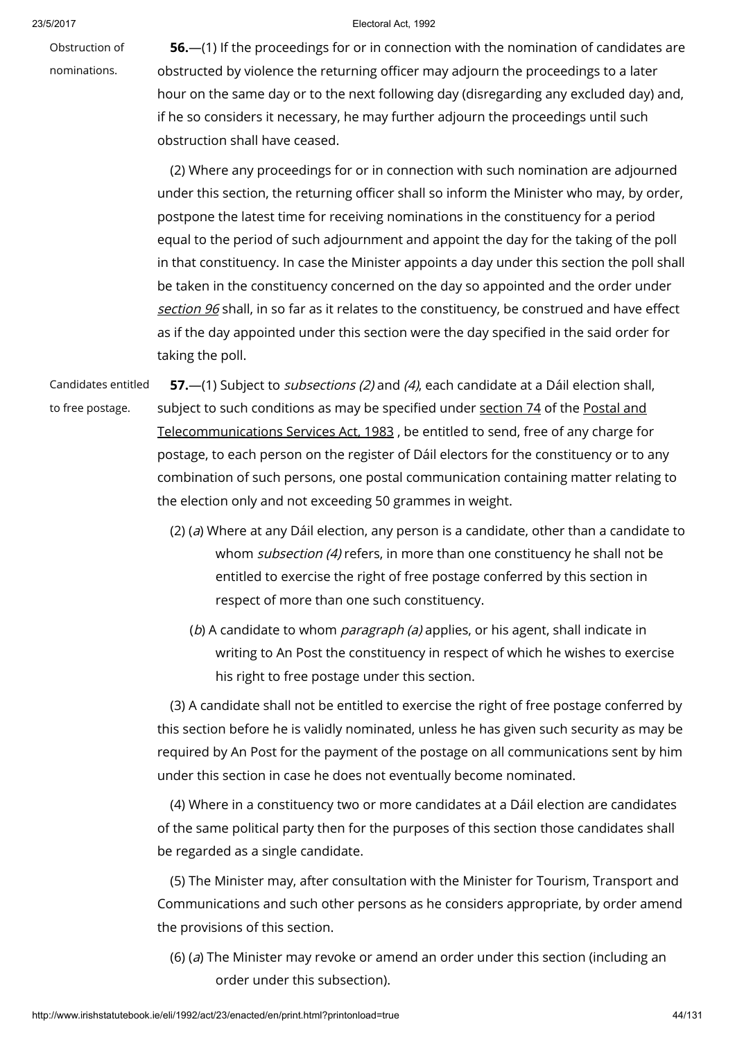Obstruction of nominations.

**56.**—(1) If the proceedings for or in connection with the nomination of candidates are obstructed by violence the returning officer may adjourn the proceedings to a later hour on the same day or to the next following day (disregarding any excluded day) and, if he so considers it necessary, he may further adjourn the proceedings until such obstruction shall have ceased.

(2) Where any proceedings for or in connection with such nomination are adjourned under this section, the returning officer shall so inform the Minister who may, by order, postpone the latest time for receiving nominations in the constituency for a period equal to the period of such adjournment and appoint the day for the taking of the poll in that constituency. In case the Minister appoints a day under this section the poll shall be taken in the constituency concerned on the day so appointed and the order under *section 96* shall, in so far as it relates to the constituency, be construed and have effect as if the day appointed under this section were the day specified in the said order for taking the poll.

Candidates entitled to free postage.

**57.**—(1) Subject to *subsections (2)* and *(4)*, each candidate at a Dáil election shall, subject to such conditions as may be specified under section 74 of the Postal and Telecommunications Services Act, 1983 , be entitled to send, free of any charge for postage, to each person on the register of Dáil electors for the constituency or to any combination of such persons, one postal communication containing matter relating to the election only and not exceeding 50 grammes in weight.

(2) (*a*) Where at any Dáil election, any person is a candidate, other than a candidate to whom *subsection (4)* refers, in more than one constituency he shall not be entitled to exercise the right of free postage conferred by this section in respect of more than one such constituency.

(*b*) A candidate to whom *paragraph (a)* applies, or his agent, shall indicate in writing to An Post the constituency in respect of which he wishes to exercise his right to free postage under this section.

(3) A candidate shall not be entitled to exercise the right of free postage conferred by this section before he is validly nominated, unless he has given such security as may be required by An Post for the payment of the postage on all communications sent by him under this section in case he does not eventually become nominated.

(4) Where in a constituency two or more candidates at a Dáil election are candidates of the same political party then for the purposes of this section those candidates shall be regarded as a single candidate.

(5) The Minister may, after consultation with the Minister for Tourism, Transport and Communications and such other persons as he considers appropriate, by order amend the provisions of this section.

(6) (*a*) The Minister may revoke or amend an order under this section (including an order under this subsection).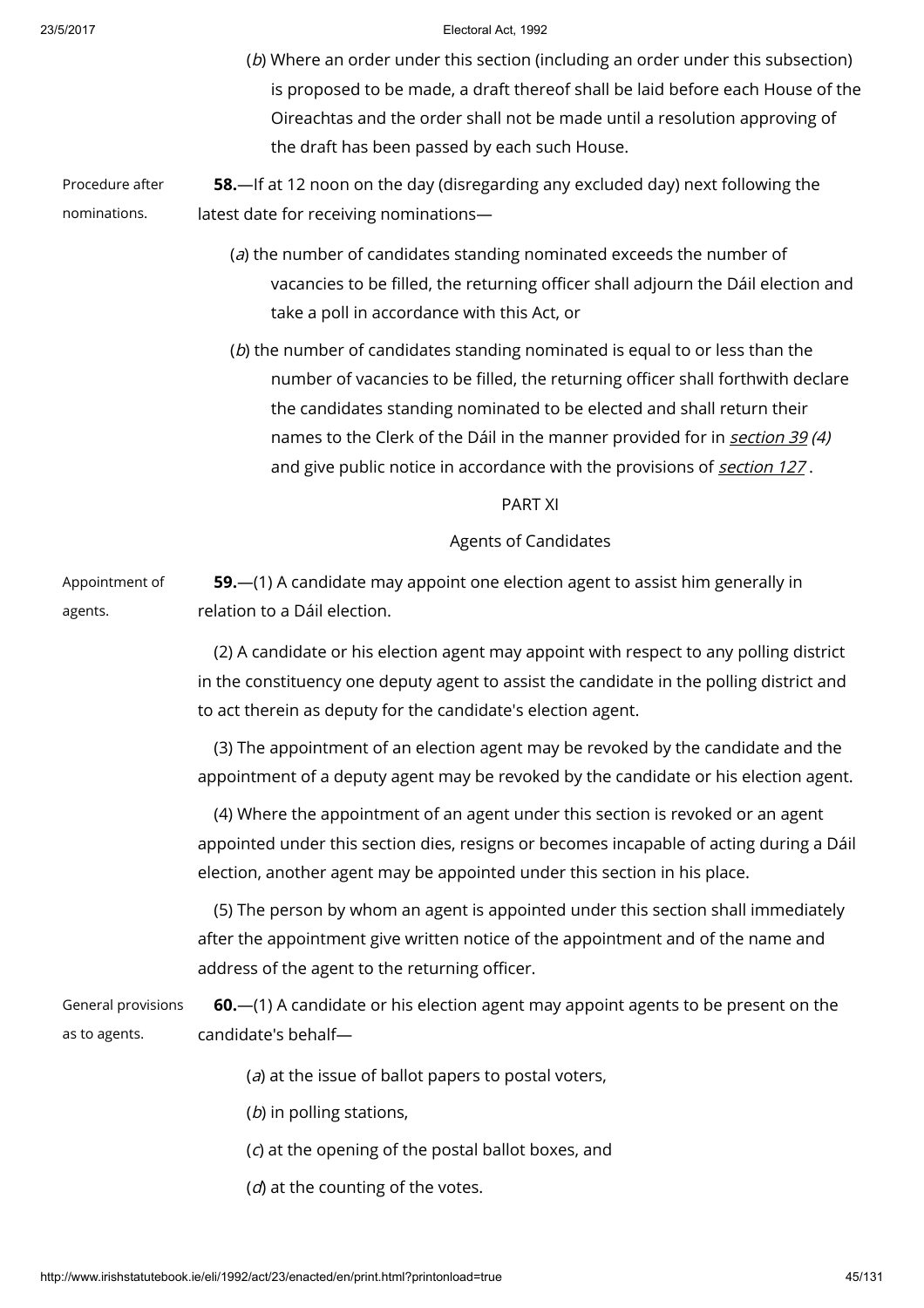(*b*) Where an order under this section (including an order under this subsection) is proposed to be made, a draft thereof shall be laid before each House of the Oireachtas and the order shall not be made until a resolution approving of the draft has been passed by each such House.

Procedure after nominations.

**58.**—If at 12 noon on the day (disregarding any excluded day) next following the latest date for receiving nominations—

(*a*) the number of candidates standing nominated exceeds the number of vacancies to be filled, the returning officer shall adjourn the Dáil election and take a poll in accordance with this Act, or

(*b*) the number of candidates standing nominated is equal to or less than the number of vacancies to be filled, the returning officer shall forthwith declare the candidates standing nominated to be elected and shall return their names to the Clerk of the Dáil in the manner provided for in *section 39 (4)* and give public notice in accordance with the provisions of *section 127* .

## PART XI

## Agents of Candidates

Appointment of agents.

**59.**—(1) A candidate may appoint one election agent to assist him generally in relation to a Dáil election.

(2) A candidate or his election agent may appoint with respect to any polling district in the constituency one deputy agent to assist the candidate in the polling district and to act therein as deputy for the candidate's election agent.

(3) The appointment of an election agent may be revoked by the candidate and the appointment of a deputy agent may be revoked by the candidate or his election agent.

(4) Where the appointment of an agent under this section is revoked or an agent appointed under this section dies, resigns or becomes incapable of acting during a Dáil election, another agent may be appointed under this section in his place.

(5) The person by whom an agent is appointed under this section shall immediately after the appointment give written notice of the appointment and of the name and address of the agent to the returning officer.

General provisions as to agents.

**60.**—(1) A candidate or his election agent may appoint agents to be present on the candidate's behalf—

(*a*) at the issue of ballot papers to postal voters,

(*b*) in polling stations,

(*c*) at the opening of the postal ballot boxes, and

(*d*) at the counting of the votes.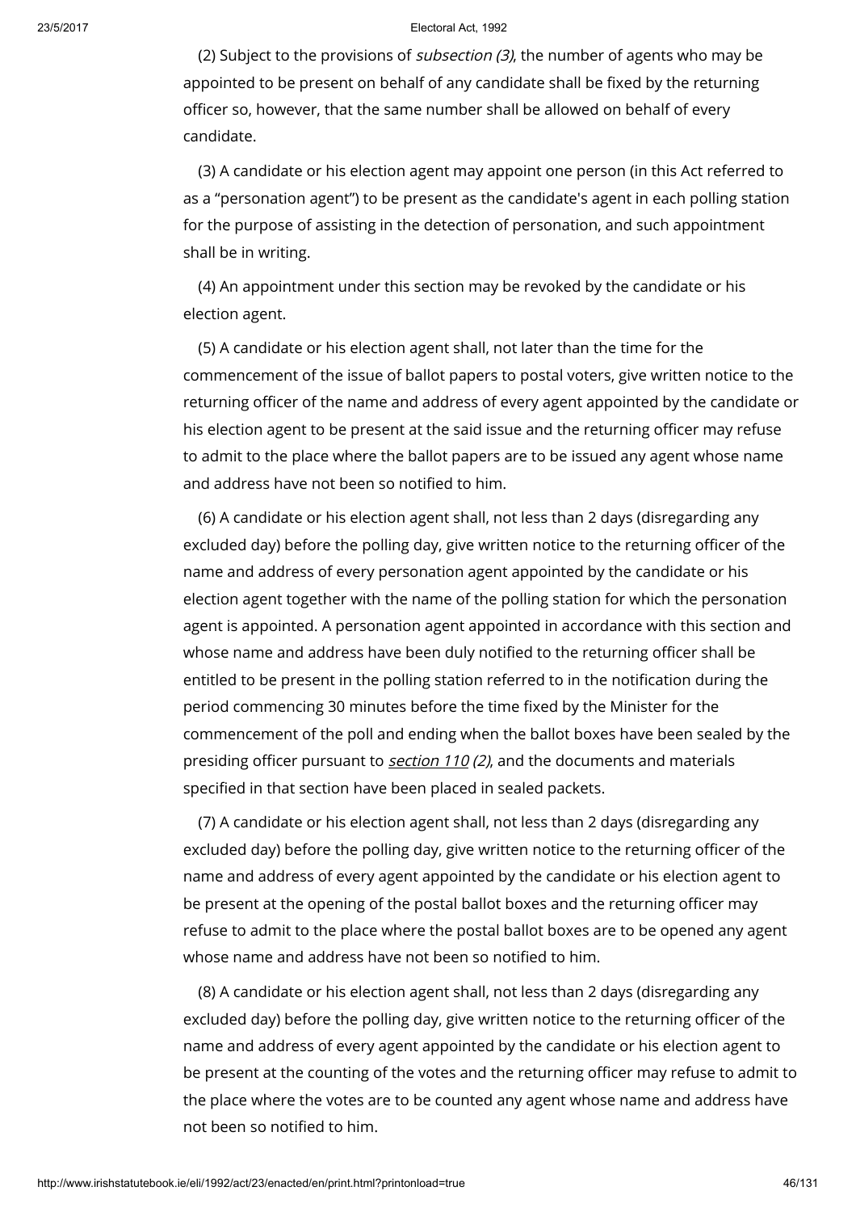(2) Subject to the provisions of *subsection (3)*, the number of agents who may be appointed to be present on behalf of any candidate shall be fixed by the returning officer so, however, that the same number shall be allowed on behalf of every candidate.

(3) A candidate or his election agent may appoint one person (in this Act referred to as a "personation agent") to be present as the candidate's agent in each polling station for the purpose of assisting in the detection of personation, and such appointment shall be in writing.

(4) An appointment under this section may be revoked by the candidate or his election agent.

(5) A candidate or his election agent shall, not later than the time for the commencement of the issue of ballot papers to postal voters, give written notice to the returning officer of the name and address of every agent appointed by the candidate or his election agent to be present at the said issue and the returning officer may refuse to admit to the place where the ballot papers are to be issued any agent whose name and address have not been so notified to him.

(6) A candidate or his election agent shall, not less than 2 days (disregarding any excluded day) before the polling day, give written notice to the returning officer of the name and address of every personation agent appointed by the candidate or his election agent together with the name of the polling station for which the personation agent is appointed. A personation agent appointed in accordance with this section and whose name and address have been duly notified to the returning officer shall be entitled to be present in the polling station referred to in the notification during the period commencing 30 minutes before the time fixed by the Minister for the commencement of the poll and ending when the ballot boxes have been sealed by the presiding officer pursuant to *section 110 (2)*, and the documents and materials specified in that section have been placed in sealed packets.

(7) A candidate or his election agent shall, not less than 2 days (disregarding any excluded day) before the polling day, give written notice to the returning officer of the name and address of every agent appointed by the candidate or his election agent to be present at the opening of the postal ballot boxes and the returning officer may refuse to admit to the place where the postal ballot boxes are to be opened any agent whose name and address have not been so notified to him.

(8) A candidate or his election agent shall, not less than 2 days (disregarding any excluded day) before the polling day, give written notice to the returning officer of the name and address of every agent appointed by the candidate or his election agent to be present at the counting of the votes and the returning officer may refuse to admit to the place where the votes are to be counted any agent whose name and address have not been so notified to him.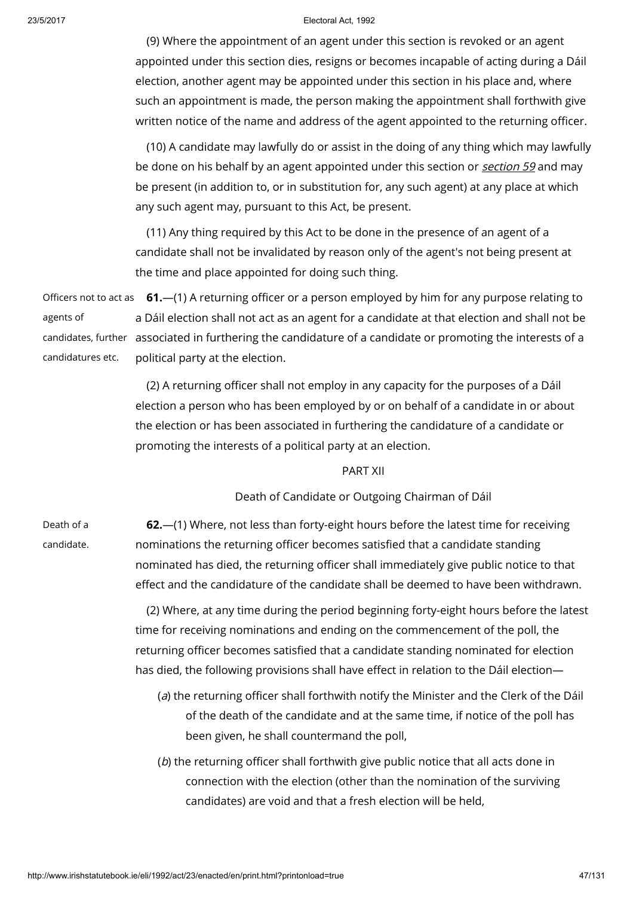(9) Where the appointment of an agent under this section is revoked or an agent appointed under this section dies, resigns or becomes incapable of acting during a Dáil election, another agent may be appointed under this section in his place and, where such an appointment is made, the person making the appointment shall forthwith give written notice of the name and address of the agent appointed to the returning officer.

(10) A candidate may lawfully do or assist in the doing of any thing which may lawfully be done on his behalf by an agent appointed under this section or *section 59* and may be present (in addition to, or in substitution for, any such agent) at any place at which any such agent may, pursuant to this Act, be present.

(11) Any thing required by this Act to be done in the presence of an agent of a candidate shall not be invalidated by reason only of the agent's not being present at the time and place appointed for doing such thing.

Officers not to act as agents of candidates, further candidatures etc.

**61.**—(1) A returning officer or a person employed by him for any purpose relating to a Dáil election shall not act as an agent for a candidate at that election and shall not be associated in furthering the candidature of a candidate or promoting the interests of a political party at the election.

(2) A returning officer shall not employ in any capacity for the purposes of a Dáil election a person who has been employed by or on behalf of a candidate in or about the election or has been associated in furthering the candidature of a candidate or promoting the interests of a political party at an election.

## PART XII

### Death of Candidate or Outgoing Chairman of Dáil

Death of a candidate.

**62.**—(1) Where, not less than forty-eight hours before the latest time for receiving nominations the returning officer becomes satisfied that a candidate standing nominated has died, the returning officer shall immediately give public notice to that effect and the candidature of the candidate shall be deemed to have been withdrawn.

(2) Where, at any time during the period beginning forty-eight hours before the latest time for receiving nominations and ending on the commencement of the poll, the returning officer becomes satisfied that a candidate standing nominated for election has died, the following provisions shall have effect in relation to the Dáil election—

(*a*) the returning officer shall forthwith notify the Minister and the Clerk of the Dáil of the death of the candidate and at the same time, if notice of the poll has been given, he shall countermand the poll,

(*b*) the returning officer shall forthwith give public notice that all acts done in connection with the election (other than the nomination of the surviving candidates) are void and that a fresh election will be held,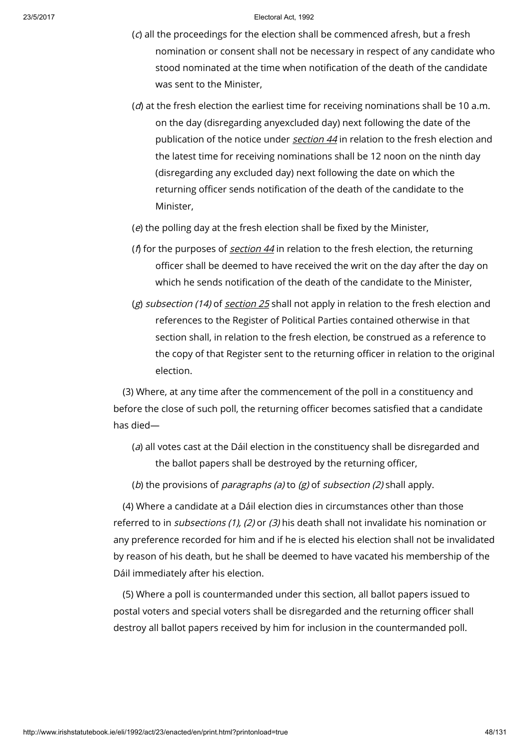(*c*) all the proceedings for the election shall be commenced afresh, but a fresh nomination or consent shall not be necessary in respect of any candidate who stood nominated at the time when notification of the death of the candidate was sent to the Minister,

(*d*) at the fresh election the earliest time for receiving nominations shall be 10 a.m. on the day (disregarding anyexcluded day) next following the date of the publication of the notice under *section 44* in relation to the fresh election and the latest time for receiving nominations shall be 12 noon on the ninth day (disregarding any excluded day) next following the date on which the returning officer sends notification of the death of the candidate to the Minister,

(*e*) the polling day at the fresh election shall be fixed by the Minister,

(*f*) for the purposes of *section 44* in relation to the fresh election, the returning officer shall be deemed to have received the writ on the day after the day on which he sends notification of the death of the candidate to the Minister,

(*g*) *subsection (14)* of *section 25* shall not apply in relation to the fresh election and references to the Register of Political Parties contained otherwise in that section shall, in relation to the fresh election, be construed as a reference to the copy of that Register sent to the returning officer in relation to the original election.

(3) Where, at any time after the commencement of the poll in a constituency and before the close of such poll, the returning officer becomes satisfied that a candidate has died—

(*a*) all votes cast at the Dáil election in the constituency shall be disregarded and the ballot papers shall be destroyed by the returning officer,

(*b*) the provisions of *paragraphs (a)* to *(g)* of *subsection (2)* shall apply.

(4) Where a candidate at a Dáil election dies in circumstances other than those referred to in *subsections (1), (2)* or *(3)* his death shall not invalidate his nomination or any preference recorded for him and if he is elected his election shall not be invalidated by reason of his death, but he shall be deemed to have vacated his membership of the Dáil immediately after his election.

(5) Where a poll is countermanded under this section, all ballot papers issued to postal voters and special voters shall be disregarded and the returning officer shall destroy all ballot papers received by him for inclusion in the countermanded poll.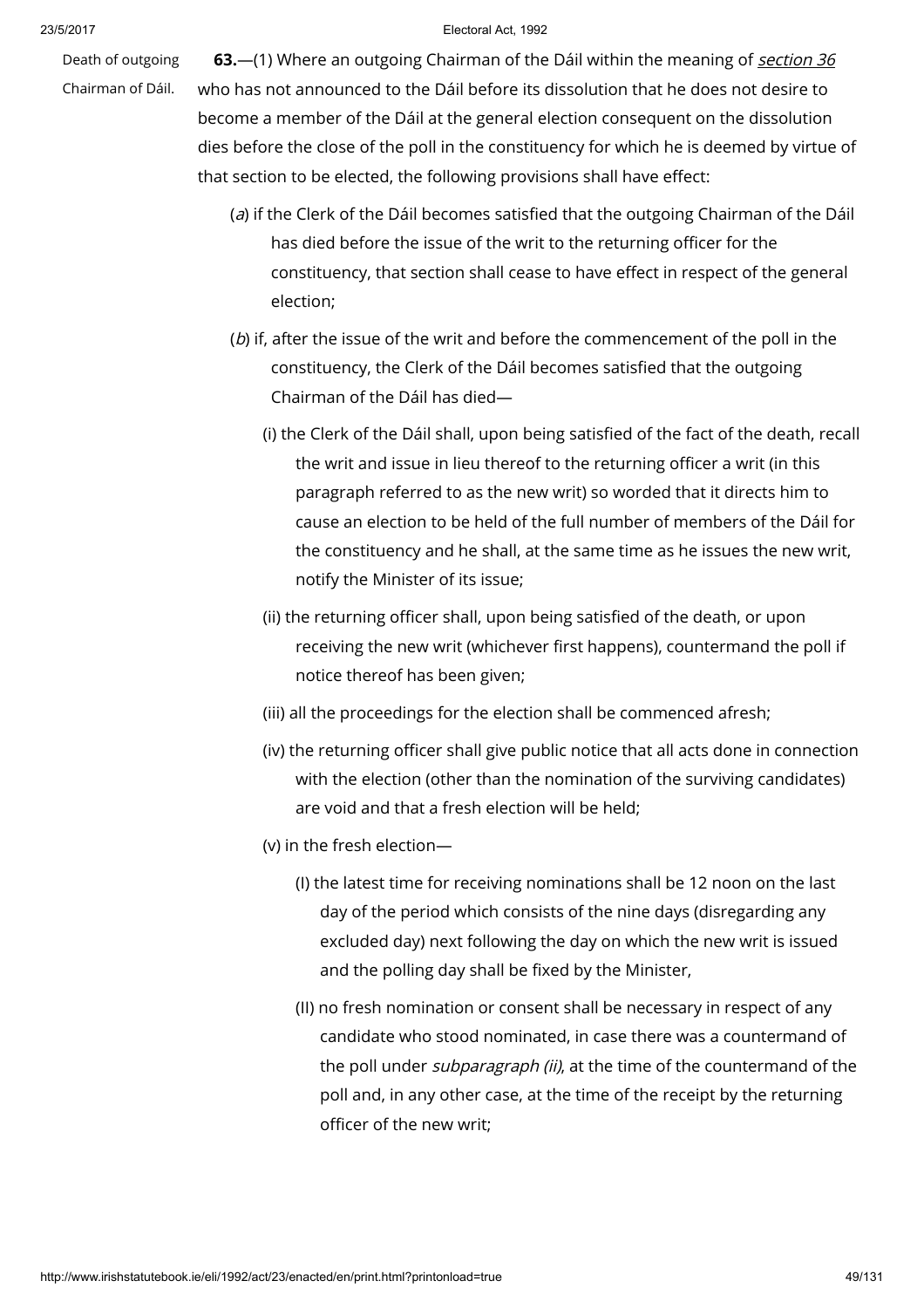Death of outgoing Chairman of Dáil.

**63.**—(1) Where an outgoing Chairman of the Dáil within the meaning of *section 36* who has not announced to the Dáil before its dissolution that he does not desire to become a member of the Dáil at the general election consequent on the dissolution dies before the close of the poll in the constituency for which he is deemed by virtue of that section to be elected, the following provisions shall have effect:

(*a*) if the Clerk of the Dáil becomes satisfied that the outgoing Chairman of the Dáil has died before the issue of the writ to the returning officer for the constituency, that section shall cease to have effect in respect of the general election;

(*b*) if, after the issue of the writ and before the commencement of the poll in the constituency, the Clerk of the Dáil becomes satisfied that the outgoing Chairman of the Dáil has died—

(i) the Clerk of the Dáil shall, upon being satisfied of the fact of the death, recall the writ and issue in lieu thereof to the returning officer a writ (in this paragraph referred to as the new writ) so worded that it directs him to cause an election to be held of the full number of members of the Dáil for the constituency and he shall, at the same time as he issues the new writ, notify the Minister of its issue;

(ii) the returning officer shall, upon being satisfied of the death, or upon receiving the new writ (whichever first happens), countermand the poll if notice thereof has been given;

(iii) all the proceedings for the election shall be commenced afresh;

(iv) the returning officer shall give public notice that all acts done in connection with the election (other than the nomination of the surviving candidates) are void and that a fresh election will be held;

(v) in the fresh election—

(I) the latest time for receiving nominations shall be 12 noon on the last day of the period which consists of the nine days (disregarding any excluded day) next following the day on which the new writ is issued and the polling day shall be fixed by the Minister,

(II) no fresh nomination or consent shall be necessary in respect of any candidate who stood nominated, in case there was a countermand of the poll under *subparagraph (ii)*, at the time of the countermand of the poll and, in any other case, at the time of the receipt by the returning officer of the new writ;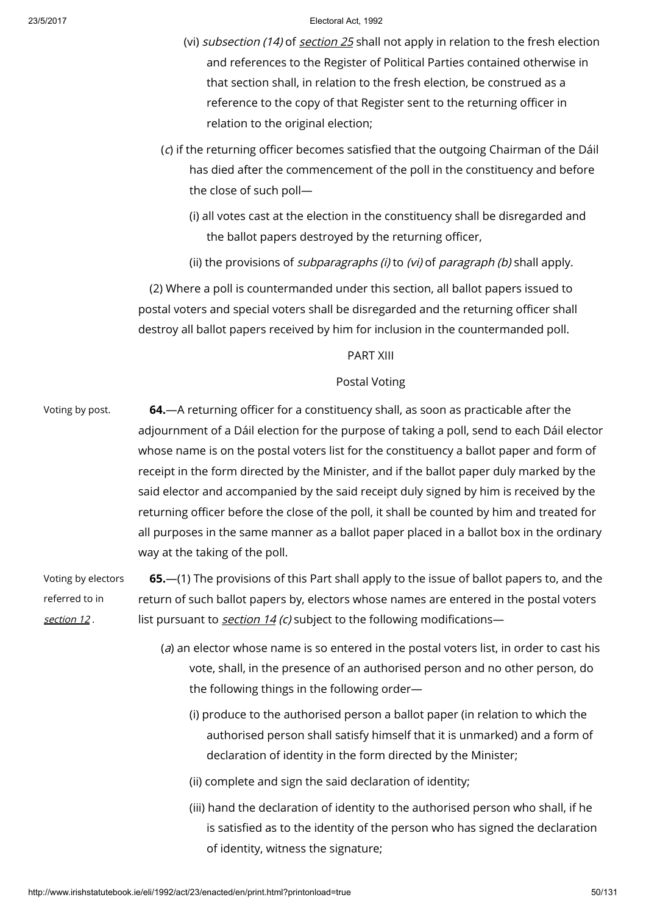(vi) *subsection (14)* of *section 25* shall not apply in relation to the fresh election and references to the Register of Political Parties contained otherwise in that section shall, in relation to the fresh election, be construed as a reference to the copy of that Register sent to the returning officer in relation to the original election;

(*c*) if the returning officer becomes satisfied that the outgoing Chairman of the Dáil has died after the commencement of the poll in the constituency and before the close of such poll—

(i) all votes cast at the election in the constituency shall be disregarded and the ballot papers destroyed by the returning officer,

(ii) the provisions of *subparagraphs (i)* to *(vi)* of *paragraph (b)* shall apply.

(2) Where a poll is countermanded under this section, all ballot papers issued to postal voters and special voters shall be disregarded and the returning officer shall destroy all ballot papers received by him for inclusion in the countermanded poll.

PART XIII

Postal Voting

Voting by post.

**64.**—A returning officer for a constituency shall, as soon as practicable after the adjournment of a Dáil election for the purpose of taking a poll, send to each Dáil elector whose name is on the postal voters list for the constituency a ballot paper and form of receipt in the form directed by the Minister, and if the ballot paper duly marked by the said elector and accompanied by the said receipt duly signed by him is received by the returning officer before the close of the poll, it shall be counted by him and treated for all purposes in the same manner as a ballot paper placed in a ballot box in the ordinary way at the taking of the poll.

Voting by electors referred to in *section 12*.

**65.**—(1) The provisions of this Part shall apply to the issue of ballot papers to, and the return of such ballot papers by, electors whose names are entered in the postal voters list pursuant to *section 14 (c)* subject to the following modifications—

(*a*) an elector whose name is so entered in the postal voters list, in order to cast his vote, shall, in the presence of an authorised person and no other person, do the following things in the following order—

(i) produce to the authorised person a ballot paper (in relation to which the authorised person shall satisfy himself that it is unmarked) and a form of declaration of identity in the form directed by the Minister;

(ii) complete and sign the said declaration of identity;

(iii) hand the declaration of identity to the authorised person who shall, if he is satisfied as to the identity of the person who has signed the declaration of identity, witness the signature;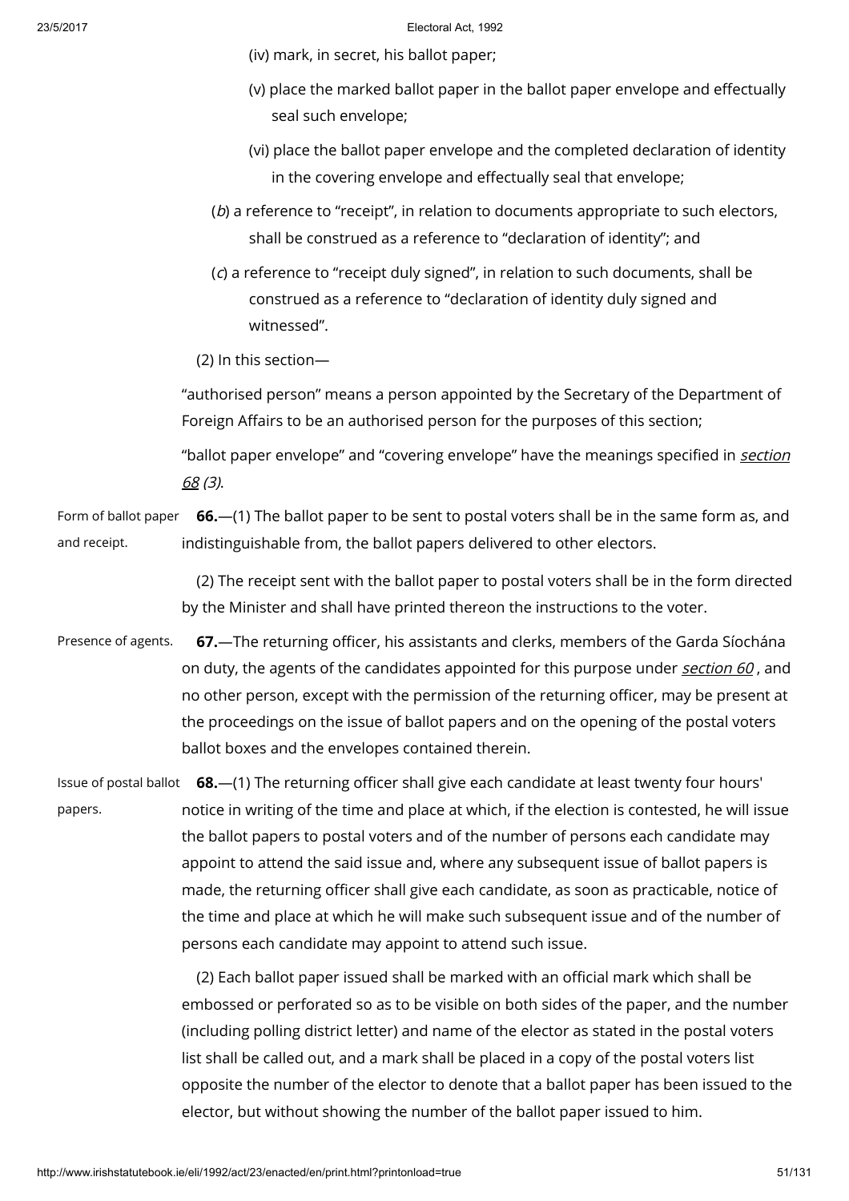(iv) mark, in secret, his ballot paper;

(v) place the marked ballot paper in the ballot paper envelope and effectually seal such envelope;

(vi) place the ballot paper envelope and the completed declaration of identity in the covering envelope and effectually seal that envelope;

(*b*) a reference to "receipt", in relation to documents appropriate to such electors, shall be construed as a reference to "declaration of identity"; and

(*c*) a reference to "receipt duly signed", in relation to such documents, shall be construed as a reference to "declaration of identity duly signed and witnessed".

(2) In this section—

"authorised person" means a person appointed by the Secretary of the Department of Foreign Affairs to be an authorised person for the purposes of this section;

"ballot paper envelope" and "covering envelope" have the meanings specified in *section 68 (3)*.

Form of ballot paper and receipt.

**66.**—(1) The ballot paper to be sent to postal voters shall be in the same form as, and indistinguishable from, the ballot papers delivered to other electors.

(2) The receipt sent with the ballot paper to postal voters shall be in the form directed by the Minister and shall have printed thereon the instructions to the voter.

Presence of agents.

**67.**—The returning officer, his assistants and clerks, members of the Garda Síochána on duty, the agents of the candidates appointed for this purpose under *section 60* , and no other person, except with the permission of the returning officer, may be present at the proceedings on the issue of ballot papers and on the opening of the postal voters ballot boxes and the envelopes contained therein.

Issue of postal ballot papers.

**68.**—(1) The returning officer shall give each candidate at least twenty four hours' notice in writing of the time and place at which, if the election is contested, he will issue the ballot papers to postal voters and of the number of persons each candidate may appoint to attend the said issue and, where any subsequent issue of ballot papers is made, the returning officer shall give each candidate, as soon as practicable, notice of the time and place at which he will make such subsequent issue and of the number of persons each candidate may appoint to attend such issue.

(2) Each ballot paper issued shall be marked with an official mark which shall be embossed or perforated so as to be visible on both sides of the paper, and the number (including polling district letter) and name of the elector as stated in the postal voters list shall be called out, and a mark shall be placed in a copy of the postal voters list opposite the number of the elector to denote that a ballot paper has been issued to the elector, but without showing the number of the ballot paper issued to him.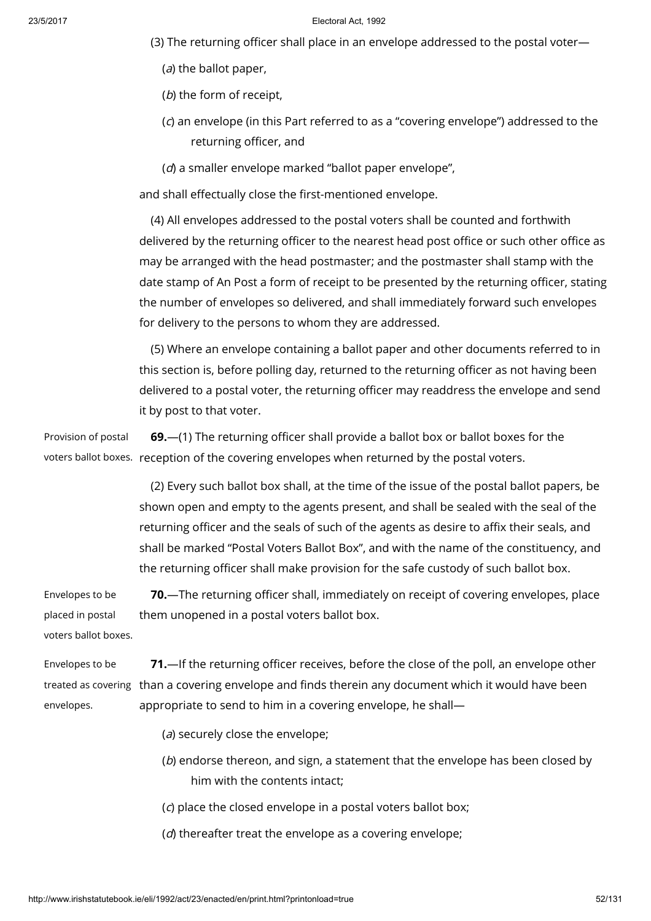(3) The returning officer shall place in an envelope addressed to the postal voter—

(*a*) the ballot paper,

(*b*) the form of receipt,

(*c*) an envelope (in this Part referred to as a "covering envelope") addressed to the returning officer, and

(*d*) a smaller envelope marked "ballot paper envelope",

and shall effectually close the first-mentioned envelope.

(4) All envelopes addressed to the postal voters shall be counted and forthwith delivered by the returning officer to the nearest head post office or such other office as may be arranged with the head postmaster; and the postmaster shall stamp with the date stamp of An Post a form of receipt to be presented by the returning officer, stating the number of envelopes so delivered, and shall immediately forward such envelopes for delivery to the persons to whom they are addressed.

(5) Where an envelope containing a ballot paper and other documents referred to in this section is, before polling day, returned to the returning officer as not having been delivered to a postal voter, the returning officer may readdress the envelope and send it by post to that voter.

Provision of postal voters ballot boxes.

**69.**—(1) The returning officer shall provide a ballot box or ballot boxes for the reception of the covering envelopes when returned by the postal voters.

(2) Every such ballot box shall, at the time of the issue of the postal ballot papers, be shown open and empty to the agents present, and shall be sealed with the seal of the returning officer and the seals of such of the agents as desire to affix their seals, and shall be marked "Postal Voters Ballot Box", and with the name of the constituency, and the returning officer shall make provision for the safe custody of such ballot box.

Envelopes to be placed in postal voters ballot boxes.

**70.**—The returning officer shall, immediately on receipt of covering envelopes, place them unopened in a postal voters ballot box.

Envelopes to be treated as covering envelopes.

**71.**—If the returning officer receives, before the close of the poll, an envelope other than a covering envelope and finds therein any document which it would have been appropriate to send to him in a covering envelope, he shall—

(*a*) securely close the envelope;

(*b*) endorse thereon, and sign, a statement that the envelope has been closed by him with the contents intact;

(*c*) place the closed envelope in a postal voters ballot box;

(*d*) thereafter treat the envelope as a covering envelope;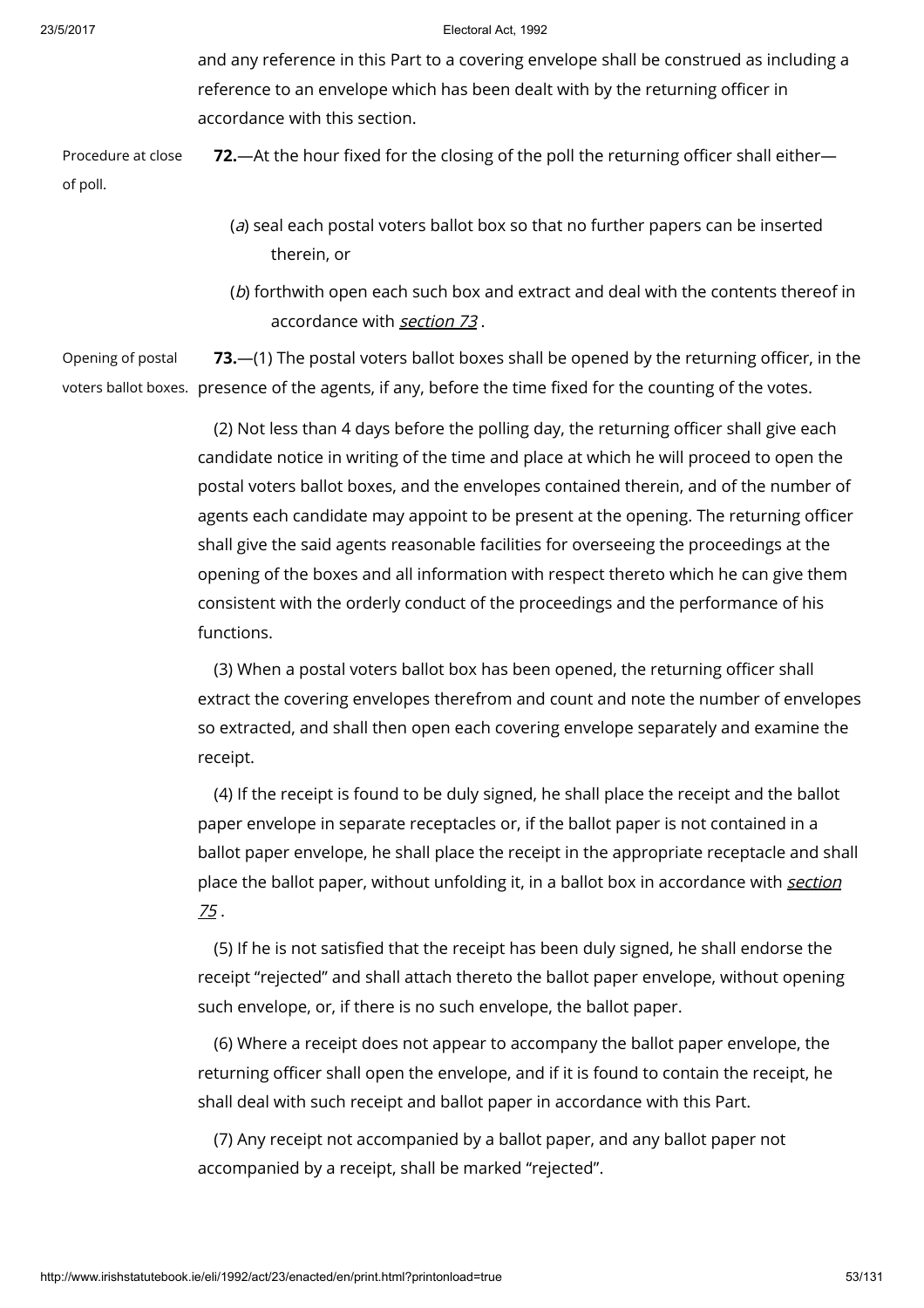and any reference in this Part to a covering envelope shall be construed as including a reference to an envelope which has been dealt with by the returning officer in accordance with this section.

Procedure at close of poll.

**72.**—At the hour fixed for the closing of the poll the returning officer shall either—

(*a*) seal each postal voters ballot box so that no further papers can be inserted therein, or

(*b*) forthwith open each such box and extract and deal with the contents thereof in accordance with *section 73* .

Opening of postal voters ballot boxes.

**73.**—(1) The postal voters ballot boxes shall be opened by the returning officer, in the presence of the agents, if any, before the time fixed for the counting of the votes.

(2) Not less than 4 days before the polling day, the returning officer shall give each candidate notice in writing of the time and place at which he will proceed to open the postal voters ballot boxes, and the envelopes contained therein, and of the number of agents each candidate may appoint to be present at the opening. The returning officer shall give the said agents reasonable facilities for overseeing the proceedings at the opening of the boxes and all information with respect thereto which he can give them consistent with the orderly conduct of the proceedings and the performance of his functions.

(3) When a postal voters ballot box has been opened, the returning officer shall extract the covering envelopes therefrom and count and note the number of envelopes so extracted, and shall then open each covering envelope separately and examine the receipt.

(4) If the receipt is found to be duly signed, he shall place the receipt and the ballot paper envelope in separate receptacles or, if the ballot paper is not contained in a ballot paper envelope, he shall place the receipt in the appropriate receptacle and shall place the ballot paper, without unfolding it, in a ballot box in accordance with *section 75* .

(5) If he is not satisfied that the receipt has been duly signed, he shall endorse the receipt "rejected" and shall attach thereto the ballot paper envelope, without opening such envelope, or, if there is no such envelope, the ballot paper.

(6) Where a receipt does not appear to accompany the ballot paper envelope, the returning officer shall open the envelope, and if it is found to contain the receipt, he shall deal with such receipt and ballot paper in accordance with this Part.

(7) Any receipt not accompanied by a ballot paper, and any ballot paper not accompanied by a receipt, shall be marked "rejected".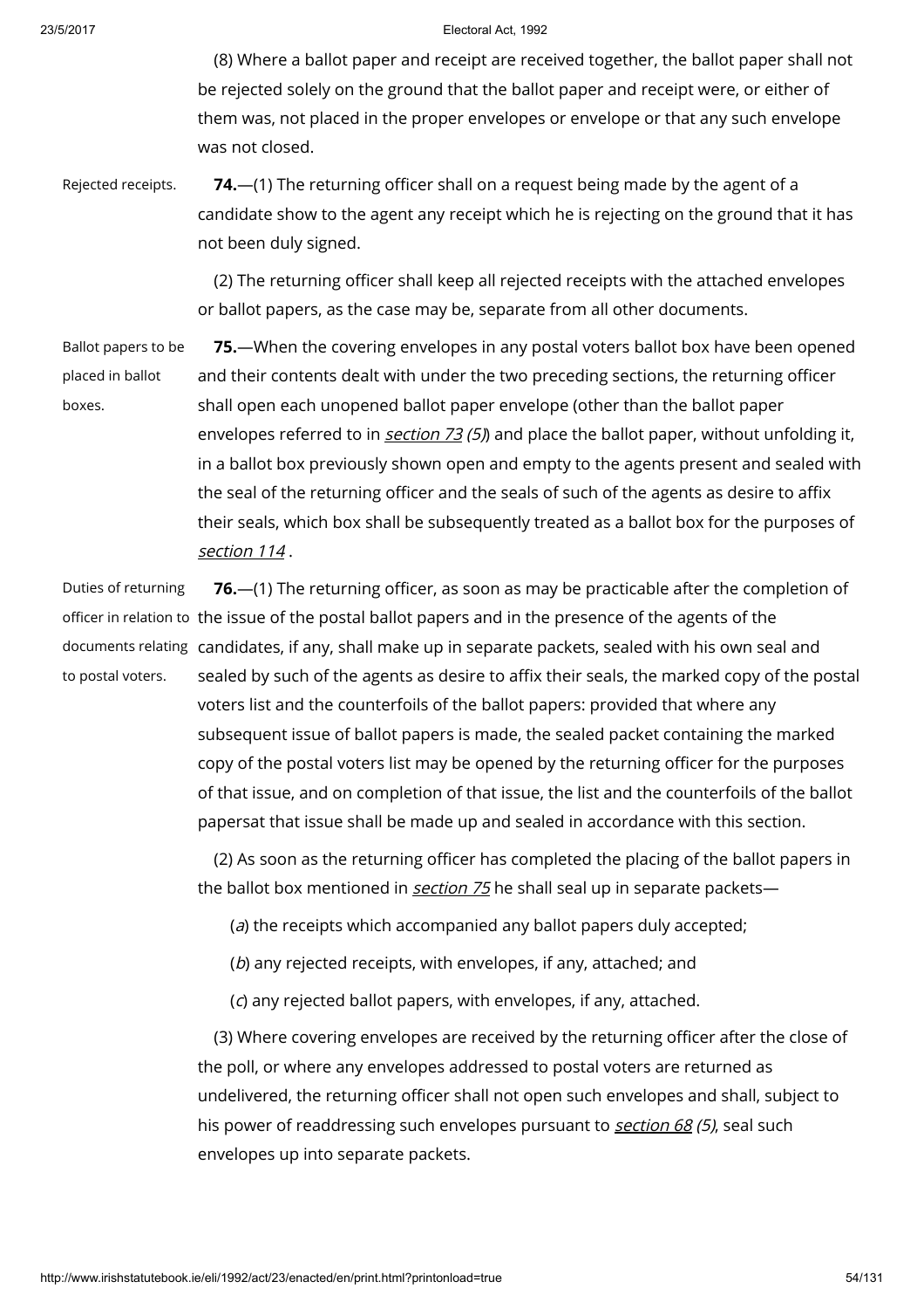(8) Where a ballot paper and receipt are received together, the ballot paper shall not be rejected solely on the ground that the ballot paper and receipt were, or either of them was, not placed in the proper envelopes or envelope or that any such envelope was not closed.

Rejected receipts.

**74.**—(1) The returning officer shall on a request being made by the agent of a candidate show to the agent any receipt which he is rejecting on the ground that it has not been duly signed.

(2) The returning officer shall keep all rejected receipts with the attached envelopes or ballot papers, as the case may be, separate from all other documents.

Ballot papers to be placed in ballot boxes.

**75.**—When the covering envelopes in any postal voters ballot box have been opened and their contents dealt with under the two preceding sections, the returning officer shall open each unopened ballot paper envelope (other than the ballot paper envelopes referred to in *section 73 (5)*) and place the ballot paper, without unfolding it, in a ballot box previously shown open and empty to the agents present and sealed with the seal of the returning officer and the seals of such of the agents as desire to affix their seals, which box shall be subsequently treated as a ballot box for the purposes of *section 114* .

Duties of returning officer in relation to documents relating to postal voters.

**76.**—(1) The returning officer, as soon as may be practicable after the completion of the issue of the postal ballot papers and in the presence of the agents of the candidates, if any, shall make up in separate packets, sealed with his own seal and sealed by such of the agents as desire to affix their seals, the marked copy of the postal voters list and the counterfoils of the ballot papers: provided that where any subsequent issue of ballot papers is made, the sealed packet containing the marked copy of the postal voters list may be opened by the returning officer for the purposes of that issue, and on completion of that issue, the list and the counterfoils of the ballot papersat that issue shall be made up and sealed in accordance with this section.

(2) As soon as the returning officer has completed the placing of the ballot papers in the ballot box mentioned in *section 75* he shall seal up in separate packets—

(*a*) the receipts which accompanied any ballot papers duly accepted;

(*b*) any rejected receipts, with envelopes, if any, attached; and

(*c*) any rejected ballot papers, with envelopes, if any, attached.

(3) Where covering envelopes are received by the returning officer after the close of the poll, or where any envelopes addressed to postal voters are returned as undelivered, the returning officer shall not open such envelopes and shall, subject to his power of readdressing such envelopes pursuant to *section 68 (5)*, seal such envelopes up into separate packets.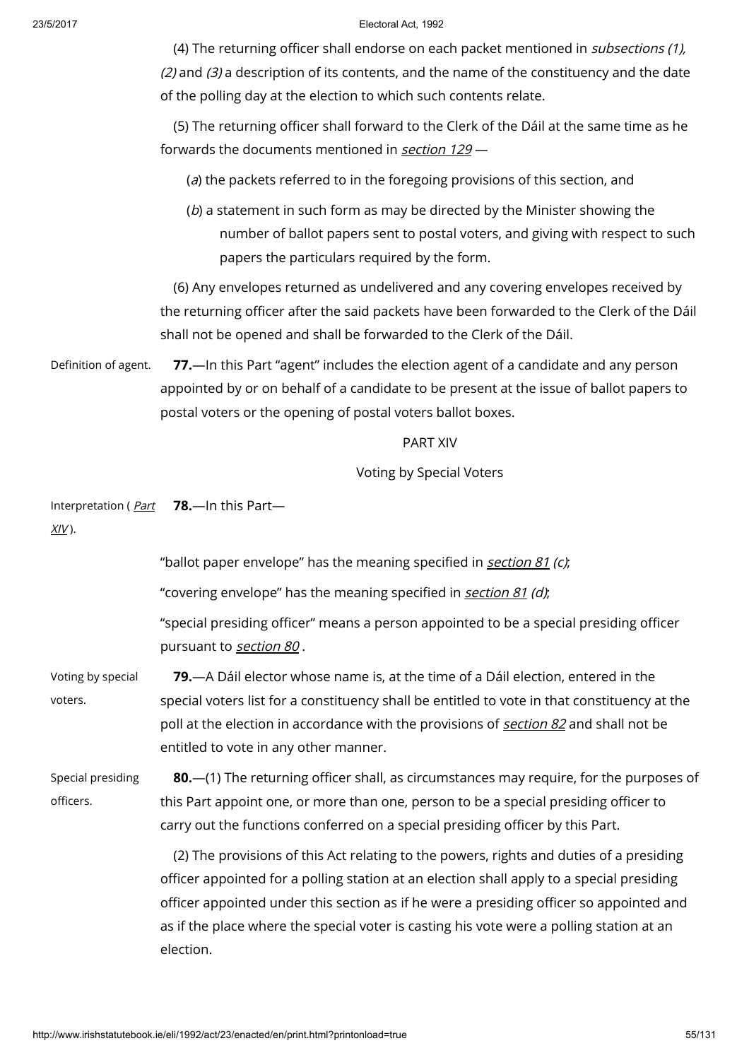(4) The returning officer shall endorse on each packet mentioned in *subsections (1), (2)* and *(3)* a description of its contents, and the name of the constituency and the date of the polling day at the election to which such contents relate.

(5) The returning officer shall forward to the Clerk of the Dáil at the same time as he forwards the documents mentioned in *section 129* —

(*a*) the packets referred to in the foregoing provisions of this section, and

(*b*) a statement in such form as may be directed by the Minister showing the number of ballot papers sent to postal voters, and giving with respect to such papers the particulars required by the form.

(6) Any envelopes returned as undelivered and any covering envelopes received by the returning officer after the said packets have been forwarded to the Clerk of the Dáil shall not be opened and shall be forwarded to the Clerk of the Dáil.

Definition of agent.

**77.**—In this Part "agent" includes the election agent of a candidate and any person appointed by or on behalf of a candidate to be present at the issue of ballot papers to postal voters or the opening of postal voters ballot boxes.

## PART XIV

## Voting by Special Voters

Interpretation (*Part XIV*).

**78.**—In this Part—

"ballot paper envelope" has the meaning specified in *section 81 (c)*;

"covering envelope" has the meaning specified in *section 81 (d)*;

"special presiding officer" means a person appointed to be a special presiding officer pursuant to *section 80* .

Voting by special voters.

**79.**—A Dáil elector whose name is, at the time of a Dáil election, entered in the special voters list for a constituency shall be entitled to vote in that constituency at the poll at the election in accordance with the provisions of *section 82* and shall not be entitled to vote in any other manner.

Special presiding officers.

**80.**—(1) The returning officer shall, as circumstances may require, for the purposes of this Part appoint one, or more than one, person to be a special presiding officer to carry out the functions conferred on a special presiding officer by this Part.

(2) The provisions of this Act relating to the powers, rights and duties of a presiding officer appointed for a polling station at an election shall apply to a special presiding officer appointed under this section as if he were a presiding officer so appointed and as if the place where the special voter is casting his vote were a polling station at an election.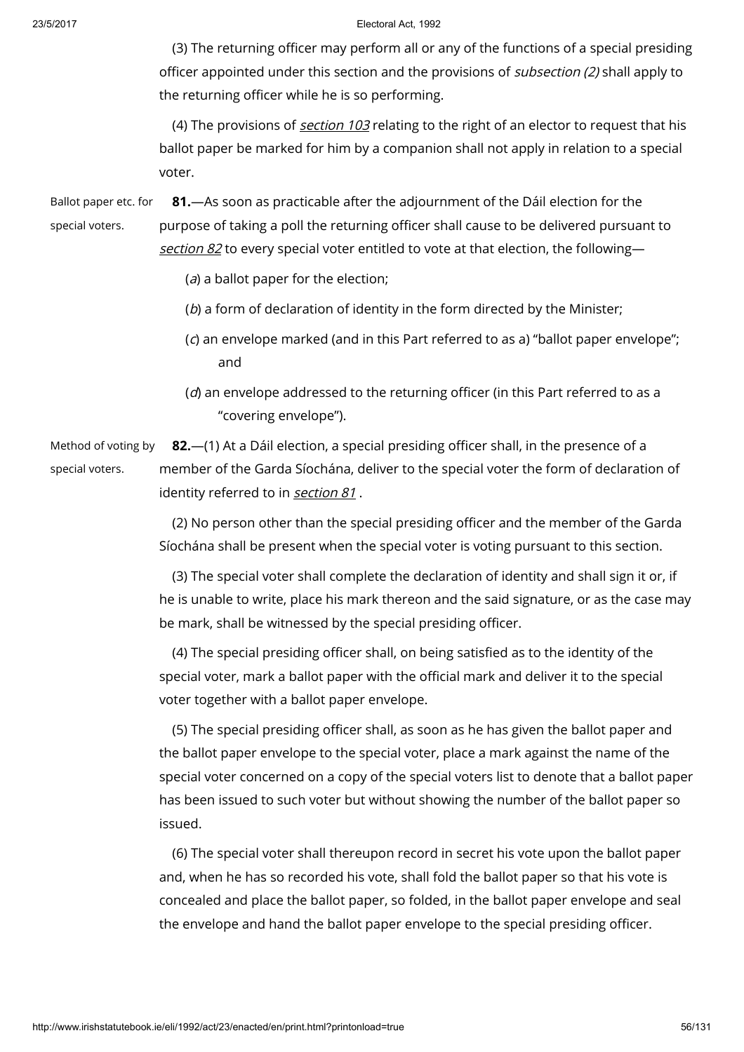(3) The returning officer may perform all or any of the functions of a special presiding officer appointed under this section and the provisions of *subsection (2)* shall apply to the returning officer while he is so performing.

(4) The provisions of *section 103* relating to the right of an elector to request that his ballot paper be marked for him by a companion shall not apply in relation to a special voter.

Ballot paper etc. for special voters.

**81.**—As soon as practicable after the adjournment of the Dáil election for the purpose of taking a poll the returning officer shall cause to be delivered pursuant to *section 82* to every special voter entitled to vote at that election, the following—

(*a*) a ballot paper for the election;

(*b*) a form of declaration of identity in the form directed by the Minister;

(*c*) an envelope marked (and in this Part referred to as a) "ballot paper envelope"; and

(*d*) an envelope addressed to the returning officer (in this Part referred to as a "covering envelope").

Method of voting by special voters.

**82.**—(1) At a Dáil election, a special presiding officer shall, in the presence of a member of the Garda Síochána, deliver to the special voter the form of declaration of identity referred to in *section 81* .

(2) No person other than the special presiding officer and the member of the Garda Síochána shall be present when the special voter is voting pursuant to this section.

(3) The special voter shall complete the declaration of identity and shall sign it or, if he is unable to write, place his mark thereon and the said signature, or as the case may be mark, shall be witnessed by the special presiding officer.

(4) The special presiding officer shall, on being satisfied as to the identity of the special voter, mark a ballot paper with the official mark and deliver it to the special voter together with a ballot paper envelope.

(5) The special presiding officer shall, as soon as he has given the ballot paper and the ballot paper envelope to the special voter, place a mark against the name of the special voter concerned on a copy of the special voters list to denote that a ballot paper has been issued to such voter but without showing the number of the ballot paper so issued.

(6) The special voter shall thereupon record in secret his vote upon the ballot paper and, when he has so recorded his vote, shall fold the ballot paper so that his vote is concealed and place the ballot paper, so folded, in the ballot paper envelope and seal the envelope and hand the ballot paper envelope to the special presiding officer.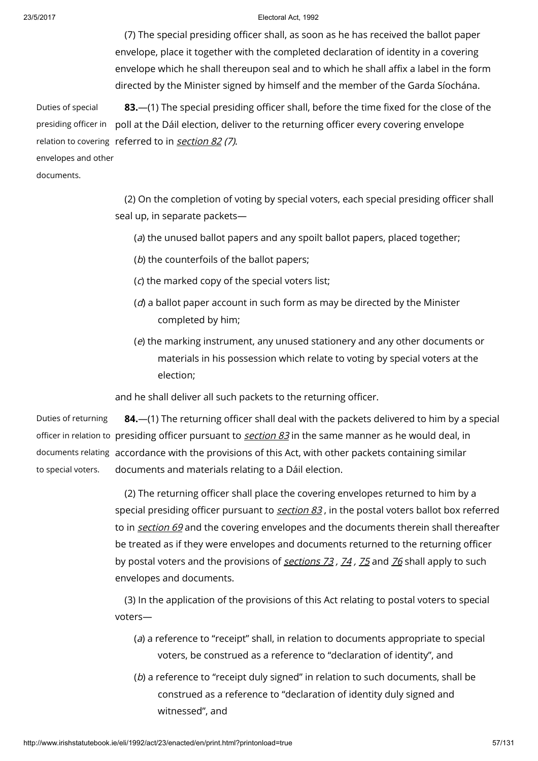(7) The special presiding officer shall, as soon as he has received the ballot paper envelope, place it together with the completed declaration of identity in a covering envelope which he shall thereupon seal and to which he shall affix a label in the form directed by the Minister signed by himself and the member of the Garda Síochána.

Duties of special presiding officer in relation to covering envelopes and other documents.

**83.**—(1) The special presiding officer shall, before the time fixed for the close of the poll at the Dáil election, deliver to the returning officer every covering envelope referred to in *section 82 (7)*.

(2) On the completion of voting by special voters, each special presiding officer shall seal up, in separate packets—

(*a*) the unused ballot papers and any spoilt ballot papers, placed together;

(*b*) the counterfoils of the ballot papers;

(*c*) the marked copy of the special voters list;

(*d*) a ballot paper account in such form as may be directed by the Minister completed by him;

(*e*) the marking instrument, any unused stationery and any other documents or materials in his possession which relate to voting by special voters at the election;

and he shall deliver all such packets to the returning officer.

Duties of returning officer in relation to documents relating to special voters.

**84.**—(1) The returning officer shall deal with the packets delivered to him by a special presiding officer pursuant to *section 83* in the same manner as he would deal, in accordance with the provisions of this Act, with other packets containing similar documents and materials relating to a Dáil election.

(2) The returning officer shall place the covering envelopes returned to him by a special presiding officer pursuant to *section 83*, in the postal voters ballot box referred to in *section 69* and the covering envelopes and the documents therein shall thereafter be treated as if they were envelopes and documents returned to the returning officer by postal voters and the provisions of *sections 73*, *74*, *75* and *76* shall apply to such envelopes and documents.

(3) In the application of the provisions of this Act relating to postal voters to special voters—

(*a*) a reference to "receipt" shall, in relation to documents appropriate to special voters, be construed as a reference to "declaration of identity", and

(*b*) a reference to "receipt duly signed" in relation to such documents, shall be construed as a reference to "declaration of identity duly signed and witnessed", and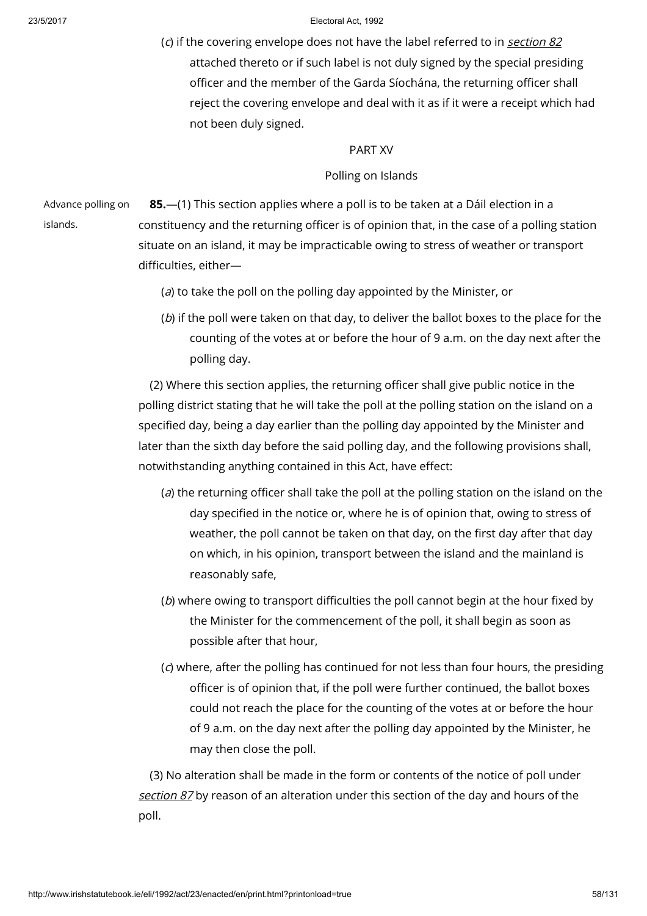(*c*) if the covering envelope does not have the label referred to in *section 82* attached thereto or if such label is not duly signed by the special presiding officer and the member of the Garda Síochána, the returning officer shall reject the covering envelope and deal with it as if it were a receipt which had not been duly signed.

PART XV

Polling on Islands

Advance polling on islands.

**85.**—(1) This section applies where a poll is to be taken at a Dáil election in a constituency and the returning officer is of opinion that, in the case of a polling station situate on an island, it may be impracticable owing to stress of weather or transport difficulties, either—

(*a*) to take the poll on the polling day appointed by the Minister, or

(*b*) if the poll were taken on that day, to deliver the ballot boxes to the place for the counting of the votes at or before the hour of 9 a.m. on the day next after the polling day.

(2) Where this section applies, the returning officer shall give public notice in the polling district stating that he will take the poll at the polling station on the island on a specified day, being a day earlier than the polling day appointed by the Minister and later than the sixth day before the said polling day, and the following provisions shall, notwithstanding anything contained in this Act, have effect:

(*a*) the returning officer shall take the poll at the polling station on the island on the day specified in the notice or, where he is of opinion that, owing to stress of weather, the poll cannot be taken on that day, on the first day after that day on which, in his opinion, transport between the island and the mainland is reasonably safe,

(*b*) where owing to transport difficulties the poll cannot begin at the hour fixed by the Minister for the commencement of the poll, it shall begin as soon as possible after that hour,

(*c*) where, after the polling has continued for not less than four hours, the presiding officer is of opinion that, if the poll were further continued, the ballot boxes could not reach the place for the counting of the votes at or before the hour of 9 a.m. on the day next after the polling day appointed by the Minister, he may then close the poll.

(3) No alteration shall be made in the form or contents of the notice of poll under *section 87* by reason of an alteration under this section of the day and hours of the poll.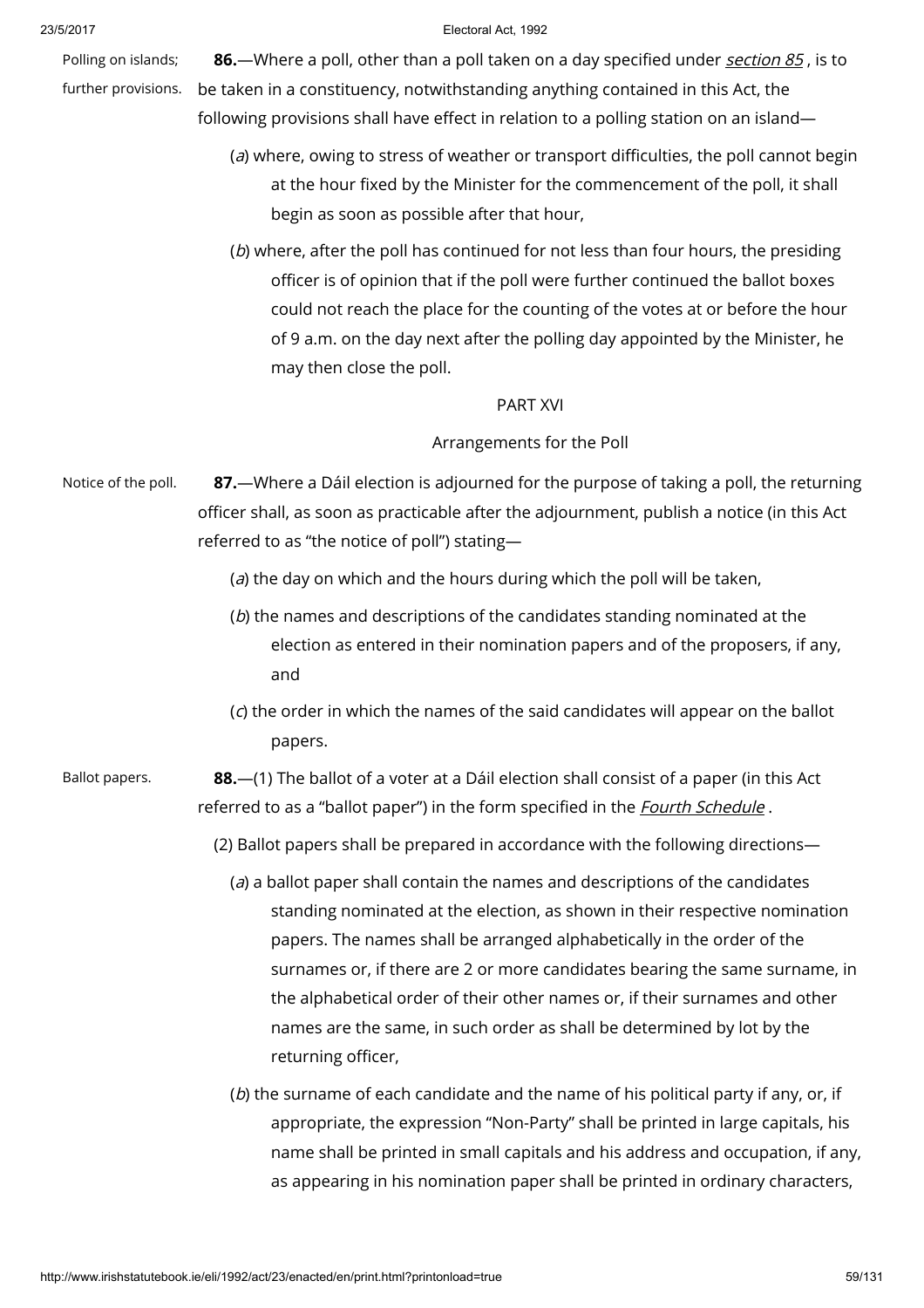Polling on islands; further provisions.

**86.**—Where a poll, other than a poll taken on a day specified under *section 85*, is to be taken in a constituency, notwithstanding anything contained in this Act, the following provisions shall have effect in relation to a polling station on an island—

(*a*) where, owing to stress of weather or transport difficulties, the poll cannot begin at the hour fixed by the Minister for the commencement of the poll, it shall begin as soon as possible after that hour,

(*b*) where, after the poll has continued for not less than four hours, the presiding officer is of opinion that if the poll were further continued the ballot boxes could not reach the place for the counting of the votes at or before the hour of 9 a.m. on the day next after the polling day appointed by the Minister, he may then close the poll.

## PART XVI

### Arrangements for the Poll

Notice of the poll.

**87.**—Where a Dáil election is adjourned for the purpose of taking a poll, the returning officer shall, as soon as practicable after the adjournment, publish a notice (in this Act referred to as "the notice of poll") stating—

(*a*) the day on which and the hours during which the poll will be taken,

(*b*) the names and descriptions of the candidates standing nominated at the election as entered in their nomination papers and of the proposers, if any, and

(*c*) the order in which the names of the said candidates will appear on the ballot papers.

Ballot papers.

**88.**—(1) The ballot of a voter at a Dáil election shall consist of a paper (in this Act referred to as a "ballot paper") in the form specified in the *Fourth Schedule*.

(2) Ballot papers shall be prepared in accordance with the following directions—

(*a*) a ballot paper shall contain the names and descriptions of the candidates standing nominated at the election, as shown in their respective nomination papers. The names shall be arranged alphabetically in the order of the surnames or, if there are 2 or more candidates bearing the same surname, in the alphabetical order of their other names or, if their surnames and other names are the same, in such order as shall be determined by lot by the returning officer,

(*b*) the surname of each candidate and the name of his political party if any, or, if appropriate, the expression "Non-Party" shall be printed in large capitals, his name shall be printed in small capitals and his address and occupation, if any, as appearing in his nomination paper shall be printed in ordinary characters,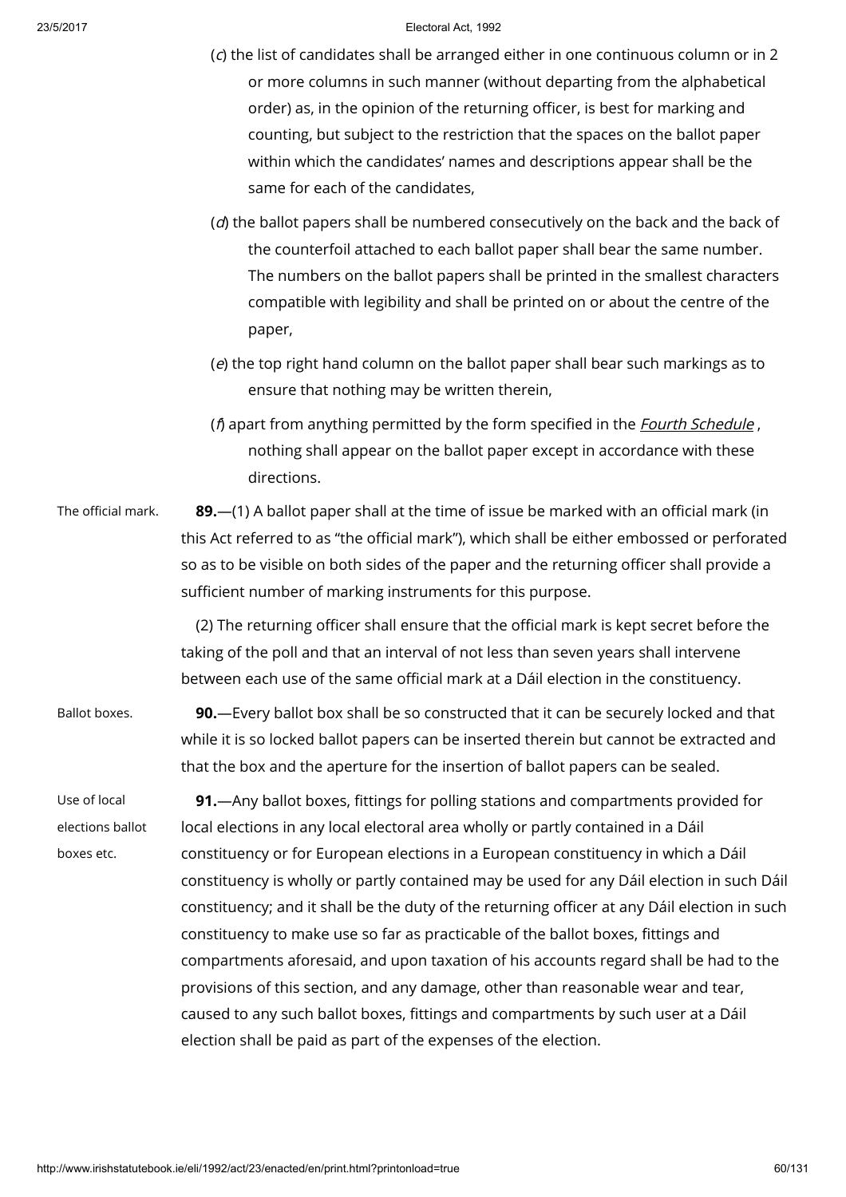(*c*) the list of candidates shall be arranged either in one continuous column or in 2 or more columns in such manner (without departing from the alphabetical order) as, in the opinion of the returning officer, is best for marking and counting, but subject to the restriction that the spaces on the ballot paper within which the candidates' names and descriptions appear shall be the same for each of the candidates,

(*d*) the ballot papers shall be numbered consecutively on the back and the back of the counterfoil attached to each ballot paper shall bear the same number. The numbers on the ballot papers shall be printed in the smallest characters compatible with legibility and shall be printed on or about the centre of the paper,

(*e*) the top right hand column on the ballot paper shall bear such markings as to ensure that nothing may be written therein,

(*f*) apart from anything permitted by the form specified in the *Fourth Schedule* , nothing shall appear on the ballot paper except in accordance with these directions.

The official mark.

**89.**—(1) A ballot paper shall at the time of issue be marked with an official mark (in this Act referred to as "the official mark"), which shall be either embossed or perforated so as to be visible on both sides of the paper and the returning officer shall provide a sufficient number of marking instruments for this purpose.

(2) The returning officer shall ensure that the official mark is kept secret before the taking of the poll and that an interval of not less than seven years shall intervene between each use of the same official mark at a Dáil election in the constituency.

Ballot boxes.

**90.**—Every ballot box shall be so constructed that it can be securely locked and that while it is so locked ballot papers can be inserted therein but cannot be extracted and that the box and the aperture for the insertion of ballot papers can be sealed.

Use of local elections ballot boxes etc.

**91.**—Any ballot boxes, fittings for polling stations and compartments provided for local elections in any local electoral area wholly or partly contained in a Dáil constituency or for European elections in a European constituency in which a Dáil constituency is wholly or partly contained may be used for any Dáil election in such Dáil constituency; and it shall be the duty of the returning officer at any Dáil election in such constituency to make use so far as practicable of the ballot boxes, fittings and compartments aforesaid, and upon taxation of his accounts regard shall be had to the provisions of this section, and any damage, other than reasonable wear and tear, caused to any such ballot boxes, fittings and compartments by such user at a Dáil election shall be paid as part of the expenses of the election.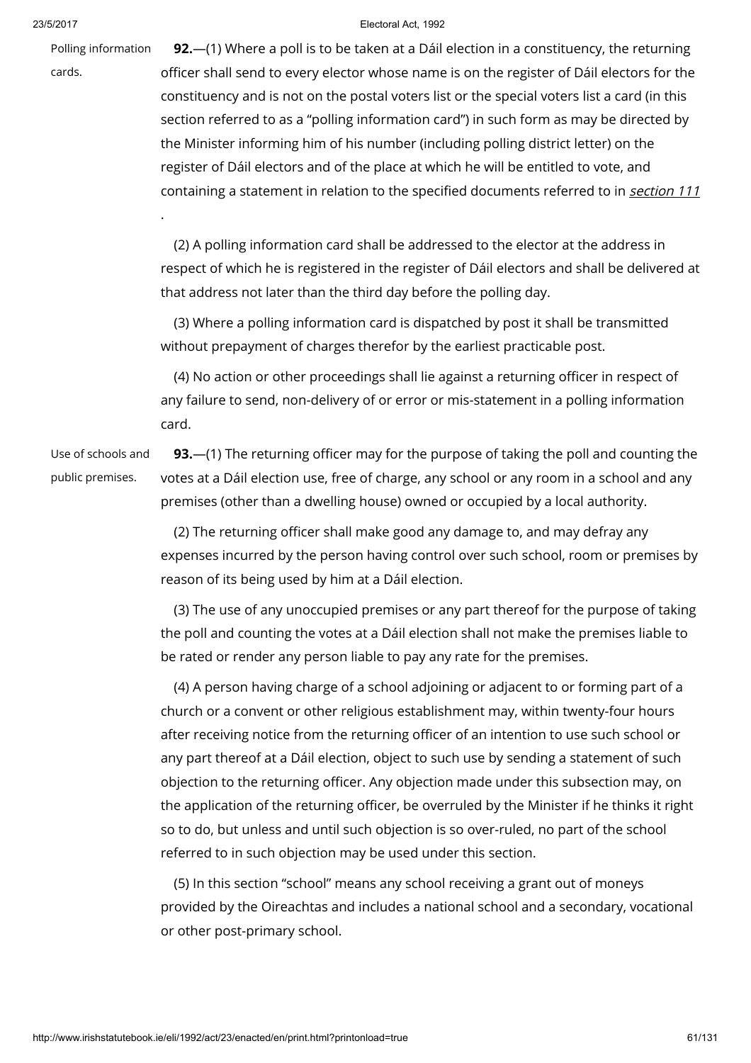Polling information cards.

**92.**—(1) Where a poll is to be taken at a Dáil election in a constituency, the returning officer shall send to every elector whose name is on the register of Dáil electors for the constituency and is not on the postal voters list or the special voters list a card (in this section referred to as a "polling information card") in such form as may be directed by the Minister informing him of his number (including polling district letter) on the register of Dáil electors and of the place at which he will be entitled to vote, and containing a statement in relation to the specified documents referred to in *section 111*.

(2) A polling information card shall be addressed to the elector at the address in respect of which he is registered in the register of Dáil electors and shall be delivered at that address not later than the third day before the polling day.

(3) Where a polling information card is dispatched by post it shall be transmitted without prepayment of charges therefor by the earliest practicable post.

(4) No action or other proceedings shall lie against a returning officer in respect of any failure to send, non-delivery of or error or mis-statement in a polling information card.

Use of schools and public premises.

**93.**—(1) The returning officer may for the purpose of taking the poll and counting the votes at a Dáil election use, free of charge, any school or any room in a school and any premises (other than a dwelling house) owned or occupied by a local authority.

(2) The returning officer shall make good any damage to, and may defray any expenses incurred by the person having control over such school, room or premises by reason of its being used by him at a Dáil election.

(3) The use of any unoccupied premises or any part thereof for the purpose of taking the poll and counting the votes at a Dáil election shall not make the premises liable to be rated or render any person liable to pay any rate for the premises.

(4) A person having charge of a school adjoining or adjacent to or forming part of a church or a convent or other religious establishment may, within twenty-four hours after receiving notice from the returning officer of an intention to use such school or any part thereof at a Dáil election, object to such use by sending a statement of such objection to the returning officer. Any objection made under this subsection may, on the application of the returning officer, be overruled by the Minister if he thinks it right so to do, but unless and until such objection is so over-ruled, no part of the school referred to in such objection may be used under this section.

(5) In this section "school" means any school receiving a grant out of moneys provided by the Oireachtas and includes a national school and a secondary, vocational or other post-primary school.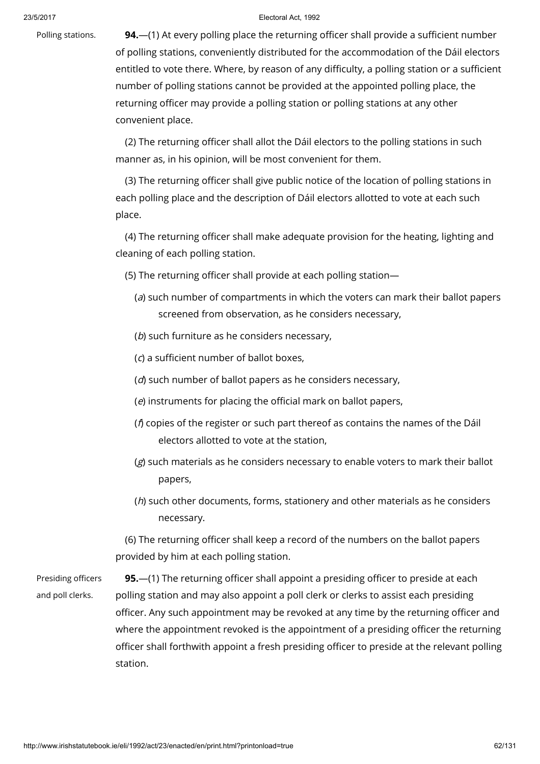Polling stations.

**94.**—(1) At every polling place the returning officer shall provide a sufficient number of polling stations, conveniently distributed for the accommodation of the Dáil electors entitled to vote there. Where, by reason of any difficulty, a polling station or a sufficient number of polling stations cannot be provided at the appointed polling place, the returning officer may provide a polling station or polling stations at any other convenient place.

(2) The returning officer shall allot the Dáil electors to the polling stations in such manner as, in his opinion, will be most convenient for them.

(3) The returning officer shall give public notice of the location of polling stations in each polling place and the description of Dáil electors allotted to vote at each such place.

(4) The returning officer shall make adequate provision for the heating, lighting and cleaning of each polling station.

(5) The returning officer shall provide at each polling station—

(*a*) such number of compartments in which the voters can mark their ballot papers screened from observation, as he considers necessary,

(*b*) such furniture as he considers necessary,

(*c*) a sufficient number of ballot boxes,

(*d*) such number of ballot papers as he considers necessary,

(*e*) instruments for placing the official mark on ballot papers,

(*f*) copies of the register or such part thereof as contains the names of the Dáil electors allotted to vote at the station,

(*g*) such materials as he considers necessary to enable voters to mark their ballot papers,

(*h*) such other documents, forms, stationery and other materials as he considers necessary.

(6) The returning officer shall keep a record of the numbers on the ballot papers provided by him at each polling station.

Presiding officers and poll clerks.

**95.**—(1) The returning officer shall appoint a presiding officer to preside at each polling station and may also appoint a poll clerk or clerks to assist each presiding officer. Any such appointment may be revoked at any time by the returning officer and where the appointment revoked is the appointment of a presiding officer the returning officer shall forthwith appoint a fresh presiding officer to preside at the relevant polling station.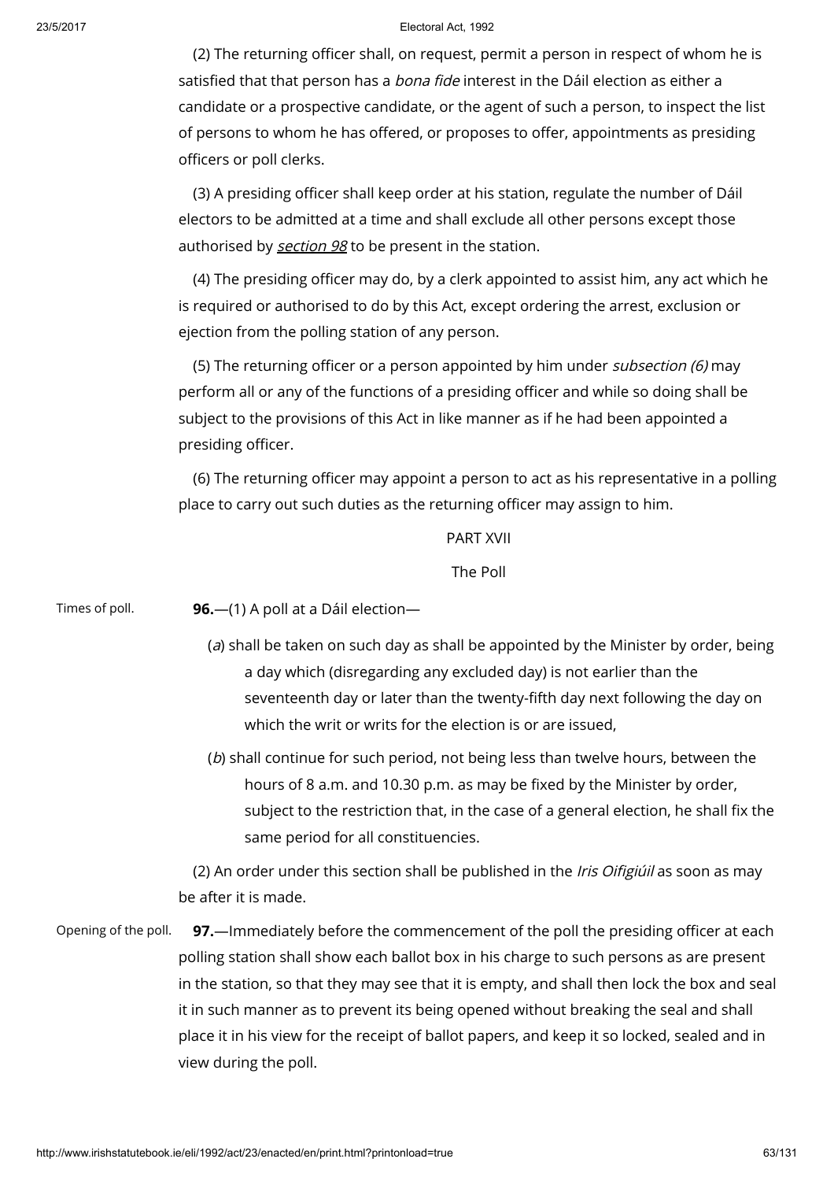(2) The returning officer shall, on request, permit a person in respect of whom he is satisfied that that person has a *bona fide* interest in the Dáil election as either a candidate or a prospective candidate, or the agent of such a person, to inspect the list of persons to whom he has offered, or proposes to offer, appointments as presiding officers or poll clerks.

(3) A presiding officer shall keep order at his station, regulate the number of Dáil electors to be admitted at a time and shall exclude all other persons except those authorised by *section 98* to be present in the station.

(4) The presiding officer may do, by a clerk appointed to assist him, any act which he is required or authorised to do by this Act, except ordering the arrest, exclusion or ejection from the polling station of any person.

(5) The returning officer or a person appointed by him under *subsection (6)* may perform all or any of the functions of a presiding officer and while so doing shall be subject to the provisions of this Act in like manner as if he had been appointed a presiding officer.

(6) The returning officer may appoint a person to act as his representative in a polling place to carry out such duties as the returning officer may assign to him.

PART XVII

The Poll

Times of poll.

**96.**—(1) A poll at a Dáil election—

(*a*) shall be taken on such day as shall be appointed by the Minister by order, being a day which (disregarding any excluded day) is not earlier than the seventeenth day or later than the twenty-fifth day next following the day on which the writ or writs for the election is or are issued,

(*b*) shall continue for such period, not being less than twelve hours, between the hours of 8 a.m. and 10.30 p.m. as may be fixed by the Minister by order, subject to the restriction that, in the case of a general election, he shall fix the same period for all constituencies.

(2) An order under this section shall be published in the *Iris Oifigiúil* as soon as may be after it is made.

Opening of the poll.

**97.**—Immediately before the commencement of the poll the presiding officer at each polling station shall show each ballot box in his charge to such persons as are present in the station, so that they may see that it is empty, and shall then lock the box and seal it in such manner as to prevent its being opened without breaking the seal and shall place it in his view for the receipt of ballot papers, and keep it so locked, sealed and in view during the poll.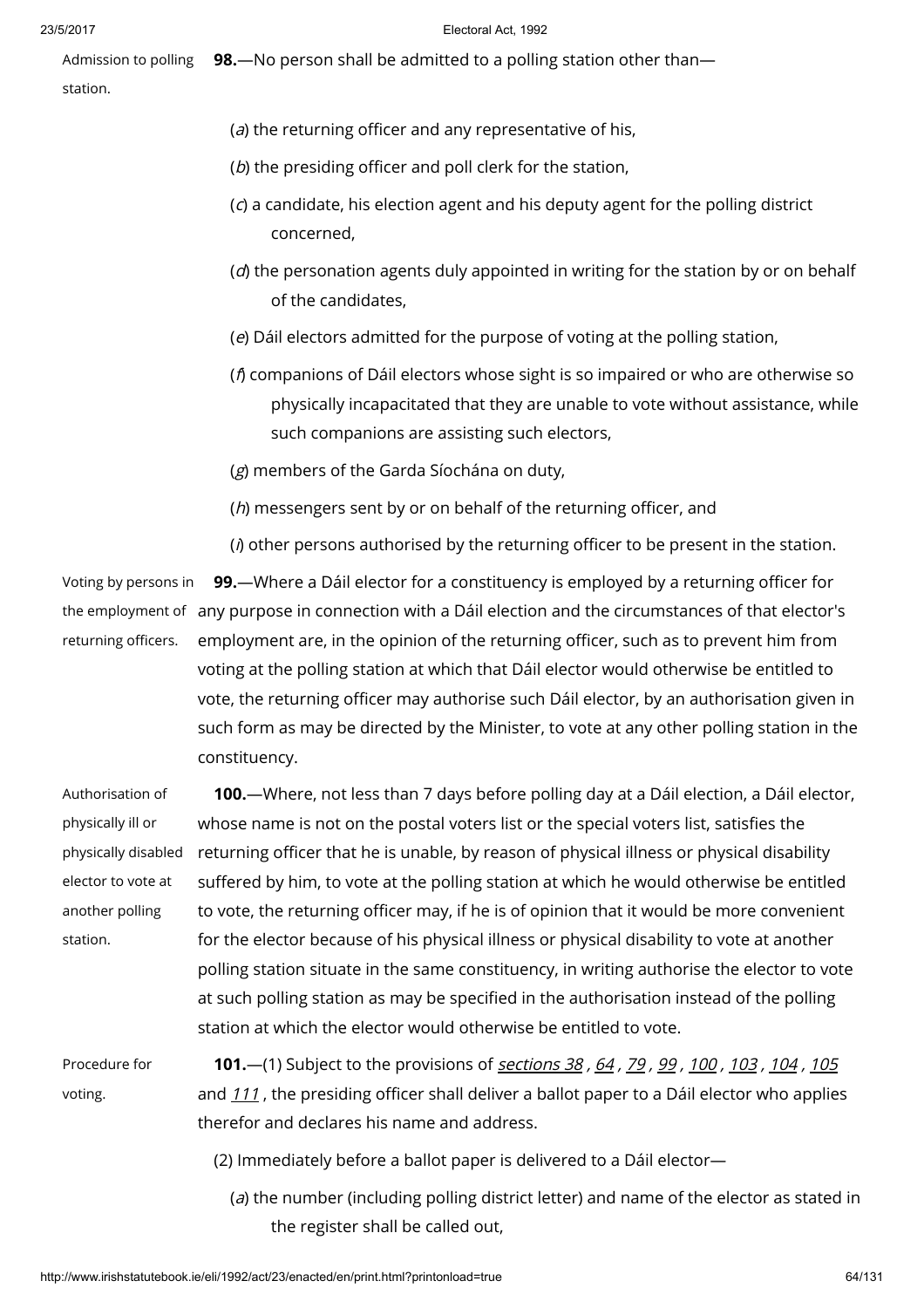Admission to polling station.

**98.**—No person shall be admitted to a polling station other than—

(*a*) the returning officer and any representative of his,

(*b*) the presiding officer and poll clerk for the station,

(*c*) a candidate, his election agent and his deputy agent for the polling district concerned,

(*d*) the personation agents duly appointed in writing for the station by or on behalf of the candidates,

(*e*) Dáil electors admitted for the purpose of voting at the polling station,

(*f*) companions of Dáil electors whose sight is so impaired or who are otherwise so physically incapacitated that they are unable to vote without assistance, while such companions are assisting such electors,

(*g*) members of the Garda Síochána on duty,

(*h*) messengers sent by or on behalf of the returning officer, and

(*i*) other persons authorised by the returning officer to be present in the station.

Voting by persons in the employment of returning officers.

**99.**—Where a Dáil elector for a constituency is employed by a returning officer for any purpose in connection with a Dáil election and the circumstances of that elector's employment are, in the opinion of the returning officer, such as to prevent him from voting at the polling station at which that Dáil elector would otherwise be entitled to vote, the returning officer may authorise such Dáil elector, by an authorisation given in such form as may be directed by the Minister, to vote at any other polling station in the constituency.

Authorisation of physically ill or physically disabled elector to vote at another polling station.

**100.**—Where, not less than 7 days before polling day at a Dáil election, a Dáil elector, whose name is not on the postal voters list or the special voters list, satisfies the returning officer that he is unable, by reason of physical illness or physical disability suffered by him, to vote at the polling station at which he would otherwise be entitled to vote, the returning officer may, if he is of opinion that it would be more convenient for the elector because of his physical illness or physical disability to vote at another polling station situate in the same constituency, in writing authorise the elector to vote at such polling station as may be specified in the authorisation instead of the polling station at which the elector would otherwise be entitled to vote.

Procedure for voting.

**101.**—(1) Subject to the provisions of *sections 38*, *64*, *79*, *99*, *100*, *103*, *104*, *105* and *111*, the presiding officer shall deliver a ballot paper to a Dáil elector who applies therefor and declares his name and address.

(2) Immediately before a ballot paper is delivered to a Dáil elector—

(*a*) the number (including polling district letter) and name of the elector as stated in the register shall be called out,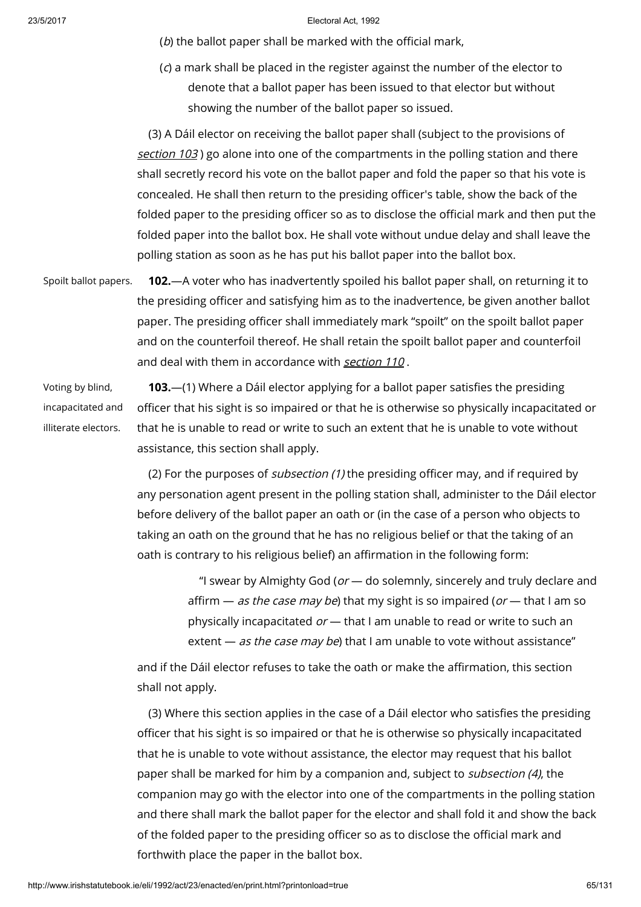(*b*) the ballot paper shall be marked with the official mark,

(*c*) a mark shall be placed in the register against the number of the elector to denote that a ballot paper has been issued to that elector but without showing the number of the ballot paper so issued.

(3) A Dáil elector on receiving the ballot paper shall (subject to the provisions of *section 103*) go alone into one of the compartments in the polling station and there shall secretly record his vote on the ballot paper and fold the paper so that his vote is concealed. He shall then return to the presiding officer's table, show the back of the folded paper to the presiding officer so as to disclose the official mark and then put the folded paper into the ballot box. He shall vote without undue delay and shall leave the polling station as soon as he has put his ballot paper into the ballot box.

Spoilt ballot papers.

**102.**—A voter who has inadvertently spoiled his ballot paper shall, on returning it to the presiding officer and satisfying him as to the inadvertence, be given another ballot paper. The presiding officer shall immediately mark "spoilt" on the spoilt ballot paper and on the counterfoil thereof. He shall retain the spoilt ballot paper and counterfoil and deal with them in accordance with *section 110*.

Voting by blind, incapacitated and illiterate electors.

**103.**—(1) Where a Dáil elector applying for a ballot paper satisfies the presiding officer that his sight is so impaired or that he is otherwise so physically incapacitated or that he is unable to read or write to such an extent that he is unable to vote without assistance, this section shall apply.

(2) For the purposes of *subsection (1)* the presiding officer may, and if required by any personation agent present in the polling station shall, administer to the Dáil elector before delivery of the ballot paper an oath or (in the case of a person who objects to taking an oath on the ground that he has no religious belief or that the taking of an oath is contrary to his religious belief) an affirmation in the following form:

> "I swear by Almighty God (*or* — do solemnly, sincerely and truly declare and affirm — *as the case may be*) that my sight is so impaired (*or* — that I am so physically incapacitated *or* — that I am unable to read or write to such an extent — *as the case may be*) that I am unable to vote without assistance"

and if the Dáil elector refuses to take the oath or make the affirmation, this section shall not apply.

(3) Where this section applies in the case of a Dáil elector who satisfies the presiding officer that his sight is so impaired or that he is otherwise so physically incapacitated that he is unable to vote without assistance, the elector may request that his ballot paper shall be marked for him by a companion and, subject to *subsection (4)*, the companion may go with the elector into one of the compartments in the polling station and there shall mark the ballot paper for the elector and shall fold it and show the back of the folded paper to the presiding officer so as to disclose the official mark and forthwith place the paper in the ballot box.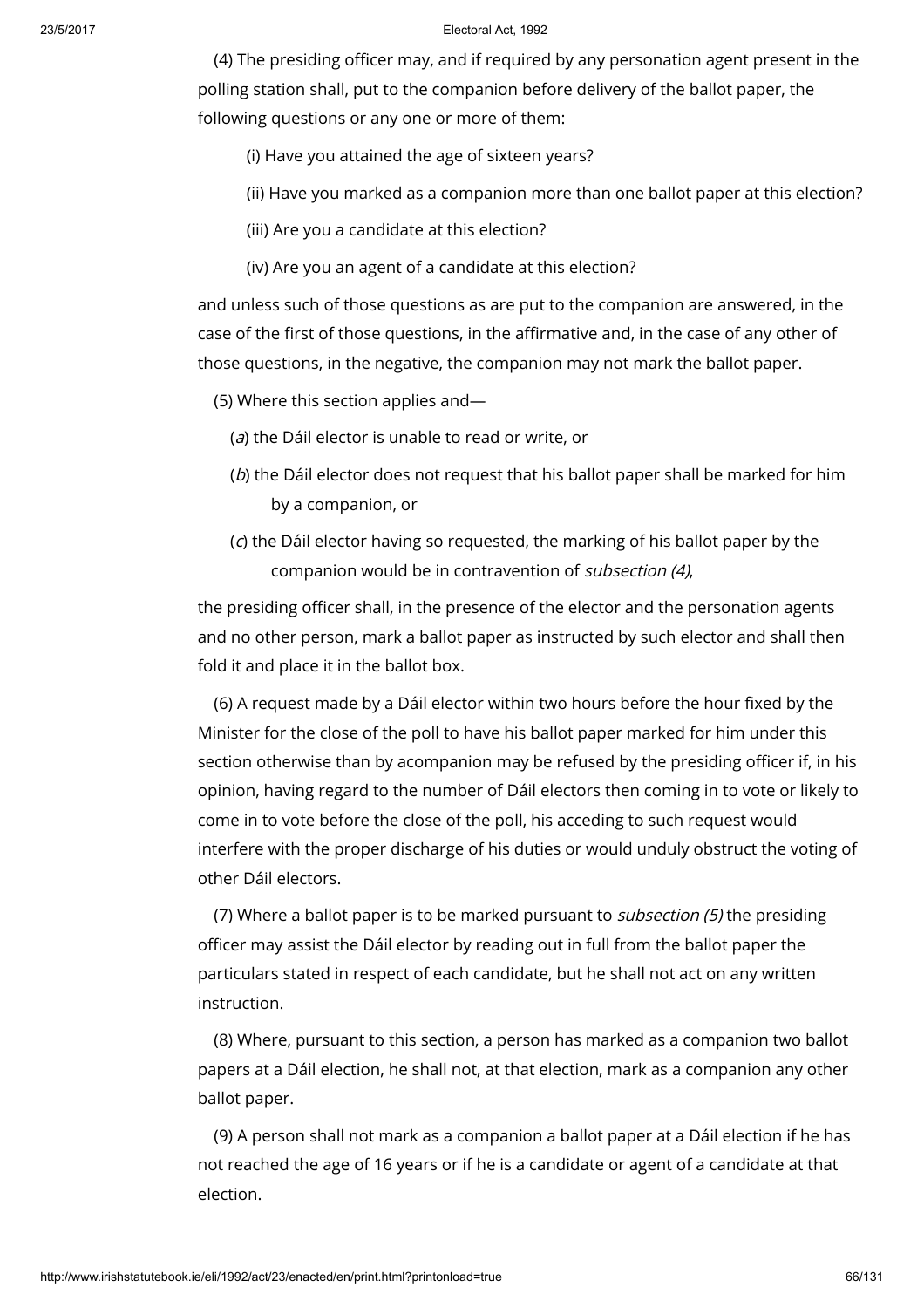(4) The presiding officer may, and if required by any personation agent present in the polling station shall, put to the companion before delivery of the ballot paper, the following questions or any one or more of them:

(i) Have you attained the age of sixteen years?

(ii) Have you marked as a companion more than one ballot paper at this election?

(iii) Are you a candidate at this election?

(iv) Are you an agent of a candidate at this election?

and unless such of those questions as are put to the companion are answered, in the case of the first of those questions, in the affirmative and, in the case of any other of those questions, in the negative, the companion may not mark the ballot paper.

(5) Where this section applies and—

(*a*) the Dáil elector is unable to read or write, or

(*b*) the Dáil elector does not request that his ballot paper shall be marked for him by a companion, or

(*c*) the Dáil elector having so requested, the marking of his ballot paper by the companion would be in contravention of *subsection (4)*,

the presiding officer shall, in the presence of the elector and the personation agents and no other person, mark a ballot paper as instructed by such elector and shall then fold it and place it in the ballot box.

(6) A request made by a Dáil elector within two hours before the hour fixed by the Minister for the close of the poll to have his ballot paper marked for him under this section otherwise than by acompanion may be refused by the presiding officer if, in his opinion, having regard to the number of Dáil electors then coming in to vote or likely to come in to vote before the close of the poll, his acceding to such request would interfere with the proper discharge of his duties or would unduly obstruct the voting of other Dáil electors.

(7) Where a ballot paper is to be marked pursuant to *subsection (5)* the presiding officer may assist the Dáil elector by reading out in full from the ballot paper the particulars stated in respect of each candidate, but he shall not act on any written instruction.

(8) Where, pursuant to this section, a person has marked as a companion two ballot papers at a Dáil election, he shall not, at that election, mark as a companion any other ballot paper.

(9) A person shall not mark as a companion a ballot paper at a Dáil election if he has not reached the age of 16 years or if he is a candidate or agent of a candidate at that election.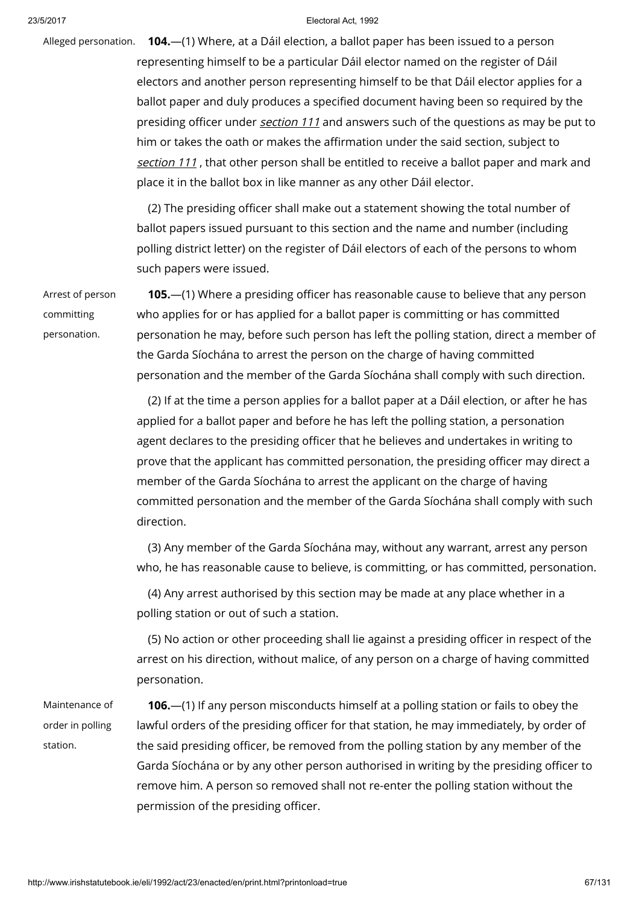Alleged personation.

**104.**—(1) Where, at a Dáil election, a ballot paper has been issued to a person representing himself to be a particular Dáil elector named on the register of Dáil electors and another person representing himself to be that Dáil elector applies for a ballot paper and duly produces a specified document having been so required by the presiding officer under *section 111* and answers such of the questions as may be put to him or takes the oath or makes the affirmation under the said section, subject to *section 111*, that other person shall be entitled to receive a ballot paper and mark and place it in the ballot box in like manner as any other Dáil elector.

(2) The presiding officer shall make out a statement showing the total number of ballot papers issued pursuant to this section and the name and number (including polling district letter) on the register of Dáil electors of each of the persons to whom such papers were issued.

Arrest of person committing personation.

**105.**—(1) Where a presiding officer has reasonable cause to believe that any person who applies for or has applied for a ballot paper is committing or has committed personation he may, before such person has left the polling station, direct a member of the Garda Síochána to arrest the person on the charge of having committed personation and the member of the Garda Síochána shall comply with such direction.

(2) If at the time a person applies for a ballot paper at a Dáil election, or after he has applied for a ballot paper and before he has left the polling station, a personation agent declares to the presiding officer that he believes and undertakes in writing to prove that the applicant has committed personation, the presiding officer may direct a member of the Garda Síochána to arrest the applicant on the charge of having committed personation and the member of the Garda Síochána shall comply with such direction.

(3) Any member of the Garda Síochána may, without any warrant, arrest any person who, he has reasonable cause to believe, is committing, or has committed, personation.

(4) Any arrest authorised by this section may be made at any place whether in a polling station or out of such a station.

(5) No action or other proceeding shall lie against a presiding officer in respect of the arrest on his direction, without malice, of any person on a charge of having committed personation.

Maintenance of order in polling station.

**106.**—(1) If any person misconducts himself at a polling station or fails to obey the lawful orders of the presiding officer for that station, he may immediately, by order of the said presiding officer, be removed from the polling station by any member of the Garda Síochána or by any other person authorised in writing by the presiding officer to remove him. A person so removed shall not re-enter the polling station without the permission of the presiding officer.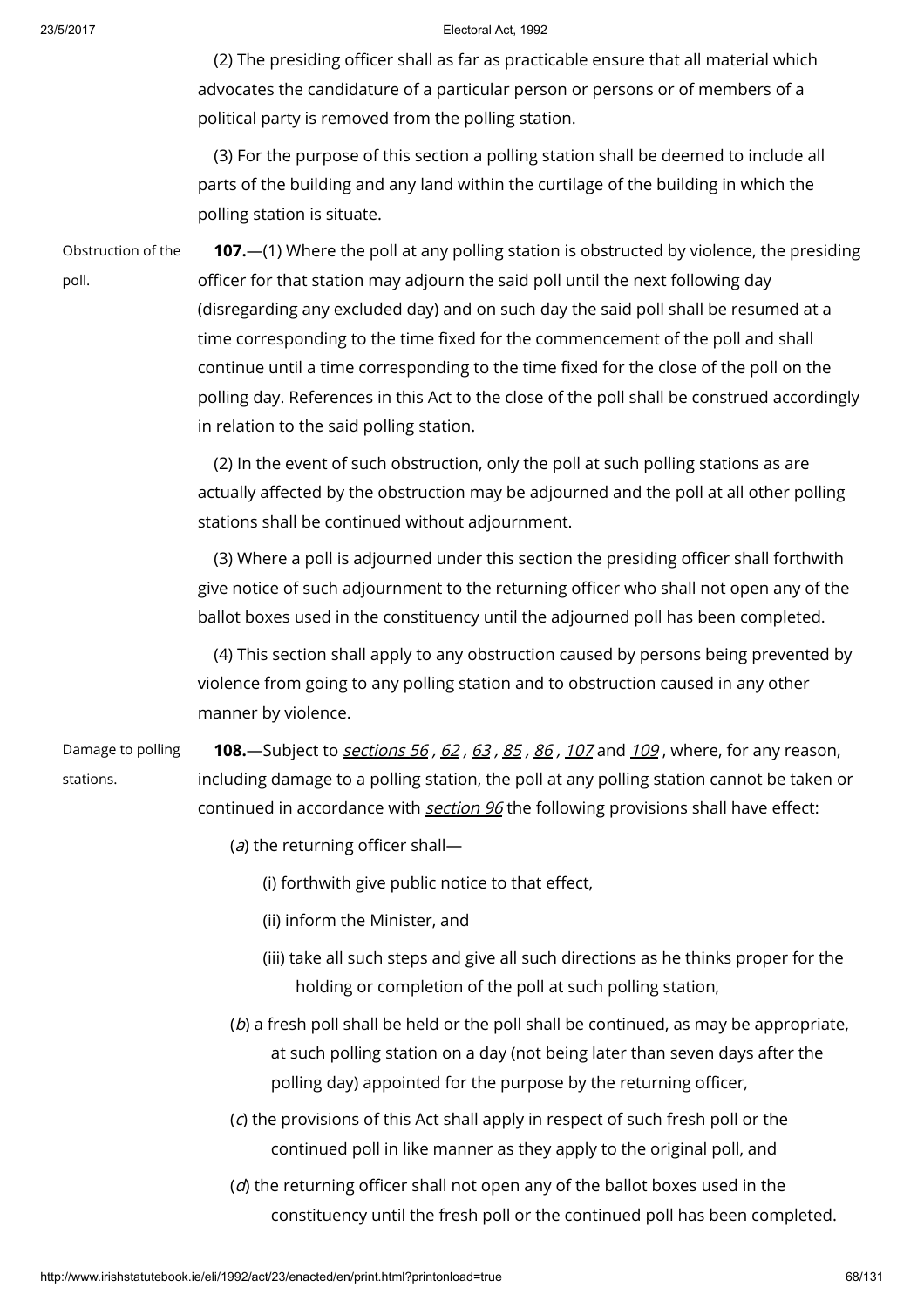(2) The presiding officer shall as far as practicable ensure that all material which advocates the candidature of a particular person or persons or of members of a political party is removed from the polling station.

(3) For the purpose of this section a polling station shall be deemed to include all parts of the building and any land within the curtilage of the building in which the polling station is situate.

Obstruction of the poll.

**107.**—(1) Where the poll at any polling station is obstructed by violence, the presiding officer for that station may adjourn the said poll until the next following day (disregarding any excluded day) and on such day the said poll shall be resumed at a time corresponding to the time fixed for the commencement of the poll and shall continue until a time corresponding to the time fixed for the close of the poll on the polling day. References in this Act to the close of the poll shall be construed accordingly in relation to the said polling station.

(2) In the event of such obstruction, only the poll at such polling stations as are actually affected by the obstruction may be adjourned and the poll at all other polling stations shall be continued without adjournment.

(3) Where a poll is adjourned under this section the presiding officer shall forthwith give notice of such adjournment to the returning officer who shall not open any of the ballot boxes used in the constituency until the adjourned poll has been completed.

(4) This section shall apply to any obstruction caused by persons being prevented by violence from going to any polling station and to obstruction caused in any other manner by violence.

Damage to polling stations.

**108.**—Subject to *sections 56 , 62 , 63 , 85 , 86 , 107* and *109* , where, for any reason, including damage to a polling station, the poll at any polling station cannot be taken or continued in accordance with *section 96* the following provisions shall have effect:

(*a*) the returning officer shall—

(i) forthwith give public notice to that effect,

(ii) inform the Minister, and

(iii) take all such steps and give all such directions as he thinks proper for the holding or completion of the poll at such polling station,

(*b*) a fresh poll shall be held or the poll shall be continued, as may be appropriate, at such polling station on a day (not being later than seven days after the polling day) appointed for the purpose by the returning officer,

(*c*) the provisions of this Act shall apply in respect of such fresh poll or the continued poll in like manner as they apply to the original poll, and

(*d*) the returning officer shall not open any of the ballot boxes used in the constituency until the fresh poll or the continued poll has been completed.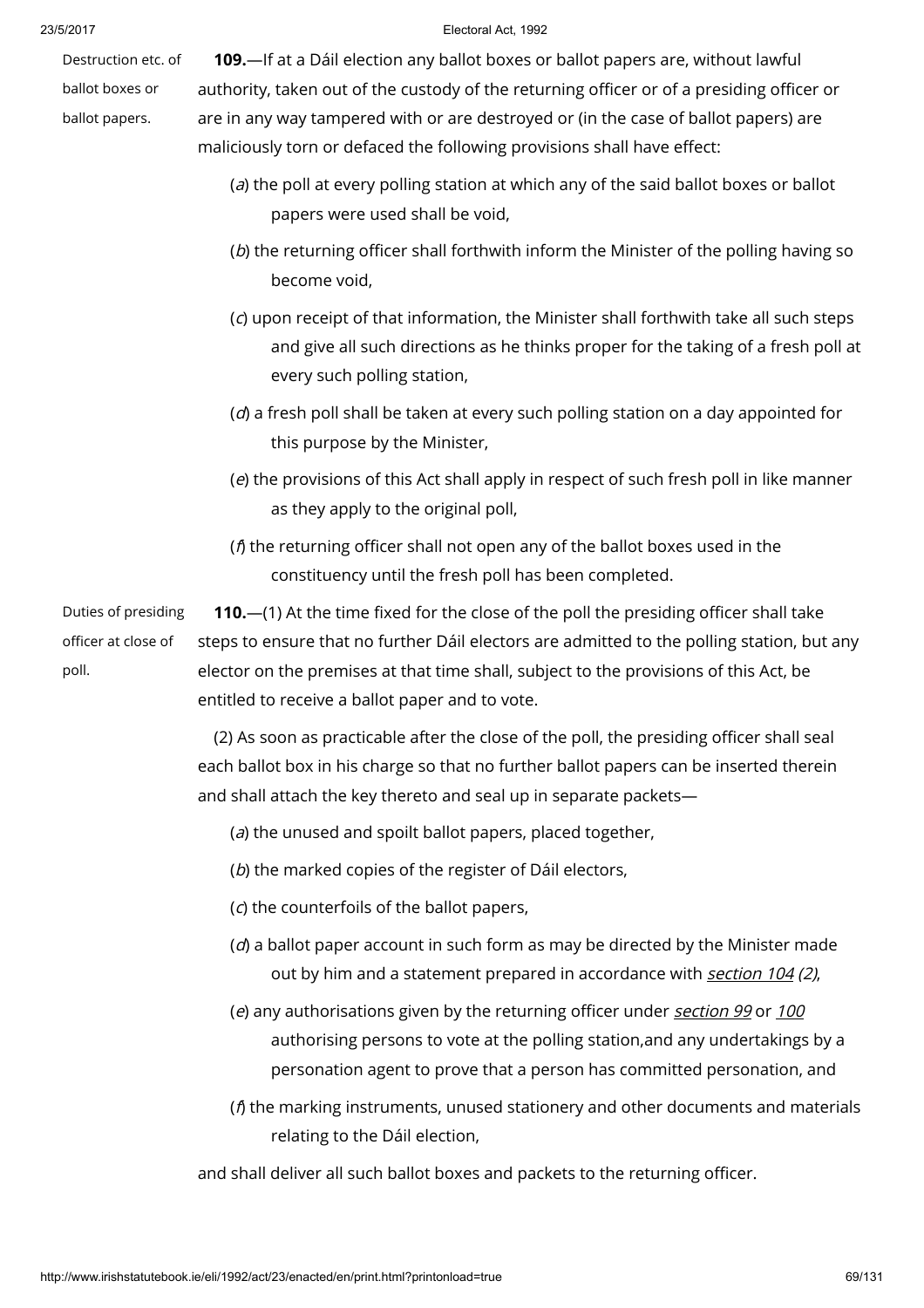Destruction etc. of ballot boxes or ballot papers.

**109.**—If at a Dáil election any ballot boxes or ballot papers are, without lawful authority, taken out of the custody of the returning officer or of a presiding officer or are in any way tampered with or are destroyed or (in the case of ballot papers) are maliciously torn or defaced the following provisions shall have effect:

(*a*) the poll at every polling station at which any of the said ballot boxes or ballot papers were used shall be void,

(*b*) the returning officer shall forthwith inform the Minister of the polling having so become void,

(*c*) upon receipt of that information, the Minister shall forthwith take all such steps and give all such directions as he thinks proper for the taking of a fresh poll at every such polling station,

(*d*) a fresh poll shall be taken at every such polling station on a day appointed for this purpose by the Minister,

(*e*) the provisions of this Act shall apply in respect of such fresh poll in like manner as they apply to the original poll,

(*f*) the returning officer shall not open any of the ballot boxes used in the constituency until the fresh poll has been completed.

Duties of presiding officer at close of poll.

**110.**—(1) At the time fixed for the close of the poll the presiding officer shall take steps to ensure that no further Dáil electors are admitted to the polling station, but any elector on the premises at that time shall, subject to the provisions of this Act, be entitled to receive a ballot paper and to vote.

(2) As soon as practicable after the close of the poll, the presiding officer shall seal each ballot box in his charge so that no further ballot papers can be inserted therein and shall attach the key thereto and seal up in separate packets—

(*a*) the unused and spoilt ballot papers, placed together,

(*b*) the marked copies of the register of Dáil electors,

(*c*) the counterfoils of the ballot papers,

(*d*) a ballot paper account in such form as may be directed by the Minister made out by him and a statement prepared in accordance with *section 104 (2)*,

(*e*) any authorisations given by the returning officer under *section 99* or *100* authorising persons to vote at the polling station,and any undertakings by a personation agent to prove that a person has committed personation, and

(*f*) the marking instruments, unused stationery and other documents and materials relating to the Dáil election,

and shall deliver all such ballot boxes and packets to the returning officer.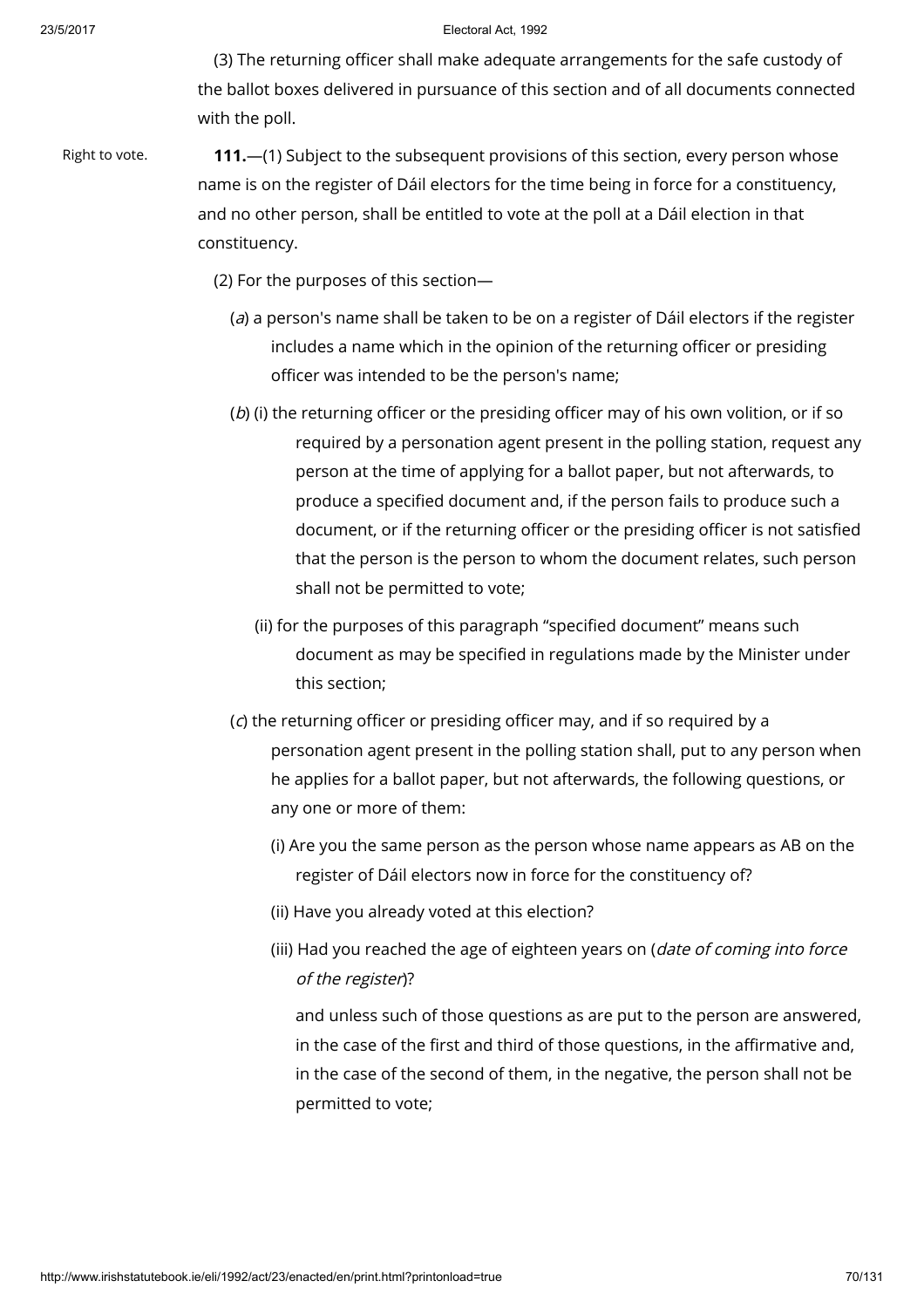(3) The returning officer shall make adequate arrangements for the safe custody of the ballot boxes delivered in pursuance of this section and of all documents connected with the poll.

Right to vote.

**111.**—(1) Subject to the subsequent provisions of this section, every person whose name is on the register of Dáil electors for the time being in force for a constituency, and no other person, shall be entitled to vote at the poll at a Dáil election in that constituency.

(2) For the purposes of this section—

(*a*) a person's name shall be taken to be on a register of Dáil electors if the register includes a name which in the opinion of the returning officer or presiding officer was intended to be the person's name;

(*b*) (i) the returning officer or the presiding officer may of his own volition, or if so required by a personation agent present in the polling station, request any person at the time of applying for a ballot paper, but not afterwards, to produce a specified document and, if the person fails to produce such a document, or if the returning officer or the presiding officer is not satisfied that the person is the person to whom the document relates, such person shall not be permitted to vote;

(ii) for the purposes of this paragraph "specified document" means such document as may be specified in regulations made by the Minister under this section;

(*c*) the returning officer or presiding officer may, and if so required by a personation agent present in the polling station shall, put to any person when he applies for a ballot paper, but not afterwards, the following questions, or any one or more of them:

(i) Are you the same person as the person whose name appears as AB on the register of Dáil electors now in force for the constituency of?

(ii) Have you already voted at this election?

(iii) Had you reached the age of eighteen years on (*date of coming into force of the register*)?

and unless such of those questions as are put to the person are answered, in the case of the first and third of those questions, in the affirmative and, in the case of the second of them, in the negative, the person shall not be permitted to vote;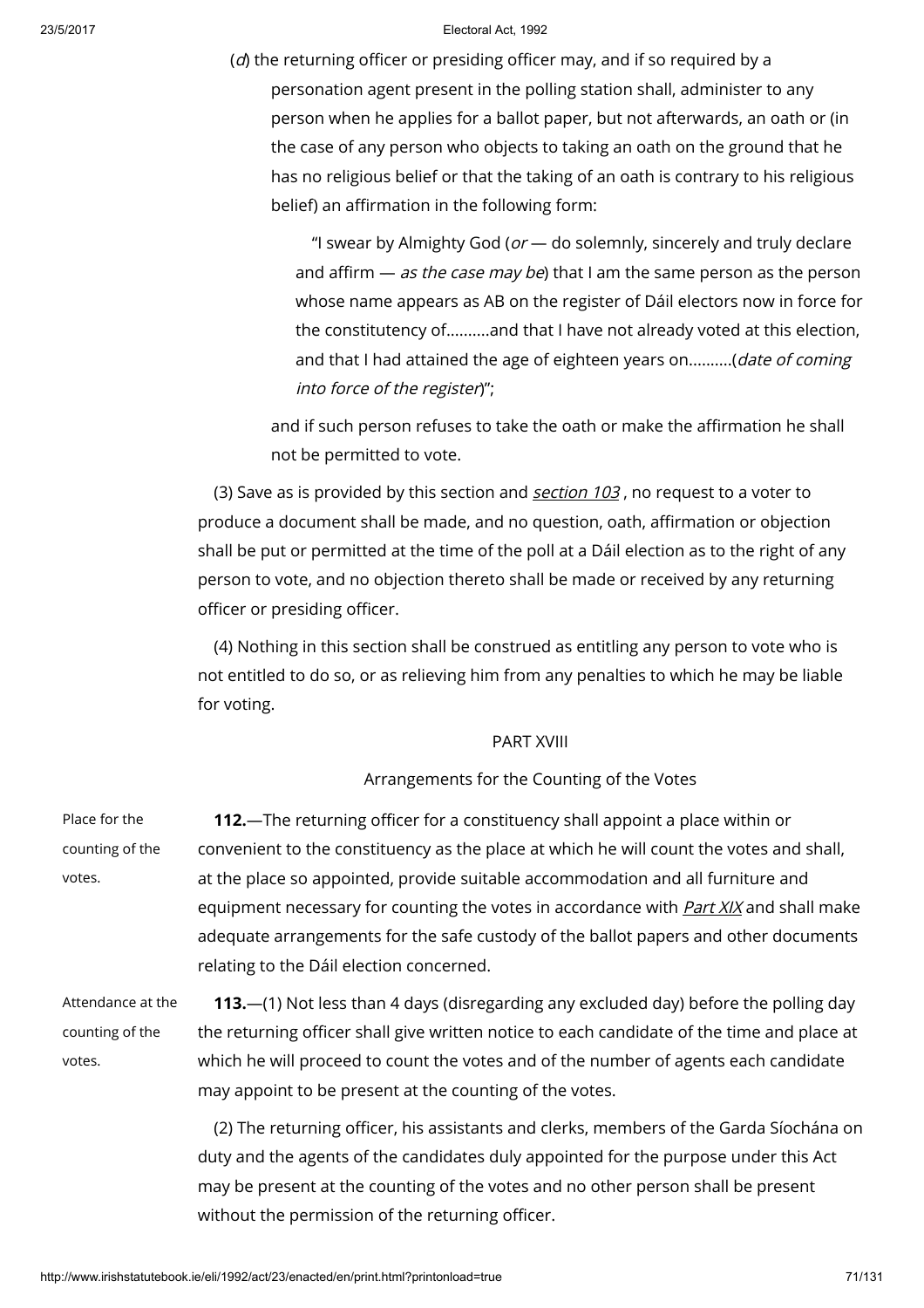(*d*) the returning officer or presiding officer may, and if so required by a personation agent present in the polling station shall, administer to any person when he applies for a ballot paper, but not afterwards, an oath or (in the case of any person who objects to taking an oath on the ground that he has no religious belief or that the taking of an oath is contrary to his religious belief) an affirmation in the following form:

> "I swear by Almighty God (*or* — do solemnly, sincerely and truly declare and affirm — *as the case may be*) that I am the same person as the person whose name appears as AB on the register of Dáil electors now in force for the constituency of..........and that I have not already voted at this election, and that I had attained the age of eighteen years on..........(*date of coming into force of the register*)";

and if such person refuses to take the oath or make the affirmation he shall not be permitted to vote.

(3) Save as is provided by this section and *section 103*, no request to a voter to produce a document shall be made, and no question, oath, affirmation or objection shall be put or permitted at the time of the poll at a Dáil election as to the right of any person to vote, and no objection thereto shall be made or received by any returning officer or presiding officer.

(4) Nothing in this section shall be construed as entitling any person to vote who is not entitled to do so, or as relieving him from any penalties to which he may be liable for voting.

## PART XVIII

### Arrangements for the Counting of the Votes

Place for the counting of the votes.

**112.**—The returning officer for a constituency shall appoint a place within or convenient to the constituency as the place at which he will count the votes and shall, at the place so appointed, provide suitable accommodation and all furniture and equipment necessary for counting the votes in accordance with *Part XIX* and shall make adequate arrangements for the safe custody of the ballot papers and other documents relating to the Dáil election concerned.

Attendance at the counting of the votes.

**113.**—(1) Not less than 4 days (disregarding any excluded day) before the polling day the returning officer shall give written notice to each candidate of the time and place at which he will proceed to count the votes and of the number of agents each candidate may appoint to be present at the counting of the votes.

(2) The returning officer, his assistants and clerks, members of the Garda Síochána on duty and the agents of the candidates duly appointed for the purpose under this Act may be present at the counting of the votes and no other person shall be present without the permission of the returning officer.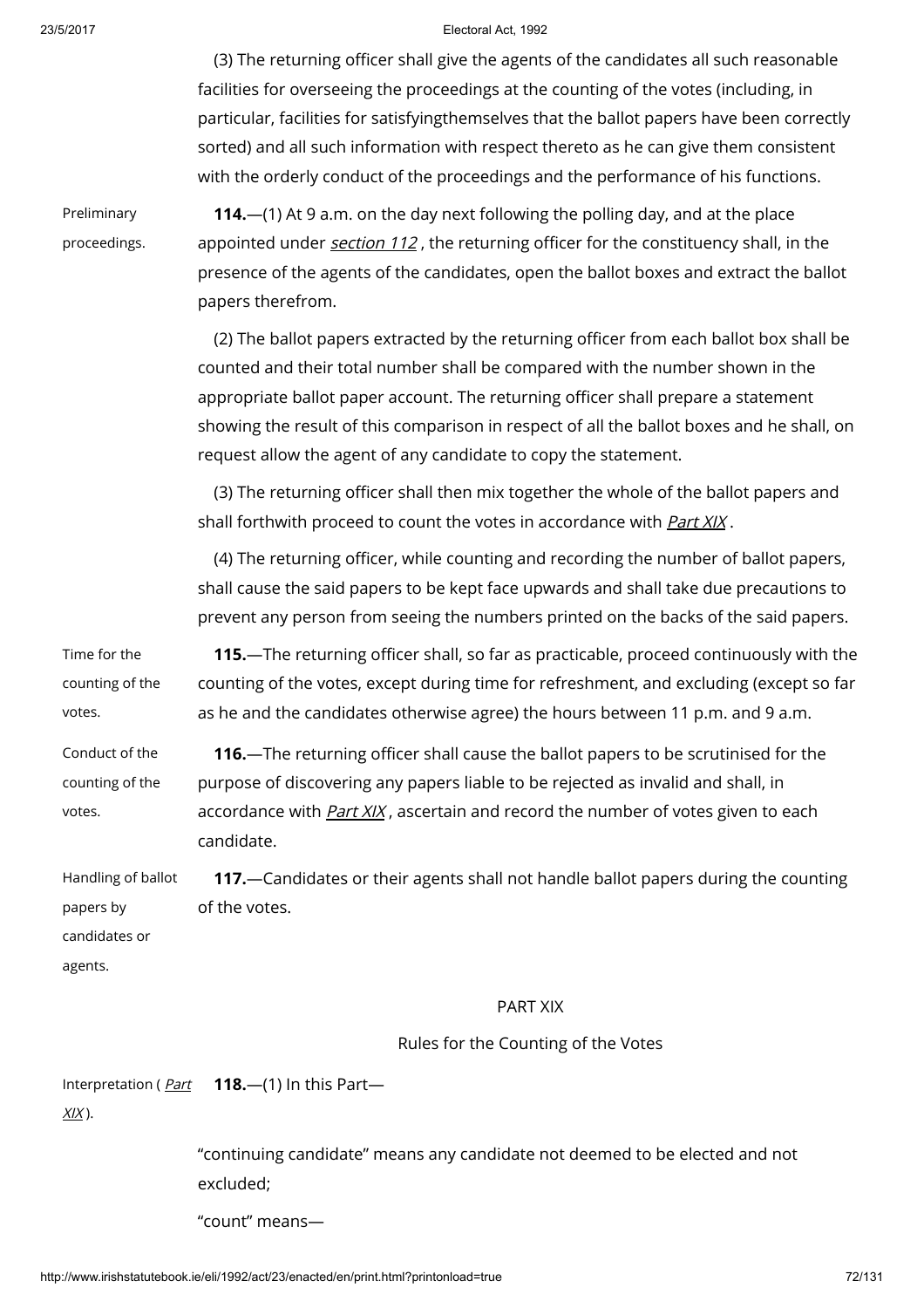(3) The returning officer shall give the agents of the candidates all such reasonable facilities for overseeing the proceedings at the counting of the votes (including, in particular, facilities for satisfyingthemselves that the ballot papers have been correctly sorted) and all such information with respect thereto as he can give them consistent with the orderly conduct of the proceedings and the performance of his functions.

Preliminary proceedings.

**114.**—(1) At 9 a.m. on the day next following the polling day, and at the place appointed under *section 112*, the returning officer for the constituency shall, in the presence of the agents of the candidates, open the ballot boxes and extract the ballot papers therefrom.

(2) The ballot papers extracted by the returning officer from each ballot box shall be counted and their total number shall be compared with the number shown in the appropriate ballot paper account. The returning officer shall prepare a statement showing the result of this comparison in respect of all the ballot boxes and he shall, on request allow the agent of any candidate to copy the statement.

(3) The returning officer shall then mix together the whole of the ballot papers and shall forthwith proceed to count the votes in accordance with *Part XIX*.

(4) The returning officer, while counting and recording the number of ballot papers, shall cause the said papers to be kept face upwards and shall take due precautions to prevent any person from seeing the numbers printed on the backs of the said papers.

Time for the counting of the votes.

**115.**—The returning officer shall, so far as practicable, proceed continuously with the counting of the votes, except during time for refreshment, and excluding (except so far as he and the candidates otherwise agree) the hours between 11 p.m. and 9 a.m.

Conduct of the counting of the votes.

**116.**—The returning officer shall cause the ballot papers to be scrutinised for the purpose of discovering any papers liable to be rejected as invalid and shall, in accordance with *Part XIX*, ascertain and record the number of votes given to each candidate.

Handling of ballot papers by candidates or agents.

**117.**—Candidates or their agents shall not handle ballot papers during the counting of the votes.

## PART XIX

### Rules for the Counting of the Votes

Interpretation (*Part XIX*).

**118.**—(1) In this Part—

"continuing candidate" means any candidate not deemed to be elected and not excluded;

"count" means—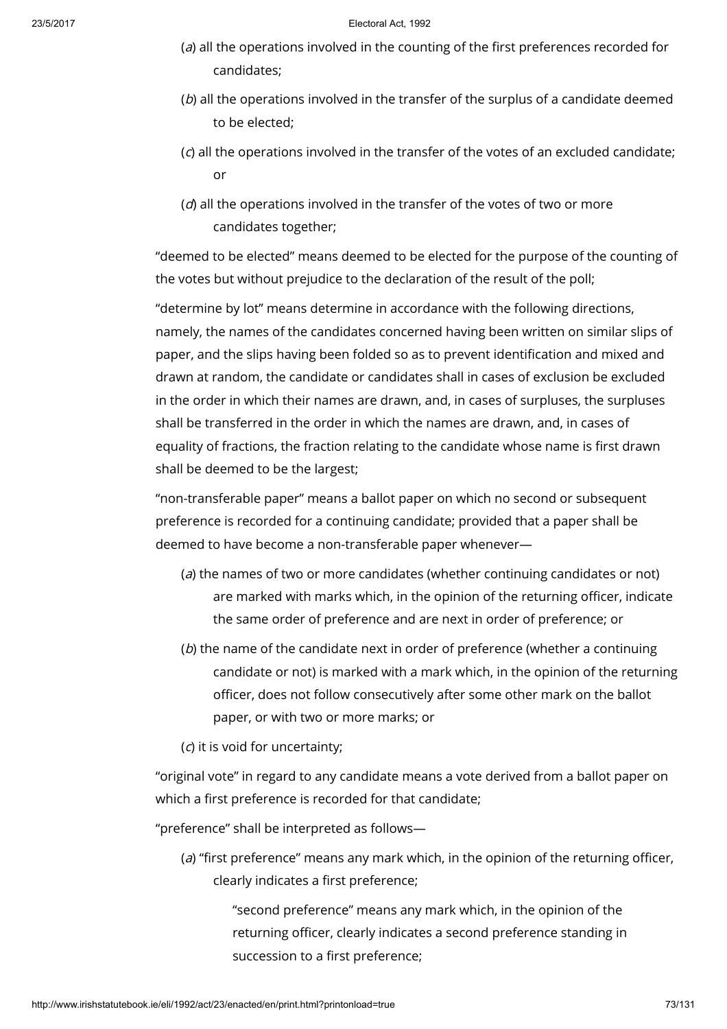(*a*) all the operations involved in the counting of the first preferences recorded for candidates;

(*b*) all the operations involved in the transfer of the surplus of a candidate deemed to be elected;

(*c*) all the operations involved in the transfer of the votes of an excluded candidate; or

(*d*) all the operations involved in the transfer of the votes of two or more candidates together;

"deemed to be elected" means deemed to be elected for the purpose of the counting of the votes but without prejudice to the declaration of the result of the poll;

"determine by lot" means determine in accordance with the following directions, namely, the names of the candidates concerned having been written on similar slips of paper, and the slips having been folded so as to prevent identification and mixed and drawn at random, the candidate or candidates shall in cases of exclusion be excluded in the order in which their names are drawn, and, in cases of surpluses, the surpluses shall be transferred in the order in which the names are drawn, and, in cases of equality of fractions, the fraction relating to the candidate whose name is first drawn shall be deemed to be the largest;

"non-transferable paper" means a ballot paper on which no second or subsequent preference is recorded for a continuing candidate; provided that a paper shall be deemed to have become a non-transferable paper whenever—

(*a*) the names of two or more candidates (whether continuing candidates or not) are marked with marks which, in the opinion of the returning officer, indicate the same order of preference and are next in order of preference; or

(*b*) the name of the candidate next in order of preference (whether a continuing candidate or not) is marked with a mark which, in the opinion of the returning officer, does not follow consecutively after some other mark on the ballot paper, or with two or more marks; or

(*c*) it is void for uncertainty;

"original vote" in regard to any candidate means a vote derived from a ballot paper on which a first preference is recorded for that candidate;

"preference" shall be interpreted as follows—

(*a*) "first preference" means any mark which, in the opinion of the returning officer, clearly indicates a first preference;

"second preference" means any mark which, in the opinion of the returning officer, clearly indicates a second preference standing in succession to a first preference;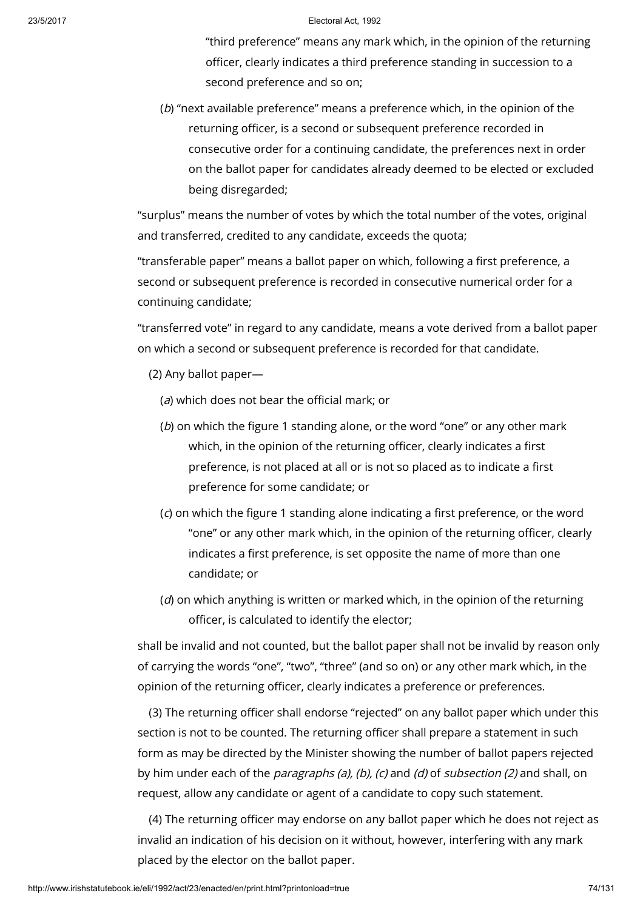"third preference" means any mark which, in the opinion of the returning officer, clearly indicates a third preference standing in succession to a second preference and so on;

(*b*) "next available preference" means a preference which, in the opinion of the returning officer, is a second or subsequent preference recorded in consecutive order for a continuing candidate, the preferences next in order on the ballot paper for candidates already deemed to be elected or excluded being disregarded;

"surplus" means the number of votes by which the total number of the votes, original and transferred, credited to any candidate, exceeds the quota;

"transferable paper" means a ballot paper on which, following a first preference, a second or subsequent preference is recorded in consecutive numerical order for a continuing candidate;

"transferred vote" in regard to any candidate, means a vote derived from a ballot paper on which a second or subsequent preference is recorded for that candidate.

(2) Any ballot paper—

(*a*) which does not bear the official mark; or

(*b*) on which the figure 1 standing alone, or the word "one" or any other mark which, in the opinion of the returning officer, clearly indicates a first preference, is not placed at all or is not so placed as to indicate a first preference for some candidate; or

(*c*) on which the figure 1 standing alone indicating a first preference, or the word "one" or any other mark which, in the opinion of the returning officer, clearly indicates a first preference, is set opposite the name of more than one candidate; or

(*d*) on which anything is written or marked which, in the opinion of the returning officer, is calculated to identify the elector;

shall be invalid and not counted, but the ballot paper shall not be invalid by reason only of carrying the words "one", "two", "three" (and so on) or any other mark which, in the opinion of the returning officer, clearly indicates a preference or preferences.

(3) The returning officer shall endorse "rejected" on any ballot paper which under this section is not to be counted. The returning officer shall prepare a statement in such form as may be directed by the Minister showing the number of ballot papers rejected by him under each of the *paragraphs (a), (b), (c)* and *(d)* of *subsection (2)* and shall, on request, allow any candidate or agent of a candidate to copy such statement.

(4) The returning officer may endorse on any ballot paper which he does not reject as invalid an indication of his decision on it without, however, interfering with any mark placed by the elector on the ballot paper.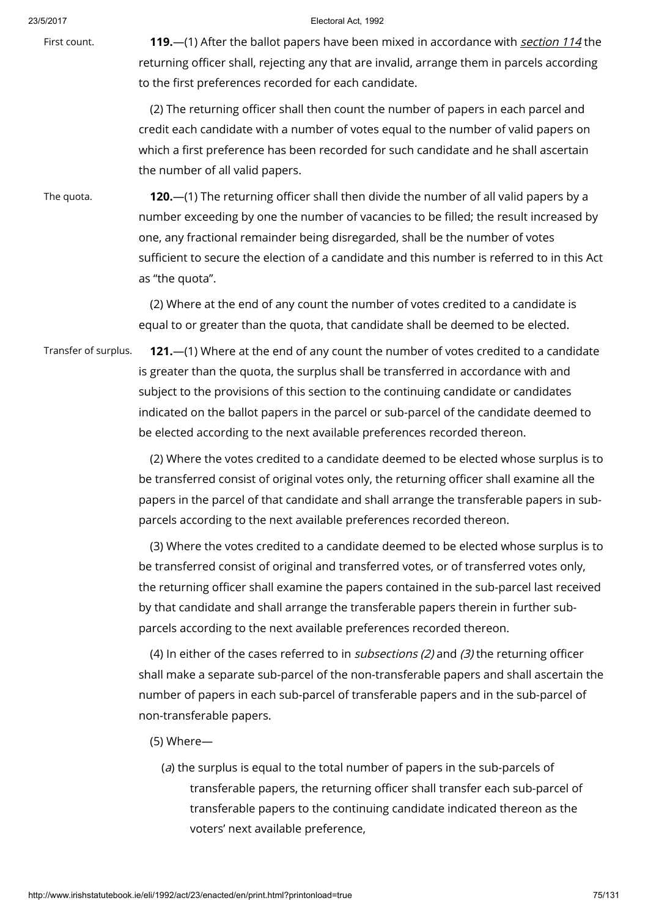First count.

**119.**—(1) After the ballot papers have been mixed in accordance with *section 114* the returning officer shall, rejecting any that are invalid, arrange them in parcels according to the first preferences recorded for each candidate.

(2) The returning officer shall then count the number of papers in each parcel and credit each candidate with a number of votes equal to the number of valid papers on which a first preference has been recorded for such candidate and he shall ascertain the number of all valid papers.

The quota.

**120.**—(1) The returning officer shall then divide the number of all valid papers by a number exceeding by one the number of vacancies to be filled; the result increased by one, any fractional remainder being disregarded, shall be the number of votes sufficient to secure the election of a candidate and this number is referred to in this Act as "the quota".

(2) Where at the end of any count the number of votes credited to a candidate is equal to or greater than the quota, that candidate shall be deemed to be elected.

Transfer of surplus.

**121.**—(1) Where at the end of any count the number of votes credited to a candidate is greater than the quota, the surplus shall be transferred in accordance with and subject to the provisions of this section to the continuing candidate or candidates indicated on the ballot papers in the parcel or sub-parcel of the candidate deemed to be elected according to the next available preferences recorded thereon.

(2) Where the votes credited to a candidate deemed to be elected whose surplus is to be transferred consist of original votes only, the returning officer shall examine all the papers in the parcel of that candidate and shall arrange the transferable papers in sub-parcels according to the next available preferences recorded thereon.

(3) Where the votes credited to a candidate deemed to be elected whose surplus is to be transferred consist of original and transferred votes, or of transferred votes only, the returning officer shall examine the papers contained in the sub-parcel last received by that candidate and shall arrange the transferable papers therein in further sub-parcels according to the next available preferences recorded thereon.

(4) In either of the cases referred to in *subsections (2)* and *(3)* the returning officer shall make a separate sub-parcel of the non-transferable papers and shall ascertain the number of papers in each sub-parcel of transferable papers and in the sub-parcel of non-transferable papers.

(5) Where—

(*a*) the surplus is equal to the total number of papers in the sub-parcels of transferable papers, the returning officer shall transfer each sub-parcel of transferable papers to the continuing candidate indicated thereon as the voters' next available preference,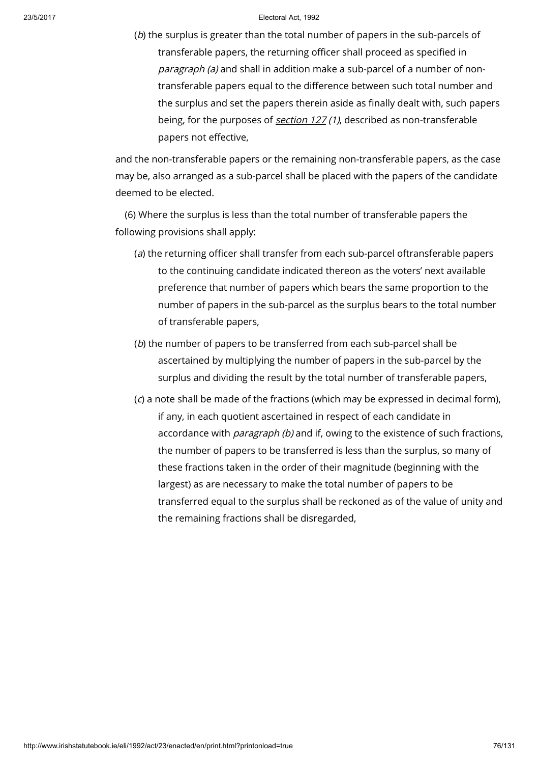(*b*) the surplus is greater than the total number of papers in the sub-parcels of transferable papers, the returning officer shall proceed as specified in *paragraph (a)* and shall in addition make a sub-parcel of a number of non-transferable papers equal to the difference between such total number and the surplus and set the papers therein aside as finally dealt with, such papers being, for the purposes of *section 127 (1)*, described as non-transferable papers not effective,

and the non-transferable papers or the remaining non-transferable papers, as the case may be, also arranged as a sub-parcel shall be placed with the papers of the candidate deemed to be elected.

(6) Where the surplus is less than the total number of transferable papers the following provisions shall apply:

(*a*) the returning officer shall transfer from each sub-parcel oftransferable papers to the continuing candidate indicated thereon as the voters' next available preference that number of papers which bears the same proportion to the number of papers in the sub-parcel as the surplus bears to the total number of transferable papers,

(*b*) the number of papers to be transferred from each sub-parcel shall be ascertained by multiplying the number of papers in the sub-parcel by the surplus and dividing the result by the total number of transferable papers,

(*c*) a note shall be made of the fractions (which may be expressed in decimal form), if any, in each quotient ascertained in respect of each candidate in accordance with *paragraph (b)* and if, owing to the existence of such fractions, the number of papers to be transferred is less than the surplus, so many of these fractions taken in the order of their magnitude (beginning with the largest) as are necessary to make the total number of papers to be transferred equal to the surplus shall be reckoned as of the value of unity and the remaining fractions shall be disregarded,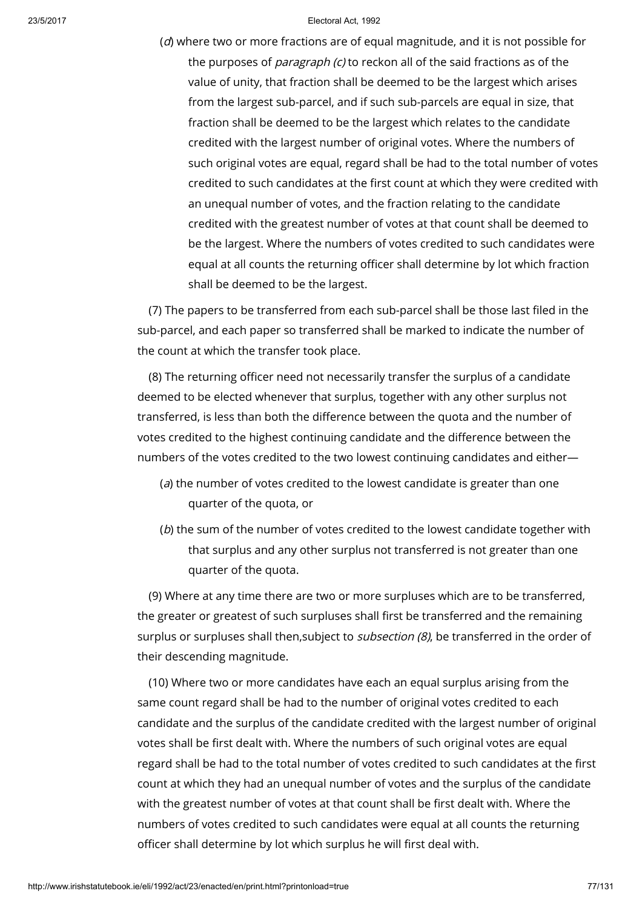(*d*) where two or more fractions are of equal magnitude, and it is not possible for the purposes of *paragraph (c)* to reckon all of the said fractions as of the value of unity, that fraction shall be deemed to be the largest which arises from the largest sub-parcel, and if such sub-parcels are equal in size, that fraction shall be deemed to be the largest which relates to the candidate credited with the largest number of original votes. Where the numbers of such original votes are equal, regard shall be had to the total number of votes credited to such candidates at the first count at which they were credited with an unequal number of votes, and the fraction relating to the candidate credited with the greatest number of votes at that count shall be deemed to be the largest. Where the numbers of votes credited to such candidates were equal at all counts the returning officer shall determine by lot which fraction shall be deemed to be the largest.

(7) The papers to be transferred from each sub-parcel shall be those last filed in the sub-parcel, and each paper so transferred shall be marked to indicate the number of the count at which the transfer took place.

(8) The returning officer need not necessarily transfer the surplus of a candidate deemed to be elected whenever that surplus, together with any other surplus not transferred, is less than both the difference between the quota and the number of votes credited to the highest continuing candidate and the difference between the numbers of the votes credited to the two lowest continuing candidates and either—

(*a*) the number of votes credited to the lowest candidate is greater than one quarter of the quota, or

(*b*) the sum of the number of votes credited to the lowest candidate together with that surplus and any other surplus not transferred is not greater than one quarter of the quota.

(9) Where at any time there are two or more surpluses which are to be transferred, the greater or greatest of such surpluses shall first be transferred and the remaining surplus or surpluses shall then,subject to *subsection (8)*, be transferred in the order of their descending magnitude.

(10) Where two or more candidates have each an equal surplus arising from the same count regard shall be had to the number of original votes credited to each candidate and the surplus of the candidate credited with the largest number of original votes shall be first dealt with. Where the numbers of such original votes are equal regard shall be had to the total number of votes credited to such candidates at the first count at which they had an unequal number of votes and the surplus of the candidate with the greatest number of votes at that count shall be first dealt with. Where the numbers of votes credited to such candidates were equal at all counts the returning officer shall determine by lot which surplus he will first deal with.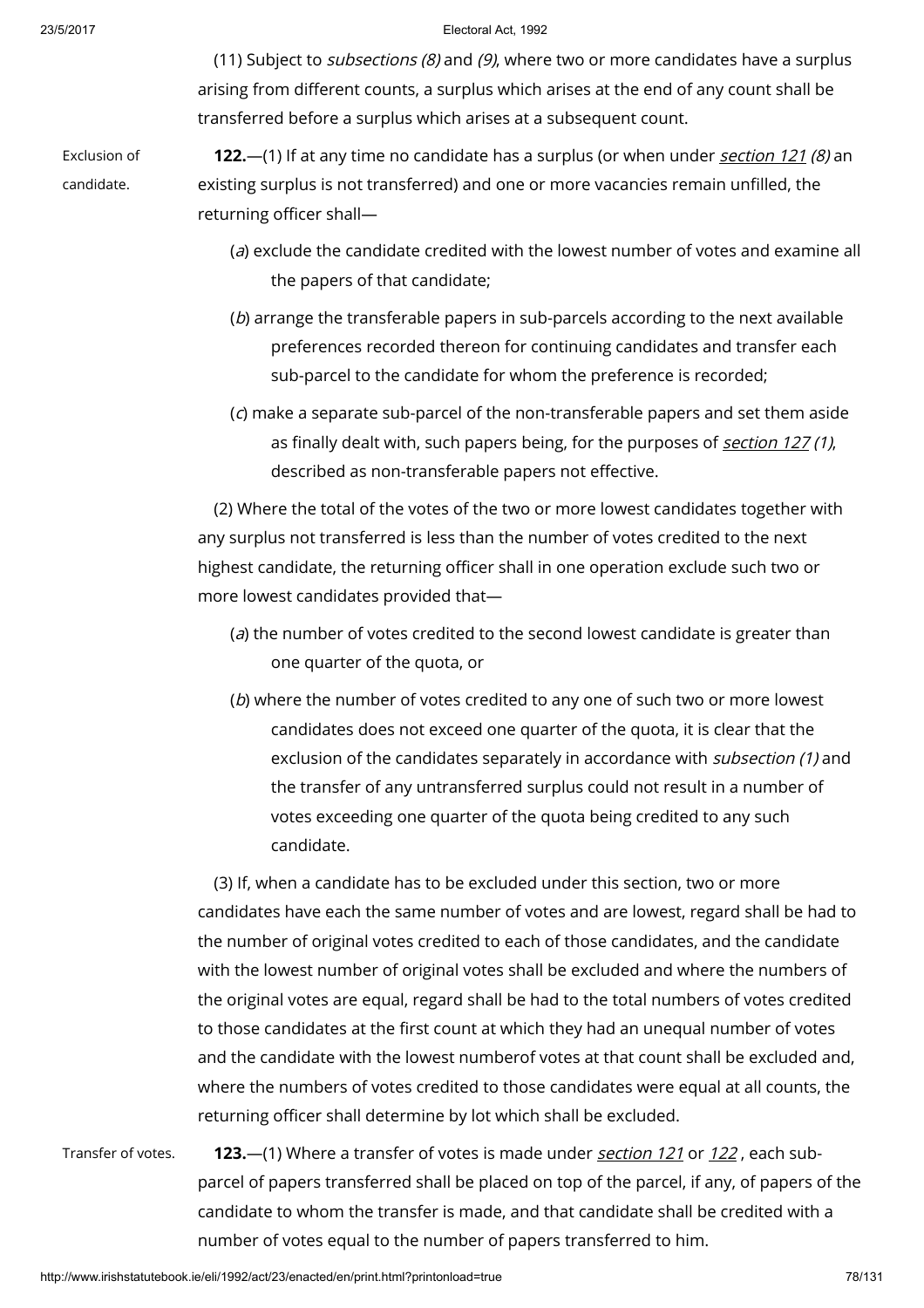(11) Subject to *subsections (8)* and *(9)*, where two or more candidates have a surplus arising from different counts, a surplus which arises at the end of any count shall be transferred before a surplus which arises at a subsequent count.

Exclusion of candidate.

**122.**—(1) If at any time no candidate has a surplus (or when under section 121 *(8)* an existing surplus is not transferred) and one or more vacancies remain unfilled, the returning officer shall—

(*a*) exclude the candidate credited with the lowest number of votes and examine all the papers of that candidate;

(*b*) arrange the transferable papers in sub-parcels according to the next available preferences recorded thereon for continuing candidates and transfer each sub-parcel to the candidate for whom the preference is recorded;

(*c*) make a separate sub-parcel of the non-transferable papers and set them aside as finally dealt with, such papers being, for the purposes of section 127 *(1)*, described as non-transferable papers not effective.

(2) Where the total of the votes of the two or more lowest candidates together with any surplus not transferred is less than the number of votes credited to the next highest candidate, the returning officer shall in one operation exclude such two or more lowest candidates provided that—

(*a*) the number of votes credited to the second lowest candidate is greater than one quarter of the quota, or

(*b*) where the number of votes credited to any one of such two or more lowest candidates does not exceed one quarter of the quota, it is clear that the exclusion of the candidates separately in accordance with *subsection (1)* and the transfer of any untransferred surplus could not result in a number of votes exceeding one quarter of the quota being credited to any such candidate.

(3) If, when a candidate has to be excluded under this section, two or more candidates have each the same number of votes and are lowest, regard shall be had to the number of original votes credited to each of those candidates, and the candidate with the lowest number of original votes shall be excluded and where the numbers of the original votes are equal, regard shall be had to the total numbers of votes credited to those candidates at the first count at which they had an unequal number of votes and the candidate with the lowest numberof votes at that count shall be excluded and, where the numbers of votes credited to those candidates were equal at all counts, the returning officer shall determine by lot which shall be excluded.

Transfer of votes.

**123.**—(1) Where a transfer of votes is made under section 121 or 122 , each sub-parcel of papers transferred shall be placed on top of the parcel, if any, of papers of the candidate to whom the transfer is made, and that candidate shall be credited with a number of votes equal to the number of papers transferred to him.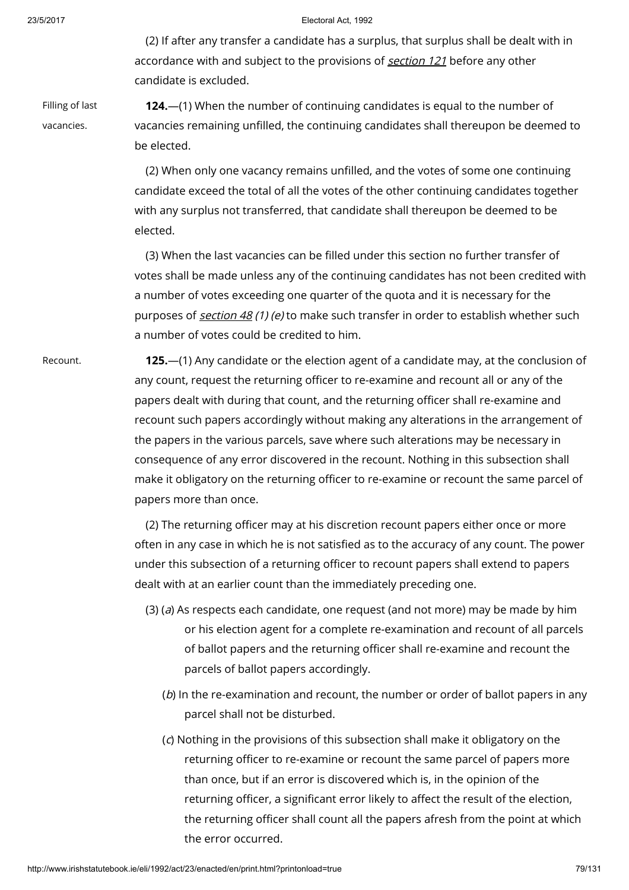(2) If after any transfer a candidate has a surplus, that surplus shall be dealt with in accordance with and subject to the provisions of *section 121* before any other candidate is excluded.

Filling of last vacancies.

**124.**—(1) When the number of continuing candidates is equal to the number of vacancies remaining unfilled, the continuing candidates shall thereupon be deemed to be elected.

(2) When only one vacancy remains unfilled, and the votes of some one continuing candidate exceed the total of all the votes of the other continuing candidates together with any surplus not transferred, that candidate shall thereupon be deemed to be elected.

(3) When the last vacancies can be filled under this section no further transfer of votes shall be made unless any of the continuing candidates has not been credited with a number of votes exceeding one quarter of the quota and it is necessary for the purposes of *section 48 (1) (e)* to make such transfer in order to establish whether such a number of votes could be credited to him.

Recount.

**125.**—(1) Any candidate or the election agent of a candidate may, at the conclusion of any count, request the returning officer to re-examine and recount all or any of the papers dealt with during that count, and the returning officer shall re-examine and recount such papers accordingly without making any alterations in the arrangement of the papers in the various parcels, save where such alterations may be necessary in consequence of any error discovered in the recount. Nothing in this subsection shall make it obligatory on the returning officer to re-examine or recount the same parcel of papers more than once.

(2) The returning officer may at his discretion recount papers either once or more often in any case in which he is not satisfied as to the accuracy of any count. The power under this subsection of a returning officer to recount papers shall extend to papers dealt with at an earlier count than the immediately preceding one.

(3) (*a*) As respects each candidate, one request (and not more) may be made by him or his election agent for a complete re-examination and recount of all parcels of ballot papers and the returning officer shall re-examine and recount the parcels of ballot papers accordingly.

(*b*) In the re-examination and recount, the number or order of ballot papers in any parcel shall not be disturbed.

(*c*) Nothing in the provisions of this subsection shall make it obligatory on the returning officer to re-examine or recount the same parcel of papers more than once, but if an error is discovered which is, in the opinion of the returning officer, a significant error likely to affect the result of the election, the returning officer shall count all the papers afresh from the point at which the error occurred.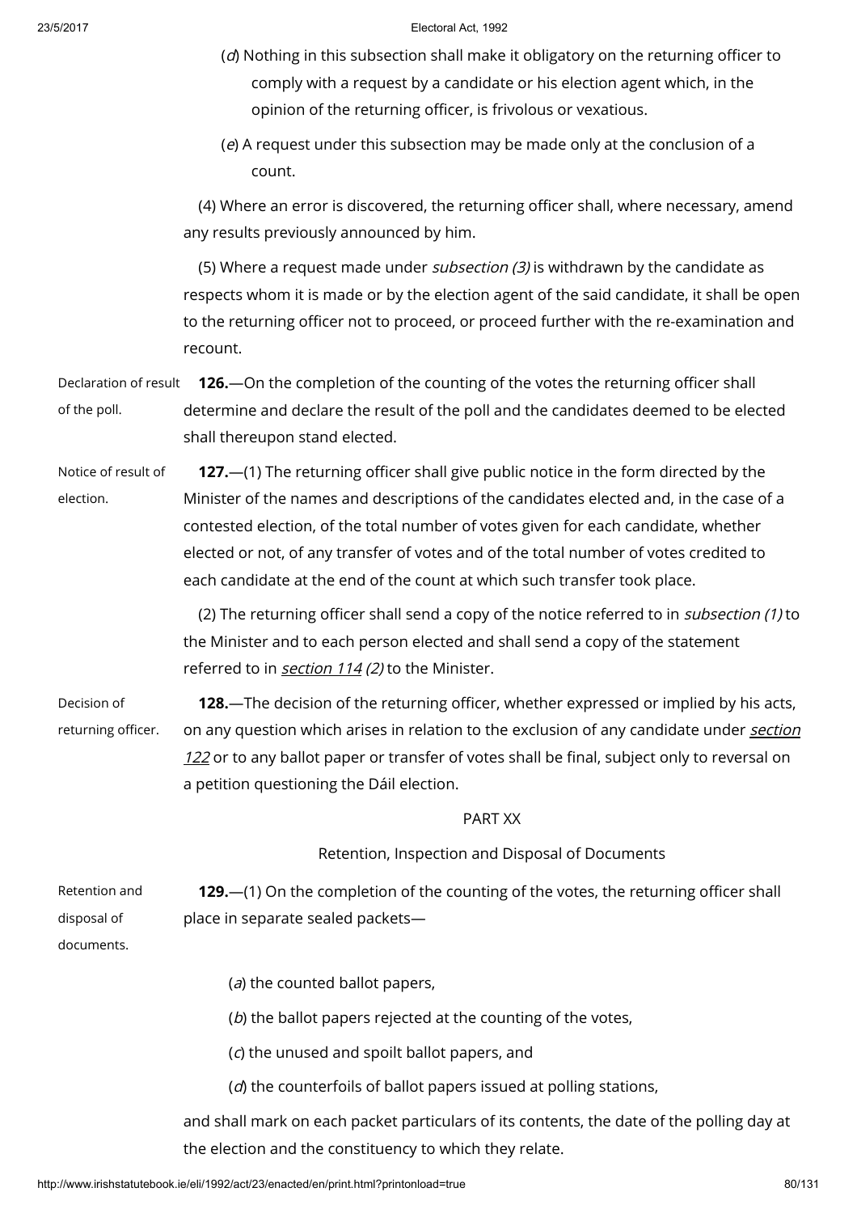(*d*) Nothing in this subsection shall make it obligatory on the returning officer to comply with a request by a candidate or his election agent which, in the opinion of the returning officer, is frivolous or vexatious.

(*e*) A request under this subsection may be made only at the conclusion of a count.

(4) Where an error is discovered, the returning officer shall, where necessary, amend any results previously announced by him.

(5) Where a request made under *subsection (3)* is withdrawn by the candidate as respects whom it is made or by the election agent of the said candidate, it shall be open to the returning officer not to proceed, or proceed further with the re-examination and recount.

Declaration of result of the poll.

**126.**—On the completion of the counting of the votes the returning officer shall determine and declare the result of the poll and the candidates deemed to be elected shall thereupon stand elected.

Notice of result of election.

**127.**—(1) The returning officer shall give public notice in the form directed by the Minister of the names and descriptions of the candidates elected and, in the case of a contested election, of the total number of votes given for each candidate, whether elected or not, of any transfer of votes and of the total number of votes credited to each candidate at the end of the count at which such transfer took place.

(2) The returning officer shall send a copy of the notice referred to in *subsection (1)* to the Minister and to each person elected and shall send a copy of the statement referred to in *section 114 (2)* to the Minister.

Decision of returning officer.

**128.**—The decision of the returning officer, whether expressed or implied by his acts, on any question which arises in relation to the exclusion of any candidate under *section 122* or to any ballot paper or transfer of votes shall be final, subject only to reversal on a petition questioning the Dáil election.

## PART XX

### Retention, Inspection and Disposal of Documents

Retention and disposal of documents.

**129.**—(1) On the completion of the counting of the votes, the returning officer shall place in separate sealed packets—

(*a*) the counted ballot papers,

(*b*) the ballot papers rejected at the counting of the votes,

(*c*) the unused and spoilt ballot papers, and

(*d*) the counterfoils of ballot papers issued at polling stations,

and shall mark on each packet particulars of its contents, the date of the polling day at the election and the constituency to which they relate.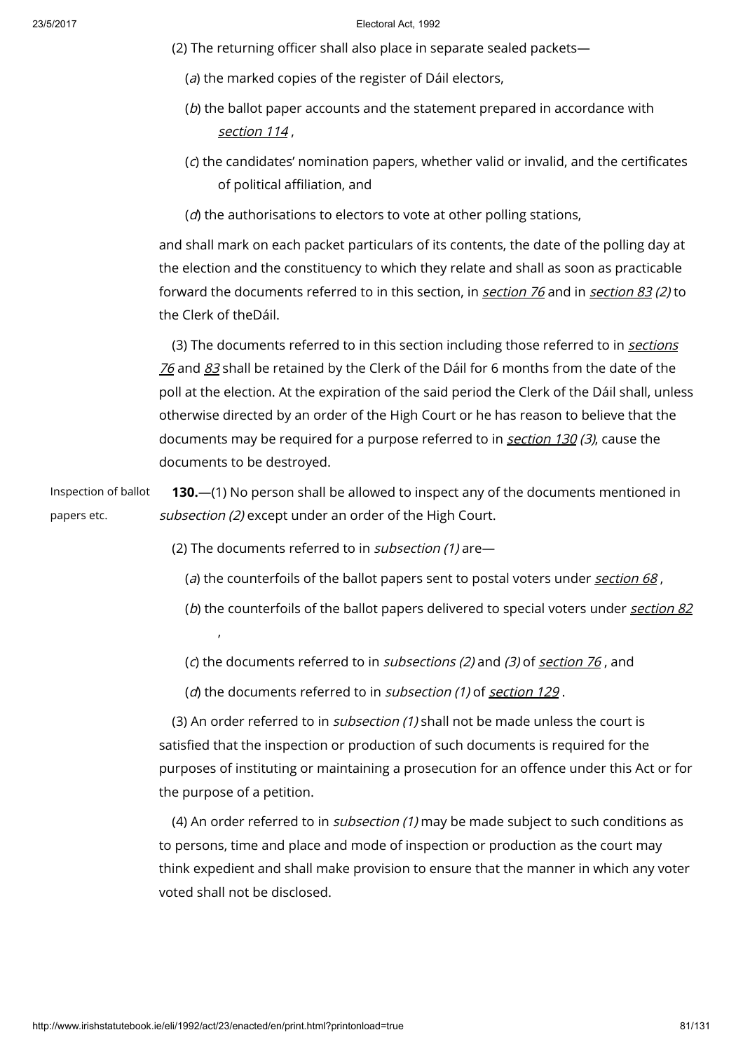(2) The returning officer shall also place in separate sealed packets—

(*a*) the marked copies of the register of Dáil electors,

(*b*) the ballot paper accounts and the statement prepared in accordance with *section 114* ,

(*c*) the candidates' nomination papers, whether valid or invalid, and the certificates of political affiliation, and

(*d*) the authorisations to electors to vote at other polling stations,

and shall mark on each packet particulars of its contents, the date of the polling day at the election and the constituency to which they relate and shall as soon as practicable forward the documents referred to in this section, in *section 76* and in *section 83 (2)* to the Clerk of theDáil.

(3) The documents referred to in this section including those referred to in *sections 76* and *83* shall be retained by the Clerk of the Dáil for 6 months from the date of the poll at the election. At the expiration of the said period the Clerk of the Dáil shall, unless otherwise directed by an order of the High Court or he has reason to believe that the documents may be required for a purpose referred to in *section 130 (3)*, cause the documents to be destroyed.

Inspection of ballot papers etc.

**130.**—(1) No person shall be allowed to inspect any of the documents mentioned in *subsection (2)* except under an order of the High Court.

(2) The documents referred to in *subsection (1)* are—

(*a*) the counterfoils of the ballot papers sent to postal voters under *section 68* ,

(*b*) the counterfoils of the ballot papers delivered to special voters under *section 82* ,

(*c*) the documents referred to in *subsections (2)* and *(3)* of *section 76* , and

(*d*) the documents referred to in *subsection (1)* of *section 129* .

(3) An order referred to in *subsection (1)* shall not be made unless the court is satisfied that the inspection or production of such documents is required for the purposes of instituting or maintaining a prosecution for an offence under this Act or for the purpose of a petition.

(4) An order referred to in *subsection (1)* may be made subject to such conditions as to persons, time and place and mode of inspection or production as the court may think expedient and shall make provision to ensure that the manner in which any voter voted shall not be disclosed.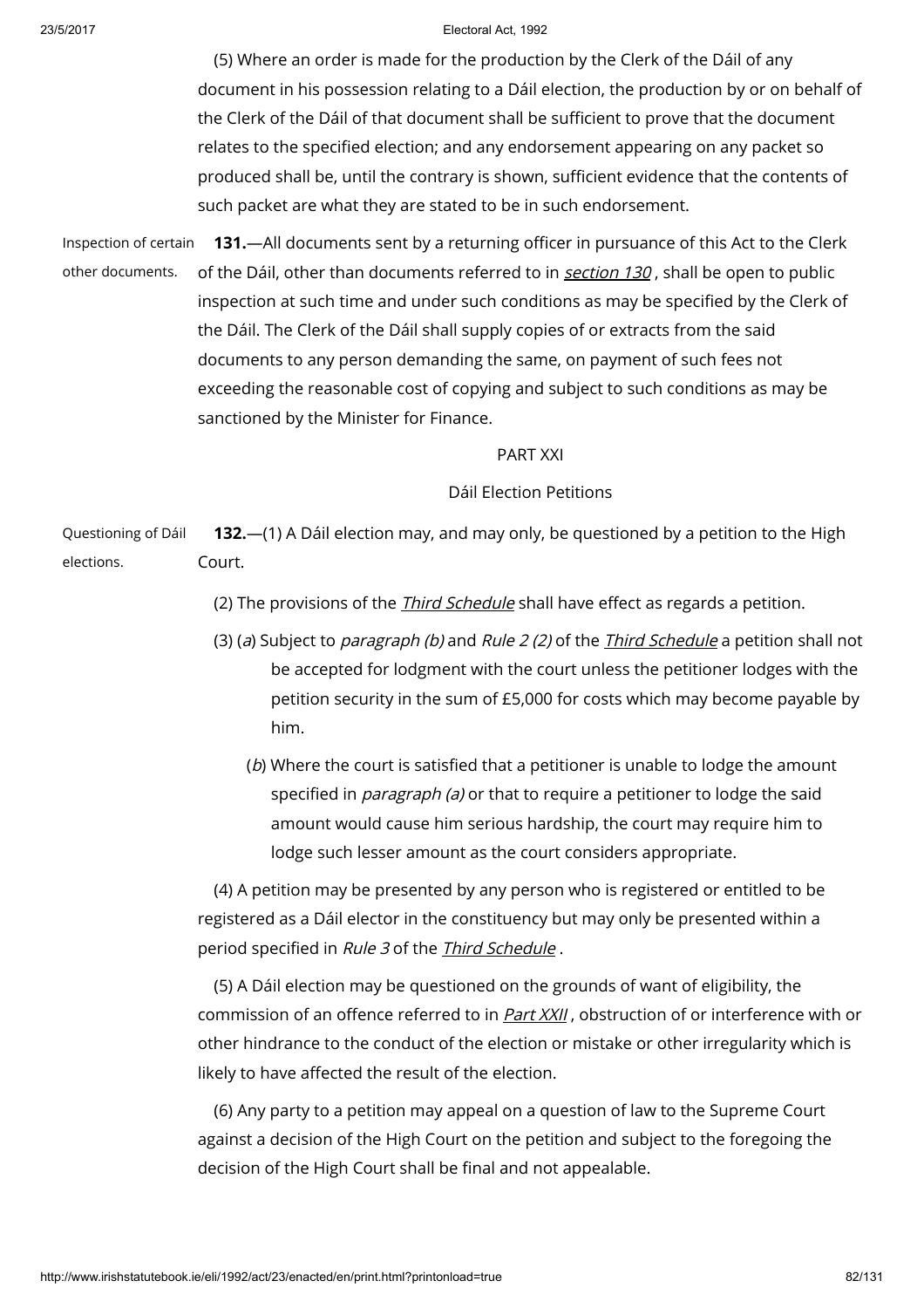(5) Where an order is made for the production by the Clerk of the Dáil of any document in his possession relating to a Dáil election, the production by or on behalf of the Clerk of the Dáil of that document shall be sufficient to prove that the document relates to the specified election; and any endorsement appearing on any packet so produced shall be, until the contrary is shown, sufficient evidence that the contents of such packet are what they are stated to be in such endorsement.

Inspection of certain other documents.

**131.**—All documents sent by a returning officer in pursuance of this Act to the Clerk of the Dáil, other than documents referred to in *section 130*, shall be open to public inspection at such time and under such conditions as may be specified by the Clerk of the Dáil. The Clerk of the Dáil shall supply copies of or extracts from the said documents to any person demanding the same, on payment of such fees not exceeding the reasonable cost of copying and subject to such conditions as may be sanctioned by the Minister for Finance.

PART XXI

Dáil Election Petitions

Questioning of Dáil elections.

**132.**—(1) A Dáil election may, and may only, be questioned by a petition to the High Court.

(2) The provisions of the *Third Schedule* shall have effect as regards a petition.

(3) (*a*) Subject to *paragraph (b)* and *Rule 2 (2)* of the *Third Schedule* a petition shall not be accepted for lodgment with the court unless the petitioner lodges with the petition security in the sum of £5,000 for costs which may become payable by him.

(*b*) Where the court is satisfied that a petitioner is unable to lodge the amount specified in *paragraph (a)* or that to require a petitioner to lodge the said amount would cause him serious hardship, the court may require him to lodge such lesser amount as the court considers appropriate.

(4) A petition may be presented by any person who is registered or entitled to be registered as a Dáil elector in the constituency but may only be presented within a period specified in *Rule 3* of the *Third Schedule*.

(5) A Dáil election may be questioned on the grounds of want of eligibility, the commission of an offence referred to in *Part XXII*, obstruction of or interference with or other hindrance to the conduct of the election or mistake or other irregularity which is likely to have affected the result of the election.

(6) Any party to a petition may appeal on a question of law to the Supreme Court against a decision of the High Court on the petition and subject to the foregoing the decision of the High Court shall be final and not appealable.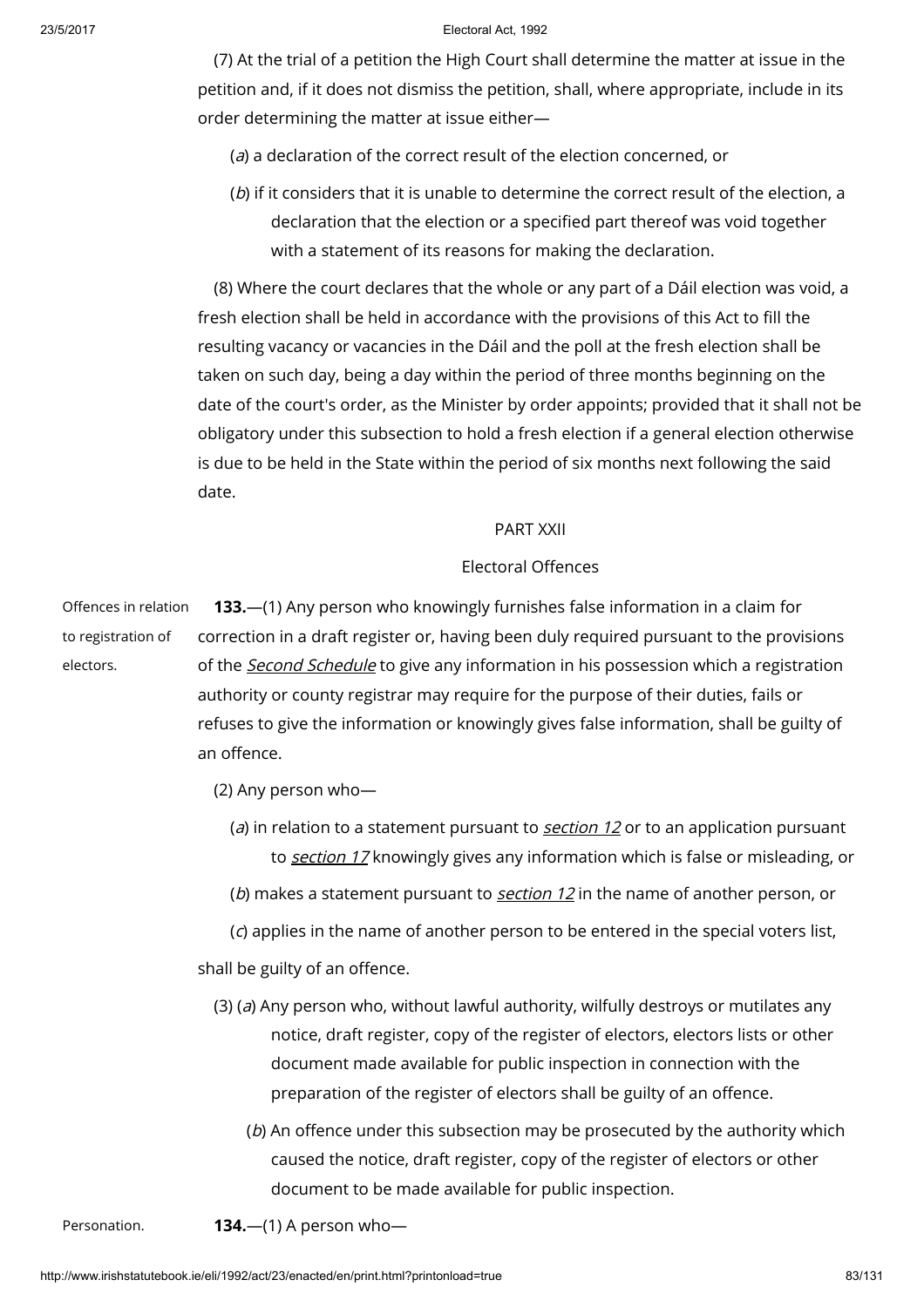(7) At the trial of a petition the High Court shall determine the matter at issue in the petition and, if it does not dismiss the petition, shall, where appropriate, include in its order determining the matter at issue either—

(*a*) a declaration of the correct result of the election concerned, or

(*b*) if it considers that it is unable to determine the correct result of the election, a declaration that the election or a specified part thereof was void together with a statement of its reasons for making the declaration.

(8) Where the court declares that the whole or any part of a Dáil election was void, a fresh election shall be held in accordance with the provisions of this Act to fill the resulting vacancy or vacancies in the Dáil and the poll at the fresh election shall be taken on such day, being a day within the period of three months beginning on the date of the court's order, as the Minister by order appoints; provided that it shall not be obligatory under this subsection to hold a fresh election if a general election otherwise is due to be held in the State within the period of six months next following the said date.

## PART XXII

## Electoral Offences

Offences in relation to registration of electors.

**133.**—(1) Any person who knowingly furnishes false information in a claim for correction in a draft register or, having been duly required pursuant to the provisions of the *Second Schedule* to give any information in his possession which a registration authority or county registrar may require for the purpose of their duties, fails or refuses to give the information or knowingly gives false information, shall be guilty of an offence.

(2) Any person who—

(*a*) in relation to a statement pursuant to *section 12* or to an application pursuant to *section 17* knowingly gives any information which is false or misleading, or

(*b*) makes a statement pursuant to *section 12* in the name of another person, or

(*c*) applies in the name of another person to be entered in the special voters list,

shall be guilty of an offence.

(3) (*a*) Any person who, without lawful authority, wilfully destroys or mutilates any notice, draft register, copy of the register of electors, electors lists or other document made available for public inspection in connection with the preparation of the register of electors shall be guilty of an offence.

(*b*) An offence under this subsection may be prosecuted by the authority which caused the notice, draft register, copy of the register of electors or other document to be made available for public inspection.

Personation.

**134.**—(1) A person who—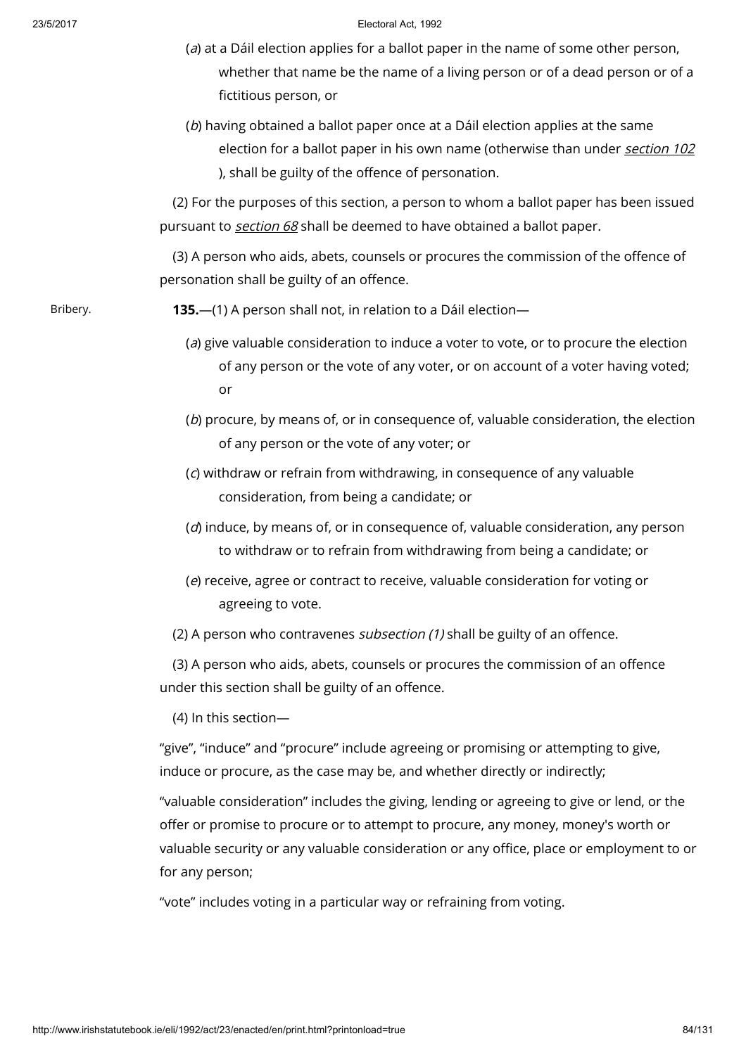(*a*) at a Dáil election applies for a ballot paper in the name of some other person, whether that name be the name of a living person or of a dead person or of a fictitious person, or

(*b*) having obtained a ballot paper once at a Dáil election applies at the same election for a ballot paper in his own name (otherwise than under *section 102* ), shall be guilty of the offence of personation.

(2) For the purposes of this section, a person to whom a ballot paper has been issued pursuant to *section 68* shall be deemed to have obtained a ballot paper.

(3) A person who aids, abets, counsels or procures the commission of the offence of personation shall be guilty of an offence.

Bribery.

**135.**—(1) A person shall not, in relation to a Dáil election—

(*a*) give valuable consideration to induce a voter to vote, or to procure the election of any person or the vote of any voter, or on account of a voter having voted; or

(*b*) procure, by means of, or in consequence of, valuable consideration, the election of any person or the vote of any voter; or

(*c*) withdraw or refrain from withdrawing, in consequence of any valuable consideration, from being a candidate; or

(*d*) induce, by means of, or in consequence of, valuable consideration, any person to withdraw or to refrain from withdrawing from being a candidate; or

(*e*) receive, agree or contract to receive, valuable consideration for voting or agreeing to vote.

(2) A person who contravenes *subsection (1)* shall be guilty of an offence.

(3) A person who aids, abets, counsels or procures the commission of an offence under this section shall be guilty of an offence.

(4) In this section—

"give", "induce" and "procure" include agreeing or promising or attempting to give, induce or procure, as the case may be, and whether directly or indirectly;

"valuable consideration" includes the giving, lending or agreeing to give or lend, or the offer or promise to procure or to attempt to procure, any money, money's worth or valuable security or any valuable consideration or any office, place or employment to or for any person;

"vote" includes voting in a particular way or refraining from voting.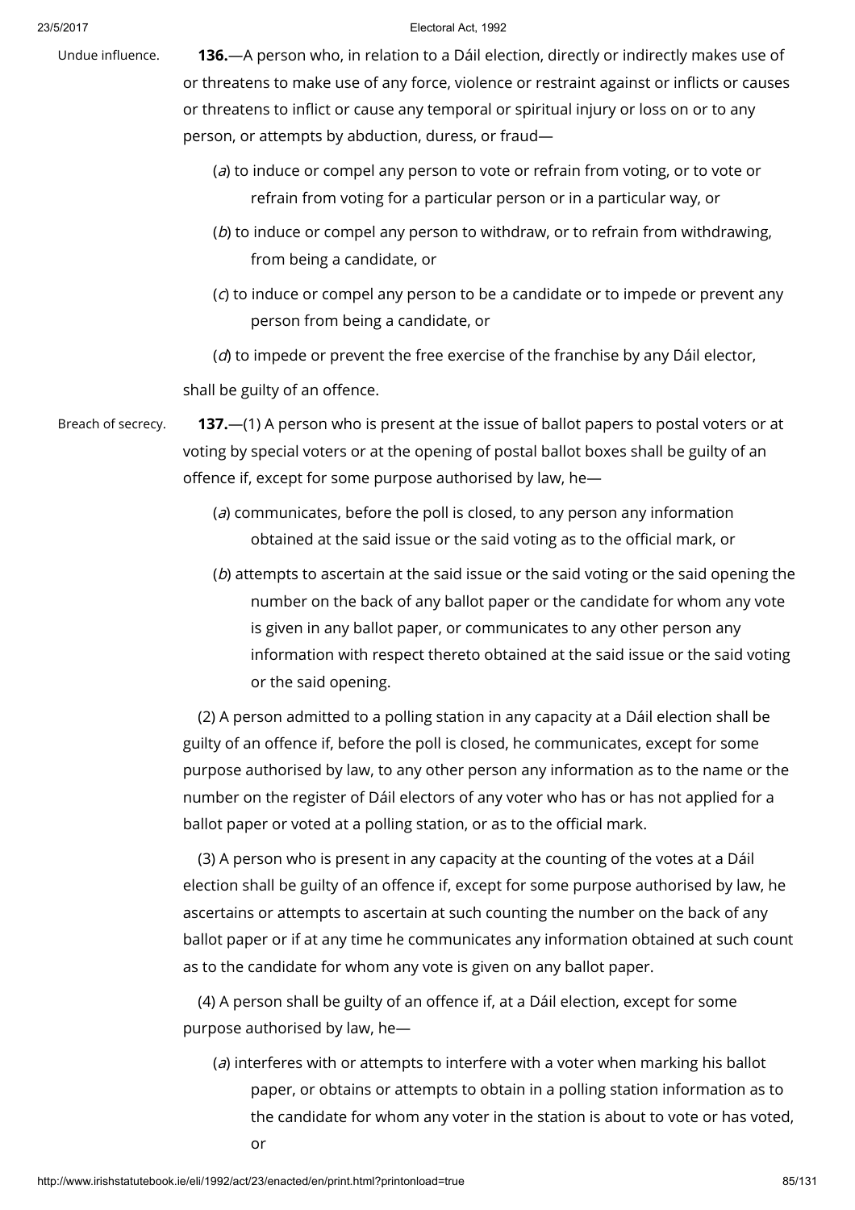Undue influence.

**136.**—A person who, in relation to a Dáil election, directly or indirectly makes use of or threatens to make use of any force, violence or restraint against or inflicts or causes or threatens to inflict or cause any temporal or spiritual injury or loss on or to any person, or attempts by abduction, duress, or fraud—

(*a*) to induce or compel any person to vote or refrain from voting, or to vote or refrain from voting for a particular person or in a particular way, or

(*b*) to induce or compel any person to withdraw, or to refrain from withdrawing, from being a candidate, or

(*c*) to induce or compel any person to be a candidate or to impede or prevent any person from being a candidate, or

(*d*) to impede or prevent the free exercise of the franchise by any Dáil elector,

shall be guilty of an offence.

Breach of secrecy.

**137.**—(1) A person who is present at the issue of ballot papers to postal voters or at voting by special voters or at the opening of postal ballot boxes shall be guilty of an offence if, except for some purpose authorised by law, he—

(*a*) communicates, before the poll is closed, to any person any information obtained at the said issue or the said voting as to the official mark, or

(*b*) attempts to ascertain at the said issue or the said voting or the said opening the number on the back of any ballot paper or the candidate for whom any vote is given in any ballot paper, or communicates to any other person any information with respect thereto obtained at the said issue or the said voting or the said opening.

(2) A person admitted to a polling station in any capacity at a Dáil election shall be guilty of an offence if, before the poll is closed, he communicates, except for some purpose authorised by law, to any other person any information as to the name or the number on the register of Dáil electors of any voter who has or has not applied for a ballot paper or voted at a polling station, or as to the official mark.

(3) A person who is present in any capacity at the counting of the votes at a Dáil election shall be guilty of an offence if, except for some purpose authorised by law, he ascertains or attempts to ascertain at such counting the number on the back of any ballot paper or if at any time he communicates any information obtained at such count as to the candidate for whom any vote is given on any ballot paper.

(4) A person shall be guilty of an offence if, at a Dáil election, except for some purpose authorised by law, he—

(*a*) interferes with or attempts to interfere with a voter when marking his ballot paper, or obtains or attempts to obtain in a polling station information as to the candidate for whom any voter in the station is about to vote or has voted, or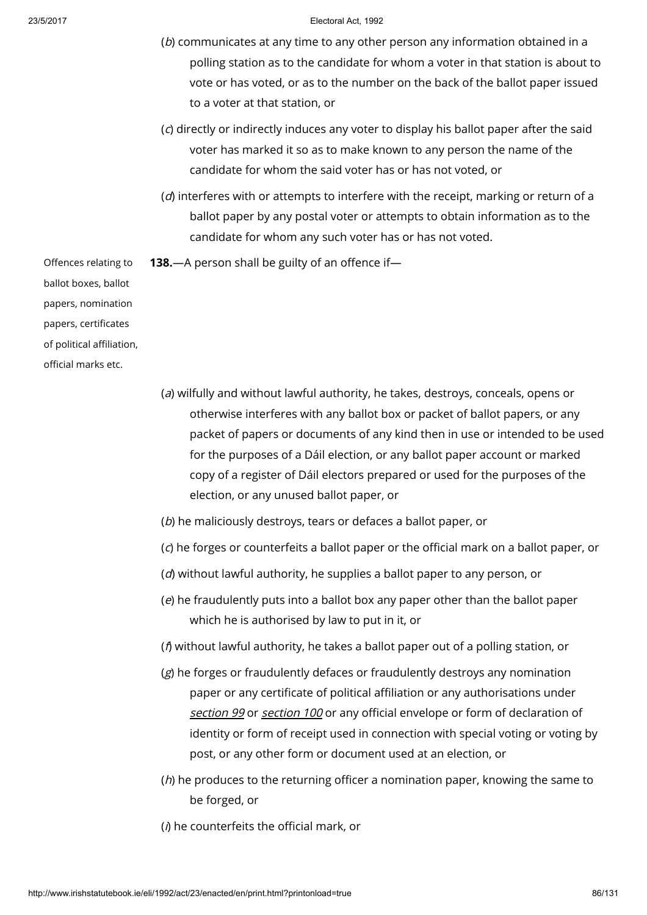(*b*) communicates at any time to any other person any information obtained in a polling station as to the candidate for whom a voter in that station is about to vote or has voted, or as to the number on the back of the ballot paper issued to a voter at that station, or

(*c*) directly or indirectly induces any voter to display his ballot paper after the said voter has marked it so as to make known to any person the name of the candidate for whom the said voter has or has not voted, or

(*d*) interferes with or attempts to interfere with the receipt, marking or return of a ballot paper by any postal voter or attempts to obtain information as to the candidate for whom any such voter has or has not voted.

Offences relating to ballot boxes, ballot papers, nomination papers, certificates of political affiliation, official marks etc.

**138.**—A person shall be guilty of an offence if—

(*a*) wilfully and without lawful authority, he takes, destroys, conceals, opens or otherwise interferes with any ballot box or packet of ballot papers, or any packet of papers or documents of any kind then in use or intended to be used for the purposes of a Dáil election, or any ballot paper account or marked copy of a register of Dáil electors prepared or used for the purposes of the election, or any unused ballot paper, or

(*b*) he maliciously destroys, tears or defaces a ballot paper, or

(*c*) he forges or counterfeits a ballot paper or the official mark on a ballot paper, or

(*d*) without lawful authority, he supplies a ballot paper to any person, or

(*e*) he fraudulently puts into a ballot box any paper other than the ballot paper which he is authorised by law to put in it, or

(*f*) without lawful authority, he takes a ballot paper out of a polling station, or

(*g*) he forges or fraudulently defaces or fraudulently destroys any nomination paper or any certificate of political affiliation or any authorisations under *section 99* or *section 100* or any official envelope or form of declaration of identity or form of receipt used in connection with special voting or voting by post, or any other form or document used at an election, or

(*h*) he produces to the returning officer a nomination paper, knowing the same to be forged, or

(*i*) he counterfeits the official mark, or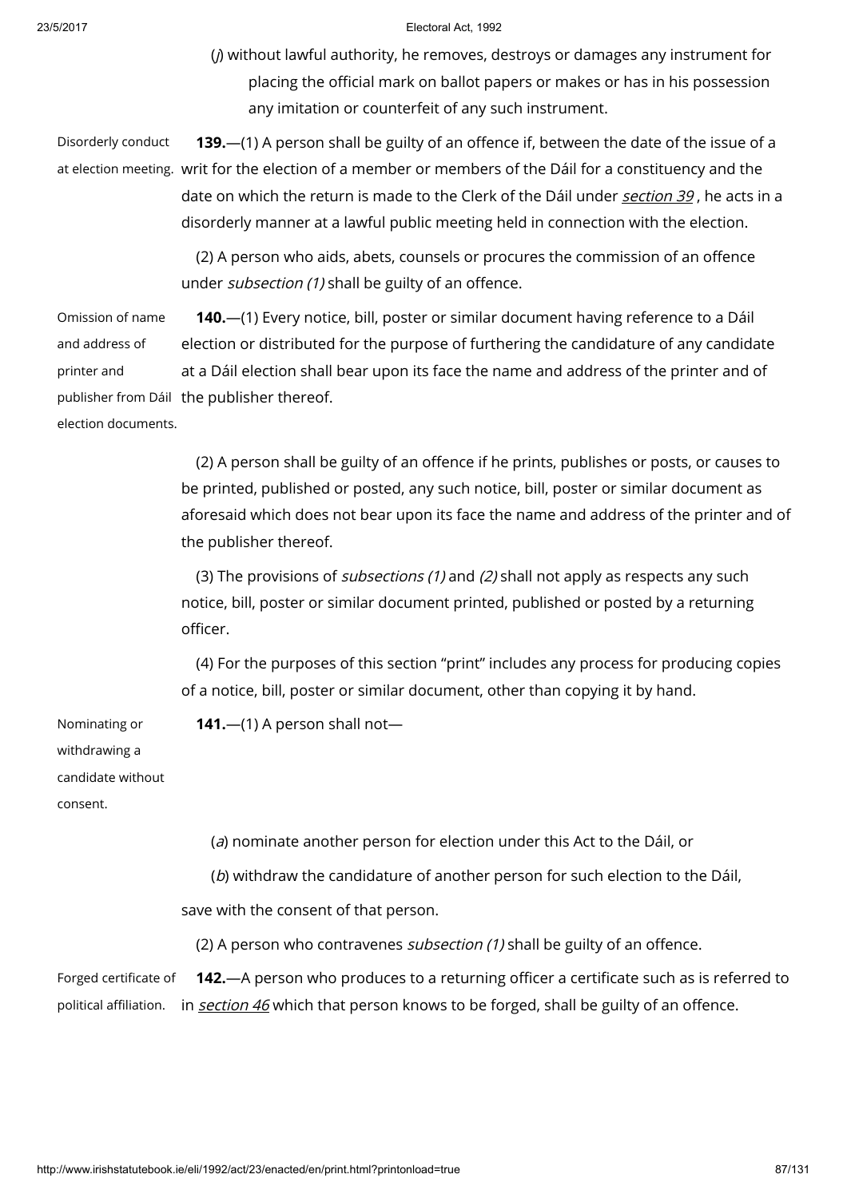(*j*) without lawful authority, he removes, destroys or damages any instrument for placing the official mark on ballot papers or makes or has in his possession any imitation or counterfeit of any such instrument.

Disorderly conduct at election meeting.

**139.**—(1) A person shall be guilty of an offence if, between the date of the issue of a writ for the election of a member or members of the Dáil for a constituency and the date on which the return is made to the Clerk of the Dáil under *section 39*, he acts in a disorderly manner at a lawful public meeting held in connection with the election.

(2) A person who aids, abets, counsels or procures the commission of an offence under *subsection (1)* shall be guilty of an offence.

Omission of name and address of printer and publisher from Dáil election documents.

**140.**—(1) Every notice, bill, poster or similar document having reference to a Dáil election or distributed for the purpose of furthering the candidature of any candidate at a Dáil election shall bear upon its face the name and address of the printer and of the publisher thereof.

(2) A person shall be guilty of an offence if he prints, publishes or posts, or causes to be printed, published or posted, any such notice, bill, poster or similar document as aforesaid which does not bear upon its face the name and address of the printer and of the publisher thereof.

(3) The provisions of *subsections (1)* and *(2)* shall not apply as respects any such notice, bill, poster or similar document printed, published or posted by a returning officer.

(4) For the purposes of this section "print" includes any process for producing copies of a notice, bill, poster or similar document, other than copying it by hand.

Nominating or withdrawing a candidate without consent.

**141.**—(1) A person shall not—

(*a*) nominate another person for election under this Act to the Dáil, or

(*b*) withdraw the candidature of another person for such election to the Dáil,

save with the consent of that person.

(2) A person who contravenes *subsection (1)* shall be guilty of an offence.

Forged certificate of political affiliation.

**142.**—A person who produces to a returning officer a certificate such as is referred to in *section 46* which that person knows to be forged, shall be guilty of an offence.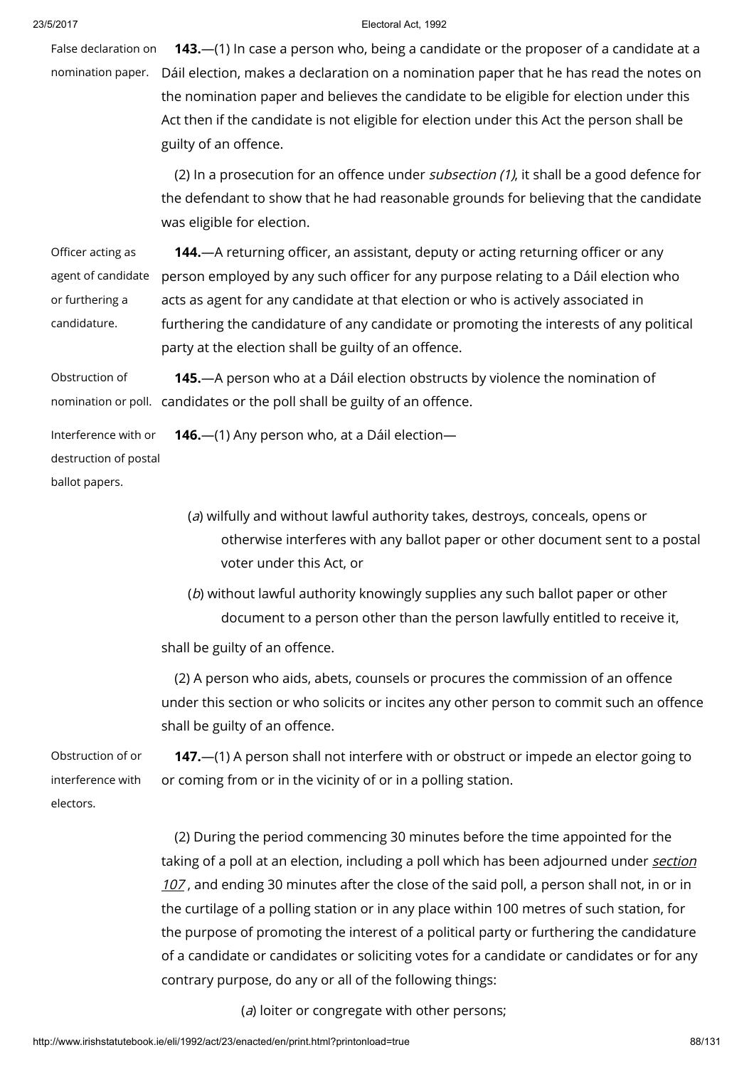False declaration on nomination paper.

**143.**—(1) In case a person who, being a candidate or the proposer of a candidate at a Dáil election, makes a declaration on a nomination paper that he has read the notes on the nomination paper and believes the candidate to be eligible for election under this Act then if the candidate is not eligible for election under this Act the person shall be guilty of an offence.

(2) In a prosecution for an offence under *subsection (1)*, it shall be a good defence for the defendant to show that he had reasonable grounds for believing that the candidate was eligible for election.

Officer acting as agent of candidate or furthering a candidature.

**144.**—A returning officer, an assistant, deputy or acting returning officer or any person employed by any such officer for any purpose relating to a Dáil election who acts as agent for any candidate at that election or who is actively associated in furthering the candidature of any candidate or promoting the interests of any political party at the election shall be guilty of an offence.

Obstruction of nomination or poll.

**145.**—A person who at a Dáil election obstructs by violence the nomination of candidates or the poll shall be guilty of an offence.

Interference with or destruction of postal ballot papers.

**146.**—(1) Any person who, at a Dáil election—

(*a*) wilfully and without lawful authority takes, destroys, conceals, opens or otherwise interferes with any ballot paper or other document sent to a postal voter under this Act, or

(*b*) without lawful authority knowingly supplies any such ballot paper or other document to a person other than the person lawfully entitled to receive it,

shall be guilty of an offence.

(2) A person who aids, abets, counsels or procures the commission of an offence under this section or who solicits or incites any other person to commit such an offence shall be guilty of an offence.

Obstruction of or interference with electors.

**147.**—(1) A person shall not interfere with or obstruct or impede an elector going to or coming from or in the vicinity of or in a polling station.

(2) During the period commencing 30 minutes before the time appointed for the taking of a poll at an election, including a poll which has been adjourned under *section 107*, and ending 30 minutes after the close of the said poll, a person shall not, in or in the curtilage of a polling station or in any place within 100 metres of such station, for the purpose of promoting the interest of a political party or furthering the candidature of a candidate or candidates or soliciting votes for a candidate or candidates or for any contrary purpose, do any or all of the following things:

(*a*) loiter or congregate with other persons;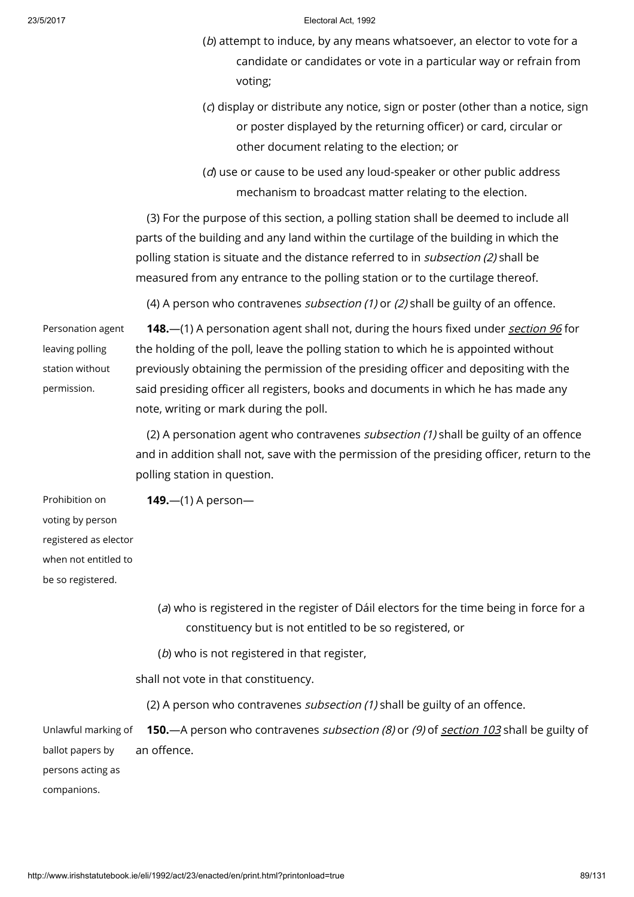(*b*) attempt to induce, by any means whatsoever, an elector to vote for a candidate or candidates or vote in a particular way or refrain from voting;

(*c*) display or distribute any notice, sign or poster (other than a notice, sign or poster displayed by the returning officer) or card, circular or other document relating to the election; or

(*d*) use or cause to be used any loud-speaker or other public address mechanism to broadcast matter relating to the election.

(3) For the purpose of this section, a polling station shall be deemed to include all parts of the building and any land within the curtilage of the building in which the polling station is situate and the distance referred to in *subsection (2)* shall be measured from any entrance to the polling station or to the curtilage thereof.

(4) A person who contravenes *subsection (1)* or *(2)* shall be guilty of an offence.

Personation agent leaving polling station without permission.

**148.**—(1) A personation agent shall not, during the hours fixed under *section 96* for the holding of the poll, leave the polling station to which he is appointed without previously obtaining the permission of the presiding officer and depositing with the said presiding officer all registers, books and documents in which he has made any note, writing or mark during the poll.

(2) A personation agent who contravenes *subsection (1)* shall be guilty of an offence and in addition shall not, save with the permission of the presiding officer, return to the polling station in question.

Prohibition on voting by person registered as elector when not entitled to be so registered.

**149.**—(1) A person—

(*a*) who is registered in the register of Dáil electors for the time being in force for a constituency but is not entitled to be so registered, or

(*b*) who is not registered in that register,

shall not vote in that constituency.

(2) A person who contravenes *subsection (1)* shall be guilty of an offence.

Unlawful marking of ballot papers by persons acting as companions.

**150.**—A person who contravenes *subsection (8)* or *(9)* of *section 103* shall be guilty of an offence.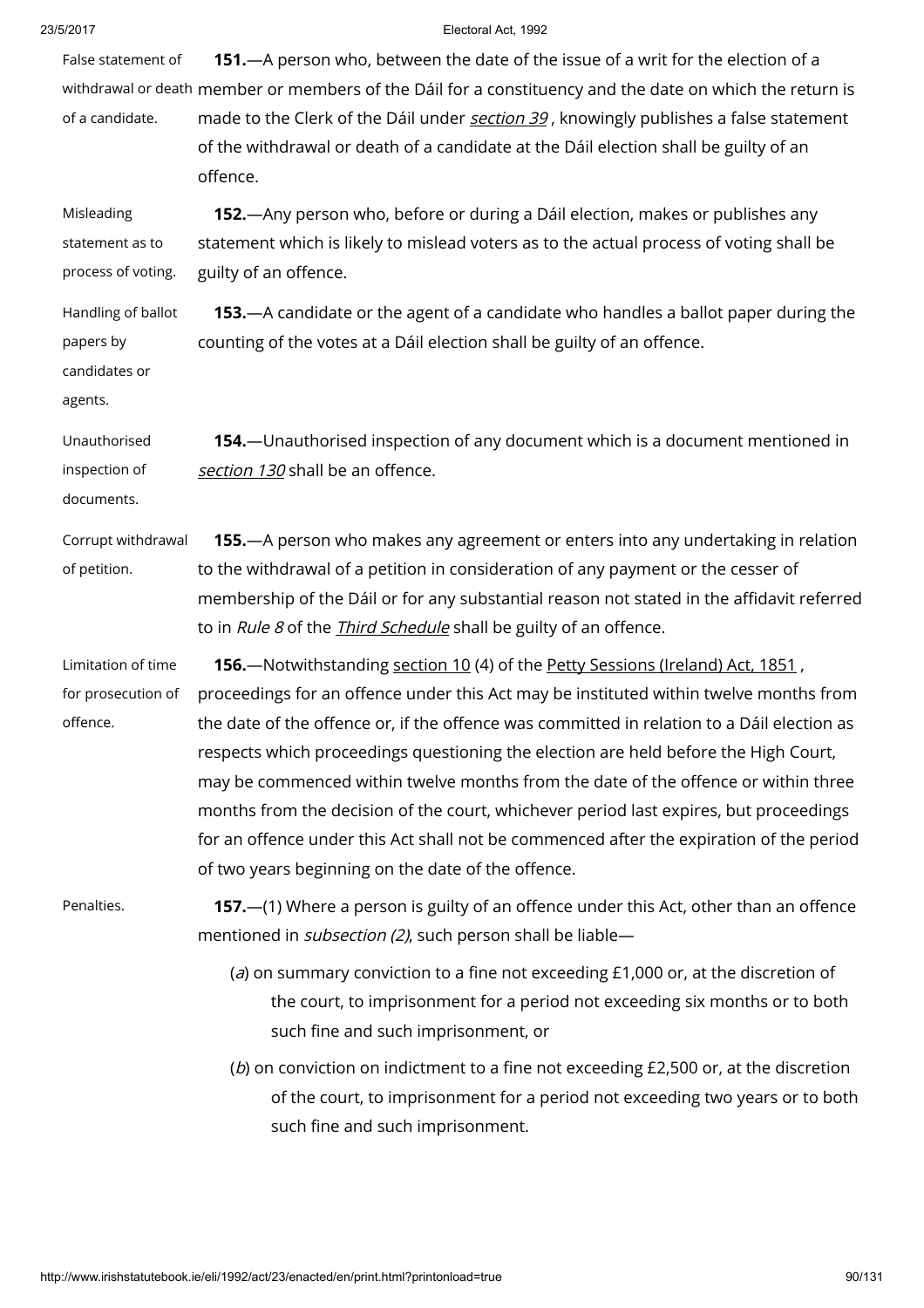False statement of withdrawal or death of a candidate.

**151.**—A person who, between the date of the issue of a writ for the election of a member or members of the Dáil for a constituency and the date on which the return is made to the Clerk of the Dáil under *section 39*, knowingly publishes a false statement of the withdrawal or death of a candidate at the Dáil election shall be guilty of an offence.

Misleading statement as to process of voting.

**152.**—Any person who, before or during a Dáil election, makes or publishes any statement which is likely to mislead voters as to the actual process of voting shall be guilty of an offence.

Handling of ballot papers by candidates or agents.

**153.**—A candidate or the agent of a candidate who handles a ballot paper during the counting of the votes at a Dáil election shall be guilty of an offence.

Unauthorised inspection of documents.

**154.**—Unauthorised inspection of any document which is a document mentioned in *section 130* shall be an offence.

Corrupt withdrawal of petition.

**155.**—A person who makes any agreement or enters into any undertaking in relation to the withdrawal of a petition in consideration of any payment or the cesser of membership of the Dáil or for any substantial reason not stated in the affidavit referred to in *Rule 8* of the *Third Schedule* shall be guilty of an offence.

Limitation of time for prosecution of offence.

**156.**—Notwithstanding section 10 (4) of the Petty Sessions (Ireland) Act, 1851, proceedings for an offence under this Act may be instituted within twelve months from the date of the offence or, if the offence was committed in relation to a Dáil election as respects which proceedings questioning the election are held before the High Court, may be commenced within twelve months from the date of the offence or within three months from the decision of the court, whichever period last expires, but proceedings for an offence under this Act shall not be commenced after the expiration of the period of two years beginning on the date of the offence.

Penalties.

**157.**—(1) Where a person is guilty of an offence under this Act, other than an offence mentioned in *subsection (2)*, such person shall be liable—

(*a*) on summary conviction to a fine not exceeding £1,000 or, at the discretion of the court, to imprisonment for a period not exceeding six months or to both such fine and such imprisonment, or

(*b*) on conviction on indictment to a fine not exceeding £2,500 or, at the discretion of the court, to imprisonment for a period not exceeding two years or to both such fine and such imprisonment.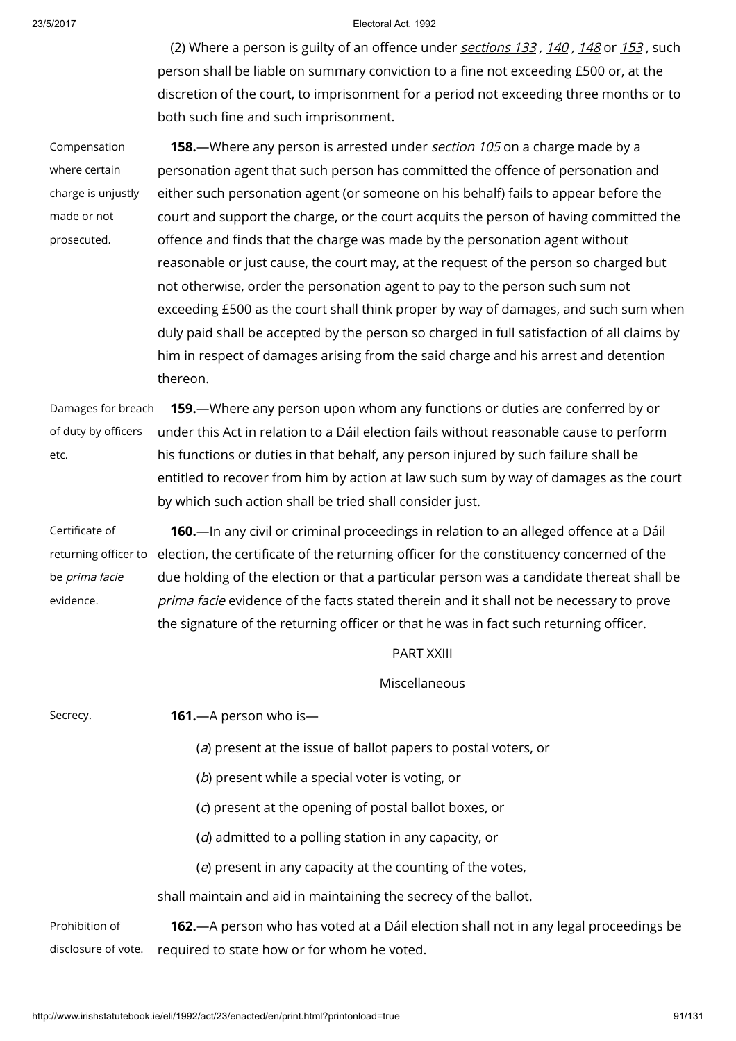(2) Where a person is guilty of an offence under *sections 133 , 140 , 148* or *153* , such person shall be liable on summary conviction to a fine not exceeding £500 or, at the discretion of the court, to imprisonment for a period not exceeding three months or to both such fine and such imprisonment.

Compensation where certain charge is unjustly made or not prosecuted.

**158.**—Where any person is arrested under *section 105* on a charge made by a personation agent that such person has committed the offence of personation and either such personation agent (or someone on his behalf) fails to appear before the court and support the charge, or the court acquits the person of having committed the offence and finds that the charge was made by the personation agent without reasonable or just cause, the court may, at the request of the person so charged but not otherwise, order the personation agent to pay to the person such sum not exceeding £500 as the court shall think proper by way of damages, and such sum when duly paid shall be accepted by the person so charged in full satisfaction of all claims by him in respect of damages arising from the said charge and his arrest and detention thereon.

Damages for breach of duty by officers etc.

**159.**—Where any person upon whom any functions or duties are conferred by or under this Act in relation to a Dáil election fails without reasonable cause to perform his functions or duties in that behalf, any person injured by such failure shall be entitled to recover from him by action at law such sum by way of damages as the court by which such action shall be tried shall consider just.

Certificate of returning officer to be *prima facie* evidence.

**160.**—In any civil or criminal proceedings in relation to an alleged offence at a Dáil election, the certificate of the returning officer for the constituency concerned of the due holding of the election or that a particular person was a candidate thereat shall be *prima facie* evidence of the facts stated therein and it shall not be necessary to prove the signature of the returning officer or that he was in fact such returning officer.

## PART XXIII

### Miscellaneous

Secrecy.

**161.**—A person who is—

(*a*) present at the issue of ballot papers to postal voters, or

(*b*) present while a special voter is voting, or

(*c*) present at the opening of postal ballot boxes, or

(*d*) admitted to a polling station in any capacity, or

(*e*) present in any capacity at the counting of the votes,

shall maintain and aid in maintaining the secrecy of the ballot.

Prohibition of disclosure of vote.

**162.**—A person who has voted at a Dáil election shall not in any legal proceedings be required to state how or for whom he voted.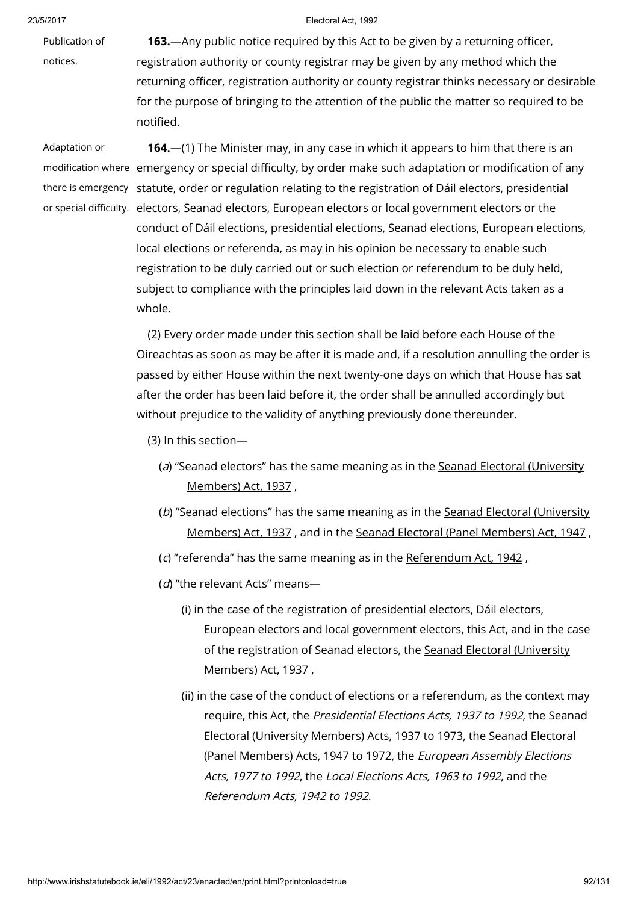Publication of notices.

**163.**—Any public notice required by this Act to be given by a returning officer, registration authority or county registrar may be given by any method which the returning officer, registration authority or county registrar thinks necessary or desirable for the purpose of bringing to the attention of the public the matter so required to be notified.

Adaptation or modification where there is emergency or special difficulty.

**164.**—(1) The Minister may, in any case in which it appears to him that there is an emergency or special difficulty, by order make such adaptation or modification of any statute, order or regulation relating to the registration of Dáil electors, presidential electors, Seanad electors, European electors or local government electors or the conduct of Dáil elections, presidential elections, Seanad elections, European elections, local elections or referenda, as may in his opinion be necessary to enable such registration to be duly carried out or such election or referendum to be duly held, subject to compliance with the principles laid down in the relevant Acts taken as a whole.

(2) Every order made under this section shall be laid before each House of the Oireachtas as soon as may be after it is made and, if a resolution annulling the order is passed by either House within the next twenty-one days on which that House has sat after the order has been laid before it, the order shall be annulled accordingly but without prejudice to the validity of anything previously done thereunder.

(3) In this section—

(*a*) "Seanad electors" has the same meaning as in the Seanad Electoral (University Members) Act, 1937 ,

(*b*) "Seanad elections" has the same meaning as in the Seanad Electoral (University Members) Act, 1937 , and in the Seanad Electoral (Panel Members) Act, 1947 ,

(*c*) "referenda" has the same meaning as in the Referendum Act, 1942 ,

(*d*) "the relevant Acts" means—

(i) in the case of the registration of presidential electors, Dáil electors, European electors and local government electors, this Act, and in the case of the registration of Seanad electors, the Seanad Electoral (University Members) Act, 1937 ,

(ii) in the case of the conduct of elections or a referendum, as the context may require, this Act, the *Presidential Elections Acts, 1937 to 1992*, the Seanad Electoral (University Members) Acts, 1937 to 1973, the Seanad Electoral (Panel Members) Acts, 1947 to 1972, the *European Assembly Elections Acts, 1977 to 1992*, the *Local Elections Acts, 1963 to 1992*, and the *Referendum Acts, 1942 to 1992*.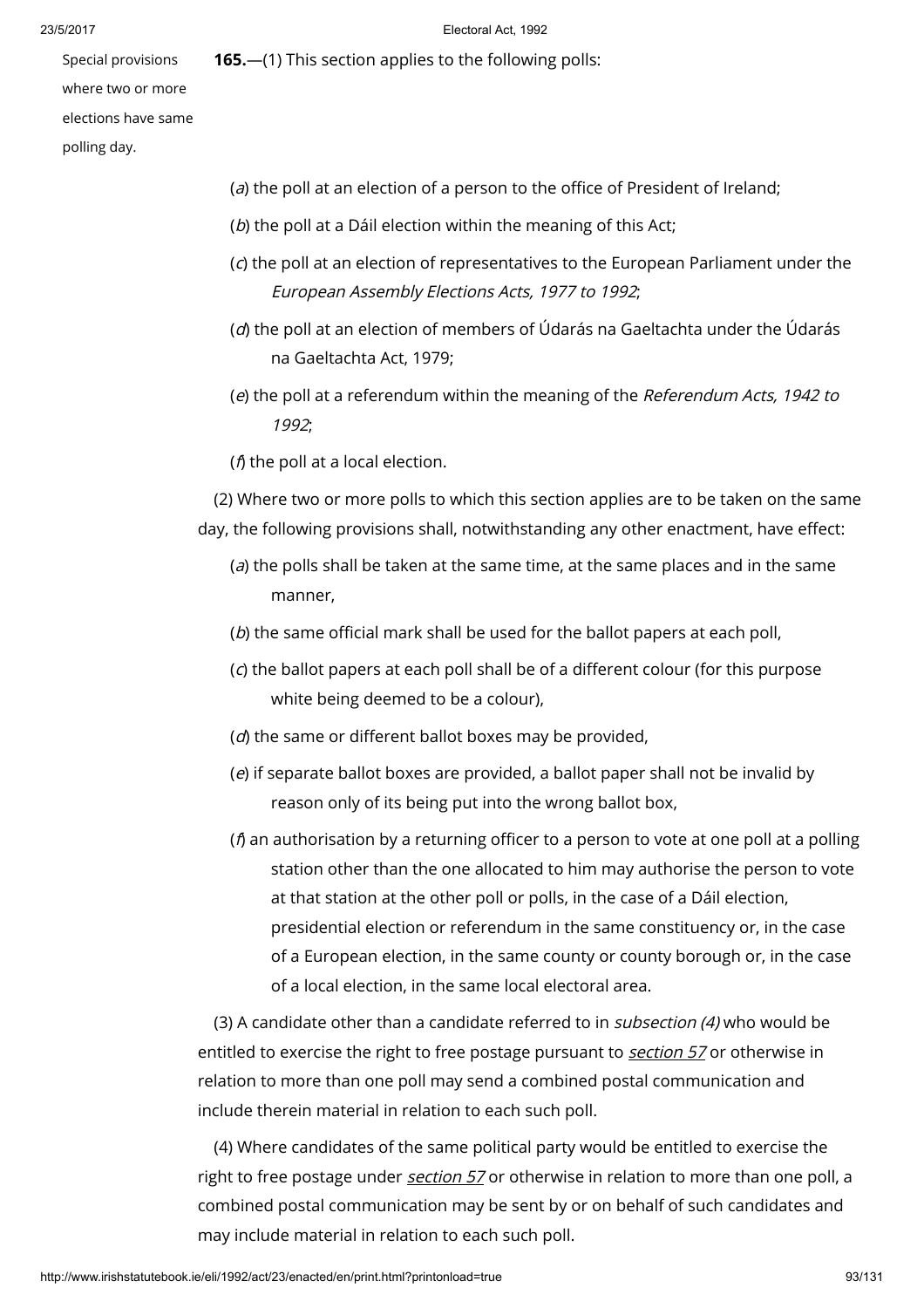Special provisions where two or more elections have same polling day.

**165.**—(1) This section applies to the following polls:

(*a*) the poll at an election of a person to the office of President of Ireland;

(*b*) the poll at a Dáil election within the meaning of this Act;

(*c*) the poll at an election of representatives to the European Parliament under the *European Assembly Elections Acts, 1977 to 1992*;

(*d*) the poll at an election of members of Údarás na Gaeltachta under the Údarás na Gaeltachta Act, 1979;

(*e*) the poll at a referendum within the meaning of the *Referendum Acts, 1942 to 1992*;

(*f*) the poll at a local election.

(2) Where two or more polls to which this section applies are to be taken on the same day, the following provisions shall, notwithstanding any other enactment, have effect:

(*a*) the polls shall be taken at the same time, at the same places and in the same manner,

(*b*) the same official mark shall be used for the ballot papers at each poll,

(*c*) the ballot papers at each poll shall be of a different colour (for this purpose white being deemed to be a colour),

(*d*) the same or different ballot boxes may be provided,

(*e*) if separate ballot boxes are provided, a ballot paper shall not be invalid by reason only of its being put into the wrong ballot box,

(*f*) an authorisation by a returning officer to a person to vote at one poll at a polling station other than the one allocated to him may authorise the person to vote at that station at the other poll or polls, in the case of a Dáil election, presidential election or referendum in the same constituency or, in the case of a European election, in the same county or county borough or, in the case of a local election, in the same local electoral area.

(3) A candidate other than a candidate referred to in *subsection (4)* who would be entitled to exercise the right to free postage pursuant to *section 57* or otherwise in relation to more than one poll may send a combined postal communication and include therein material in relation to each such poll.

(4) Where candidates of the same political party would be entitled to exercise the right to free postage under *section 57* or otherwise in relation to more than one poll, a combined postal communication may be sent by or on behalf of such candidates and may include material in relation to each such poll.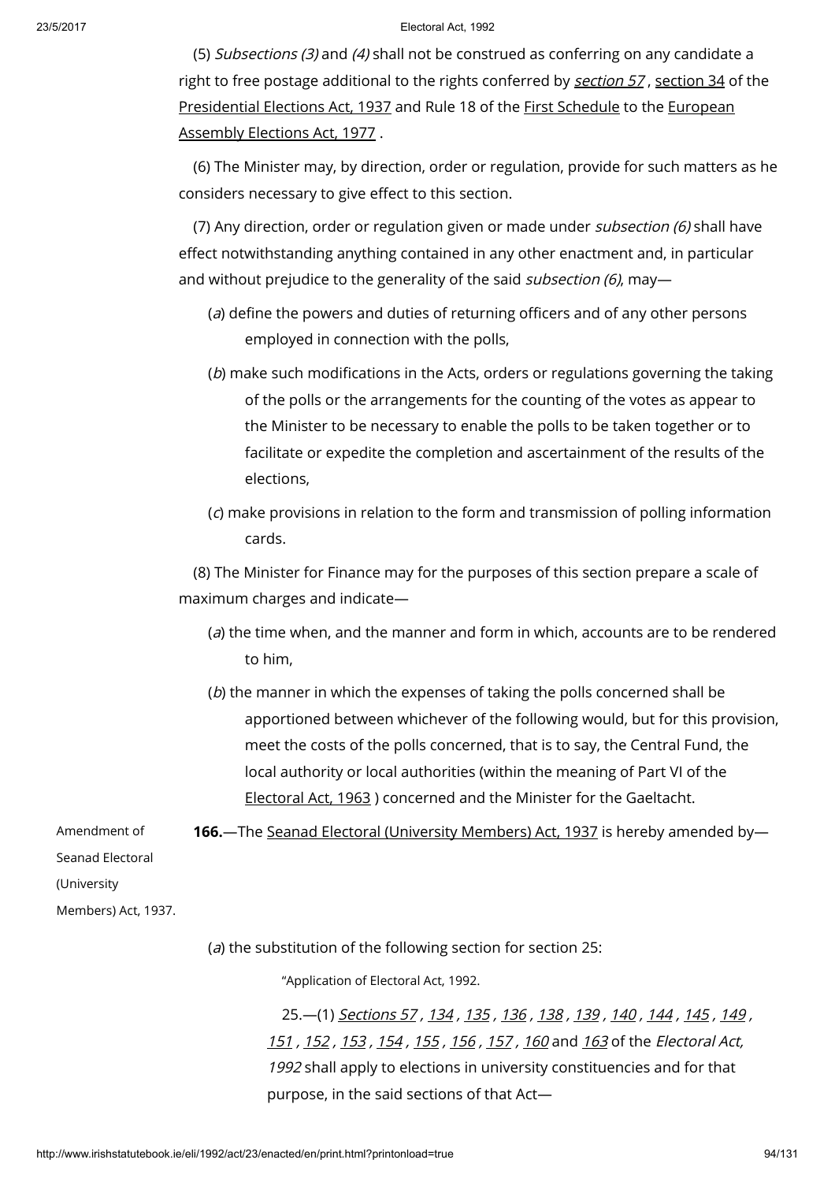(5) *Subsections (3)* and *(4)* shall not be construed as conferring on any candidate a right to free postage additional to the rights conferred by *section 57*, section 34 of the Presidential Elections Act, 1937 and Rule 18 of the First Schedule to the European Assembly Elections Act, 1977 .

(6) The Minister may, by direction, order or regulation, provide for such matters as he considers necessary to give effect to this section.

(7) Any direction, order or regulation given or made under *subsection (6)* shall have effect notwithstanding anything contained in any other enactment and, in particular and without prejudice to the generality of the said *subsection (6)*, may—

(*a*) define the powers and duties of returning officers and of any other persons employed in connection with the polls,

(*b*) make such modifications in the Acts, orders or regulations governing the taking of the polls or the arrangements for the counting of the votes as appear to the Minister to be necessary to enable the polls to be taken together or to facilitate or expedite the completion and ascertainment of the results of the elections,

(*c*) make provisions in relation to the form and transmission of polling information cards.

(8) The Minister for Finance may for the purposes of this section prepare a scale of maximum charges and indicate—

(*a*) the time when, and the manner and form in which, accounts are to be rendered to him,

(*b*) the manner in which the expenses of taking the polls concerned shall be apportioned between whichever of the following would, but for this provision, meet the costs of the polls concerned, that is to say, the Central Fund, the local authority or local authorities (within the meaning of Part VI of the Electoral Act, 1963 ) concerned and the Minister for the Gaeltacht.

Amendment of Seanad Electoral (University Members) Act, 1937.

**166.**—The Seanad Electoral (University Members) Act, 1937 is hereby amended by—

(*a*) the substitution of the following section for section 25:

"Application of Electoral Act, 1992.

25.—(1) *Sections 57*, *134*, *135*, *136*, *138*, *139*, *140*, *144*, *145*, *149*, *151*, *152*, *153*, *154*, *155*, *156*, *157*, *160* and *163* of the *Electoral Act, 1992* shall apply to elections in university constituencies and for that purpose, in the said sections of that Act—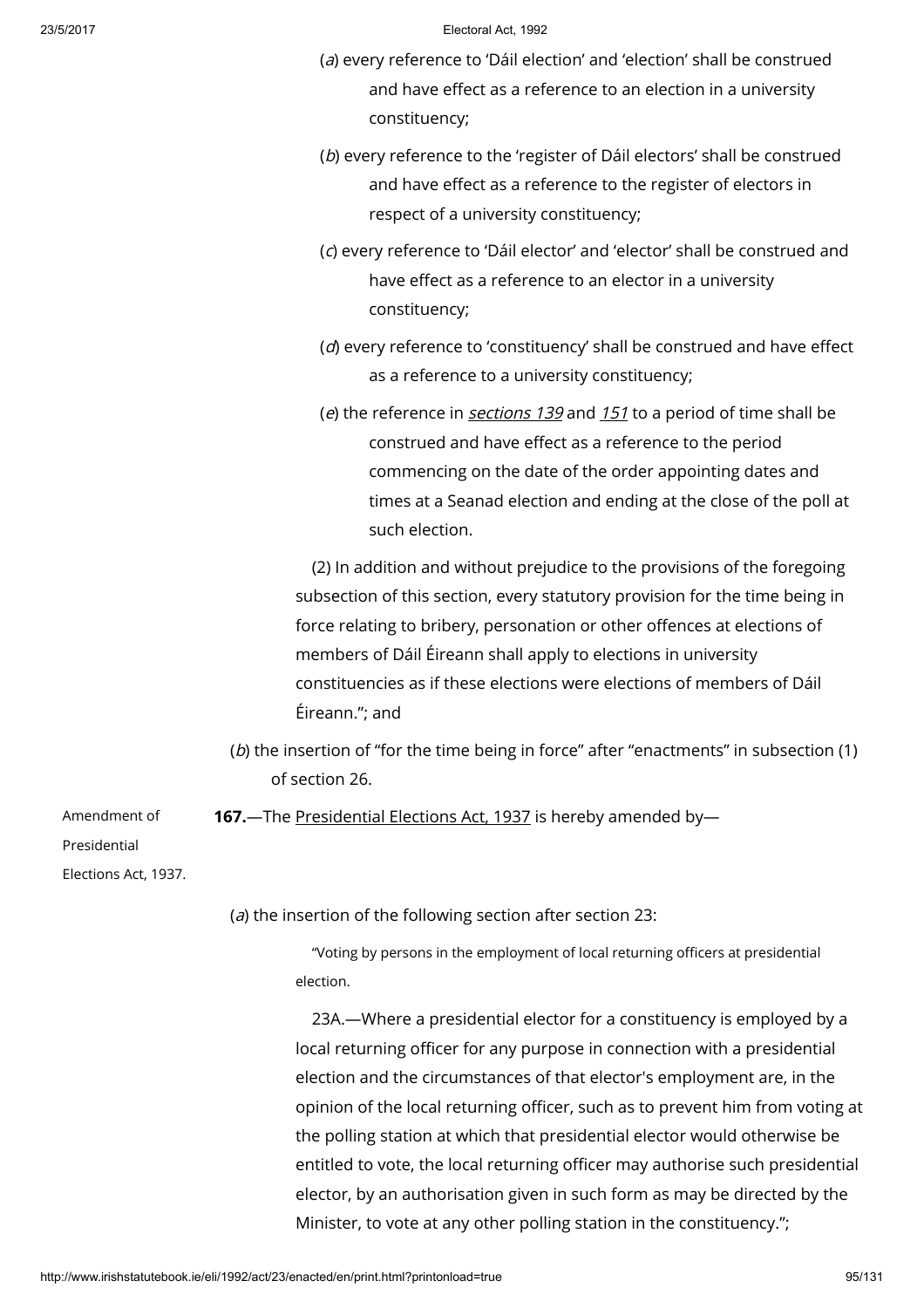(*a*) every reference to 'Dáil election' and 'election' shall be construed and have effect as a reference to an election in a university constituency;

(*b*) every reference to the 'register of Dáil electors' shall be construed and have effect as a reference to the register of electors in respect of a university constituency;

(*c*) every reference to 'Dáil elector' and 'elector' shall be construed and have effect as a reference to an elector in a university constituency;

(*d*) every reference to 'constituency' shall be construed and have effect as a reference to a university constituency;

(*e*) the reference in *sections 139* and *151* to a period of time shall be construed and have effect as a reference to the period commencing on the date of the order appointing dates and times at a Seanad election and ending at the close of the poll at such election.

(2) In addition and without prejudice to the provisions of the foregoing subsection of this section, every statutory provision for the time being in force relating to bribery, personation or other offences at elections of members of Dáil Éireann shall apply to elections in university constituencies as if these elections were elections of members of Dáil Éireann."; and

(*b*) the insertion of "for the time being in force" after "enactments" in subsection (1) of section 26.

Amendment of Presidential Elections Act, 1937.

**167.**—The Presidential Elections Act, 1937 is hereby amended by—

(*a*) the insertion of the following section after section 23:

"Voting by persons in the employment of local returning officers at presidential election.

23A.—Where a presidential elector for a constituency is employed by a local returning officer for any purpose in connection with a presidential election and the circumstances of that elector's employment are, in the opinion of the local returning officer, such as to prevent him from voting at the polling station at which that presidential elector would otherwise be entitled to vote, the local returning officer may authorise such presidential elector, by an authorisation given in such form as may be directed by the Minister, to vote at any other polling station in the constituency.";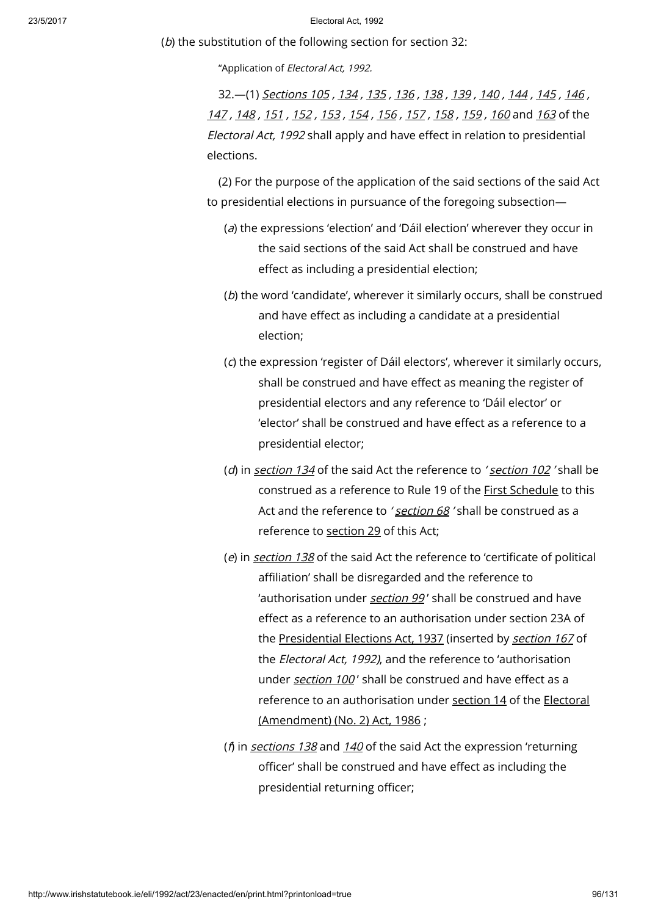(*b*) the substitution of the following section for section 32:

"Application of *Electoral Act, 1992.*

32.—(1) *Sections 105* , *134* , *135* , *136* , *138* , *139* , *140* , *144* , *145* , *146* , *147* , *148* , *151* , *152* , *153* , *154* , *156* , *157* , *158* , *159* , *160* and *163* of the *Electoral Act, 1992* shall apply and have effect in relation to presidential elections.

(2) For the purpose of the application of the said sections of the said Act to presidential elections in pursuance of the foregoing subsection—

(*a*) the expressions 'election' and 'Dáil election' wherever they occur in the said sections of the said Act shall be construed and have effect as including a presidential election;

(*b*) the word 'candidate', wherever it similarly occurs, shall be construed and have effect as including a candidate at a presidential election;

(*c*) the expression 'register of Dáil electors', wherever it similarly occurs, shall be construed and have effect as meaning the register of presidential electors and any reference to 'Dáil elector' or 'elector' shall be construed and have effect as a reference to a presidential elector;

(*d*) in *section 134* of the said Act the reference to ' *section 102* ' shall be construed as a reference to Rule 19 of the First Schedule to this Act and the reference to ' *section 68* ' shall be construed as a reference to section 29 of this Act;

(*e*) in *section 138* of the said Act the reference to 'certificate of political affiliation' shall be disregarded and the reference to 'authorisation under *section 99* ' shall be construed and have effect as a reference to an authorisation under section 23A of the Presidential Elections Act, 1937 (inserted by *section 167* of the *Electoral Act, 1992)*, and the reference to 'authorisation under *section 100* ' shall be construed and have effect as a reference to an authorisation under section 14 of the Electoral (Amendment) (No. 2) Act, 1986 ;

(*f*) in *sections 138* and *140* of the said Act the expression 'returning officer' shall be construed and have effect as including the presidential returning officer;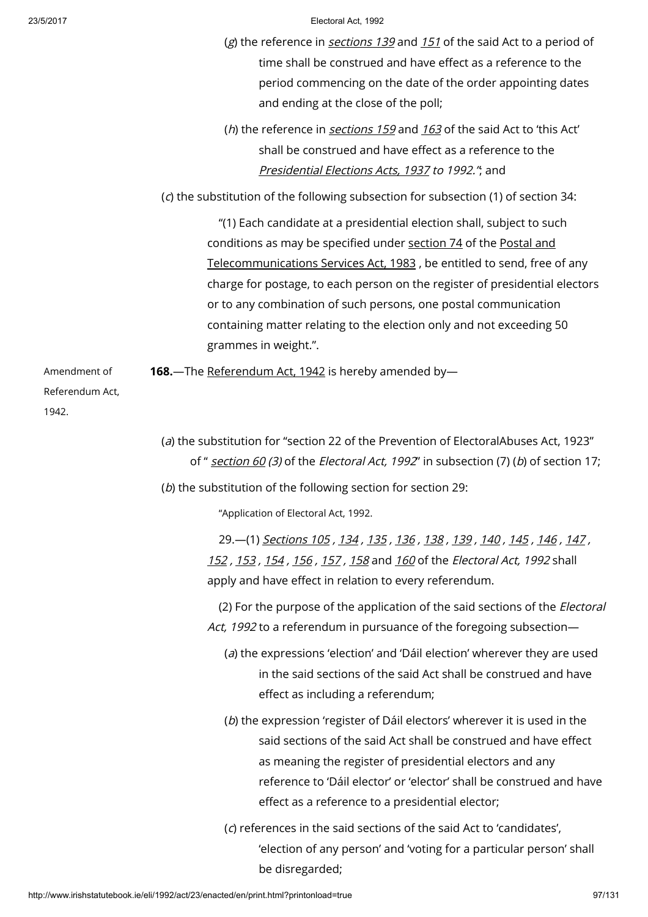(*g*) the reference in *sections 139* and *151* of the said Act to a period of time shall be construed and have effect as a reference to the period commencing on the date of the order appointing dates and ending at the close of the poll;

(*h*) the reference in *sections 159* and *163* of the said Act to 'this Act' shall be construed and have effect as a reference to the *Presidential Elections Acts, 1937 to 1992.*"; and

(*c*) the substitution of the following subsection for subsection (1) of section 34:

"(1) Each candidate at a presidential election shall, subject to such conditions as may be specified under section 74 of the Postal and Telecommunications Services Act, 1983 , be entitled to send, free of any charge for postage, to each person on the register of presidential electors or to any combination of such persons, one postal communication containing matter relating to the election only and not exceeding 50 grammes in weight.".

Amendment of Referendum Act, 1942.

**168.**—The Referendum Act, 1942 is hereby amended by—

(*a*) the substitution for "section 22 of the Prevention of ElectoralAbuses Act, 1923" of " *section 60 (3)* of the *Electoral Act, 1992*" in subsection (7) (*b*) of section 17;

(*b*) the substitution of the following section for section 29:

"Application of Electoral Act, 1992.

29.—(1) *Sections 105 , 134 , 135 , 136 , 138 , 139 , 140 , 145 , 146 , 147 , 152 , 153 , 154 , 156 , 157 , 158* and *160* of the *Electoral Act, 1992* shall apply and have effect in relation to every referendum.

(2) For the purpose of the application of the said sections of the *Electoral Act, 1992* to a referendum in pursuance of the foregoing subsection—

(*a*) the expressions 'election' and 'Dáil election' wherever they are used in the said sections of the said Act shall be construed and have effect as including a referendum;

(*b*) the expression 'register of Dáil electors' wherever it is used in the said sections of the said Act shall be construed and have effect as meaning the register of presidential electors and any reference to 'Dáil elector' or 'elector' shall be construed and have effect as a reference to a presidential elector;

(*c*) references in the said sections of the said Act to 'candidates', 'election of any person' and 'voting for a particular person' shall be disregarded;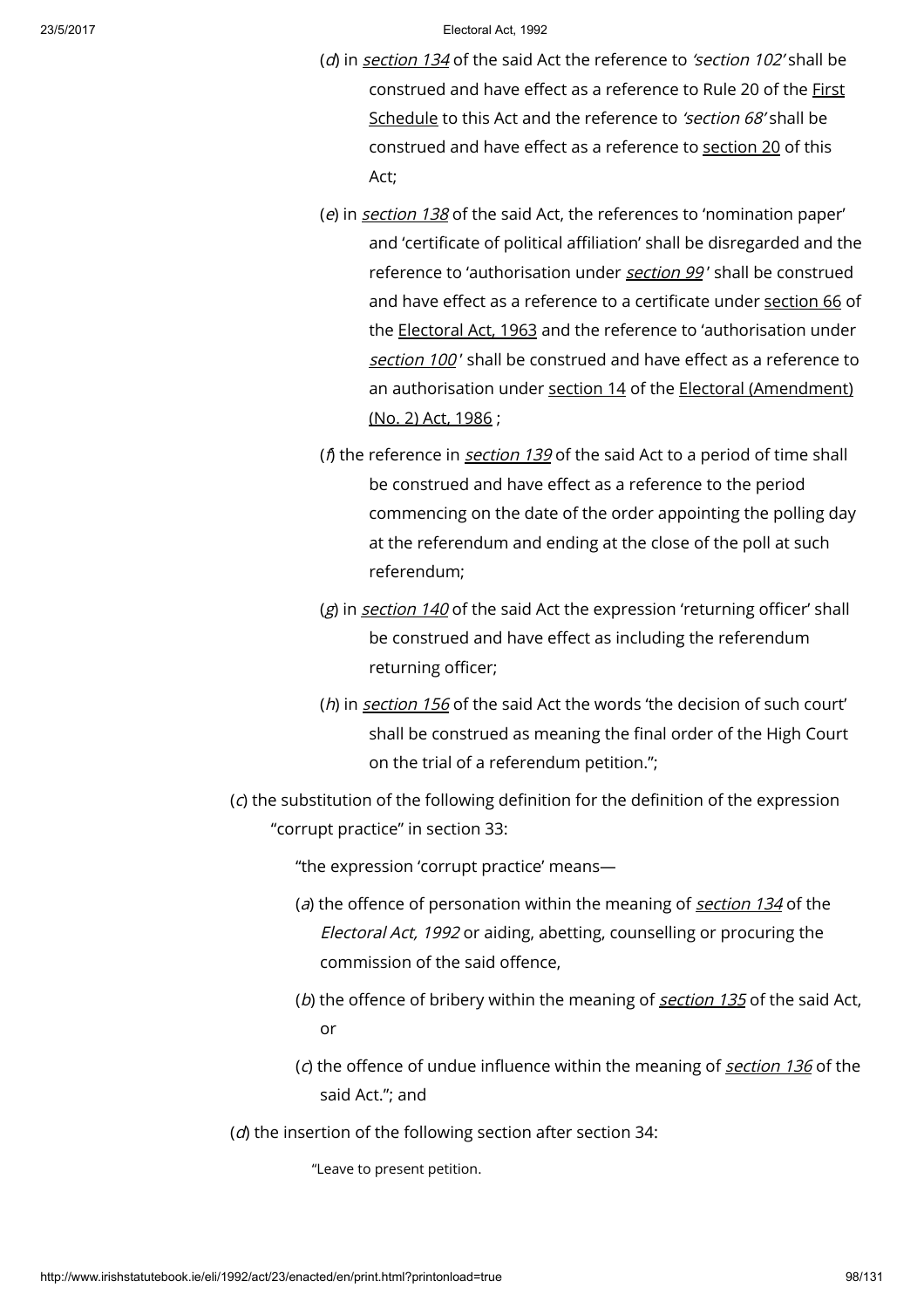(*d*) in *section 134* of the said Act the reference to *'section 102'* shall be construed and have effect as a reference to Rule 20 of the First Schedule to this Act and the reference to *'section 68'* shall be construed and have effect as a reference to section 20 of this Act;

(*e*) in *section 138* of the said Act, the references to 'nomination paper' and 'certificate of political affiliation' shall be disregarded and the reference to 'authorisation under *section 99*' shall be construed and have effect as a reference to a certificate under section 66 of the Electoral Act, 1963 and the reference to 'authorisation under *section 100*' shall be construed and have effect as a reference to an authorisation under section 14 of the Electoral (Amendment) (No. 2) Act, 1986 ;

(*f*) the reference in *section 139* of the said Act to a period of time shall be construed and have effect as a reference to the period commencing on the date of the order appointing the polling day at the referendum and ending at the close of the poll at such referendum;

(*g*) in *section 140* of the said Act the expression 'returning officer' shall be construed and have effect as including the referendum returning officer;

(*h*) in *section 156* of the said Act the words 'the decision of such court' shall be construed as meaning the final order of the High Court on the trial of a referendum petition.";

(*c*) the substitution of the following definition for the definition of the expression "corrupt practice" in section 33:

"the expression 'corrupt practice' means—

(*a*) the offence of personation within the meaning of *section 134* of the *Electoral Act, 1992* or aiding, abetting, counselling or procuring the commission of the said offence,

(*b*) the offence of bribery within the meaning of *section 135* of the said Act, or

(*c*) the offence of undue influence within the meaning of *section 136* of the said Act."; and

(*d*) the insertion of the following section after section 34:

"Leave to present petition.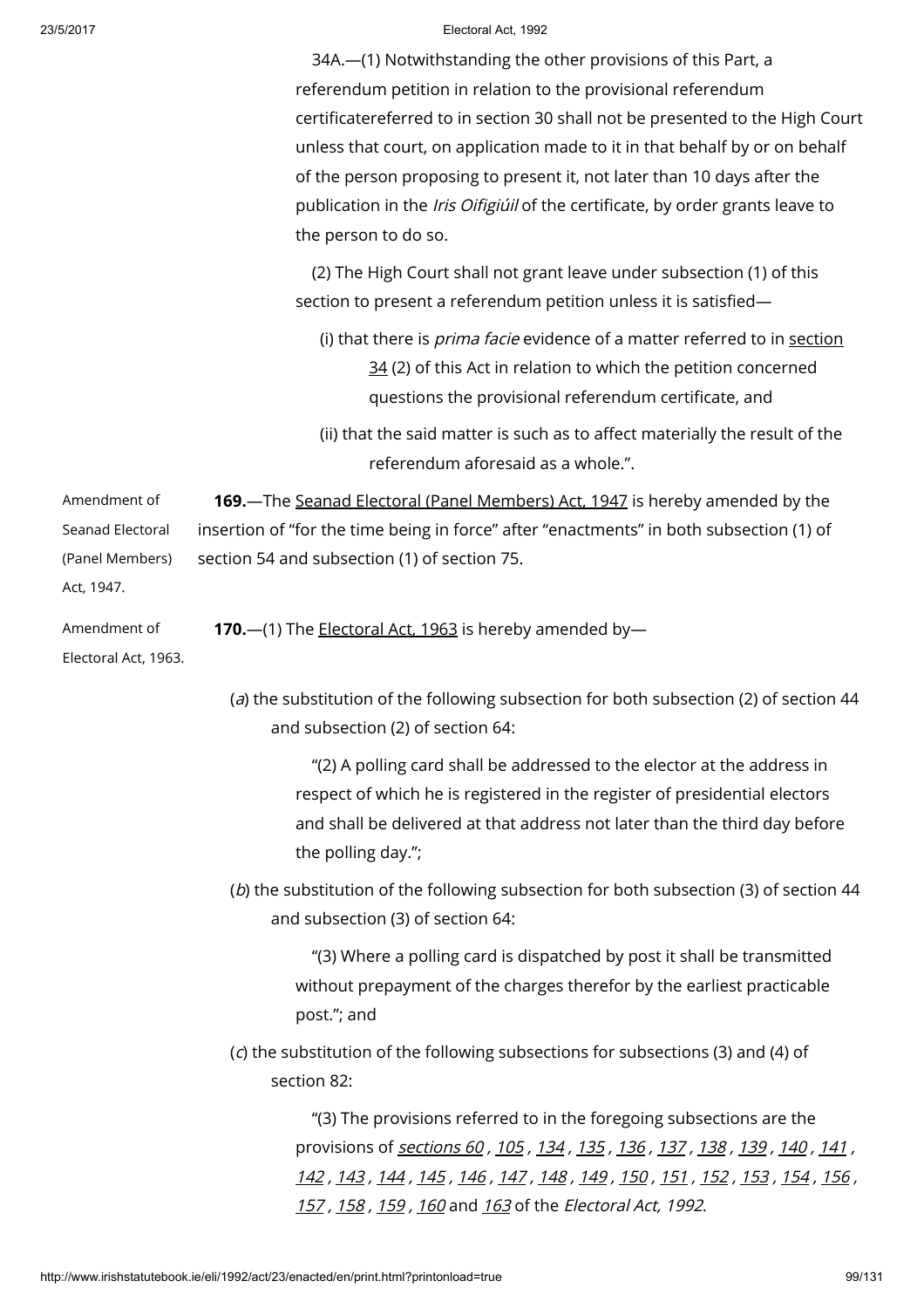34A.—(1) Notwithstanding the other provisions of this Part, a referendum petition in relation to the provisional referendum certificatereferred to in section 30 shall not be presented to the High Court unless that court, on application made to it in that behalf by or on behalf of the person proposing to present it, not later than 10 days after the publication in the *Iris Oifigiúil* of the certificate, by order grants leave to the person to do so.

(2) The High Court shall not grant leave under subsection (1) of this section to present a referendum petition unless it is satisfied—

(i) that there is *prima facie* evidence of a matter referred to in section 34 (2) of this Act in relation to which the petition concerned questions the provisional referendum certificate, and

(ii) that the said matter is such as to affect materially the result of the referendum aforesaid as a whole.".

Amendment of Seanad Electoral (Panel Members) Act, 1947.

**169.**—The Seanad Electoral (Panel Members) Act, 1947 is hereby amended by the insertion of "for the time being in force" after "enactments" in both subsection (1) of section 54 and subsection (1) of section 75.

Amendment of Electoral Act, 1963.

**170.**—(1) The Electoral Act, 1963 is hereby amended by—

(*a*) the substitution of the following subsection for both subsection (2) of section 44 and subsection (2) of section 64:

"(2) A polling card shall be addressed to the elector at the address in respect of which he is registered in the register of presidential electors and shall be delivered at that address not later than the third day before the polling day.";

(*b*) the substitution of the following subsection for both subsection (3) of section 44 and subsection (3) of section 64:

"(3) Where a polling card is dispatched by post it shall be transmitted without prepayment of the charges therefor by the earliest practicable post."; and

(*c*) the substitution of the following subsections for subsections (3) and (4) of section 82:

"(3) The provisions referred to in the foregoing subsections are the provisions of *sections 60 , 105 , 134 , 135 , 136 , 137 , 138 , 139 , 140 , 141 , 142 , 143 , 144 , 145 , 146 , 147 , 148 , 149 , 150 , 151 , 152 , 153 , 154 , 156 , 157 , 158 , 159 , 160* and *163* of the *Electoral Act, 1992*.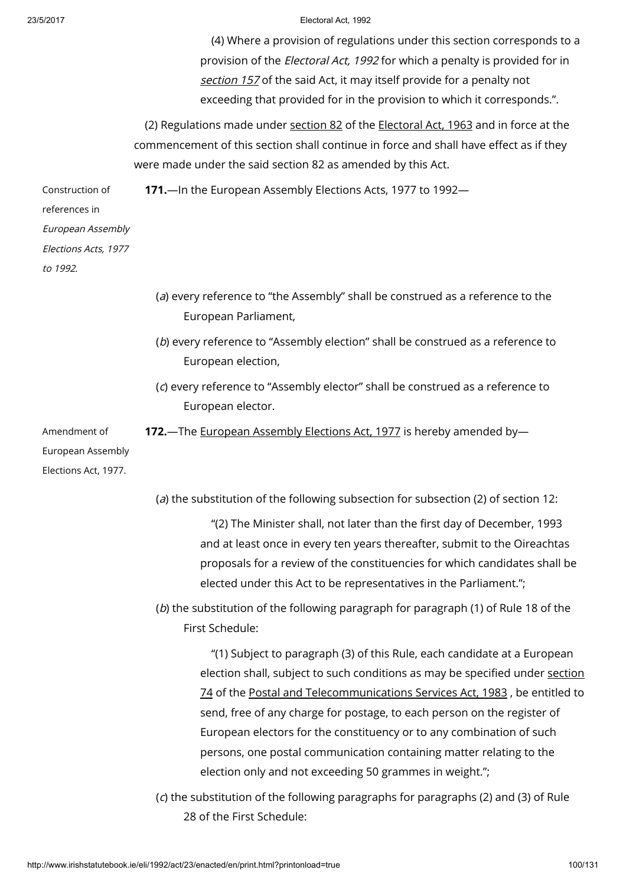(4) Where a provision of regulations under this section corresponds to a provision of the *Electoral Act, 1992* for which a penalty is provided for in *section 157* of the said Act, it may itself provide for a penalty not exceeding that provided for in the provision to which it corresponds.".

(2) Regulations made under section 82 of the Electoral Act, 1963 and in force at the commencement of this section shall continue in force and shall have effect as if they were made under the said section 82 as amended by this Act.

Construction of references in *European Assembly Elections Acts, 1977 to 1992*.

**171.**—In the European Assembly Elections Acts, 1977 to 1992—

(*a*) every reference to "the Assembly" shall be construed as a reference to the European Parliament,

(*b*) every reference to "Assembly election" shall be construed as a reference to European election,

(*c*) every reference to "Assembly elector" shall be construed as a reference to European elector.

Amendment of European Assembly Elections Act, 1977.

**172.**—The European Assembly Elections Act, 1977 is hereby amended by—

(*a*) the substitution of the following subsection for subsection (2) of section 12:

"(2) The Minister shall, not later than the first day of December, 1993 and at least once in every ten years thereafter, submit to the Oireachtas proposals for a review of the constituencies for which candidates shall be elected under this Act to be representatives in the Parliament.";

(*b*) the substitution of the following paragraph for paragraph (1) of Rule 18 of the First Schedule:

"(1) Subject to paragraph (3) of this Rule, each candidate at a European election shall, subject to such conditions as may be specified under section 74 of the Postal and Telecommunications Services Act, 1983 , be entitled to send, free of any charge for postage, to each person on the register of European electors for the constituency or to any combination of such persons, one postal communication containing matter relating to the election only and not exceeding 50 grammes in weight.";

(*c*) the substitution of the following paragraphs for paragraphs (2) and (3) of Rule 28 of the First Schedule: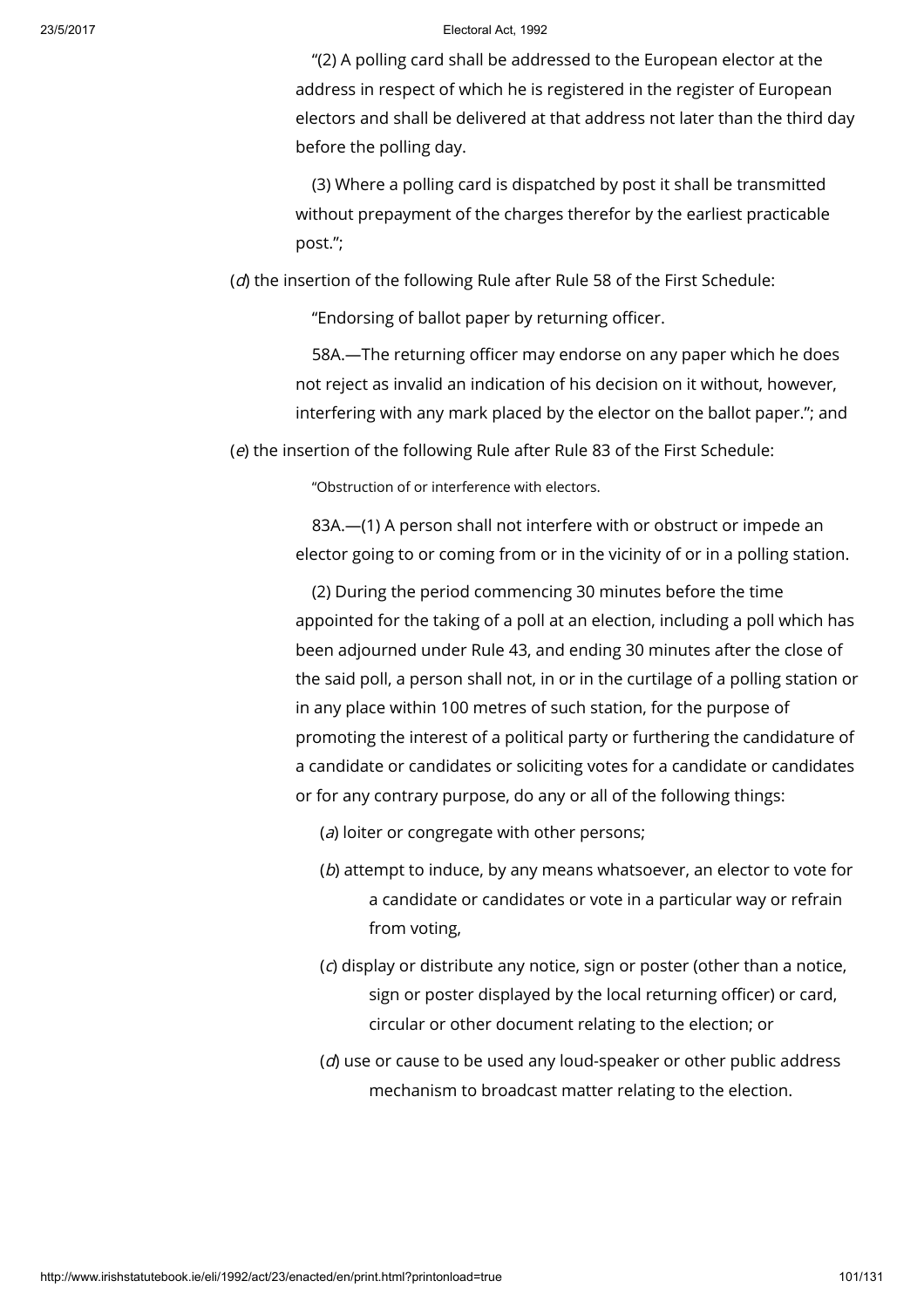"(2) A polling card shall be addressed to the European elector at the address in respect of which he is registered in the register of European electors and shall be delivered at that address not later than the third day before the polling day.

(3) Where a polling card is dispatched by post it shall be transmitted without prepayment of the charges therefor by the earliest practicable post.";

(*d*) the insertion of the following Rule after Rule 58 of the First Schedule:

"Endorsing of ballot paper by returning officer.

58A.—The returning officer may endorse on any paper which he does not reject as invalid an indication of his decision on it without, however, interfering with any mark placed by the elector on the ballot paper."; and

(*e*) the insertion of the following Rule after Rule 83 of the First Schedule:

"Obstruction of or interference with electors.

83A.—(1) A person shall not interfere with or obstruct or impede an elector going to or coming from or in the vicinity of or in a polling station.

(2) During the period commencing 30 minutes before the time appointed for the taking of a poll at an election, including a poll which has been adjourned under Rule 43, and ending 30 minutes after the close of the said poll, a person shall not, in or in the curtilage of a polling station or in any place within 100 metres of such station, for the purpose of promoting the interest of a political party or furthering the candidature of a candidate or candidates or soliciting votes for a candidate or candidates or for any contrary purpose, do any or all of the following things:

(*a*) loiter or congregate with other persons;

(*b*) attempt to induce, by any means whatsoever, an elector to vote for a candidate or candidates or vote in a particular way or refrain from voting,

(*c*) display or distribute any notice, sign or poster (other than a notice, sign or poster displayed by the local returning officer) or card, circular or other document relating to the election; or

(*d*) use or cause to be used any loud-speaker or other public address mechanism to broadcast matter relating to the election.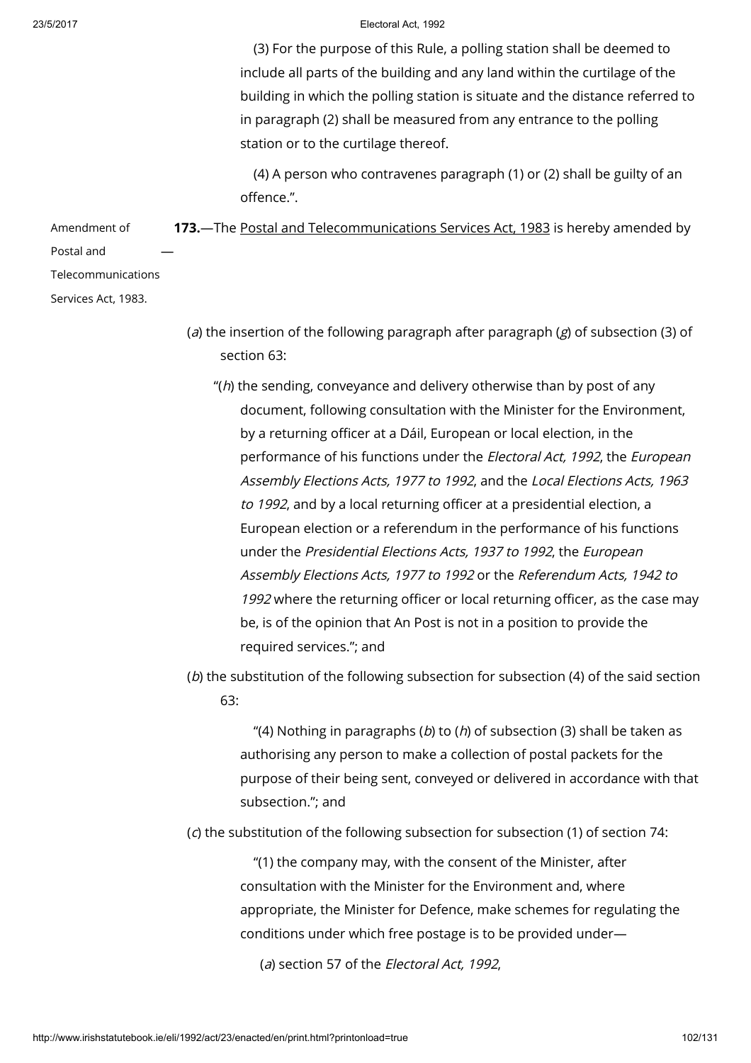(3) For the purpose of this Rule, a polling station shall be deemed to include all parts of the building and any land within the curtilage of the building in which the polling station is situate and the distance referred to in paragraph (2) shall be measured from any entrance to the polling station or to the curtilage thereof.

(4) A person who contravenes paragraph (1) or (2) shall be guilty of an offence.".

Amendment of Postal and Telecommunications Services Act, 1983.

**173.**—The Postal and Telecommunications Services Act, 1983 is hereby amended by—

(*a*) the insertion of the following paragraph after paragraph (*g*) of subsection (3) of section 63:

"(*h*) the sending, conveyance and delivery otherwise than by post of any document, following consultation with the Minister for the Environment, by a returning officer at a Dáil, European or local election, in the performance of his functions under the *Electoral Act, 1992*, the *European Assembly Elections Acts, 1977 to 1992*, and the *Local Elections Acts, 1963 to 1992*, and by a local returning officer at a presidential election, a European election or a referendum in the performance of his functions under the *Presidential Elections Acts, 1937 to 1992*, the *European Assembly Elections Acts, 1977 to 1992* or the *Referendum Acts, 1942 to 1992* where the returning officer or local returning officer, as the case may be, is of the opinion that An Post is not in a position to provide the required services."; and

(*b*) the substitution of the following subsection for subsection (4) of the said section 63:

"(4) Nothing in paragraphs (*b*) to (*h*) of subsection (3) shall be taken as authorising any person to make a collection of postal packets for the purpose of their being sent, conveyed or delivered in accordance with that subsection."; and

(*c*) the substitution of the following subsection for subsection (1) of section 74:

"(1) the company may, with the consent of the Minister, after consultation with the Minister for the Environment and, where appropriate, the Minister for Defence, make schemes for regulating the conditions under which free postage is to be provided under—

(*a*) section 57 of the *Electoral Act, 1992*,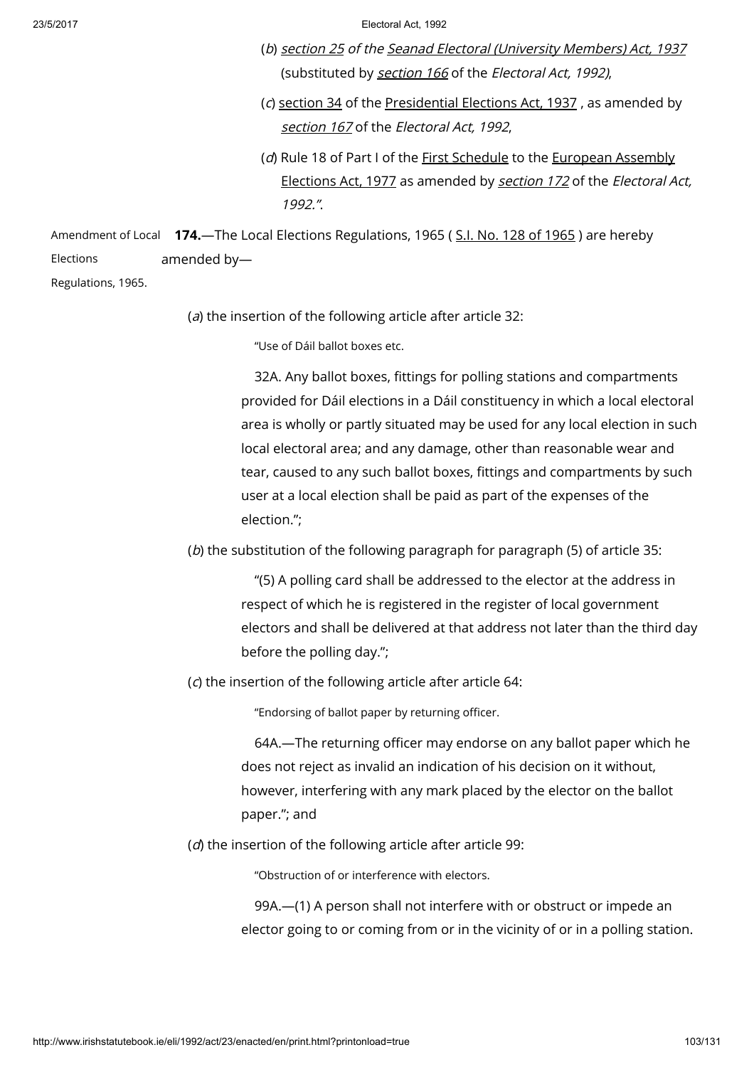(*b*) section 25 *of the Seanad Electoral (University Members) Act, 1937* (substituted by *section 166* of the *Electoral Act, 1992)*,

(*c*) section 34 of the Presidential Elections Act, 1937 , as amended by *section 167* of the *Electoral Act, 1992*,

(*d*) Rule 18 of Part I of the First Schedule to the European Assembly Elections Act, 1977 as amended by *section 172* of the *Electoral Act, 1992.*".

Amendment of Local Elections Regulations, 1965.

**174.**—The Local Elections Regulations, 1965 ( S.I. No. 128 of 1965 ) are hereby amended by—

(*a*) the insertion of the following article after article 32:

"Use of Dáil ballot boxes etc.

32A. Any ballot boxes, fittings for polling stations and compartments provided for Dáil elections in a Dáil constituency in which a local electoral area is wholly or partly situated may be used for any local election in such local electoral area; and any damage, other than reasonable wear and tear, caused to any such ballot boxes, fittings and compartments by such user at a local election shall be paid as part of the expenses of the election.";

(*b*) the substitution of the following paragraph for paragraph (5) of article 35:

"(5) A polling card shall be addressed to the elector at the address in respect of which he is registered in the register of local government electors and shall be delivered at that address not later than the third day before the polling day.";

(*c*) the insertion of the following article after article 64:

"Endorsing of ballot paper by returning officer.

64A.—The returning officer may endorse on any ballot paper which he does not reject as invalid an indication of his decision on it without, however, interfering with any mark placed by the elector on the ballot paper."; and

(*d*) the insertion of the following article after article 99:

"Obstruction of or interference with electors.

99A.—(1) A person shall not interfere with or obstruct or impede an elector going to or coming from or in the vicinity of or in a polling station.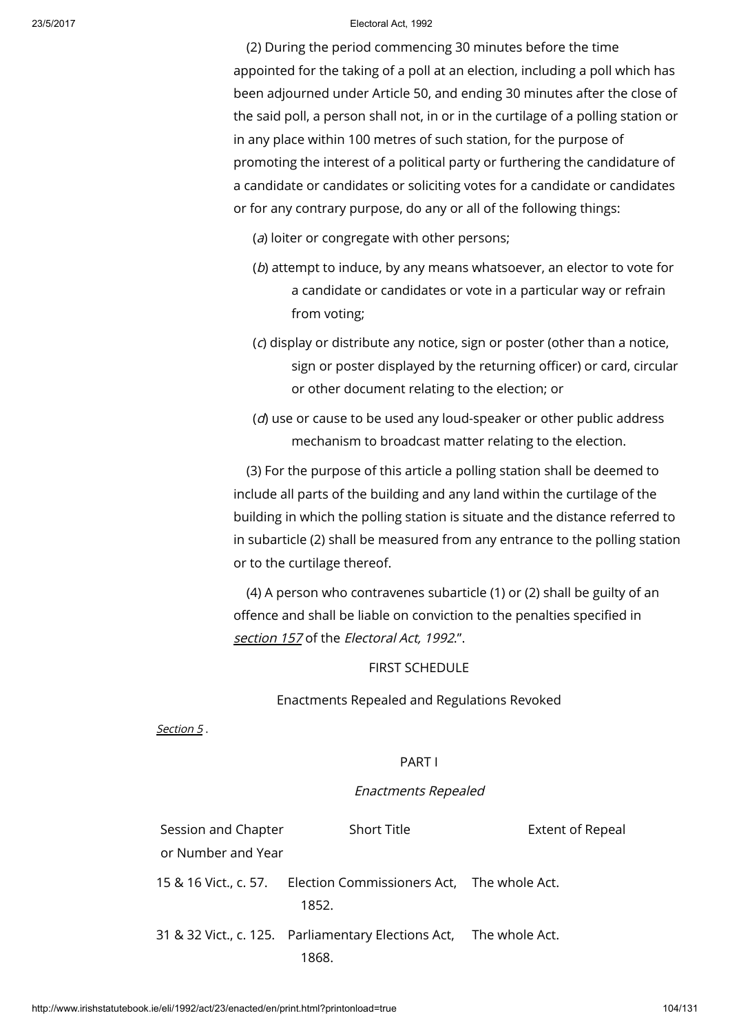(2) During the period commencing 30 minutes before the time appointed for the taking of a poll at an election, including a poll which has been adjourned under Article 50, and ending 30 minutes after the close of the said poll, a person shall not, in or in the curtilage of a polling station or in any place within 100 metres of such station, for the purpose of promoting the interest of a political party or furthering the candidature of a candidate or candidates or soliciting votes for a candidate or candidates or for any contrary purpose, do any or all of the following things:

(*a*) loiter or congregate with other persons;

(*b*) attempt to induce, by any means whatsoever, an elector to vote for a candidate or candidates or vote in a particular way or refrain from voting;

(*c*) display or distribute any notice, sign or poster (other than a notice, sign or poster displayed by the returning officer) or card, circular or other document relating to the election; or

(*d*) use or cause to be used any loud-speaker or other public address mechanism to broadcast matter relating to the election.

(3) For the purpose of this article a polling station shall be deemed to include all parts of the building and any land within the curtilage of the building in which the polling station is situate and the distance referred to in subarticle (2) shall be measured from any entrance to the polling station or to the curtilage thereof.

(4) A person who contravenes subarticle (1) or (2) shall be guilty of an offence and shall be liable on conviction to the penalties specified in section 157 of the *Electoral Act, 1992*.".

## FIRST SCHEDULE

Enactments Repealed and Regulations Revoked

Section 5 .

### PART I

*Enactments Repealed*

| Session and Chapter or Number and Year | Short Title | Extent of Repeal |
|---|---|---|
| 15 & 16 Vict., c. 57. | Election Commissioners Act, 1852. | The whole Act. |
| 31 & 32 Vict., c. 125. | Parliamentary Elections Act, 1868. | The whole Act. |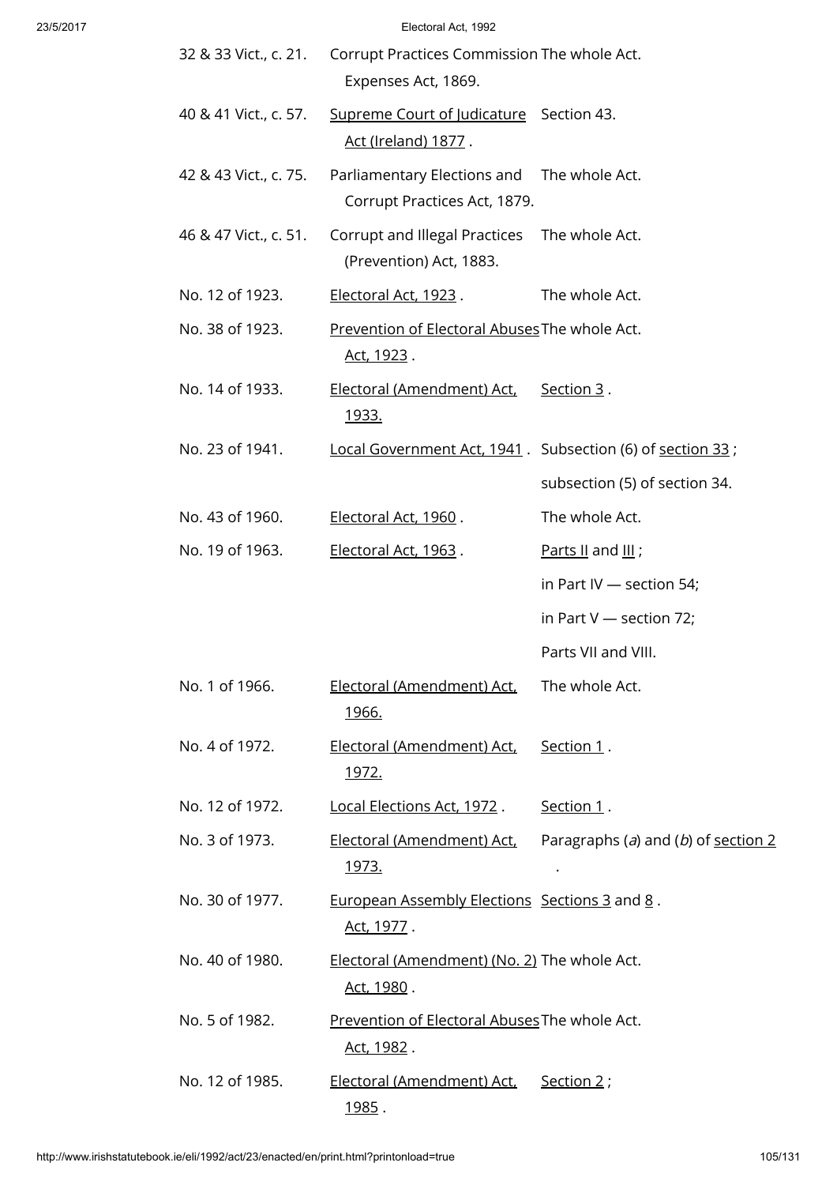| | | |
|---|---|---|
| 32 & 33 Vict., c. 21. | Corrupt Practices Commission Expenses Act, 1869. | The whole Act. |
| 40 & 41 Vict., c. 57. | Supreme Court of Judicature Act (Ireland) 1877 . | Section 43. |
| 42 & 43 Vict., c. 75. | Parliamentary Elections and Corrupt Practices Act, 1879. | The whole Act. |
| 46 & 47 Vict., c. 51. | Corrupt and Illegal Practices (Prevention) Act, 1883. | The whole Act. |
| No. 12 of 1923. | Electoral Act, 1923 . | The whole Act. |
| No. 38 of 1923. | Prevention of Electoral Abuses Act, 1923 . | The whole Act. |
| No. 14 of 1933. | Electoral (Amendment) Act, 1933. | Section 3 . |
| No. 23 of 1941. | Local Government Act, 1941 . | Subsection (6) of section 33 ; |
| | | subsection (5) of section 34. |
| No. 43 of 1960. | Electoral Act, 1960 . | The whole Act. |
| No. 19 of 1963. | Electoral Act, 1963 . | Parts II and III ; |
| | | in Part IV — section 54; |
| | | in Part V — section 72; |
| | | Parts VII and VIII. |
| No. 1 of 1966. | Electoral (Amendment) Act, 1966. | The whole Act. |
| No. 4 of 1972. | Electoral (Amendment) Act, 1972. | Section 1 . |
| No. 12 of 1972. | Local Elections Act, 1972 . | Section 1 . |
| No. 3 of 1973. | Electoral (Amendment) Act, 1973. | Paragraphs (*a*) and (*b*) of section 2 . |
| No. 30 of 1977. | European Assembly Elections Act, 1977 . | Sections 3 and 8 . |
| No. 40 of 1980. | Electoral (Amendment) (No. 2) Act, 1980 . | The whole Act. |
| No. 5 of 1982. | Prevention of Electoral Abuses Act, 1982 . | The whole Act. |
| No. 12 of 1985. | Electoral (Amendment) Act, 1985 . | Section 2 ; |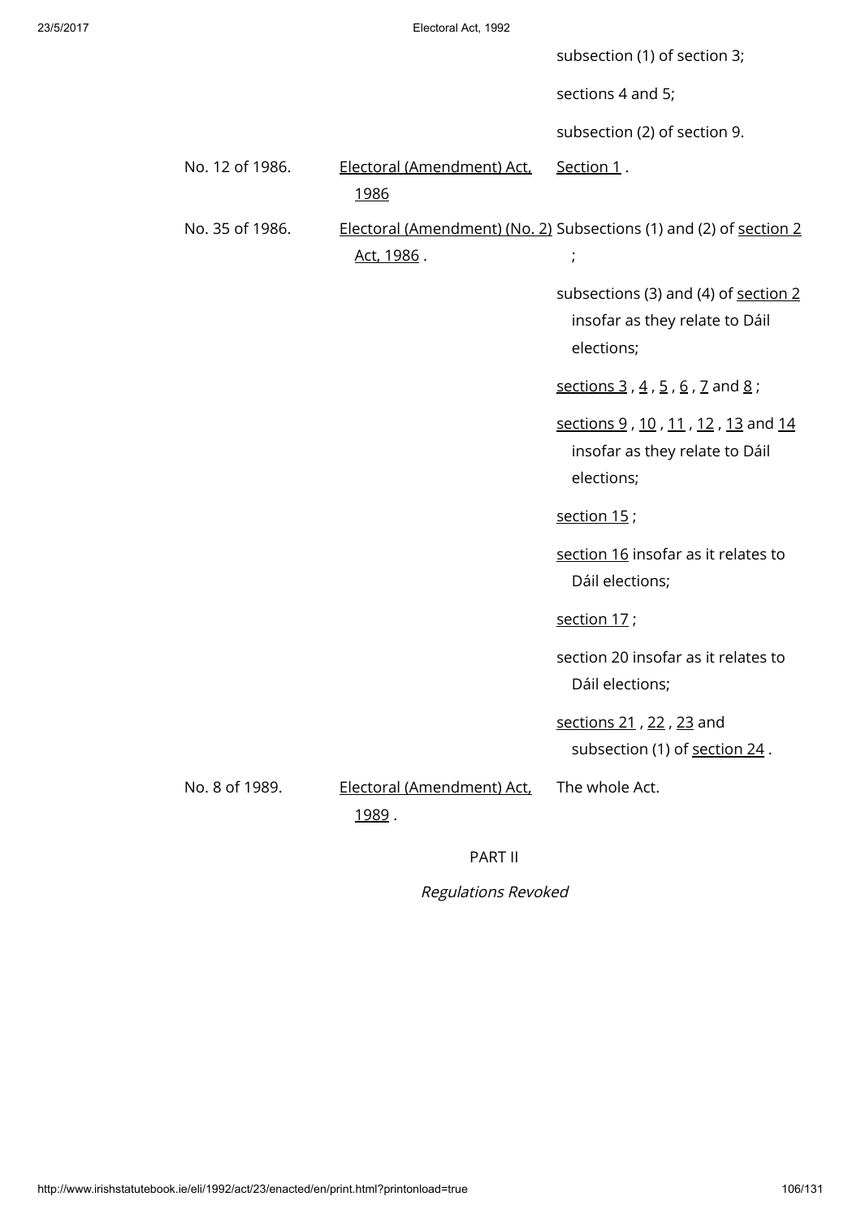| | | |
|---|---|---|
| | | subsection (1) of section 3; |
| | | sections 4 and 5; |
| | | subsection (2) of section 9. |
| No. 12 of 1986. | Electoral (Amendment) Act, 1986 | Section 1 . |
| No. 35 of 1986. | Electoral (Amendment) (No. 2) Act, 1986 . | Subsections (1) and (2) of section 2 ; |
| | | subsections (3) and (4) of section 2 insofar as they relate to Dáil elections; |
| | | sections 3 , 4 , 5 , 6 , 7 and 8 ; |
| | | sections 9 , 10 , 11 , 12 , 13 and 14 insofar as they relate to Dáil elections; |
| | | section 15 ; |
| | | section 16 insofar as it relates to Dáil elections; |
| | | section 17 ; |
| | | section 20 insofar as it relates to Dáil elections; |
| | | sections 21 , 22 , 23 and subsection (1) of section 24 . |
| No. 8 of 1989. | Electoral (Amendment) Act, 1989 . | The whole Act. |

PART II

*Regulations Revoked*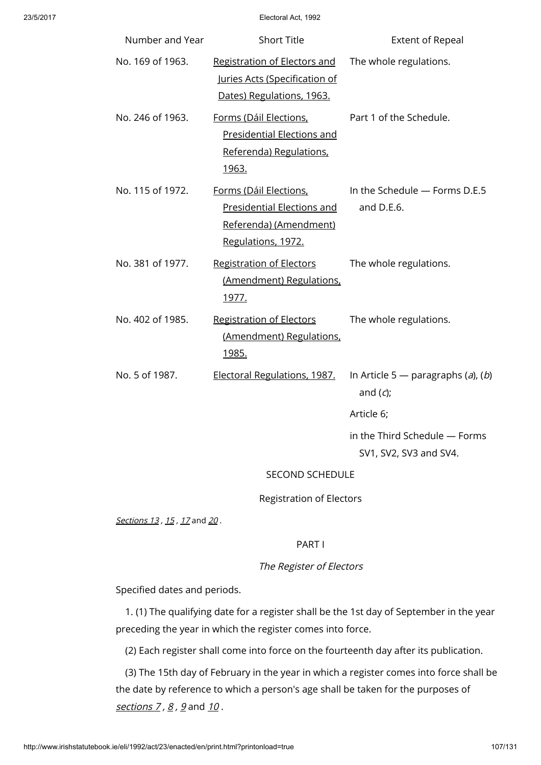| Number and Year | Short Title | Extent of Repeal |
|---|---|---|
| No. 169 of 1963. | Registration of Electors and Juries Acts (Specification of Dates) Regulations, 1963. | The whole regulations. |
| No. 246 of 1963. | Forms (Dáil Elections, Presidential Elections and Referenda) Regulations, 1963. | Part 1 of the Schedule. |
| No. 115 of 1972. | Forms (Dáil Elections, Presidential Elections and Referenda) (Amendment) Regulations, 1972. | In the Schedule — Forms D.E.5 and D.E.6. |
| No. 381 of 1977. | Registration of Electors (Amendment) Regulations, 1977. | The whole regulations. |
| No. 402 of 1985. | Registration of Electors (Amendment) Regulations, 1985. | The whole regulations. |
| No. 5 of 1987. | Electoral Regulations, 1987. | In Article 5 — paragraphs (*a*), (*b*) and (*c*); Article 6; in the Third Schedule — Forms SV1, SV2, SV3 and SV4. |

## SECOND SCHEDULE

Registration of Electors

*Sections 13 , 15 , 17* and *20* .

### PART I

*The Register of Electors*

Specified dates and periods.

1. (1) The qualifying date for a register shall be the 1st day of September in the year preceding the year in which the register comes into force.

(2) Each register shall come into force on the fourteenth day after its publication.

(3) The 15th day of February in the year in which a register comes into force shall be the date by reference to which a person's age shall be taken for the purposes of *sections 7 , 8 , 9* and *10* .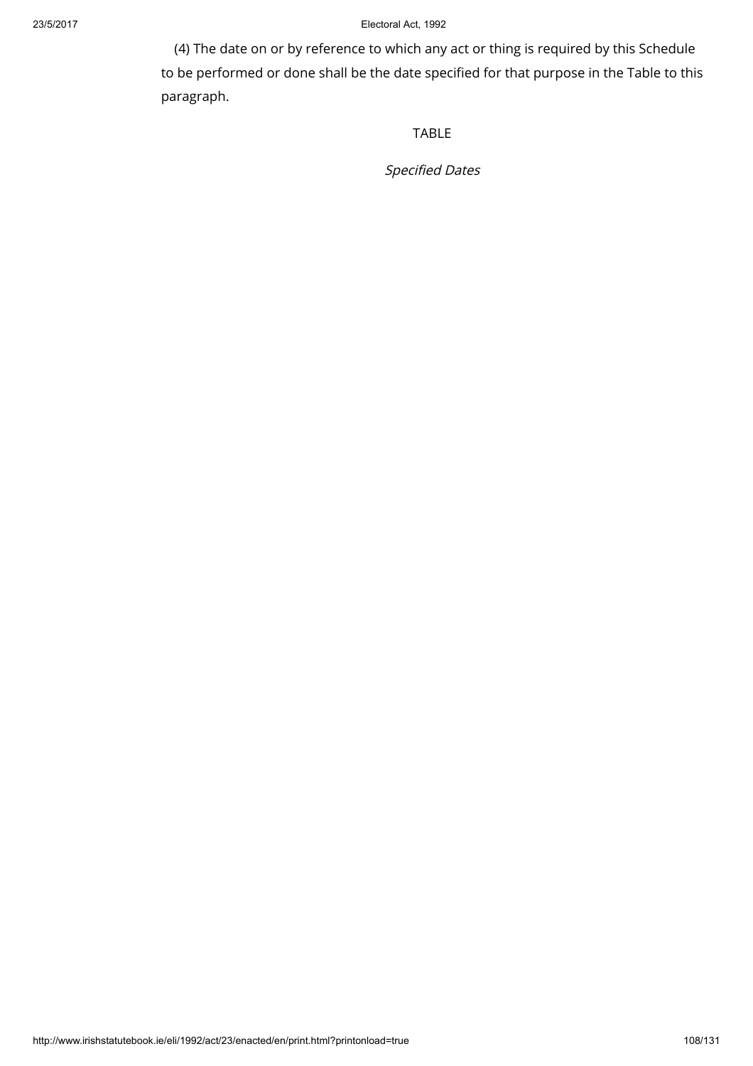(4) The date on or by reference to which any act or thing is required by this Schedule to be performed or done shall be the date specified for that purpose in the Table to this paragraph.

TABLE

*Specified Dates*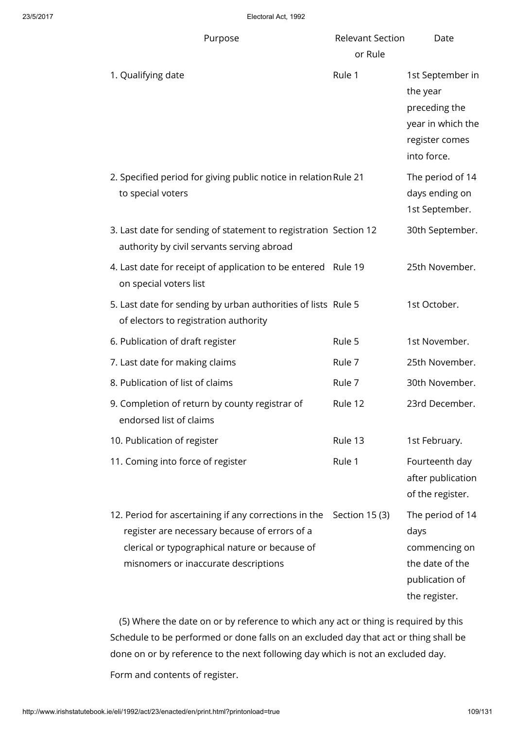| Purpose | Relevant Section or Rule | Date |
| --- | --- | --- |
| 1. Qualifying date | Rule 1 | 1st September in the year preceding the year in which the register comes into force. |
| 2. Specified period for giving public notice in relation to special voters | Rule 21 | The period of 14 days ending on 1st September. |
| 3. Last date for sending of statement to registration authority by civil servants serving abroad | Section 12 | 30th September. |
| 4. Last date for receipt of application to be entered on special voters list | Rule 19 | 25th November. |
| 5. Last date for sending by urban authorities of lists of electors to registration authority | Rule 5 | 1st October. |
| 6. Publication of draft register | Rule 5 | 1st November. |
| 7. Last date for making claims | Rule 7 | 25th November. |
| 8. Publication of list of claims | Rule 7 | 30th November. |
| 9. Completion of return by county registrar of endorsed list of claims | Rule 12 | 23rd December. |
| 10. Publication of register | Rule 13 | 1st February. |
| 11. Coming into force of register | Rule 1 | Fourteenth day after publication of the register. |
| 12. Period for ascertaining if any corrections in the register are necessary because of errors of a clerical or typographical nature or because of misnomers or inaccurate descriptions | Section 15 (3) | The period of 14 days commencing on the date of the publication of the register. |

(5) Where the date on or by reference to which any act or thing is required by this Schedule to be performed or done falls on an excluded day that act or thing shall be done on or by reference to the next following day which is not an excluded day.

Form and contents of register.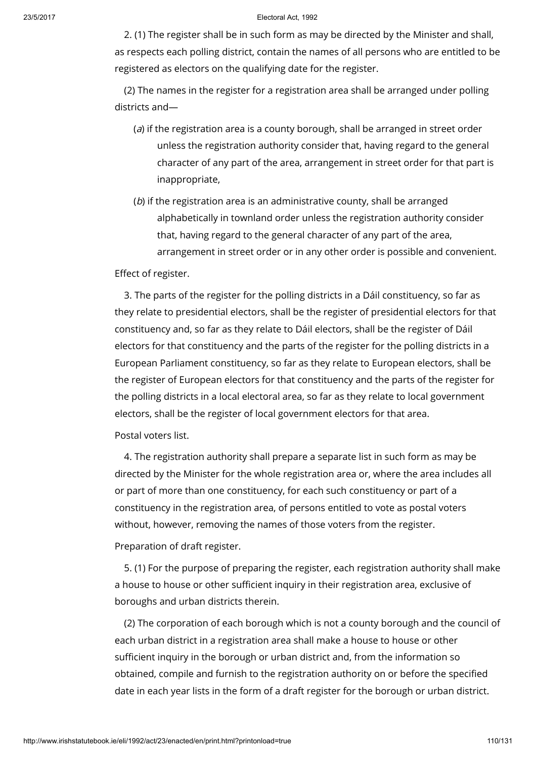2. (1) The register shall be in such form as may be directed by the Minister and shall, as respects each polling district, contain the names of all persons who are entitled to be registered as electors on the qualifying date for the register.

(2) The names in the register for a registration area shall be arranged under polling districts and—

(*a*) if the registration area is a county borough, shall be arranged in street order unless the registration authority consider that, having regard to the general character of any part of the area, arrangement in street order for that part is inappropriate,

(*b*) if the registration area is an administrative county, shall be arranged alphabetically in townland order unless the registration authority consider that, having regard to the general character of any part of the area, arrangement in street order or in any other order is possible and convenient.

Effect of register.

3. The parts of the register for the polling districts in a Dáil constituency, so far as they relate to presidential electors, shall be the register of presidential electors for that constituency and, so far as they relate to Dáil electors, shall be the register of Dáil electors for that constituency and the parts of the register for the polling districts in a European Parliament constituency, so far as they relate to European electors, shall be the register of European electors for that constituency and the parts of the register for the polling districts in a local electoral area, so far as they relate to local government electors, shall be the register of local government electors for that area.

Postal voters list.

4. The registration authority shall prepare a separate list in such form as may be directed by the Minister for the whole registration area or, where the area includes all or part of more than one constituency, for each such constituency or part of a constituency in the registration area, of persons entitled to vote as postal voters without, however, removing the names of those voters from the register.

Preparation of draft register.

5. (1) For the purpose of preparing the register, each registration authority shall make a house to house or other sufficient inquiry in their registration area, exclusive of boroughs and urban districts therein.

(2) The corporation of each borough which is not a county borough and the council of each urban district in a registration area shall make a house to house or other sufficient inquiry in the borough or urban district and, from the information so obtained, compile and furnish to the registration authority on or before the specified date in each year lists in the form of a draft register for the borough or urban district.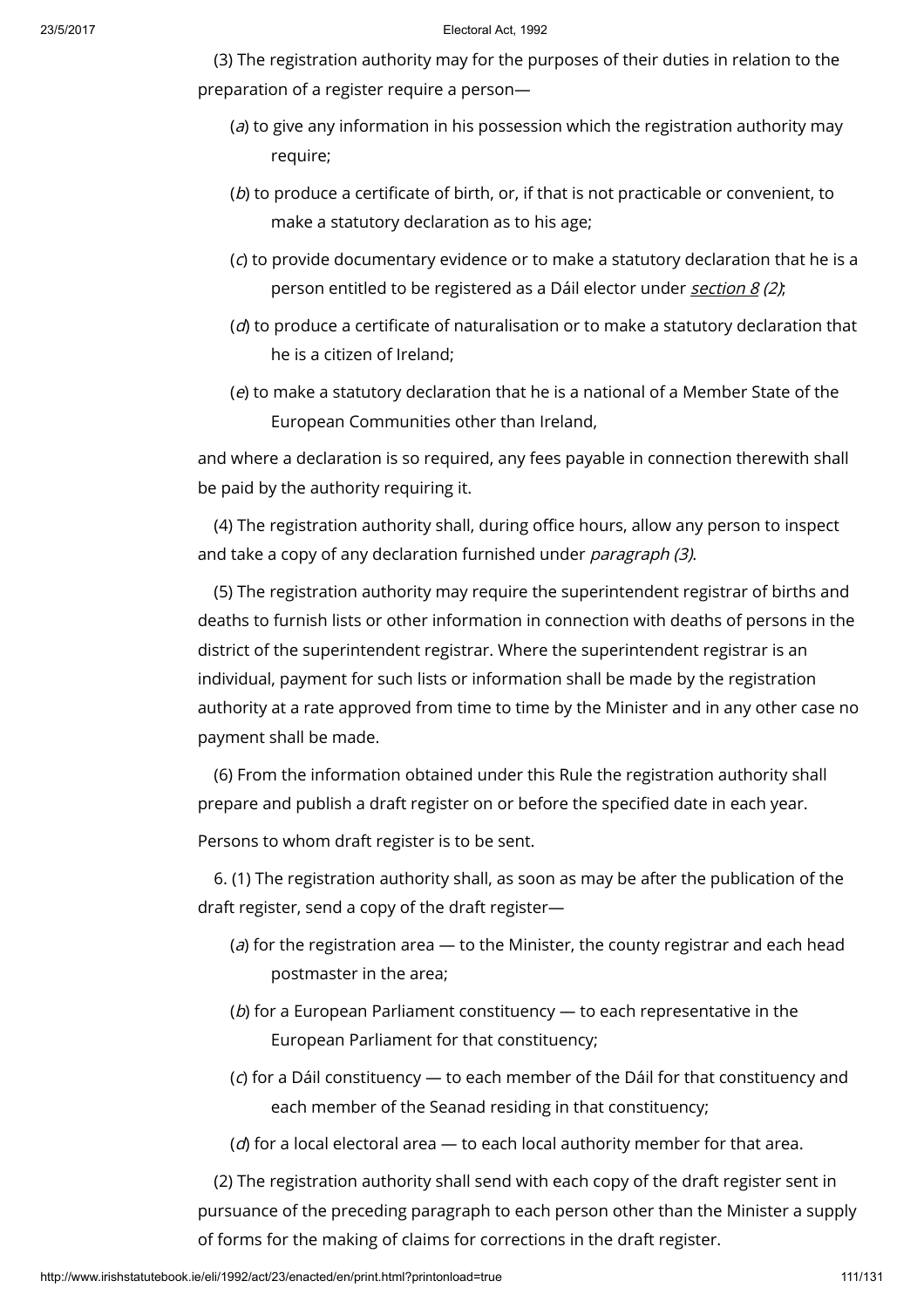(3) The registration authority may for the purposes of their duties in relation to the preparation of a register require a person—

(*a*) to give any information in his possession which the registration authority may require;

(*b*) to produce a certificate of birth, or, if that is not practicable or convenient, to make a statutory declaration as to his age;

(*c*) to provide documentary evidence or to make a statutory declaration that he is a person entitled to be registered as a Dáil elector under *section 8 (2)*;

(*d*) to produce a certificate of naturalisation or to make a statutory declaration that he is a citizen of Ireland;

(*e*) to make a statutory declaration that he is a national of a Member State of the European Communities other than Ireland,

and where a declaration is so required, any fees payable in connection therewith shall be paid by the authority requiring it.

(4) The registration authority shall, during office hours, allow any person to inspect and take a copy of any declaration furnished under *paragraph (3)*.

(5) The registration authority may require the superintendent registrar of births and deaths to furnish lists or other information in connection with deaths of persons in the district of the superintendent registrar. Where the superintendent registrar is an individual, payment for such lists or information shall be made by the registration authority at a rate approved from time to time by the Minister and in any other case no payment shall be made.

(6) From the information obtained under this Rule the registration authority shall prepare and publish a draft register on or before the specified date in each year.

Persons to whom draft register is to be sent.

6. (1) The registration authority shall, as soon as may be after the publication of the draft register, send a copy of the draft register—

(*a*) for the registration area — to the Minister, the county registrar and each head postmaster in the area;

(*b*) for a European Parliament constituency — to each representative in the European Parliament for that constituency;

(*c*) for a Dáil constituency — to each member of the Dáil for that constituency and each member of the Seanad residing in that constituency;

(*d*) for a local electoral area — to each local authority member for that area.

(2) The registration authority shall send with each copy of the draft register sent in pursuance of the preceding paragraph to each person other than the Minister a supply of forms for the making of claims for corrections in the draft register.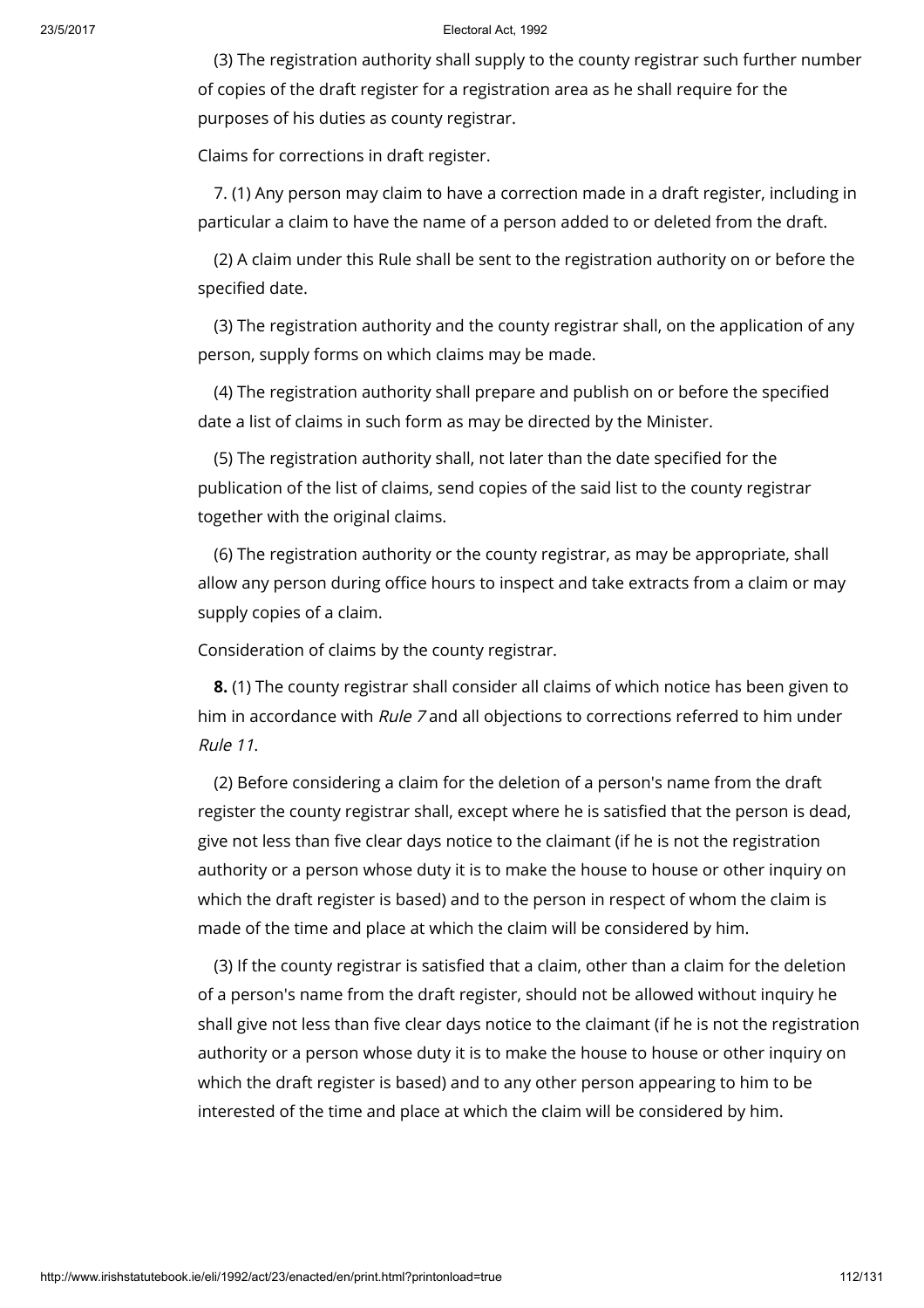(3) The registration authority shall supply to the county registrar such further number of copies of the draft register for a registration area as he shall require for the purposes of his duties as county registrar.

Claims for corrections in draft register.

7. (1) Any person may claim to have a correction made in a draft register, including in particular a claim to have the name of a person added to or deleted from the draft.

(2) A claim under this Rule shall be sent to the registration authority on or before the specified date.

(3) The registration authority and the county registrar shall, on the application of any person, supply forms on which claims may be made.

(4) The registration authority shall prepare and publish on or before the specified date a list of claims in such form as may be directed by the Minister.

(5) The registration authority shall, not later than the date specified for the publication of the list of claims, send copies of the said list to the county registrar together with the original claims.

(6) The registration authority or the county registrar, as may be appropriate, shall allow any person during office hours to inspect and take extracts from a claim or may supply copies of a claim.

Consideration of claims by the county registrar.

**8.** (1) The county registrar shall consider all claims of which notice has been given to him in accordance with *Rule 7* and all objections to corrections referred to him under *Rule 11*.

(2) Before considering a claim for the deletion of a person's name from the draft register the county registrar shall, except where he is satisfied that the person is dead, give not less than five clear days notice to the claimant (if he is not the registration authority or a person whose duty it is to make the house to house or other inquiry on which the draft register is based) and to the person in respect of whom the claim is made of the time and place at which the claim will be considered by him.

(3) If the county registrar is satisfied that a claim, other than a claim for the deletion of a person's name from the draft register, should not be allowed without inquiry he shall give not less than five clear days notice to the claimant (if he is not the registration authority or a person whose duty it is to make the house to house or other inquiry on which the draft register is based) and to any other person appearing to him to be interested of the time and place at which the claim will be considered by him.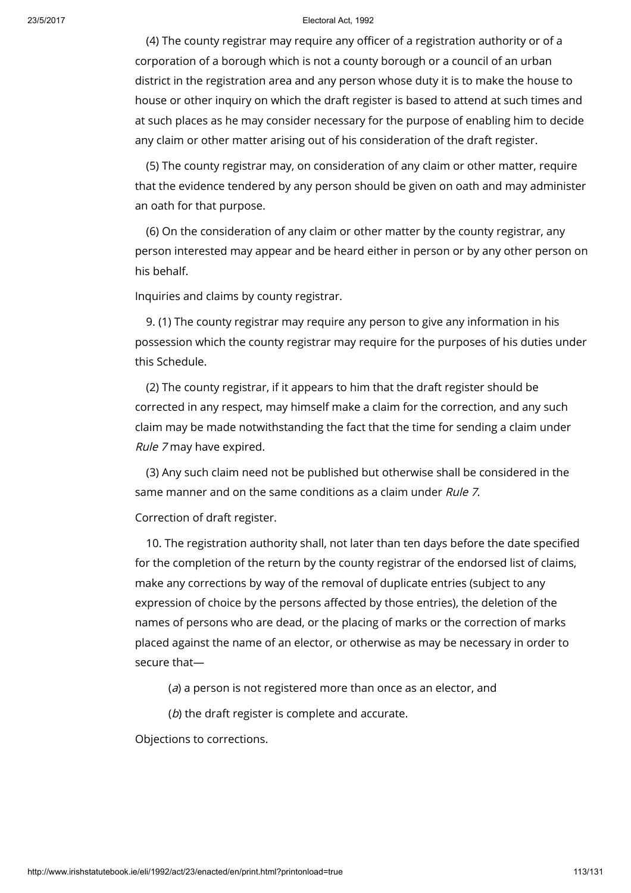(4) The county registrar may require any officer of a registration authority or of a corporation of a borough which is not a county borough or a council of an urban district in the registration area and any person whose duty it is to make the house to house or other inquiry on which the draft register is based to attend at such times and at such places as he may consider necessary for the purpose of enabling him to decide any claim or other matter arising out of his consideration of the draft register.

(5) The county registrar may, on consideration of any claim or other matter, require that the evidence tendered by any person should be given on oath and may administer an oath for that purpose.

(6) On the consideration of any claim or other matter by the county registrar, any person interested may appear and be heard either in person or by any other person on his behalf.

Inquiries and claims by county registrar.

9. (1) The county registrar may require any person to give any information in his possession which the county registrar may require for the purposes of his duties under this Schedule.

(2) The county registrar, if it appears to him that the draft register should be corrected in any respect, may himself make a claim for the correction, and any such claim may be made notwithstanding the fact that the time for sending a claim under *Rule 7* may have expired.

(3) Any such claim need not be published but otherwise shall be considered in the same manner and on the same conditions as a claim under *Rule 7*.

Correction of draft register.

10. The registration authority shall, not later than ten days before the date specified for the completion of the return by the county registrar of the endorsed list of claims, make any corrections by way of the removal of duplicate entries (subject to any expression of choice by the persons affected by those entries), the deletion of the names of persons who are dead, or the placing of marks or the correction of marks placed against the name of an elector, or otherwise as may be necessary in order to secure that—

(*a*) a person is not registered more than once as an elector, and

(*b*) the draft register is complete and accurate.

Objections to corrections.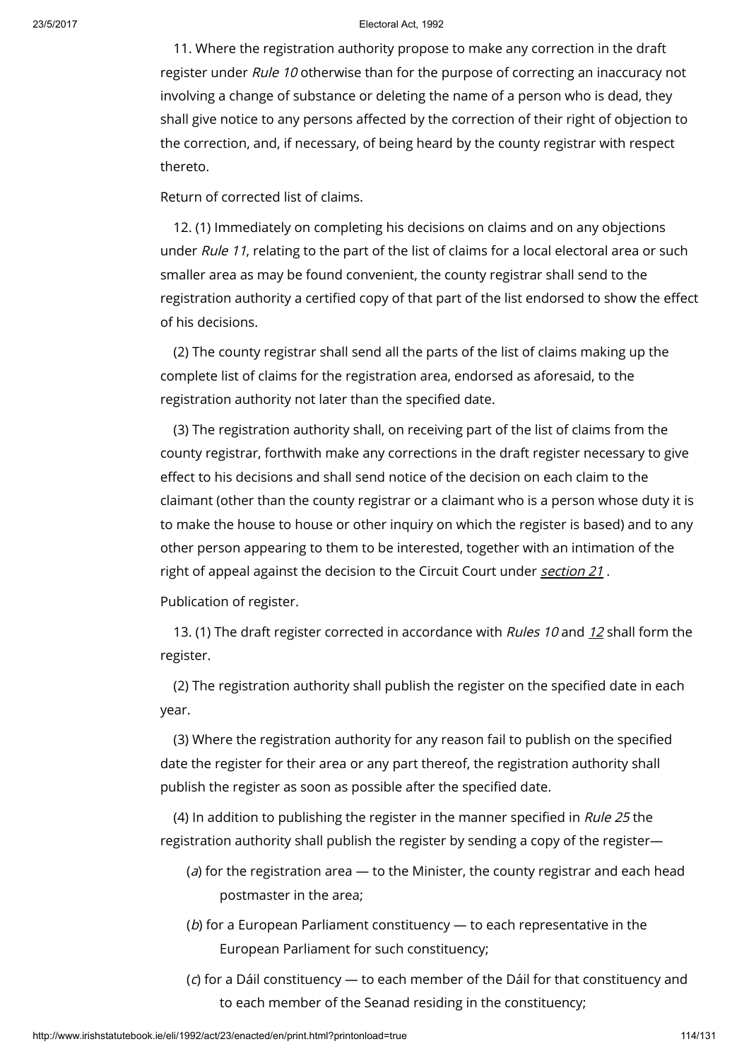11. Where the registration authority propose to make any correction in the draft register under *Rule 10* otherwise than for the purpose of correcting an inaccuracy not involving a change of substance or deleting the name of a person who is dead, they shall give notice to any persons affected by the correction of their right of objection to the correction, and, if necessary, of being heard by the county registrar with respect thereto.

Return of corrected list of claims.

12. (1) Immediately on completing his decisions on claims and on any objections under *Rule 11*, relating to the part of the list of claims for a local electoral area or such smaller area as may be found convenient, the county registrar shall send to the registration authority a certified copy of that part of the list endorsed to show the effect of his decisions.

(2) The county registrar shall send all the parts of the list of claims making up the complete list of claims for the registration area, endorsed as aforesaid, to the registration authority not later than the specified date.

(3) The registration authority shall, on receiving part of the list of claims from the county registrar, forthwith make any corrections in the draft register necessary to give effect to his decisions and shall send notice of the decision on each claim to the claimant (other than the county registrar or a claimant who is a person whose duty it is to make the house to house or other inquiry on which the register is based) and to any other person appearing to them to be interested, together with an intimation of the right of appeal against the decision to the Circuit Court under section 21 .

Publication of register.

13. (1) The draft register corrected in accordance with *Rules 10* and *12* shall form the register.

(2) The registration authority shall publish the register on the specified date in each year.

(3) Where the registration authority for any reason fail to publish on the specified date the register for their area or any part thereof, the registration authority shall publish the register as soon as possible after the specified date.

(4) In addition to publishing the register in the manner specified in *Rule 25* the registration authority shall publish the register by sending a copy of the register—

(*a*) for the registration area — to the Minister, the county registrar and each head postmaster in the area;

(*b*) for a European Parliament constituency — to each representative in the European Parliament for such constituency;

(*c*) for a Dáil constituency — to each member of the Dáil for that constituency and to each member of the Seanad residing in the constituency;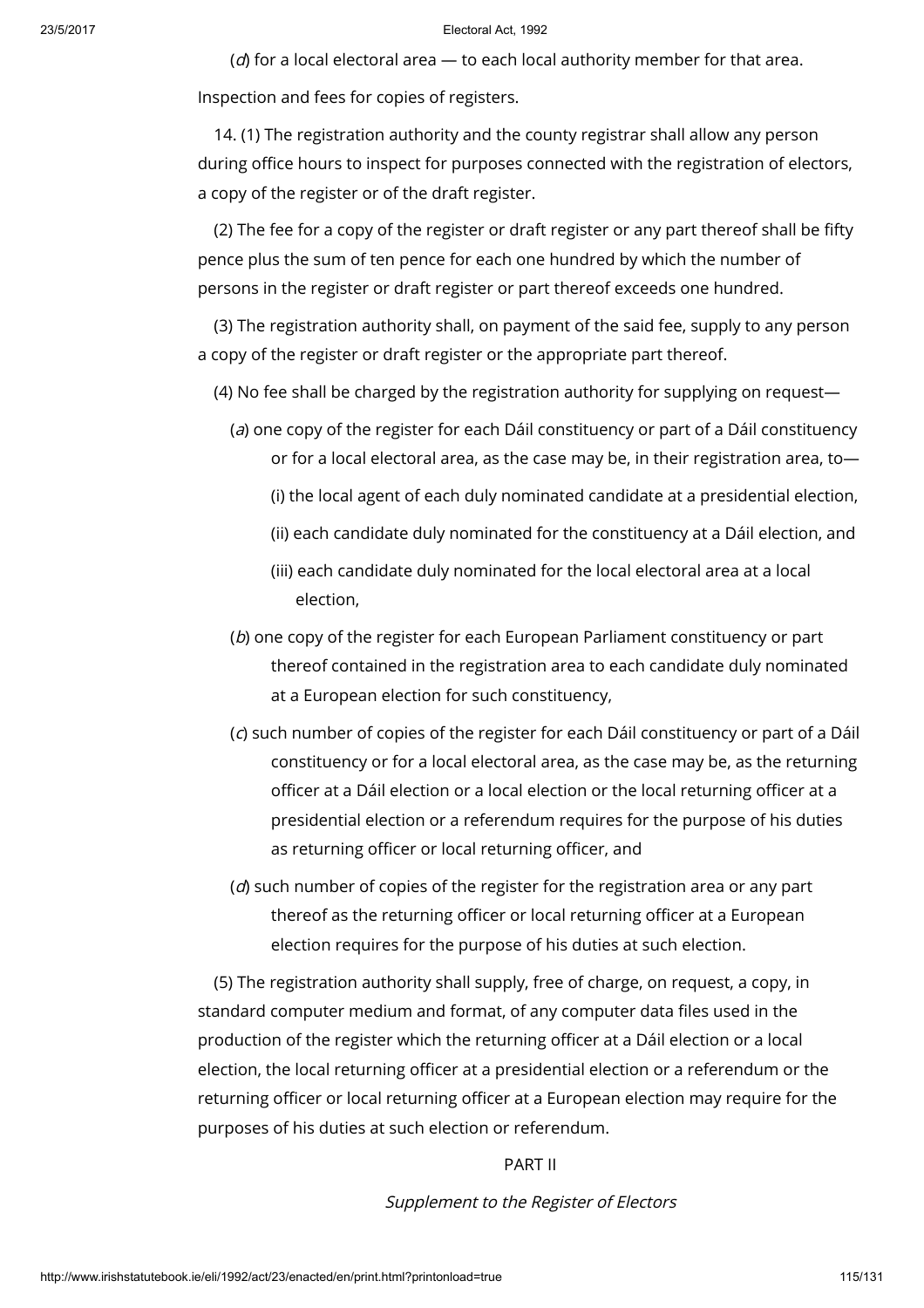(*d*) for a local electoral area — to each local authority member for that area.

Inspection and fees for copies of registers.

14. (1) The registration authority and the county registrar shall allow any person during office hours to inspect for purposes connected with the registration of electors, a copy of the register or of the draft register.

(2) The fee for a copy of the register or draft register or any part thereof shall be fifty pence plus the sum of ten pence for each one hundred by which the number of persons in the register or draft register or part thereof exceeds one hundred.

(3) The registration authority shall, on payment of the said fee, supply to any person a copy of the register or draft register or the appropriate part thereof.

(4) No fee shall be charged by the registration authority for supplying on request—

(*a*) one copy of the register for each Dáil constituency or part of a Dáil constituency or for a local electoral area, as the case may be, in their registration area, to—

(i) the local agent of each duly nominated candidate at a presidential election,

(ii) each candidate duly nominated for the constituency at a Dáil election, and

(iii) each candidate duly nominated for the local electoral area at a local election,

(*b*) one copy of the register for each European Parliament constituency or part thereof contained in the registration area to each candidate duly nominated at a European election for such constituency,

(*c*) such number of copies of the register for each Dáil constituency or part of a Dáil constituency or for a local electoral area, as the case may be, as the returning officer at a Dáil election or a local election or the local returning officer at a presidential election or a referendum requires for the purpose of his duties as returning officer or local returning officer, and

(*d*) such number of copies of the register for the registration area or any part thereof as the returning officer or local returning officer at a European election requires for the purpose of his duties at such election.

(5) The registration authority shall supply, free of charge, on request, a copy, in standard computer medium and format, of any computer data files used in the production of the register which the returning officer at a Dáil election or a local election, the local returning officer at a presidential election or a referendum or the returning officer or local returning officer at a European election may require for the purposes of his duties at such election or referendum.

## PART II

*Supplement to the Register of Electors*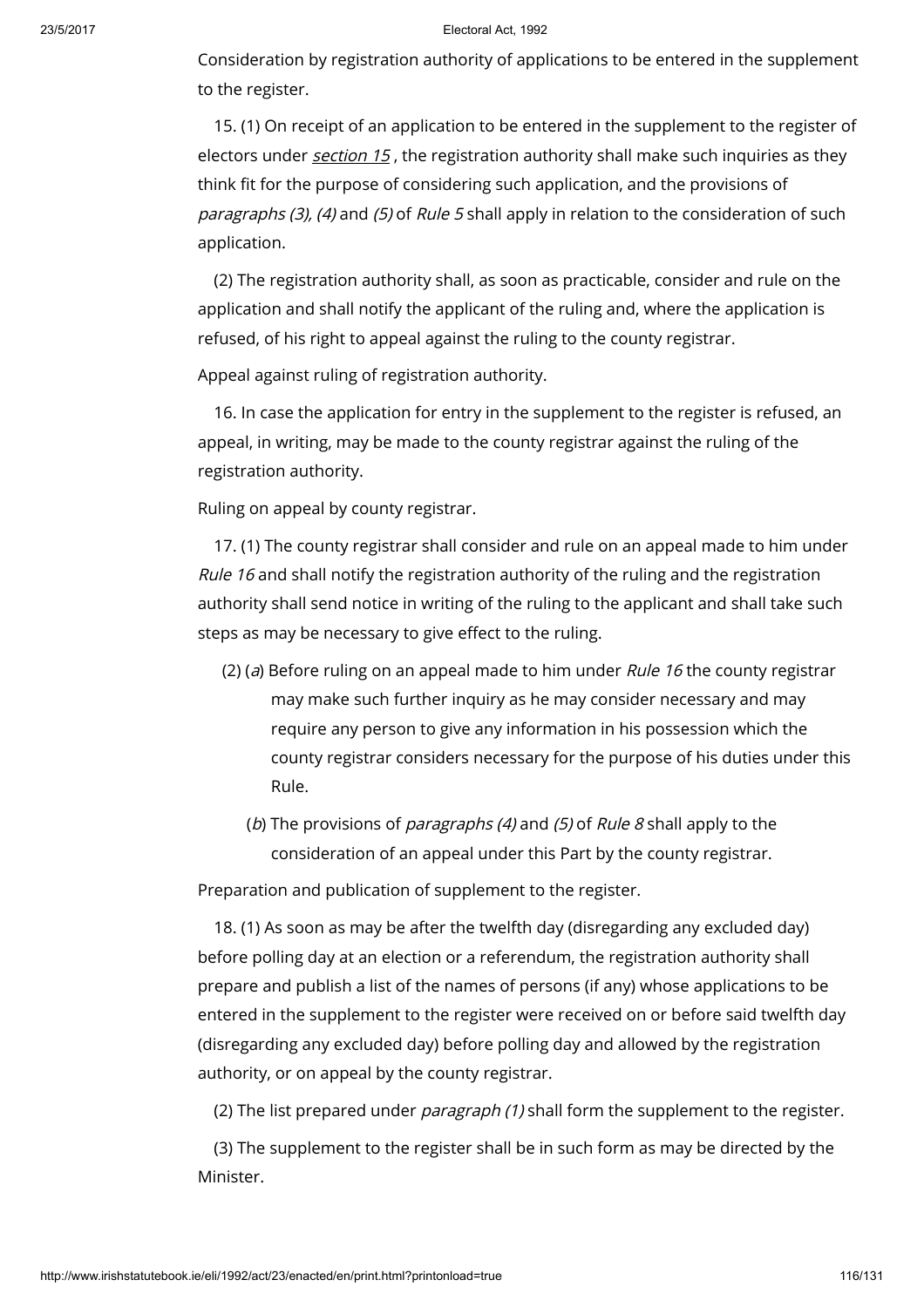Consideration by registration authority of applications to be entered in the supplement to the register.

15. (1) On receipt of an application to be entered in the supplement to the register of electors under *section 15* , the registration authority shall make such inquiries as they think fit for the purpose of considering such application, and the provisions of *paragraphs (3), (4)* and *(5)* of *Rule 5* shall apply in relation to the consideration of such application.

(2) The registration authority shall, as soon as practicable, consider and rule on the application and shall notify the applicant of the ruling and, where the application is refused, of his right to appeal against the ruling to the county registrar.

Appeal against ruling of registration authority.

16. In case the application for entry in the supplement to the register is refused, an appeal, in writing, may be made to the county registrar against the ruling of the registration authority.

Ruling on appeal by county registrar.

17. (1) The county registrar shall consider and rule on an appeal made to him under *Rule 16* and shall notify the registration authority of the ruling and the registration authority shall send notice in writing of the ruling to the applicant and shall take such steps as may be necessary to give effect to the ruling.

(2) (*a*) Before ruling on an appeal made to him under *Rule 16* the county registrar may make such further inquiry as he may consider necessary and may require any person to give any information in his possession which the county registrar considers necessary for the purpose of his duties under this Rule.

(*b*) The provisions of *paragraphs (4)* and *(5)* of *Rule 8* shall apply to the consideration of an appeal under this Part by the county registrar.

Preparation and publication of supplement to the register.

18. (1) As soon as may be after the twelfth day (disregarding any excluded day) before polling day at an election or a referendum, the registration authority shall prepare and publish a list of the names of persons (if any) whose applications to be entered in the supplement to the register were received on or before said twelfth day (disregarding any excluded day) before polling day and allowed by the registration authority, or on appeal by the county registrar.

(2) The list prepared under *paragraph (1)* shall form the supplement to the register.

(3) The supplement to the register shall be in such form as may be directed by the Minister.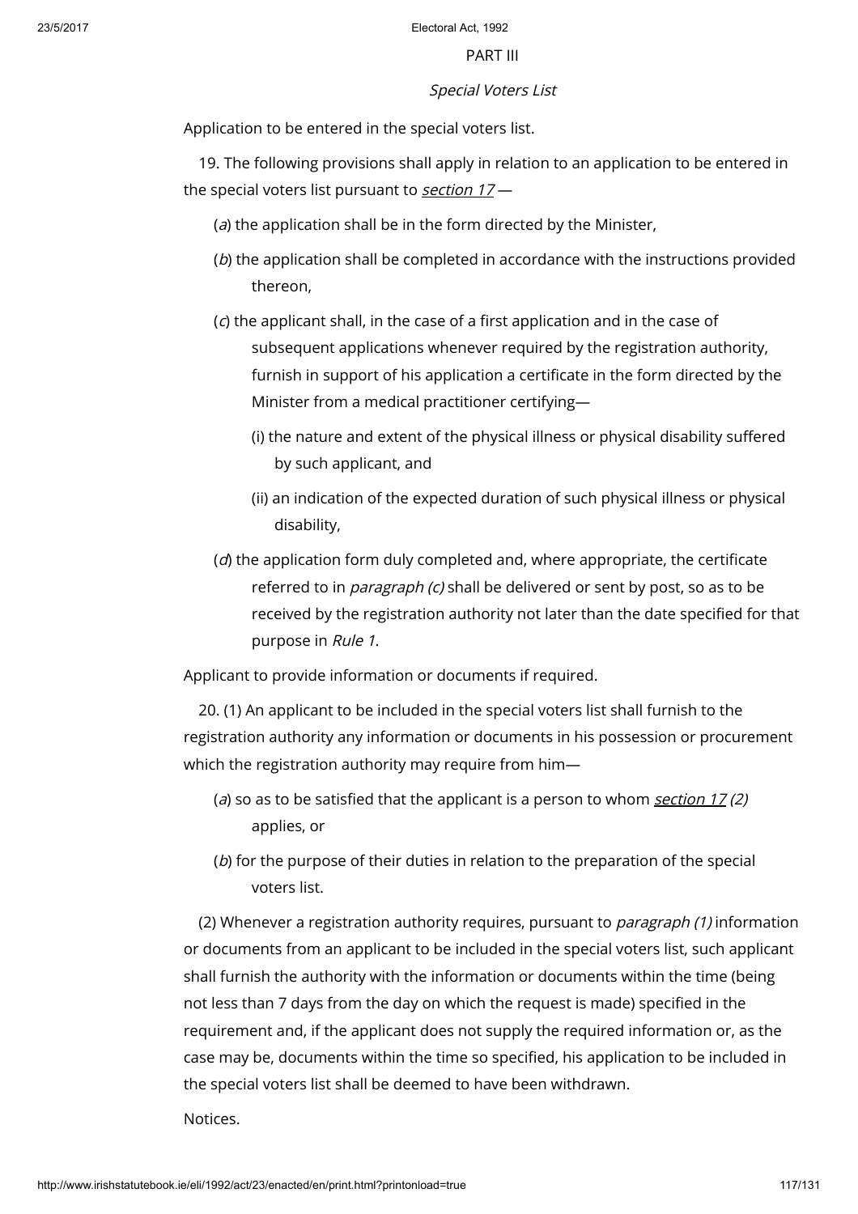PART III

*Special Voters List*

Application to be entered in the special voters list.

19. The following provisions shall apply in relation to an application to be entered in the special voters list pursuant to *section 17* —

(*a*) the application shall be in the form directed by the Minister,

(*b*) the application shall be completed in accordance with the instructions provided thereon,

(*c*) the applicant shall, in the case of a first application and in the case of subsequent applications whenever required by the registration authority, furnish in support of his application a certificate in the form directed by the Minister from a medical practitioner certifying—

(i) the nature and extent of the physical illness or physical disability suffered by such applicant, and

(ii) an indication of the expected duration of such physical illness or physical disability,

(*d*) the application form duly completed and, where appropriate, the certificate referred to in *paragraph (c)* shall be delivered or sent by post, so as to be received by the registration authority not later than the date specified for that purpose in *Rule 1*.

Applicant to provide information or documents if required.

20. (1) An applicant to be included in the special voters list shall furnish to the registration authority any information or documents in his possession or procurement which the registration authority may require from him—

(*a*) so as to be satisfied that the applicant is a person to whom *section 17 (2)* applies, or

(*b*) for the purpose of their duties in relation to the preparation of the special voters list.

(2) Whenever a registration authority requires, pursuant to *paragraph (1)* information or documents from an applicant to be included in the special voters list, such applicant shall furnish the authority with the information or documents within the time (being not less than 7 days from the day on which the request is made) specified in the requirement and, if the applicant does not supply the required information or, as the case may be, documents within the time so specified, his application to be included in the special voters list shall be deemed to have been withdrawn.

Notices.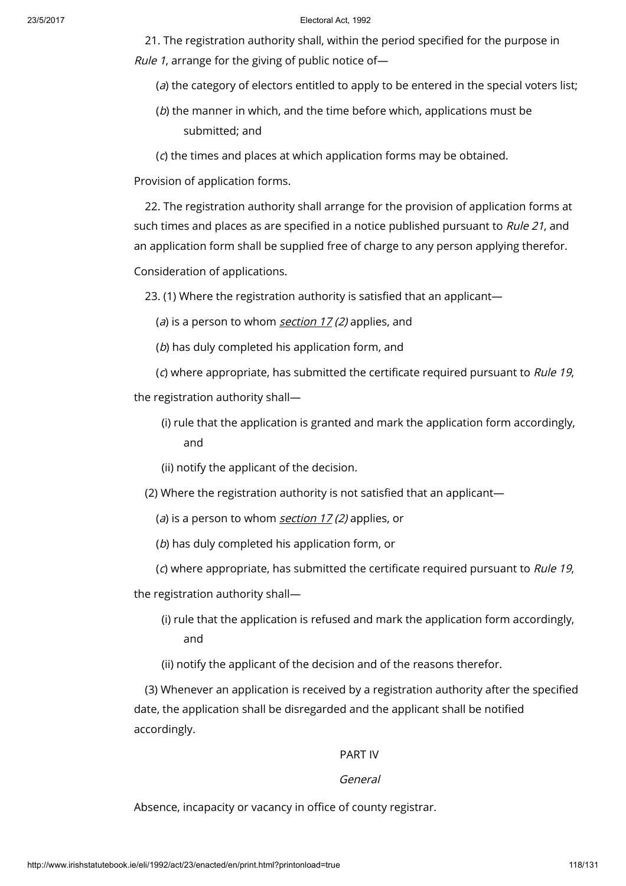21. The registration authority shall, within the period specified for the purpose in *Rule 1*, arrange for the giving of public notice of—

(*a*) the category of electors entitled to apply to be entered in the special voters list;

(*b*) the manner in which, and the time before which, applications must be submitted; and

(*c*) the times and places at which application forms may be obtained.

Provision of application forms.

22. The registration authority shall arrange for the provision of application forms at such times and places as are specified in a notice published pursuant to *Rule 21*, and an application form shall be supplied free of charge to any person applying therefor.

Consideration of applications.

23. (1) Where the registration authority is satisfied that an applicant—

(*a*) is a person to whom *section 17 (2)* applies, and

(*b*) has duly completed his application form, and

(*c*) where appropriate, has submitted the certificate required pursuant to *Rule 19*,

the registration authority shall—

(i) rule that the application is granted and mark the application form accordingly, and

(ii) notify the applicant of the decision.

(2) Where the registration authority is not satisfied that an applicant—

(*a*) is a person to whom *section 17 (2)* applies, or

(*b*) has duly completed his application form, or

(*c*) where appropriate, has submitted the certificate required pursuant to *Rule 19*,

the registration authority shall—

(i) rule that the application is refused and mark the application form accordingly, and

(ii) notify the applicant of the decision and of the reasons therefor.

(3) Whenever an application is received by a registration authority after the specified date, the application shall be disregarded and the applicant shall be notified accordingly.

PART IV

*General*

Absence, incapacity or vacancy in office of county registrar.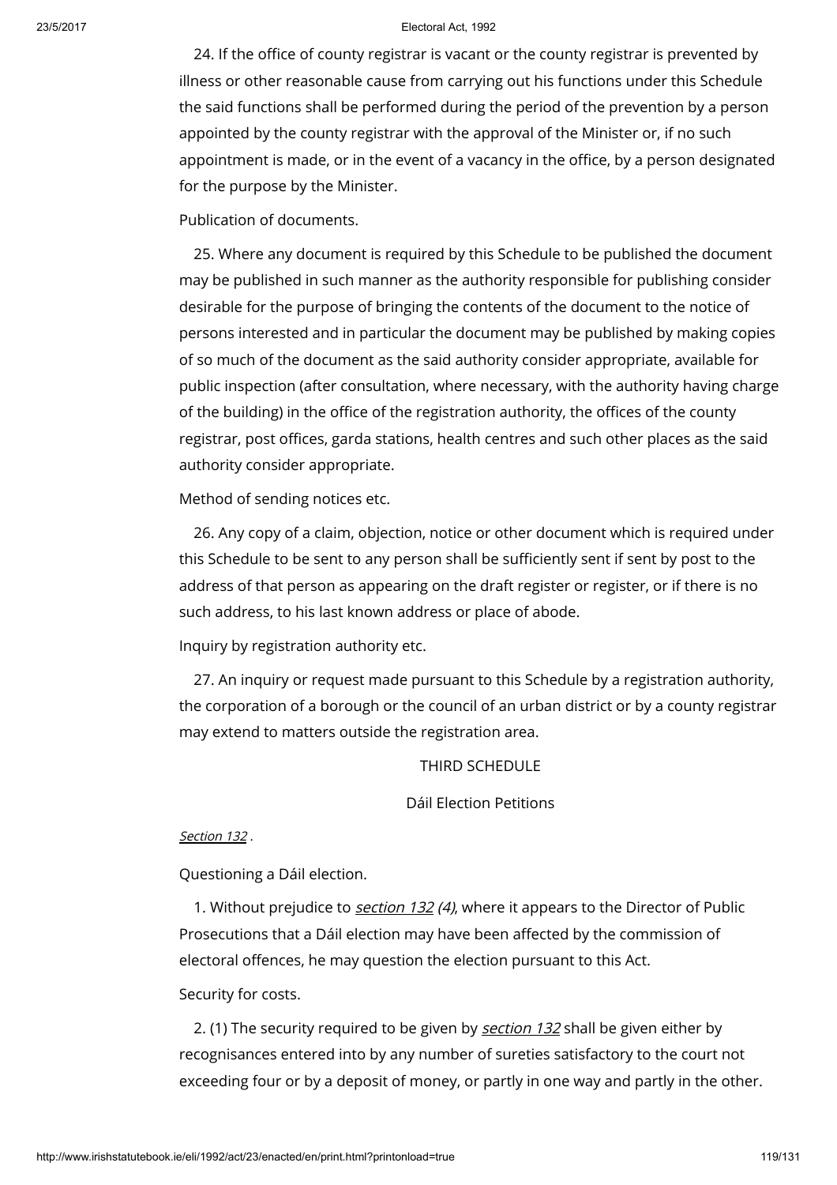24. If the office of county registrar is vacant or the county registrar is prevented by illness or other reasonable cause from carrying out his functions under this Schedule the said functions shall be performed during the period of the prevention by a person appointed by the county registrar with the approval of the Minister or, if no such appointment is made, or in the event of a vacancy in the office, by a person designated for the purpose by the Minister.

Publication of documents.

25. Where any document is required by this Schedule to be published the document may be published in such manner as the authority responsible for publishing consider desirable for the purpose of bringing the contents of the document to the notice of persons interested and in particular the document may be published by making copies of so much of the document as the said authority consider appropriate, available for public inspection (after consultation, where necessary, with the authority having charge of the building) in the office of the registration authority, the offices of the county registrar, post offices, garda stations, health centres and such other places as the said authority consider appropriate.

Method of sending notices etc.

26. Any copy of a claim, objection, notice or other document which is required under this Schedule to be sent to any person shall be sufficiently sent if sent by post to the address of that person as appearing on the draft register or register, or if there is no such address, to his last known address or place of abode.

Inquiry by registration authority etc.

27. An inquiry or request made pursuant to this Schedule by a registration authority, the corporation of a borough or the council of an urban district or by a county registrar may extend to matters outside the registration area.

## THIRD SCHEDULE

### Dáil Election Petitions

*Section 132* .

Questioning a Dáil election.

1. Without prejudice to *section 132 (4)*, where it appears to the Director of Public Prosecutions that a Dáil election may have been affected by the commission of electoral offences, he may question the election pursuant to this Act.

Security for costs.

2. (1) The security required to be given by *section 132* shall be given either by recognisances entered into by any number of sureties satisfactory to the court not exceeding four or by a deposit of money, or partly in one way and partly in the other.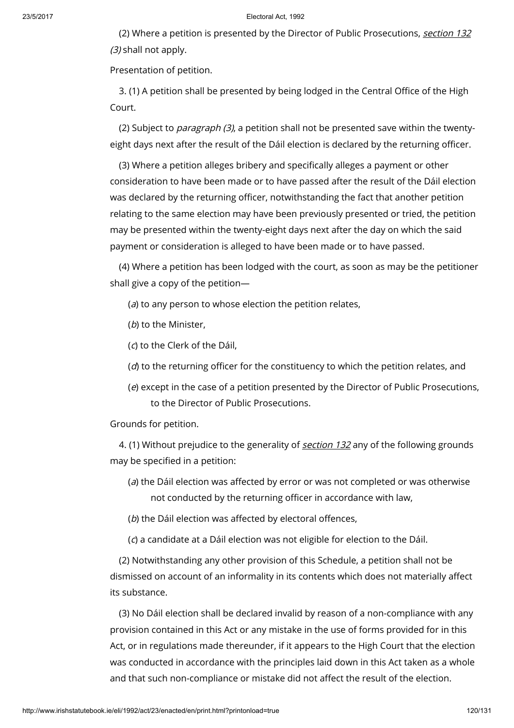(2) Where a petition is presented by the Director of Public Prosecutions, *section 132 (3)* shall not apply.

Presentation of petition.

3. (1) A petition shall be presented by being lodged in the Central Office of the High Court.

(2) Subject to *paragraph (3)*, a petition shall not be presented save within the twenty-eight days next after the result of the Dáil election is declared by the returning officer.

(3) Where a petition alleges bribery and specifically alleges a payment or other consideration to have been made or to have passed after the result of the Dáil election was declared by the returning officer, notwithstanding the fact that another petition relating to the same election may have been previously presented or tried, the petition may be presented within the twenty-eight days next after the day on which the said payment or consideration is alleged to have been made or to have passed.

(4) Where a petition has been lodged with the court, as soon as may be the petitioner shall give a copy of the petition—

(*a*) to any person to whose election the petition relates,

(*b*) to the Minister,

(*c*) to the Clerk of the Dáil,

(*d*) to the returning officer for the constituency to which the petition relates, and

(*e*) except in the case of a petition presented by the Director of Public Prosecutions, to the Director of Public Prosecutions.

Grounds for petition.

4. (1) Without prejudice to the generality of *section 132* any of the following grounds may be specified in a petition:

(*a*) the Dáil election was affected by error or was not completed or was otherwise not conducted by the returning officer in accordance with law,

(*b*) the Dáil election was affected by electoral offences,

(*c*) a candidate at a Dáil election was not eligible for election to the Dáil.

(2) Notwithstanding any other provision of this Schedule, a petition shall not be dismissed on account of an informality in its contents which does not materially affect its substance.

(3) No Dáil election shall be declared invalid by reason of a non-compliance with any provision contained in this Act or any mistake in the use of forms provided for in this Act, or in regulations made thereunder, if it appears to the High Court that the election was conducted in accordance with the principles laid down in this Act taken as a whole and that such non-compliance or mistake did not affect the result of the election.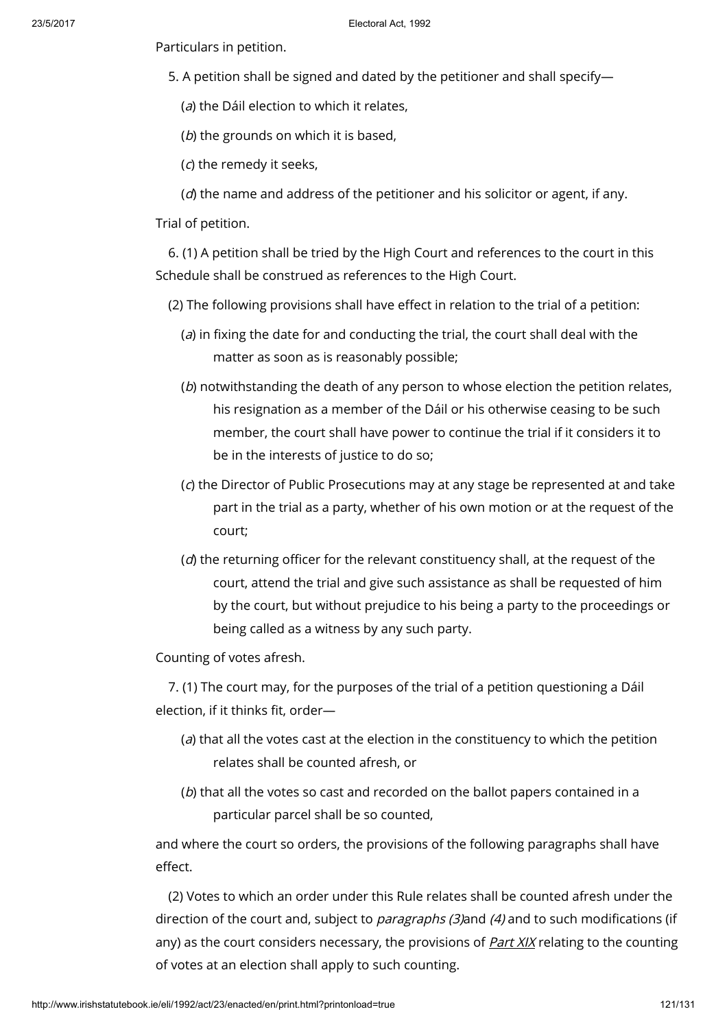Particulars in petition.

5. A petition shall be signed and dated by the petitioner and shall specify—

(*a*) the Dáil election to which it relates,

(*b*) the grounds on which it is based,

(*c*) the remedy it seeks,

(*d*) the name and address of the petitioner and his solicitor or agent, if any.

Trial of petition.

6. (1) A petition shall be tried by the High Court and references to the court in this Schedule shall be construed as references to the High Court.

(2) The following provisions shall have effect in relation to the trial of a petition:

(*a*) in fixing the date for and conducting the trial, the court shall deal with the matter as soon as is reasonably possible;

(*b*) notwithstanding the death of any person to whose election the petition relates, his resignation as a member of the Dáil or his otherwise ceasing to be such member, the court shall have power to continue the trial if it considers it to be in the interests of justice to do so;

(*c*) the Director of Public Prosecutions may at any stage be represented at and take part in the trial as a party, whether of his own motion or at the request of the court;

(*d*) the returning officer for the relevant constituency shall, at the request of the court, attend the trial and give such assistance as shall be requested of him by the court, but without prejudice to his being a party to the proceedings or being called as a witness by any such party.

Counting of votes afresh.

7. (1) The court may, for the purposes of the trial of a petition questioning a Dáil election, if it thinks fit, order—

(*a*) that all the votes cast at the election in the constituency to which the petition relates shall be counted afresh, or

(*b*) that all the votes so cast and recorded on the ballot papers contained in a particular parcel shall be so counted,

and where the court so orders, the provisions of the following paragraphs shall have effect.

(2) Votes to which an order under this Rule relates shall be counted afresh under the direction of the court and, subject to *paragraphs (3)* and *(4)* and to such modifications (if any) as the court considers necessary, the provisions of *Part XIX* relating to the counting of votes at an election shall apply to such counting.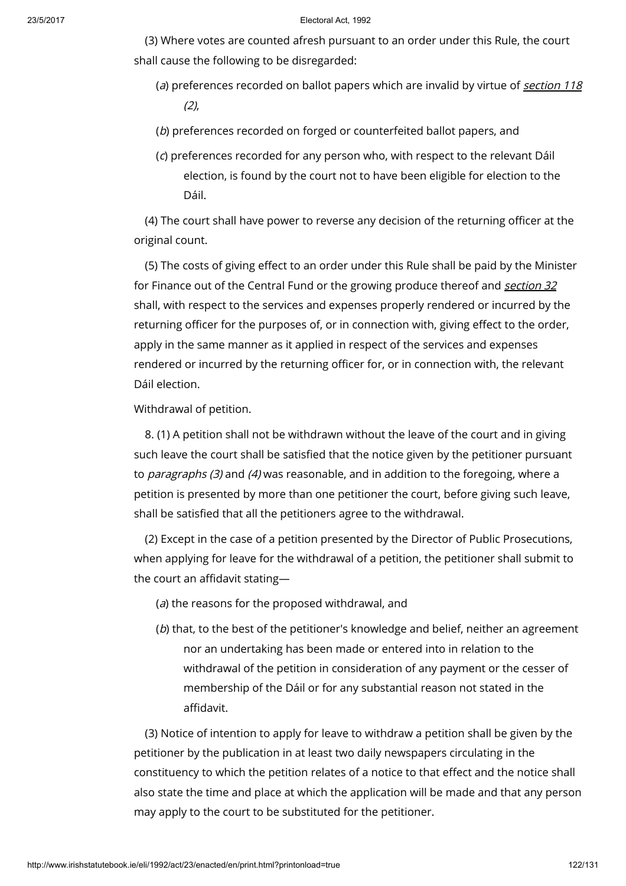(3) Where votes are counted afresh pursuant to an order under this Rule, the court shall cause the following to be disregarded:

(*a*) preferences recorded on ballot papers which are invalid by virtue of *section 118 (2)*,

(*b*) preferences recorded on forged or counterfeited ballot papers, and

(*c*) preferences recorded for any person who, with respect to the relevant Dáil election, is found by the court not to have been eligible for election to the Dáil.

(4) The court shall have power to reverse any decision of the returning officer at the original count.

(5) The costs of giving effect to an order under this Rule shall be paid by the Minister for Finance out of the Central Fund or the growing produce thereof and *section 32* shall, with respect to the services and expenses properly rendered or incurred by the returning officer for the purposes of, or in connection with, giving effect to the order, apply in the same manner as it applied in respect of the services and expenses rendered or incurred by the returning officer for, or in connection with, the relevant Dáil election.

Withdrawal of petition.

8. (1) A petition shall not be withdrawn without the leave of the court and in giving such leave the court shall be satisfied that the notice given by the petitioner pursuant to *paragraphs (3)* and *(4)* was reasonable, and in addition to the foregoing, where a petition is presented by more than one petitioner the court, before giving such leave, shall be satisfied that all the petitioners agree to the withdrawal.

(2) Except in the case of a petition presented by the Director of Public Prosecutions, when applying for leave for the withdrawal of a petition, the petitioner shall submit to the court an affidavit stating—

(*a*) the reasons for the proposed withdrawal, and

(*b*) that, to the best of the petitioner's knowledge and belief, neither an agreement nor an undertaking has been made or entered into in relation to the withdrawal of the petition in consideration of any payment or the cesser of membership of the Dáil or for any substantial reason not stated in the affidavit.

(3) Notice of intention to apply for leave to withdraw a petition shall be given by the petitioner by the publication in at least two daily newspapers circulating in the constituency to which the petition relates of a notice to that effect and the notice shall also state the time and place at which the application will be made and that any person may apply to the court to be substituted for the petitioner.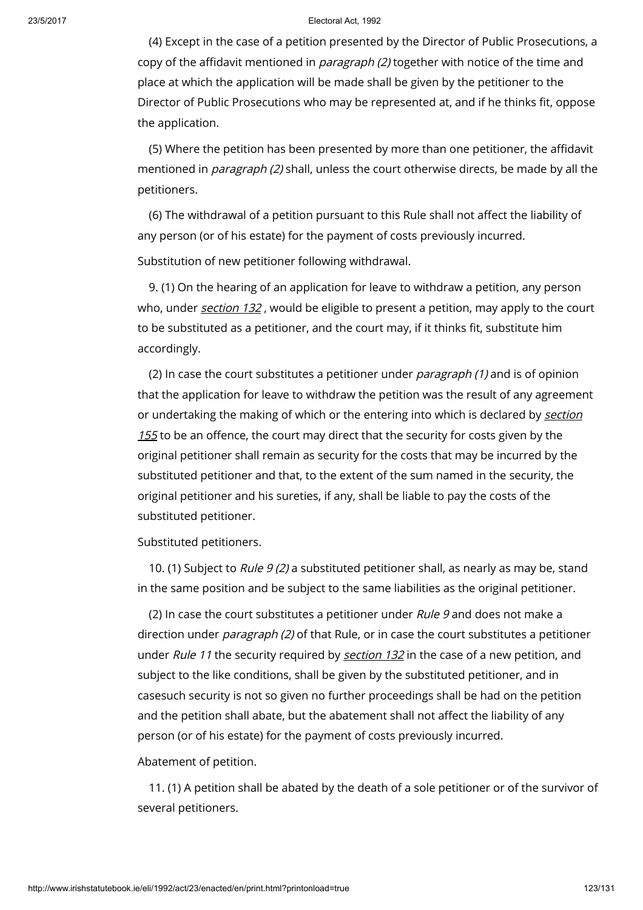(4) Except in the case of a petition presented by the Director of Public Prosecutions, a copy of the affidavit mentioned in *paragraph (2)* together with notice of the time and place at which the application will be made shall be given by the petitioner to the Director of Public Prosecutions who may be represented at, and if he thinks fit, oppose the application.

(5) Where the petition has been presented by more than one petitioner, the affidavit mentioned in *paragraph (2)* shall, unless the court otherwise directs, be made by all the petitioners.

(6) The withdrawal of a petition pursuant to this Rule shall not affect the liability of any person (or of his estate) for the payment of costs previously incurred.

Substitution of new petitioner following withdrawal.

9. (1) On the hearing of an application for leave to withdraw a petition, any person who, under *section 132* , would be eligible to present a petition, may apply to the court to be substituted as a petitioner, and the court may, if it thinks fit, substitute him accordingly.

(2) In case the court substitutes a petitioner under *paragraph (1)* and is of opinion that the application for leave to withdraw the petition was the result of any agreement or undertaking the making of which or the entering into which is declared by *section 155* to be an offence, the court may direct that the security for costs given by the original petitioner shall remain as security for the costs that may be incurred by the substituted petitioner and that, to the extent of the sum named in the security, the original petitioner and his sureties, if any, shall be liable to pay the costs of the substituted petitioner.

Substituted petitioners.

10. (1) Subject to *Rule 9 (2)* a substituted petitioner shall, as nearly as may be, stand in the same position and be subject to the same liabilities as the original petitioner.

(2) In case the court substitutes a petitioner under *Rule 9* and does not make a direction under *paragraph (2)* of that Rule, or in case the court substitutes a petitioner under *Rule 11* the security required by *section 132* in the case of a new petition, and subject to the like conditions, shall be given by the substituted petitioner, and in casesuch security is not so given no further proceedings shall be had on the petition and the petition shall abate, but the abatement shall not affect the liability of any person (or of his estate) for the payment of costs previously incurred.

Abatement of petition.

11. (1) A petition shall be abated by the death of a sole petitioner or of the survivor of several petitioners.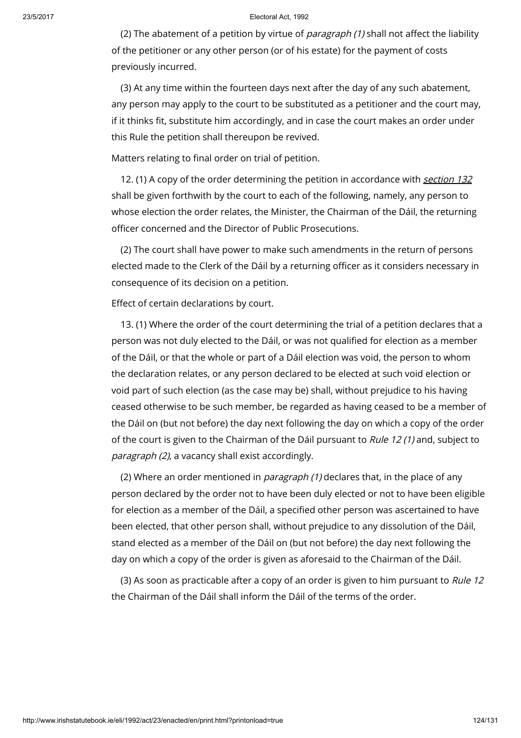(2) The abatement of a petition by virtue of *paragraph (1)* shall not affect the liability of the petitioner or any other person (or of his estate) for the payment of costs previously incurred.

(3) At any time within the fourteen days next after the day of any such abatement, any person may apply to the court to be substituted as a petitioner and the court may, if it thinks fit, substitute him accordingly, and in case the court makes an order under this Rule the petition shall thereupon be revived.

Matters relating to final order on trial of petition.

12. (1) A copy of the order determining the petition in accordance with *section 132* shall be given forthwith by the court to each of the following, namely, any person to whose election the order relates, the Minister, the Chairman of the Dáil, the returning officer concerned and the Director of Public Prosecutions.

(2) The court shall have power to make such amendments in the return of persons elected made to the Clerk of the Dáil by a returning officer as it considers necessary in consequence of its decision on a petition.

Effect of certain declarations by court.

13. (1) Where the order of the court determining the trial of a petition declares that a person was not duly elected to the Dáil, or was not qualified for election as a member of the Dáil, or that the whole or part of a Dáil election was void, the person to whom the declaration relates, or any person declared to be elected at such void election or void part of such election (as the case may be) shall, without prejudice to his having ceased otherwise to be such member, be regarded as having ceased to be a member of the Dáil on (but not before) the day next following the day on which a copy of the order of the court is given to the Chairman of the Dáil pursuant to *Rule 12 (1)* and, subject to *paragraph (2)*, a vacancy shall exist accordingly.

(2) Where an order mentioned in *paragraph (1)* declares that, in the place of any person declared by the order not to have been duly elected or not to have been eligible for election as a member of the Dáil, a specified other person was ascertained to have been elected, that other person shall, without prejudice to any dissolution of the Dáil, stand elected as a member of the Dáil on (but not before) the day next following the day on which a copy of the order is given as aforesaid to the Chairman of the Dáil.

(3) As soon as practicable after a copy of an order is given to him pursuant to *Rule 12* the Chairman of the Dáil shall inform the Dáil of the terms of the order.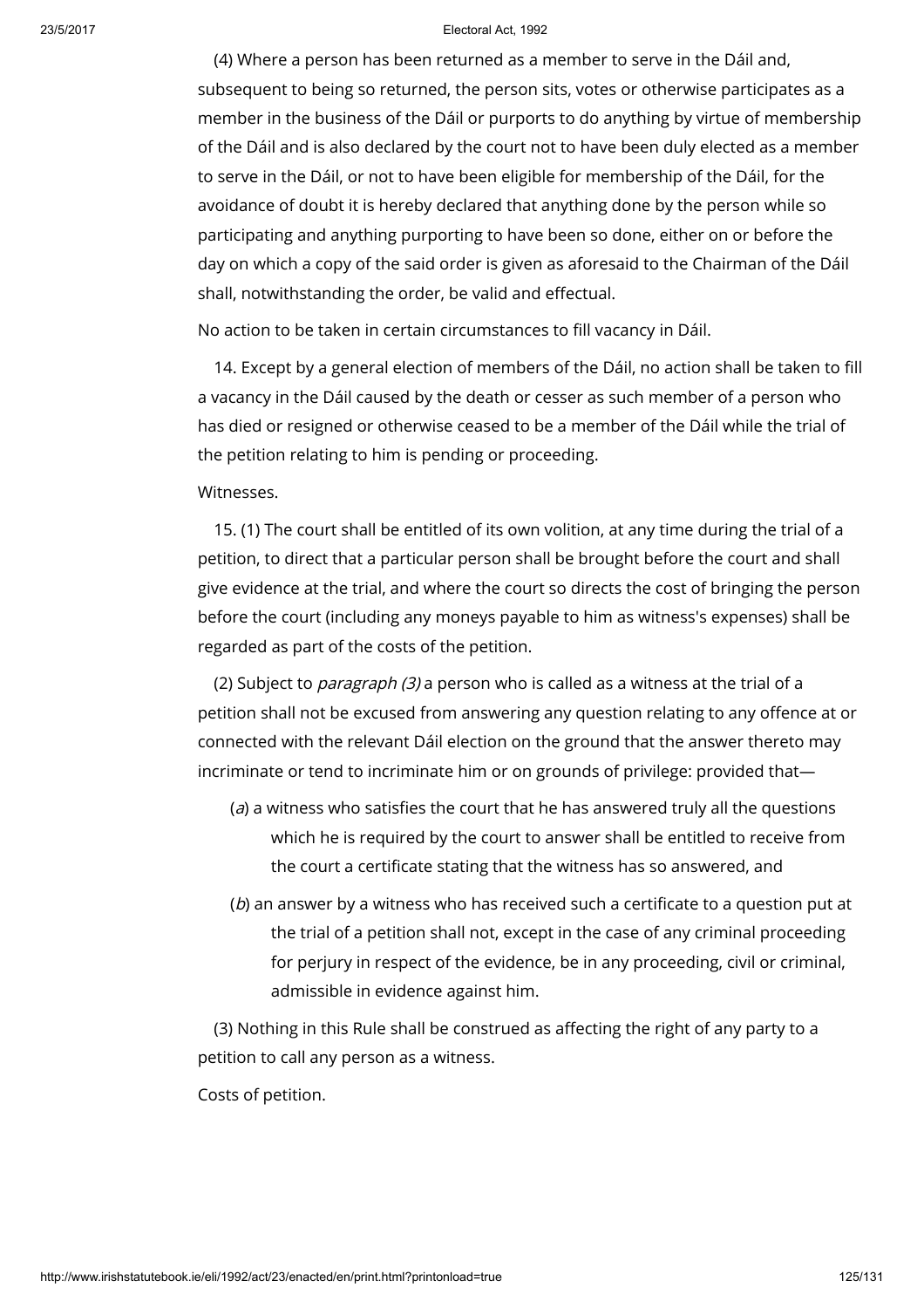(4) Where a person has been returned as a member to serve in the Dáil and, subsequent to being so returned, the person sits, votes or otherwise participates as a member in the business of the Dáil or purports to do anything by virtue of membership of the Dáil and is also declared by the court not to have been duly elected as a member to serve in the Dáil, or not to have been eligible for membership of the Dáil, for the avoidance of doubt it is hereby declared that anything done by the person while so participating and anything purporting to have been so done, either on or before the day on which a copy of the said order is given as aforesaid to the Chairman of the Dáil shall, notwithstanding the order, be valid and effectual.

No action to be taken in certain circumstances to fill vacancy in Dáil.

14. Except by a general election of members of the Dáil, no action shall be taken to fill a vacancy in the Dáil caused by the death or cesser as such member of a person who has died or resigned or otherwise ceased to be a member of the Dáil while the trial of the petition relating to him is pending or proceeding.

Witnesses.

15. (1) The court shall be entitled of its own volition, at any time during the trial of a petition, to direct that a particular person shall be brought before the court and shall give evidence at the trial, and where the court so directs the cost of bringing the person before the court (including any moneys payable to him as witness's expenses) shall be regarded as part of the costs of the petition.

(2) Subject to *paragraph (3)* a person who is called as a witness at the trial of a petition shall not be excused from answering any question relating to any offence at or connected with the relevant Dáil election on the ground that the answer thereto may incriminate or tend to incriminate him or on grounds of privilege: provided that—

(*a*) a witness who satisfies the court that he has answered truly all the questions which he is required by the court to answer shall be entitled to receive from the court a certificate stating that the witness has so answered, and

(*b*) an answer by a witness who has received such a certificate to a question put at the trial of a petition shall not, except in the case of any criminal proceeding for perjury in respect of the evidence, be in any proceeding, civil or criminal, admissible in evidence against him.

(3) Nothing in this Rule shall be construed as affecting the right of any party to a petition to call any person as a witness.

Costs of petition.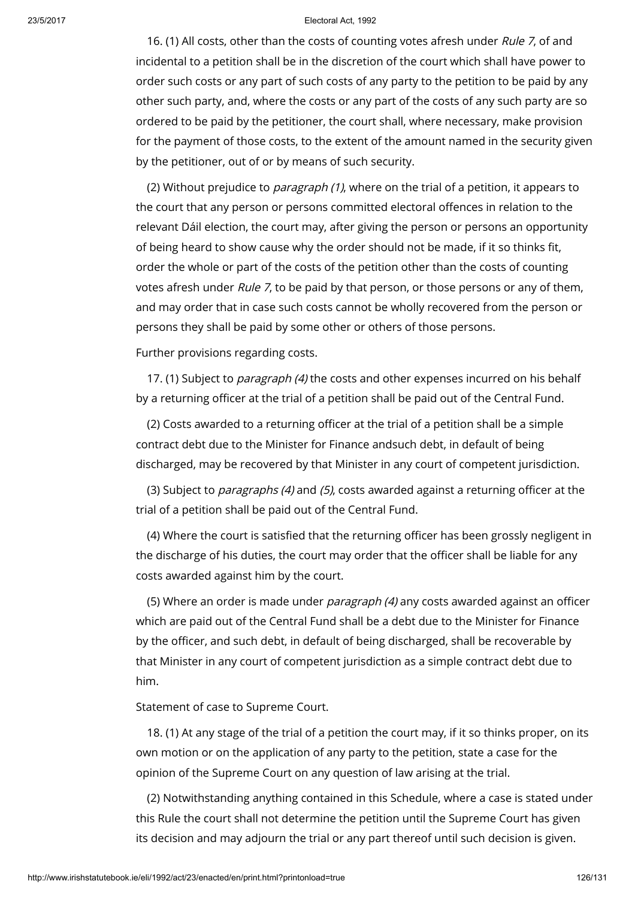16. (1) All costs, other than the costs of counting votes afresh under *Rule 7*, of and incidental to a petition shall be in the discretion of the court which shall have power to order such costs or any part of such costs of any party to the petition to be paid by any other such party, and, where the costs or any part of the costs of any such party are so ordered to be paid by the petitioner, the court shall, where necessary, make provision for the payment of those costs, to the extent of the amount named in the security given by the petitioner, out of or by means of such security.

(2) Without prejudice to *paragraph (1)*, where on the trial of a petition, it appears to the court that any person or persons committed electoral offences in relation to the relevant Dáil election, the court may, after giving the person or persons an opportunity of being heard to show cause why the order should not be made, if it so thinks fit, order the whole or part of the costs of the petition other than the costs of counting votes afresh under *Rule 7*, to be paid by that person, or those persons or any of them, and may order that in case such costs cannot be wholly recovered from the person or persons they shall be paid by some other or others of those persons.

Further provisions regarding costs.

17. (1) Subject to *paragraph (4)* the costs and other expenses incurred on his behalf by a returning officer at the trial of a petition shall be paid out of the Central Fund.

(2) Costs awarded to a returning officer at the trial of a petition shall be a simple contract debt due to the Minister for Finance andsuch debt, in default of being discharged, may be recovered by that Minister in any court of competent jurisdiction.

(3) Subject to *paragraphs (4)* and *(5)*, costs awarded against a returning officer at the trial of a petition shall be paid out of the Central Fund.

(4) Where the court is satisfied that the returning officer has been grossly negligent in the discharge of his duties, the court may order that the officer shall be liable for any costs awarded against him by the court.

(5) Where an order is made under *paragraph (4)* any costs awarded against an officer which are paid out of the Central Fund shall be a debt due to the Minister for Finance by the officer, and such debt, in default of being discharged, shall be recoverable by that Minister in any court of competent jurisdiction as a simple contract debt due to him.

Statement of case to Supreme Court.

18. (1) At any stage of the trial of a petition the court may, if it so thinks proper, on its own motion or on the application of any party to the petition, state a case for the opinion of the Supreme Court on any question of law arising at the trial.

(2) Notwithstanding anything contained in this Schedule, where a case is stated under this Rule the court shall not determine the petition until the Supreme Court has given its decision and may adjourn the trial or any part thereof until such decision is given.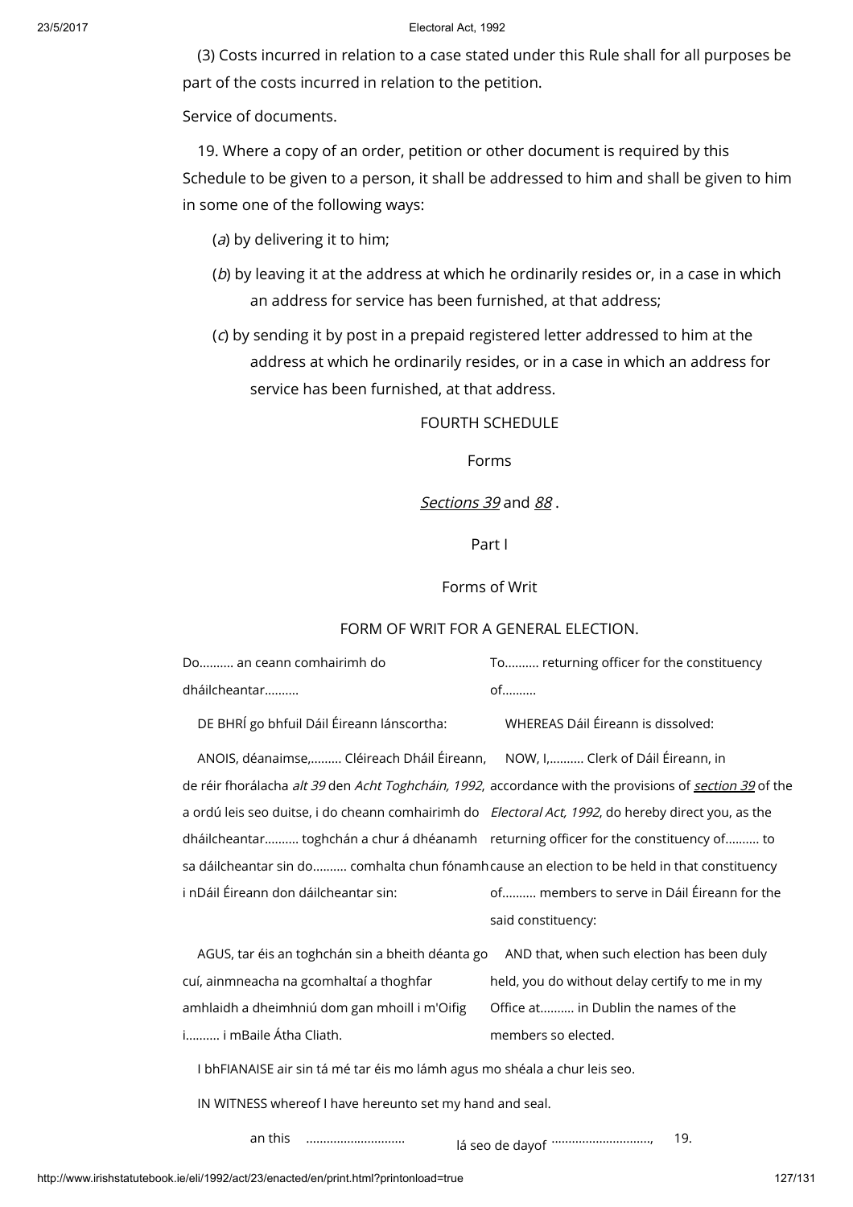(3) Costs incurred in relation to a case stated under this Rule shall for all purposes be part of the costs incurred in relation to the petition.

Service of documents.

19. Where a copy of an order, petition or other document is required by this Schedule to be given to a person, it shall be addressed to him and shall be given to him in some one of the following ways:

(*a*) by delivering it to him;

(*b*) by leaving it at the address at which he ordinarily resides or, in a case in which an address for service has been furnished, at that address;

(*c*) by sending it by post in a prepaid registered letter addressed to him at the address at which he ordinarily resides, or in a case in which an address for service has been furnished, at that address.

FOURTH SCHEDULE

Forms

*Sections 39* and *88* .

Part I

Forms of Writ

FORM OF WRIT FOR A GENERAL ELECTION.

| | |
|---|---|
| Do.......... an ceann comhairimh do dháilcheantar.......... | To.......... returning officer for the constituency of.......... |
| DE BHRÍ go bhfuil Dáil Éireann lánscortha: | WHEREAS Dáil Éireann is dissolved: |
| ANOIS, déanaimse,......... Cléireach Dháil Éireann, de réir fhorálacha *alt 39* den *Acht Toghcháin, 1992*, a ordú leis seo duitse, i do cheann comhairimh do dháilcheantar.......... toghchán a chur á dhéanamh sa dáilcheantar sin do.......... comhalta chun fónamh i nDáil Éireann don dáilcheantar sin: | NOW, I,.......... Clerk of Dáil Éireann, in accordance with the provisions of *section 39* of the *Electoral Act, 1992*, do hereby direct you, as the returning officer for the constituency of.......... to cause an election to be held in that constituency of.......... members to serve in Dáil Éireann for the said constituency: |
| AGUS, tar éis an toghchán sin a bheith déanta go cuí, ainmneacha na gcomhaltaí a thoghfar amhlaidh a dheimhniú dom gan mhoill i m'Oifig i.......... i mBaile Átha Cliath. | AND that, when such election has been duly held, you do without delay certify to me in my Office at.......... in Dublin the names of the members so elected. |

I bhFIANAISE air sin tá mé tar éis mo lámh agus mo shéala a chur leis seo.

IN WITNESS whereof I have hereunto set my hand and seal.

an this ............................ lá seo de dayof ............................, 19.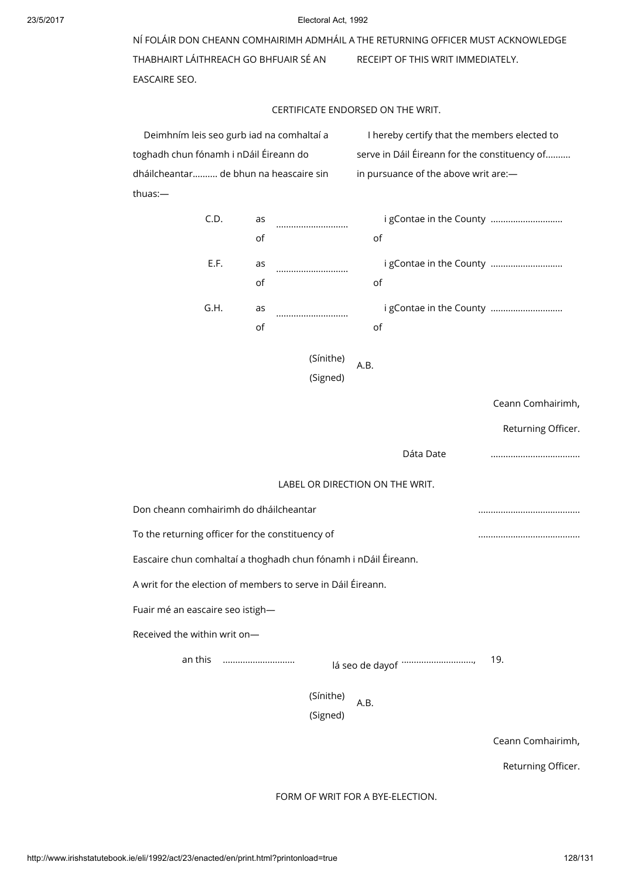NÍ FOLÁIR DON CHEANN COMHAIRIMH ADMHÁIL A THABHAIRT LÁITHREACH GO BHFUAIR SÉ AN EASCAIRE SEO.

THE RETURNING OFFICER MUST ACKNOWLEDGE RECEIPT OF THIS WRIT IMMEDIATELY.

CERTIFICATE ENDORSED ON THE WRIT.

Deimhním leis seo gurb iad na comhaltaí a toghadh chun fónamh i nDáil Éireann do dháilcheantar.......... de bhun na heascaire sin thuas:—

I hereby certify that the members elected to serve in Dáil Éireann for the constituency of.......... in pursuance of the above writ are:—

| | | | |
|---|---|---|---|
| C.D. | as of | ............................ | i gContae in the County of ............................ |
| E.F. | as of | ............................ | i gContae in the County of ............................ |
| G.H. | as of | ............................ | i gContae in the County of ............................ |

(Sínithe) (Signed) A.B.

Ceann Comhairimh,

Returning Officer.

Dáta Date ....................................

LABEL OR DIRECTION ON THE WRIT.

Don cheann comhairimh do dháilcheantar .........................................

To the returning officer for the constituency of .........................................

Eascaire chun comhaltaí a thoghadh chun fónamh i nDáil Éireann.

A writ for the election of members to serve in Dáil Éireann.

Fuair mé an eascaire seo istigh—

Received the within writ on—

an this ............................ lá seo de dayof ............................, 19.

(Sínithe) (Signed) A.B.

Ceann Comhairimh,

Returning Officer.

FORM OF WRIT FOR A BYE-ELECTION.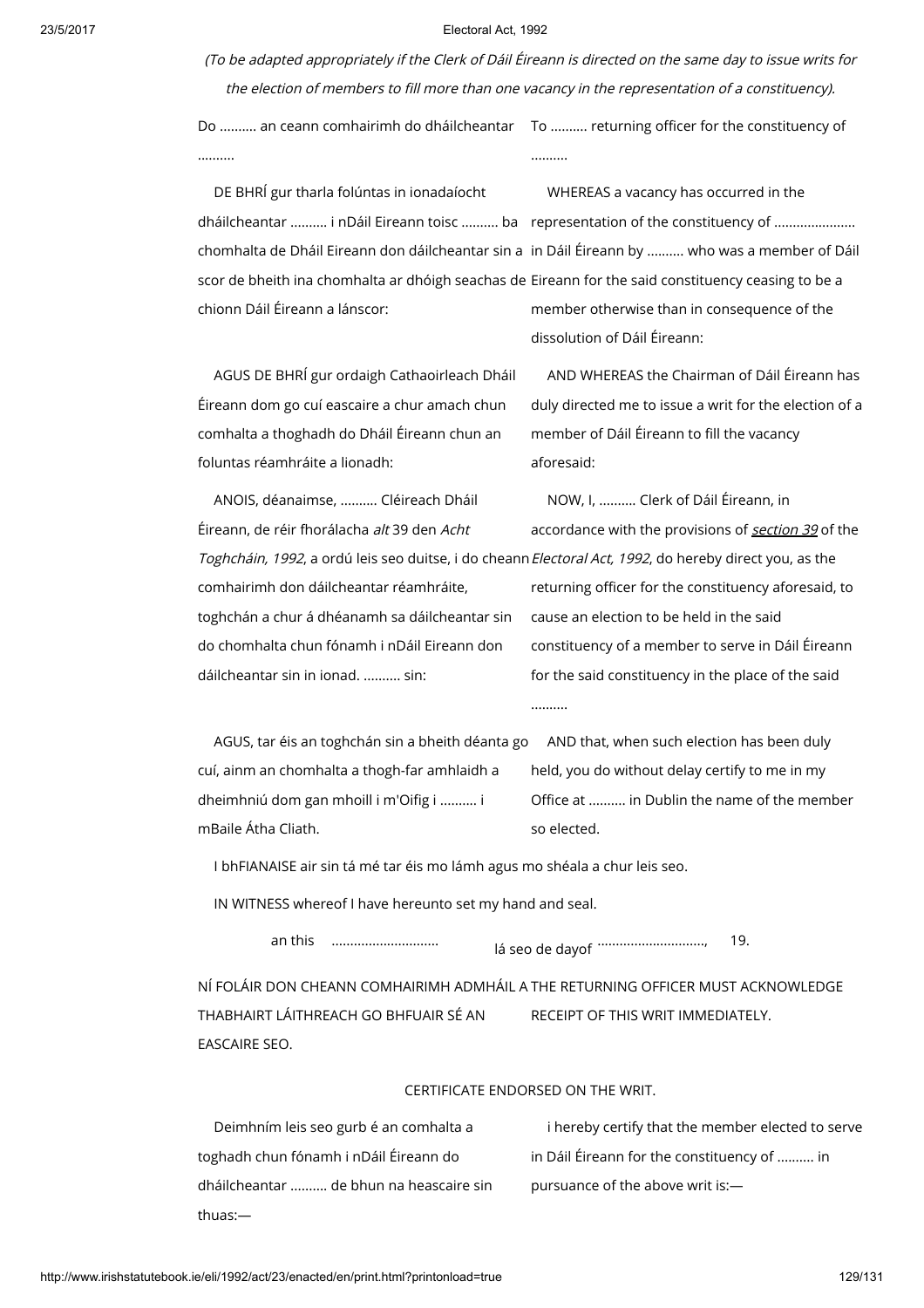*(To be adapted appropriately if the Clerk of Dáil Éireann is directed on the same day to issue writs for the election of members to fill more than one vacancy in the representation of a constituency).*

| | |
|---|---|
| Do .......... an ceann comhairimh do dháilcheantar .......... | To .......... returning officer for the constituency of .......... |
| DE BHRÍ gur tharla folúntas in ionadaíocht dháilcheantar .......... i nDáil Eireann toisc .......... ba chomhalta de Dháil Eireann don dáilcheantar sin a scor de bheith ina chomhalta ar dhóigh seachas de chionn Dáil Éireann a lánscor: | WHEREAS a vacancy has occurred in the representation of the constituency of ...................... in Dáil Éireann by .......... who was a member of Dáil Eireann for the said constituency ceasing to be a member otherwise than in consequence of the dissolution of Dáil Éireann: |
| AGUS DE BHRÍ gur ordaigh Cathaoirleach Dháil Éireann dom go cuí eascaire a chur amach chun comhalta a thoghadh do Dháil Éireann chun an foluntas réamhráite a lionadh: | AND WHEREAS the Chairman of Dáil Éireann has duly directed me to issue a writ for the election of a member of Dáil Éireann to fill the vacancy aforesaid: |
| ANOIS, déanaimse, .......... Cléireach Dháil Éireann, de réir fhorálacha *alt* 39 den *Acht Toghcháin, 1992*, a ordú leis seo duitse, i do cheann comhairimh don dáilcheantar réamhráite, toghchán a chur á dhéanamh sa dáilcheantar sin do chomhalta chun fónamh i nDáil Eireann don dáilcheantar sin in ionad. .......... sin: | NOW, I, .......... Clerk of Dáil Éireann, in accordance with the provisions of *section 39* of the *Electoral Act, 1992*, do hereby direct you, as the returning officer for the constituency aforesaid, to cause an election to be held in the said constituency of a member to serve in Dáil Éireann for the said constituency in the place of the said .......... |
| AGUS, tar éis an toghchán sin a bheith déanta go cuí, ainm an chomhalta a thogh-far amhlaidh a dheimhniú dom gan mhoill i m'Oifig i .......... i mBaile Átha Cliath. | AND that, when such election has been duly held, you do without delay certify to me in my Office at .......... in Dublin the name of the member so elected. |

I bhFIANAISE air sin tá mé tar éis mo lámh agus mo shéala a chur leis seo.

IN WITNESS whereof I have hereunto set my hand and seal.

an this ............................ lá seo de dayof ............................, 19.

| | |
|---|---|
| NÍ FOLÁIR DON CHEANN COMHAIRIMH ADMHÁIL A THABHAIRT LÁITHREACH GO BHFUAIR SÉ AN EASCAIRE SEO. | THE RETURNING OFFICER MUST ACKNOWLEDGE RECEIPT OF THIS WRIT IMMEDIATELY. |

CERTIFICATE ENDORSED ON THE WRIT.

| | |
|---|---|
| Deimhním leis seo gurb é an comhalta a toghadh chun fónamh i nDáil Éireann do dháilcheantar .......... de bhun na heascaire sin thuas:— | i hereby certify that the member elected to serve in Dáil Éireann for the constituency of .......... in pursuance of the above writ is:— |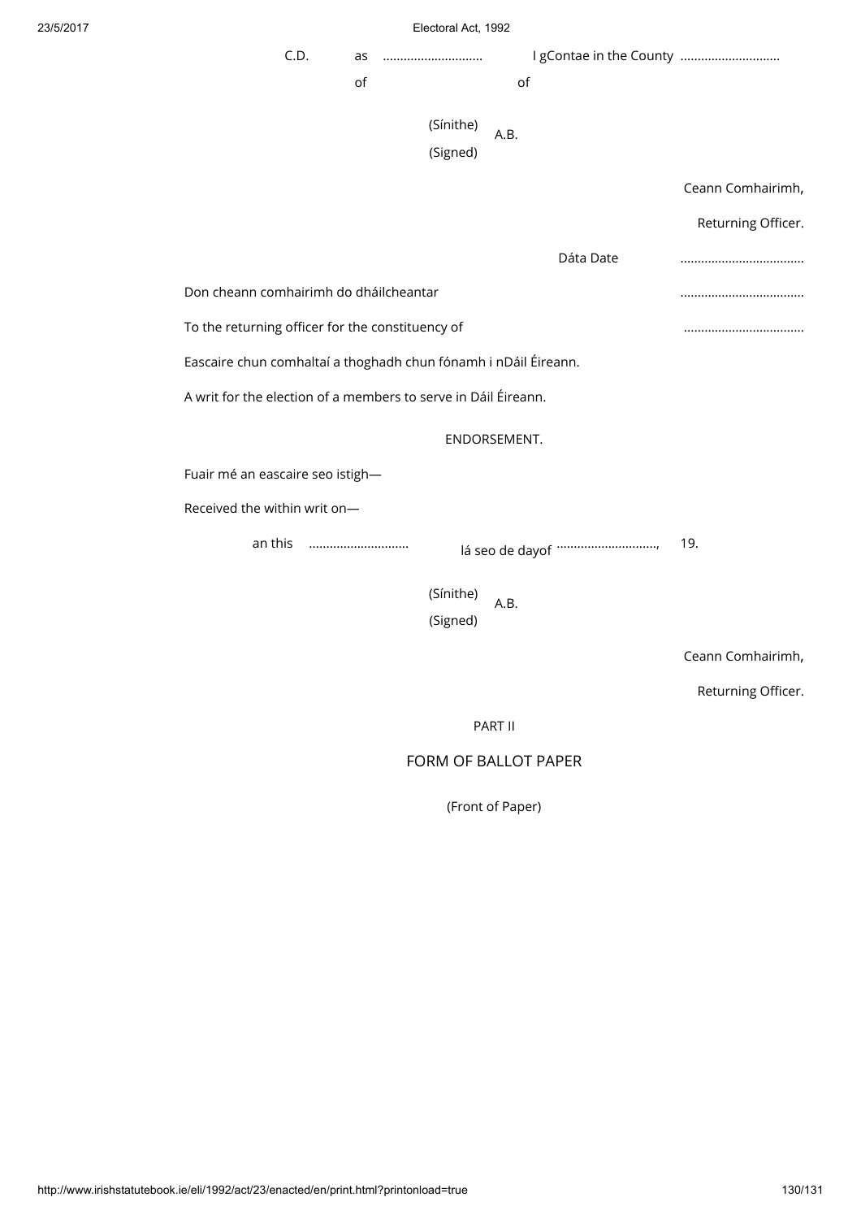C.D. as ............................ of I gContae in the County ............................ of

(Sínithe) (Signed) A.B.

Ceann Comhairimh,

Returning Officer.

Dáta Date ...................................

Don cheann comhairimh do dháilcheantar ...................................

To the returning officer for the constituency of ..................................

Eascaire chun comhaltaí a thoghadh chun fónamh i nDáil Éireann.

A writ for the election of a members to serve in Dáil Éireann.

ENDORSEMENT.

Fuair mé an eascaire seo istigh—

Received the within writ on—

an this ............................ lá seo de dayof ............................., 19.

(Sínithe) (Signed) A.B.

Ceann Comhairimh,

Returning Officer.

PART II

FORM OF BALLOT PAPER

(Front of Paper)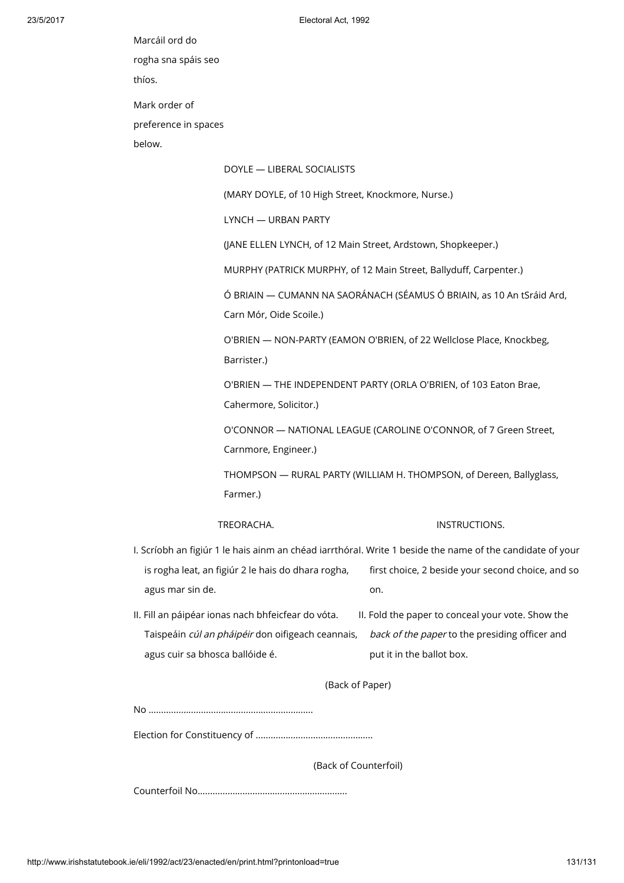Marcáil ord do rogha sna spáis seo thíos.

Mark order of preference in spaces below.

DOYLE — LIBERAL SOCIALISTS

(MARY DOYLE, of 10 High Street, Knockmore, Nurse.)

LYNCH — URBAN PARTY

(JANE ELLEN LYNCH, of 12 Main Street, Ardstown, Shopkeeper.)

MURPHY (PATRICK MURPHY, of 12 Main Street, Ballyduff, Carpenter.)

Ó BRIAIN — CUMANN NA SAORÁNACH (SÉAMUS Ó BRIAIN, as 10 An tSráid Ard, Carn Mór, Oide Scoile.)

O'BRIEN — NON-PARTY (EAMON O'BRIEN, of 22 Wellclose Place, Knockbeg, Barrister.)

O'BRIEN — THE INDEPENDENT PARTY (ORLA O'BRIEN, of 103 Eaton Brae, Cahermore, Solicitor.)

O'CONNOR — NATIONAL LEAGUE (CAROLINE O'CONNOR, of 7 Green Street, Carnmore, Engineer.)

THOMPSON — RURAL PARTY (WILLIAM H. THOMPSON, of Dereen, Ballyglass, Farmer.)

| TREORACHA. | INSTRUCTIONS. |
|---|---|
| I. Scríobh an figiúr 1 le hais ainm an chéad iarrthóra is rogha leat, an figiúr 2 le hais do dhara rogha, agus mar sin de. | I. Write 1 beside the name of the candidate of your first choice, 2 beside your second choice, and so on. |
| II. Fill an páipéar ionas nach bhfeicfear do vóta. Taispeáin *cúl an pháipéir* don oifigeach ceannais, agus cuir sa bhosca ballóide é. | II. Fold the paper to conceal your vote. Show the *back of the paper* to the presiding officer and put it in the ballot box. |

(Back of Paper)

No ..................................................................

Election for Constituency of ..............................................

(Back of Counterfoil)

Counterfoil No...........................................................